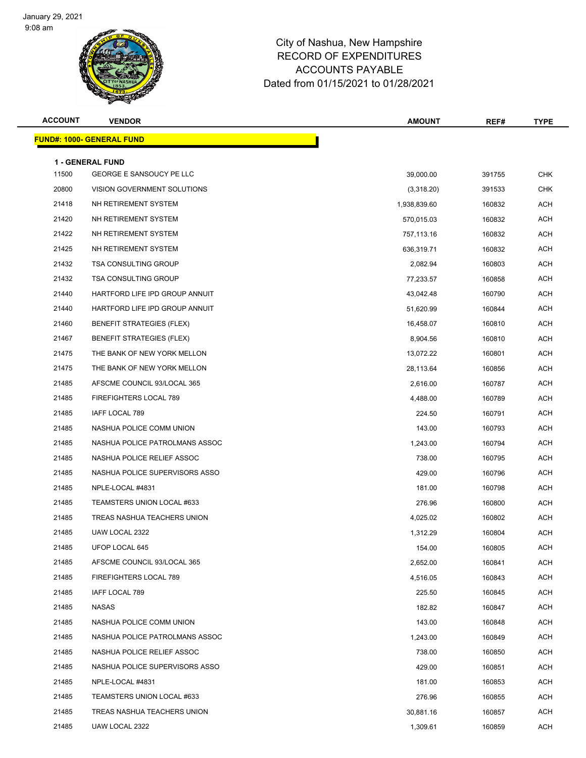January 29, 2021
9:08 am

# City of Nashua, New Hampshire
## RECORD OF EXPENDITURES
## ACCOUNTS PAYABLE
## Dated from 01/15/2021 to 01/28/2021

**FUND#: 1000- GENERAL FUND**

**1 - GENERAL FUND**

| ACCOUNT | VENDOR | AMOUNT | REF# | TYPE |
|---|---|---|---|---|
| 11500 | GEORGE E SANSOUCY PE LLC | 39,000.00 | 391755 | CHK |
| 20800 | VISION GOVERNMENT SOLUTIONS | (3,318.20) | 391533 | CHK |
| 21418 | NH RETIREMENT SYSTEM | 1,938,839.60 | 160832 | ACH |
| 21420 | NH RETIREMENT SYSTEM | 570,015.03 | 160832 | ACH |
| 21422 | NH RETIREMENT SYSTEM | 757,113.16 | 160832 | ACH |
| 21425 | NH RETIREMENT SYSTEM | 636,319.71 | 160832 | ACH |
| 21432 | TSA CONSULTING GROUP | 2,082.94 | 160803 | ACH |
| 21432 | TSA CONSULTING GROUP | 77,233.57 | 160858 | ACH |
| 21440 | HARTFORD LIFE IPD GROUP ANNUIT | 43,042.48 | 160790 | ACH |
| 21440 | HARTFORD LIFE IPD GROUP ANNUIT | 51,620.99 | 160844 | ACH |
| 21460 | BENEFIT STRATEGIES (FLEX) | 16,458.07 | 160810 | ACH |
| 21467 | BENEFIT STRATEGIES (FLEX) | 8,904.56 | 160810 | ACH |
| 21475 | THE BANK OF NEW YORK MELLON | 13,072.22 | 160801 | ACH |
| 21475 | THE BANK OF NEW YORK MELLON | 28,113.64 | 160856 | ACH |
| 21485 | AFSCME COUNCIL 93/LOCAL 365 | 2,616.00 | 160787 | ACH |
| 21485 | FIREFIGHTERS LOCAL 789 | 4,488.00 | 160789 | ACH |
| 21485 | IAFF LOCAL 789 | 224.50 | 160791 | ACH |
| 21485 | NASHUA POLICE COMM UNION | 143.00 | 160793 | ACH |
| 21485 | NASHUA POLICE PATROLMANS ASSOC | 1,243.00 | 160794 | ACH |
| 21485 | NASHUA POLICE RELIEF ASSOC | 738.00 | 160795 | ACH |
| 21485 | NASHUA POLICE SUPERVISORS ASSO | 429.00 | 160796 | ACH |
| 21485 | NPLE-LOCAL #4831 | 181.00 | 160798 | ACH |
| 21485 | TEAMSTERS UNION LOCAL #633 | 276.96 | 160800 | ACH |
| 21485 | TREAS NASHUA TEACHERS UNION | 4,025.02 | 160802 | ACH |
| 21485 | UAW LOCAL 2322 | 1,312.29 | 160804 | ACH |
| 21485 | UFOP LOCAL 645 | 154.00 | 160805 | ACH |
| 21485 | AFSCME COUNCIL 93/LOCAL 365 | 2,652.00 | 160841 | ACH |
| 21485 | FIREFIGHTERS LOCAL 789 | 4,516.05 | 160843 | ACH |
| 21485 | IAFF LOCAL 789 | 225.50 | 160845 | ACH |
| 21485 | NASAS | 182.82 | 160847 | ACH |
| 21485 | NASHUA POLICE COMM UNION | 143.00 | 160848 | ACH |
| 21485 | NASHUA POLICE PATROLMANS ASSOC | 1,243.00 | 160849 | ACH |
| 21485 | NASHUA POLICE RELIEF ASSOC | 738.00 | 160850 | ACH |
| 21485 | NASHUA POLICE SUPERVISORS ASSO | 429.00 | 160851 | ACH |
| 21485 | NPLE-LOCAL #4831 | 181.00 | 160853 | ACH |
| 21485 | TEAMSTERS UNION LOCAL #633 | 276.96 | 160855 | ACH |
| 21485 | TREAS NASHUA TEACHERS UNION | 30,881.16 | 160857 | ACH |
| 21485 | UAW LOCAL 2322 | 1,309.61 | 160859 | ACH |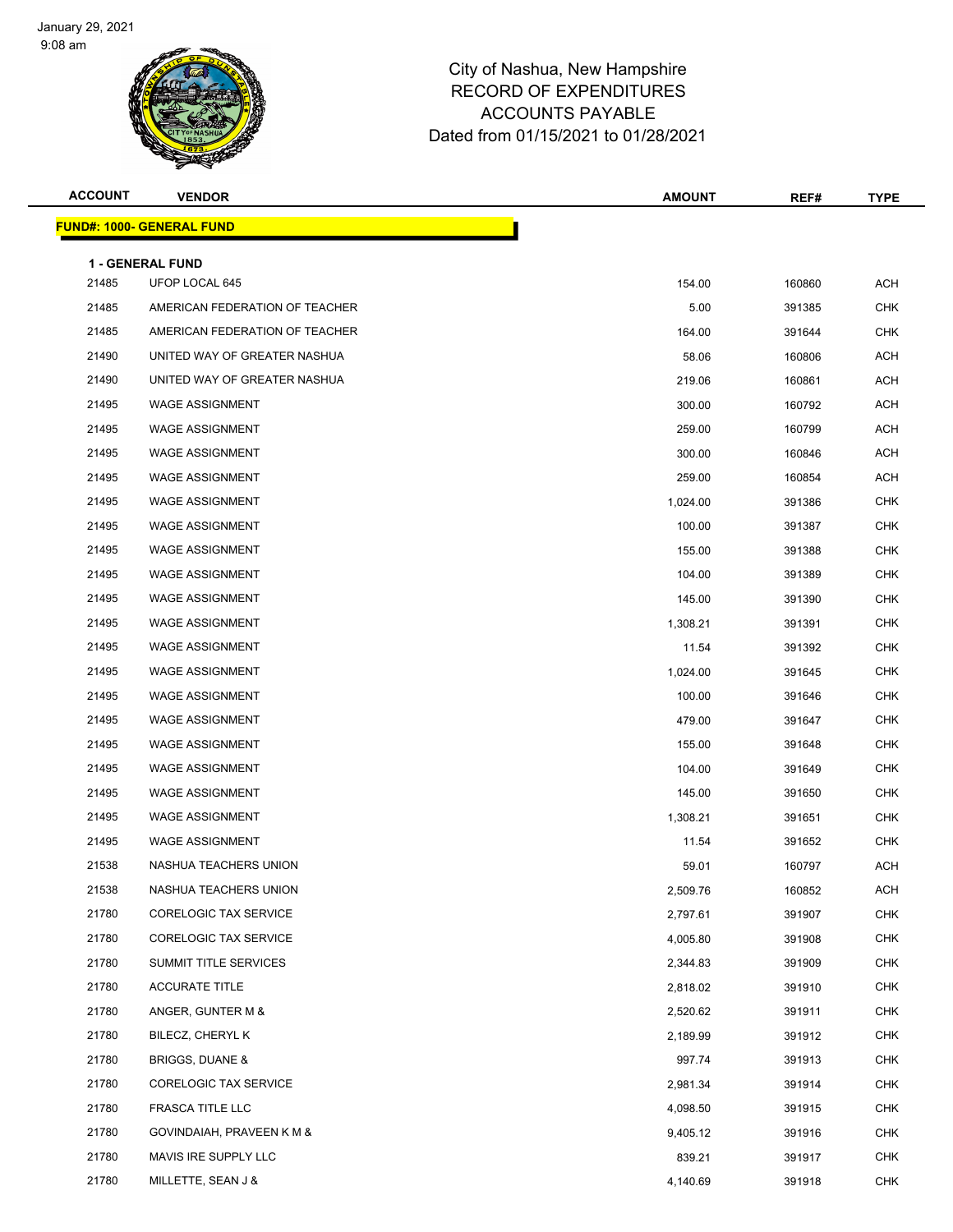City of Nashua, New Hampshire
RECORD OF EXPENDITURES
ACCOUNTS PAYABLE
Dated from 01/15/2021 to 01/28/2021

| ACCOUNT | VENDOR | AMOUNT | REF# | TYPE |
|---|---|---|---|---|
| **FUND#: 1000- GENERAL FUND** | | | | |
| **1 - GENERAL FUND** | | | | |
| 21485 | UFOP LOCAL 645 | 154.00 | 160860 | ACH |
| 21485 | AMERICAN FEDERATION OF TEACHER | 5.00 | 391385 | CHK |
| 21485 | AMERICAN FEDERATION OF TEACHER | 164.00 | 391644 | CHK |
| 21490 | UNITED WAY OF GREATER NASHUA | 58.06 | 160806 | ACH |
| 21490 | UNITED WAY OF GREATER NASHUA | 219.06 | 160861 | ACH |
| 21495 | WAGE ASSIGNMENT | 300.00 | 160792 | ACH |
| 21495 | WAGE ASSIGNMENT | 259.00 | 160799 | ACH |
| 21495 | WAGE ASSIGNMENT | 300.00 | 160846 | ACH |
| 21495 | WAGE ASSIGNMENT | 259.00 | 160854 | ACH |
| 21495 | WAGE ASSIGNMENT | 1,024.00 | 391386 | CHK |
| 21495 | WAGE ASSIGNMENT | 100.00 | 391387 | CHK |
| 21495 | WAGE ASSIGNMENT | 155.00 | 391388 | CHK |
| 21495 | WAGE ASSIGNMENT | 104.00 | 391389 | CHK |
| 21495 | WAGE ASSIGNMENT | 145.00 | 391390 | CHK |
| 21495 | WAGE ASSIGNMENT | 1,308.21 | 391391 | CHK |
| 21495 | WAGE ASSIGNMENT | 11.54 | 391392 | CHK |
| 21495 | WAGE ASSIGNMENT | 1,024.00 | 391645 | CHK |
| 21495 | WAGE ASSIGNMENT | 100.00 | 391646 | CHK |
| 21495 | WAGE ASSIGNMENT | 479.00 | 391647 | CHK |
| 21495 | WAGE ASSIGNMENT | 155.00 | 391648 | CHK |
| 21495 | WAGE ASSIGNMENT | 104.00 | 391649 | CHK |
| 21495 | WAGE ASSIGNMENT | 145.00 | 391650 | CHK |
| 21495 | WAGE ASSIGNMENT | 1,308.21 | 391651 | CHK |
| 21495 | WAGE ASSIGNMENT | 11.54 | 391652 | CHK |
| 21538 | NASHUA TEACHERS UNION | 59.01 | 160797 | ACH |
| 21538 | NASHUA TEACHERS UNION | 2,509.76 | 160852 | ACH |
| 21780 | CORELOGIC TAX SERVICE | 2,797.61 | 391907 | CHK |
| 21780 | CORELOGIC TAX SERVICE | 4,005.80 | 391908 | CHK |
| 21780 | SUMMIT TITLE SERVICES | 2,344.83 | 391909 | CHK |
| 21780 | ACCURATE TITLE | 2,818.02 | 391910 | CHK |
| 21780 | ANGER, GUNTER M & | 2,520.62 | 391911 | CHK |
| 21780 | BILECZ, CHERYL K | 2,189.99 | 391912 | CHK |
| 21780 | BRIGGS, DUANE & | 997.74 | 391913 | CHK |
| 21780 | CORELOGIC TAX SERVICE | 2,981.34 | 391914 | CHK |
| 21780 | FRASCA TITLE LLC | 4,098.50 | 391915 | CHK |
| 21780 | GOVINDAIAH, PRAVEEN K M & | 9,405.12 | 391916 | CHK |
| 21780 | MAVIS IRE SUPPLY LLC | 839.21 | 391917 | CHK |
| 21780 | MILLETTE, SEAN J & | 4,140.69 | 391918 | CHK |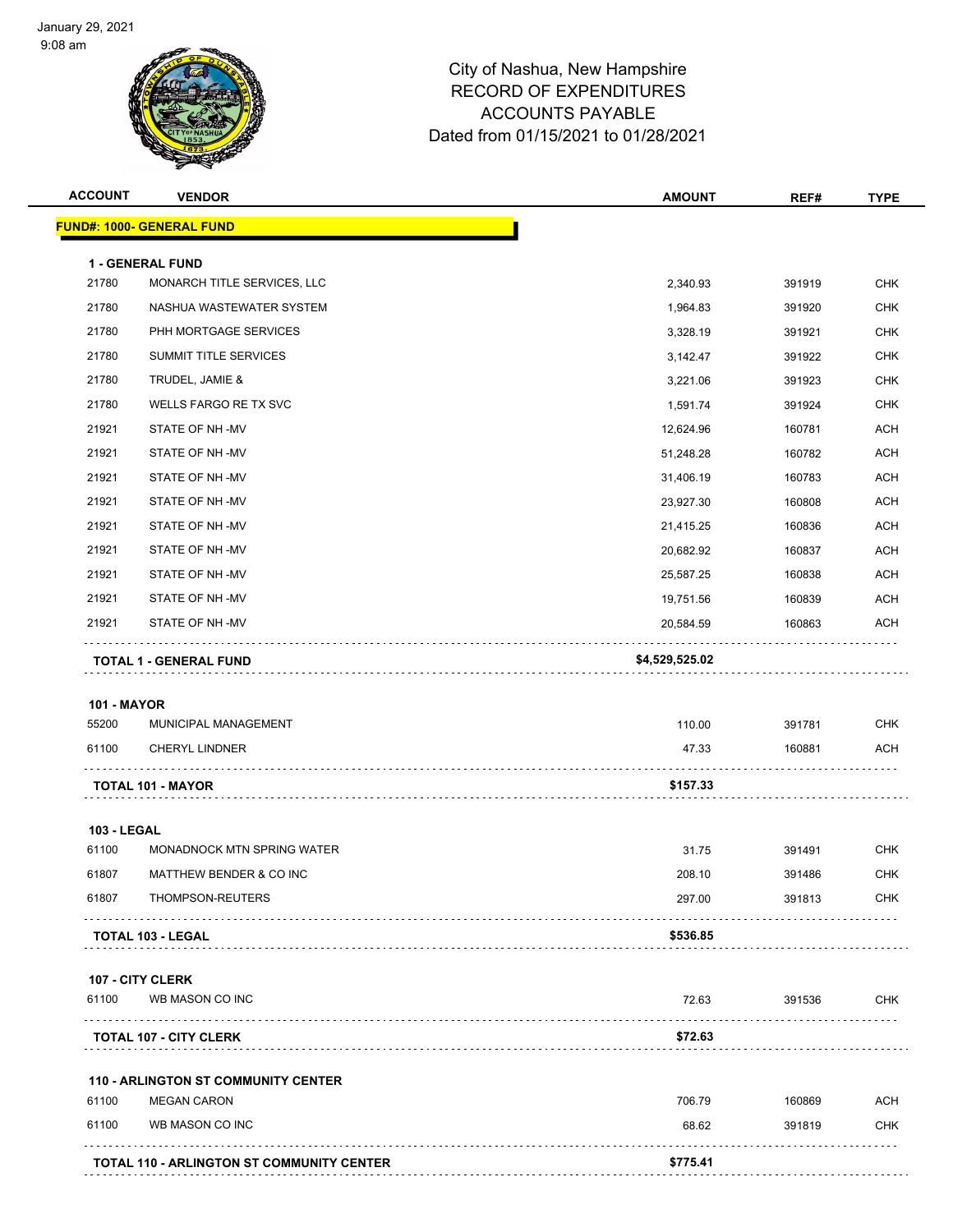# City of Nashua, New Hampshire
## RECORD OF EXPENDITURES
## ACCOUNTS PAYABLE
Dated from 01/15/2021 to 01/28/2021

| ACCOUNT | VENDOR | AMOUNT | REF# | TYPE |
|---|---|---|---|---|
| **FUND#: 1000- GENERAL FUND** | | | | |
| **1 - GENERAL FUND** | | | | |
| 21780 | MONARCH TITLE SERVICES, LLC | 2,340.93 | 391919 | CHK |
| 21780 | NASHUA WASTEWATER SYSTEM | 1,964.83 | 391920 | CHK |
| 21780 | PHH MORTGAGE SERVICES | 3,328.19 | 391921 | CHK |
| 21780 | SUMMIT TITLE SERVICES | 3,142.47 | 391922 | CHK |
| 21780 | TRUDEL, JAMIE & | 3,221.06 | 391923 | CHK |
| 21780 | WELLS FARGO RE TX SVC | 1,591.74 | 391924 | CHK |
| 21921 | STATE OF NH -MV | 12,624.96 | 160781 | ACH |
| 21921 | STATE OF NH -MV | 51,248.28 | 160782 | ACH |
| 21921 | STATE OF NH -MV | 31,406.19 | 160783 | ACH |
| 21921 | STATE OF NH -MV | 23,927.30 | 160808 | ACH |
| 21921 | STATE OF NH -MV | 21,415.25 | 160836 | ACH |
| 21921 | STATE OF NH -MV | 20,682.92 | 160837 | ACH |
| 21921 | STATE OF NH -MV | 25,587.25 | 160838 | ACH |
| 21921 | STATE OF NH -MV | 19,751.56 | 160839 | ACH |
| 21921 | STATE OF NH -MV | 20,584.59 | 160863 | ACH |
| **TOTAL 1 - GENERAL FUND** | | **$4,529,525.02** | | |
| **101 - MAYOR** | | | | |
| 55200 | MUNICIPAL MANAGEMENT | 110.00 | 391781 | CHK |
| 61100 | CHERYL LINDNER | 47.33 | 160881 | ACH |
| **TOTAL 101 - MAYOR** | | **$157.33** | | |
| **103 - LEGAL** | | | | |
| 61100 | MONADNOCK MTN SPRING WATER | 31.75 | 391491 | CHK |
| 61807 | MATTHEW BENDER & CO INC | 208.10 | 391486 | CHK |
| 61807 | THOMPSON-REUTERS | 297.00 | 391813 | CHK |
| **TOTAL 103 - LEGAL** | | **$536.85** | | |
| **107 - CITY CLERK** | | | | |
| 61100 | WB MASON CO INC | 72.63 | 391536 | CHK |
| **TOTAL 107 - CITY CLERK** | | **$72.63** | | |
| **110 - ARLINGTON ST COMMUNITY CENTER** | | | | |
| 61100 | MEGAN CARON | 706.79 | 160869 | ACH |
| 61100 | WB MASON CO INC | 68.62 | 391819 | CHK |
| **TOTAL 110 - ARLINGTON ST COMMUNITY CENTER** | | **$775.41** | | |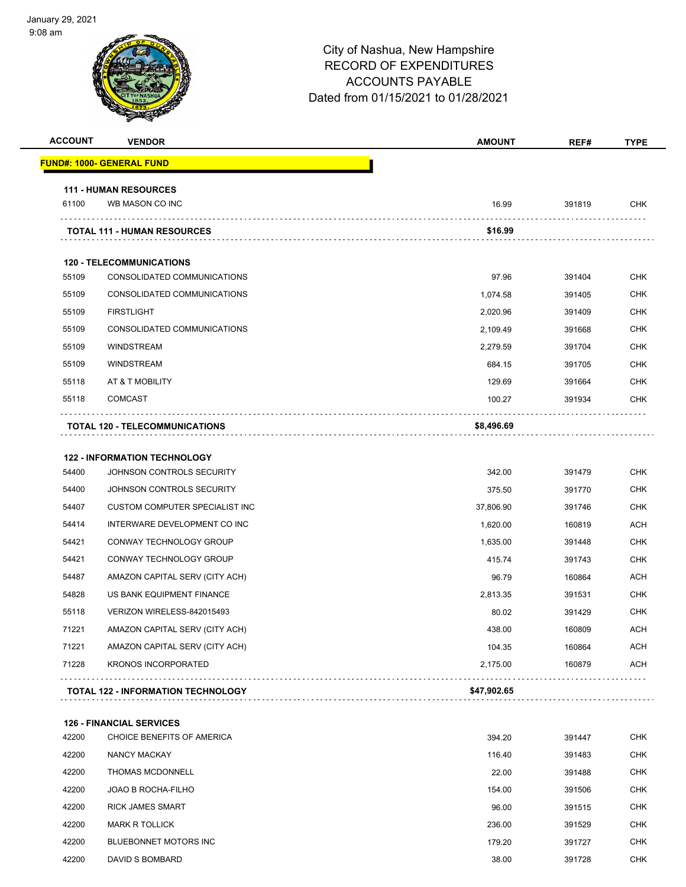# City of Nashua, New Hampshire
## RECORD OF EXPENDITURES
## ACCOUNTS PAYABLE
## Dated from 01/15/2021 to 01/28/2021

| ACCOUNT | VENDOR | AMOUNT | REF# | TYPE |
|---|---|---|---|---|
| **FUND#: 1000- GENERAL FUND** | | | | |
| **111 - HUMAN RESOURCES** | | | | |
| 61100 | WB MASON CO INC | 16.99 | 391819 | CHK |
| | **TOTAL 111 - HUMAN RESOURCES** | **$16.99** | | |
| **120 - TELECOMMUNICATIONS** | | | | |
| 55109 | CONSOLIDATED COMMUNICATIONS | 97.96 | 391404 | CHK |
| 55109 | CONSOLIDATED COMMUNICATIONS | 1,074.58 | 391405 | CHK |
| 55109 | FIRSTLIGHT | 2,020.96 | 391409 | CHK |
| 55109 | CONSOLIDATED COMMUNICATIONS | 2,109.49 | 391668 | CHK |
| 55109 | WINDSTREAM | 2,279.59 | 391704 | CHK |
| 55109 | WINDSTREAM | 684.15 | 391705 | CHK |
| 55118 | AT & T MOBILITY | 129.69 | 391664 | CHK |
| 55118 | COMCAST | 100.27 | 391934 | CHK |
| | **TOTAL 120 - TELECOMMUNICATIONS** | **$8,496.69** | | |
| **122 - INFORMATION TECHNOLOGY** | | | | |
| 54400 | JOHNSON CONTROLS SECURITY | 342.00 | 391479 | CHK |
| 54400 | JOHNSON CONTROLS SECURITY | 375.50 | 391770 | CHK |
| 54407 | CUSTOM COMPUTER SPECIALIST INC | 37,806.90 | 391746 | CHK |
| 54414 | INTERWARE DEVELOPMENT CO INC | 1,620.00 | 160819 | ACH |
| 54421 | CONWAY TECHNOLOGY GROUP | 1,635.00 | 391448 | CHK |
| 54421 | CONWAY TECHNOLOGY GROUP | 415.74 | 391743 | CHK |
| 54487 | AMAZON CAPITAL SERV (CITY ACH) | 96.79 | 160864 | ACH |
| 54828 | US BANK EQUIPMENT FINANCE | 2,813.35 | 391531 | CHK |
| 55118 | VERIZON WIRELESS-842015493 | 80.02 | 391429 | CHK |
| 71221 | AMAZON CAPITAL SERV (CITY ACH) | 438.00 | 160809 | ACH |
| 71221 | AMAZON CAPITAL SERV (CITY ACH) | 104.35 | 160864 | ACH |
| 71228 | KRONOS INCORPORATED | 2,175.00 | 160879 | ACH |
| | **TOTAL 122 - INFORMATION TECHNOLOGY** | **$47,902.65** | | |
| **126 - FINANCIAL SERVICES** | | | | |
| 42200 | CHOICE BENEFITS OF AMERICA | 394.20 | 391447 | CHK |
| 42200 | NANCY MACKAY | 116.40 | 391483 | CHK |
| 42200 | THOMAS MCDONNELL | 22.00 | 391488 | CHK |
| 42200 | JOAO B ROCHA-FILHO | 154.00 | 391506 | CHK |
| 42200 | RICK JAMES SMART | 96.00 | 391515 | CHK |
| 42200 | MARK R TOLLICK | 236.00 | 391529 | CHK |
| 42200 | BLUEBONNET MOTORS INC | 179.20 | 391727 | CHK |
| 42200 | DAVID S BOMBARD | 38.00 | 391728 | CHK |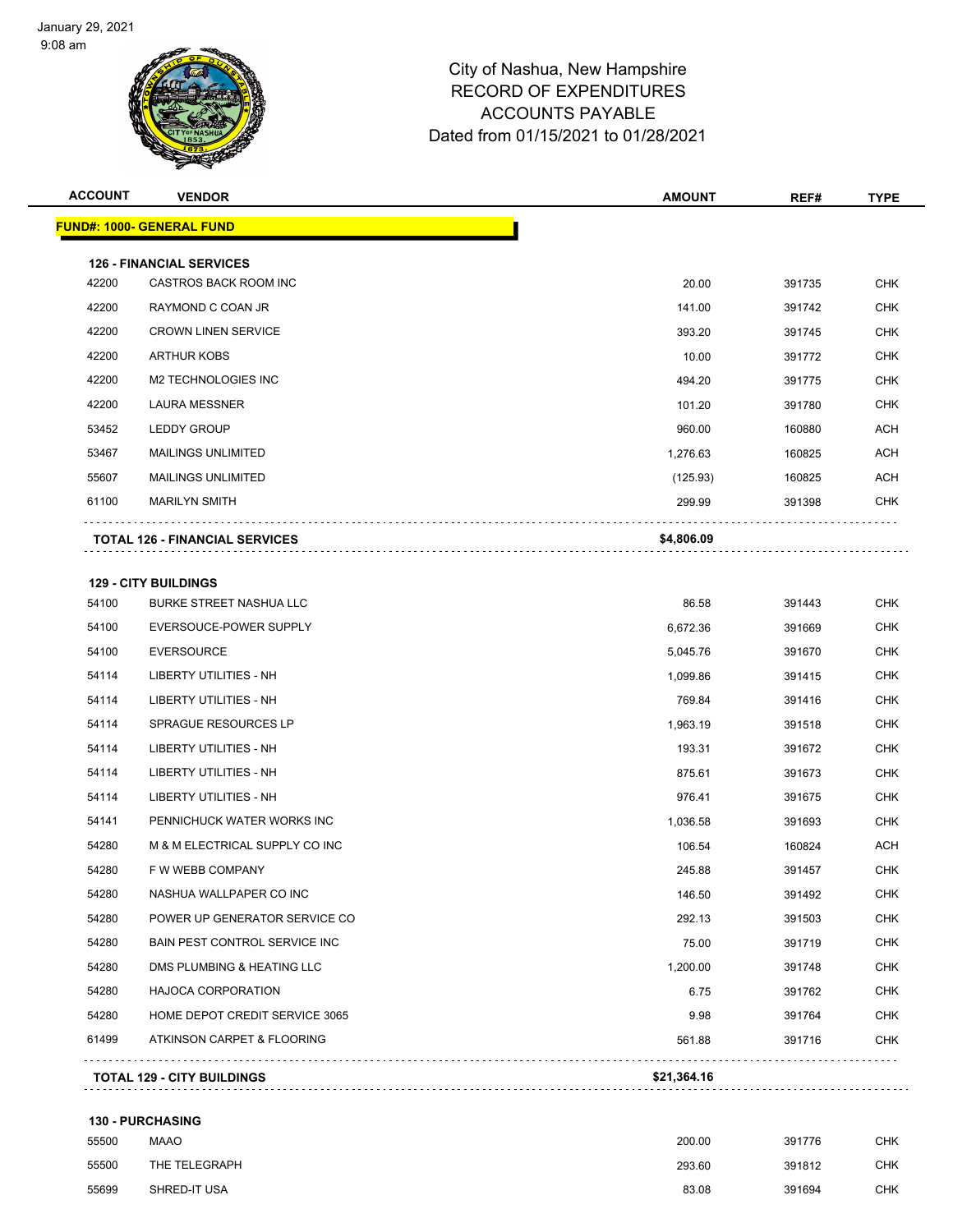City of Nashua, New Hampshire
RECORD OF EXPENDITURES
ACCOUNTS PAYABLE
Dated from 01/15/2021 to 01/28/2021

| ACCOUNT | VENDOR | AMOUNT | REF# | TYPE |
|---|---|---|---|---|
| **FUND#: 1000- GENERAL FUND** | | | | |
| **126 - FINANCIAL SERVICES** | | | | |
| 42200 | CASTROS BACK ROOM INC | 20.00 | 391735 | CHK |
| 42200 | RAYMOND C COAN JR | 141.00 | 391742 | CHK |
| 42200 | CROWN LINEN SERVICE | 393.20 | 391745 | CHK |
| 42200 | ARTHUR KOBS | 10.00 | 391772 | CHK |
| 42200 | M2 TECHNOLOGIES INC | 494.20 | 391775 | CHK |
| 42200 | LAURA MESSNER | 101.20 | 391780 | CHK |
| 53452 | LEDDY GROUP | 960.00 | 160880 | ACH |
| 53467 | MAILINGS UNLIMITED | 1,276.63 | 160825 | ACH |
| 55607 | MAILINGS UNLIMITED | (125.93) | 160825 | ACH |
| 61100 | MARILYN SMITH | 299.99 | 391398 | CHK |
| | **TOTAL 126 - FINANCIAL SERVICES** | **$4,806.09** | | |
| **129 - CITY BUILDINGS** | | | | |
| 54100 | BURKE STREET NASHUA LLC | 86.58 | 391443 | CHK |
| 54100 | EVERSOUCE-POWER SUPPLY | 6,672.36 | 391669 | CHK |
| 54100 | EVERSOURCE | 5,045.76 | 391670 | CHK |
| 54114 | LIBERTY UTILITIES - NH | 1,099.86 | 391415 | CHK |
| 54114 | LIBERTY UTILITIES - NH | 769.84 | 391416 | CHK |
| 54114 | SPRAGUE RESOURCES LP | 1,963.19 | 391518 | CHK |
| 54114 | LIBERTY UTILITIES - NH | 193.31 | 391672 | CHK |
| 54114 | LIBERTY UTILITIES - NH | 875.61 | 391673 | CHK |
| 54114 | LIBERTY UTILITIES - NH | 976.41 | 391675 | CHK |
| 54141 | PENNICHUCK WATER WORKS INC | 1,036.58 | 391693 | CHK |
| 54280 | M & M ELECTRICAL SUPPLY CO INC | 106.54 | 160824 | ACH |
| 54280 | F W WEBB COMPANY | 245.88 | 391457 | CHK |
| 54280 | NASHUA WALLPAPER CO INC | 146.50 | 391492 | CHK |
| 54280 | POWER UP GENERATOR SERVICE CO | 292.13 | 391503 | CHK |
| 54280 | BAIN PEST CONTROL SERVICE INC | 75.00 | 391719 | CHK |
| 54280 | DMS PLUMBING & HEATING LLC | 1,200.00 | 391748 | CHK |
| 54280 | HAJOCA CORPORATION | 6.75 | 391762 | CHK |
| 54280 | HOME DEPOT CREDIT SERVICE 3065 | 9.98 | 391764 | CHK |
| 61499 | ATKINSON CARPET & FLOORING | 561.88 | 391716 | CHK |
| | **TOTAL 129 - CITY BUILDINGS** | **$21,364.16** | | |
| **130 - PURCHASING** | | | | |
| 55500 | MAAO | 200.00 | 391776 | CHK |
| 55500 | THE TELEGRAPH | 293.60 | 391812 | CHK |
| 55699 | SHRED-IT USA | 83.08 | 391694 | CHK |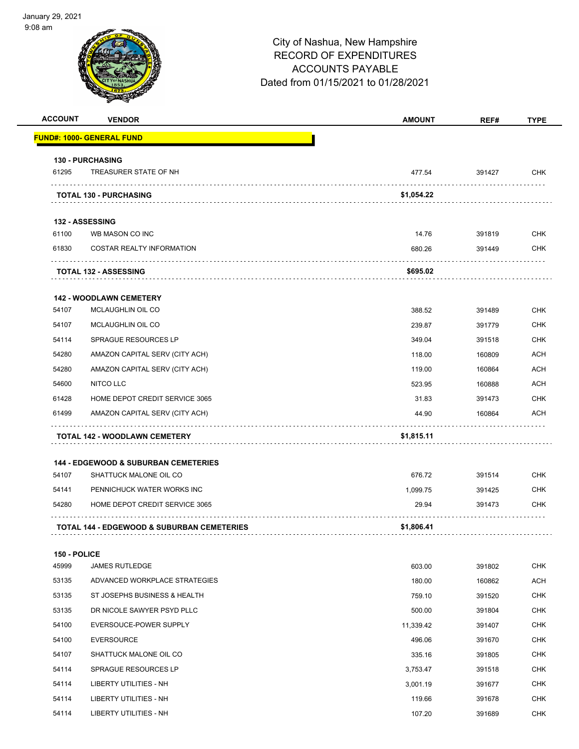# City of Nashua, New Hampshire
## RECORD OF EXPENDITURES
## ACCOUNTS PAYABLE
## Dated from 01/15/2021 to 01/28/2021

| ACCOUNT | VENDOR | AMOUNT | REF# | TYPE |
|---|---|---|---|---|
| **FUND#: 1000- GENERAL FUND** | | | | |
| **130 - PURCHASING** | | | | |
| 61295 | TREASURER STATE OF NH | 477.54 | 391427 | CHK |
| | **TOTAL 130 - PURCHASING** | **$1,054.22** | | |
| **132 - ASSESSING** | | | | |
| 61100 | WB MASON CO INC | 14.76 | 391819 | CHK |
| 61830 | COSTAR REALTY INFORMATION | 680.26 | 391449 | CHK |
| | **TOTAL 132 - ASSESSING** | **$695.02** | | |
| **142 - WOODLAWN CEMETERY** | | | | |
| 54107 | MCLAUGHLIN OIL CO | 388.52 | 391489 | CHK |
| 54107 | MCLAUGHLIN OIL CO | 239.87 | 391779 | CHK |
| 54114 | SPRAGUE RESOURCES LP | 349.04 | 391518 | CHK |
| 54280 | AMAZON CAPITAL SERV (CITY ACH) | 118.00 | 160809 | ACH |
| 54280 | AMAZON CAPITAL SERV (CITY ACH) | 119.00 | 160864 | ACH |
| 54600 | NITCO LLC | 523.95 | 160888 | ACH |
| 61428 | HOME DEPOT CREDIT SERVICE 3065 | 31.83 | 391473 | CHK |
| 61499 | AMAZON CAPITAL SERV (CITY ACH) | 44.90 | 160864 | ACH |
| | **TOTAL 142 - WOODLAWN CEMETERY** | **$1,815.11** | | |
| **144 - EDGEWOOD & SUBURBAN CEMETERIES** | | | | |
| 54107 | SHATTUCK MALONE OIL CO | 676.72 | 391514 | CHK |
| 54141 | PENNICHUCK WATER WORKS INC | 1,099.75 | 391425 | CHK |
| 54280 | HOME DEPOT CREDIT SERVICE 3065 | 29.94 | 391473 | CHK |
| | **TOTAL 144 - EDGEWOOD & SUBURBAN CEMETERIES** | **$1,806.41** | | |
| **150 - POLICE** | | | | |
| 45999 | JAMES RUTLEDGE | 603.00 | 391802 | CHK |
| 53135 | ADVANCED WORKPLACE STRATEGIES | 180.00 | 160862 | ACH |
| 53135 | ST JOSEPHS BUSINESS & HEALTH | 759.10 | 391520 | CHK |
| 53135 | DR NICOLE SAWYER PSYD PLLC | 500.00 | 391804 | CHK |
| 54100 | EVERSOUCE-POWER SUPPLY | 11,339.42 | 391407 | CHK |
| 54100 | EVERSOURCE | 496.06 | 391670 | CHK |
| 54107 | SHATTUCK MALONE OIL CO | 335.16 | 391805 | CHK |
| 54114 | SPRAGUE RESOURCES LP | 3,753.47 | 391518 | CHK |
| 54114 | LIBERTY UTILITIES - NH | 3,001.19 | 391677 | CHK |
| 54114 | LIBERTY UTILITIES - NH | 119.66 | 391678 | CHK |
| 54114 | LIBERTY UTILITIES - NH | 107.20 | 391689 | CHK |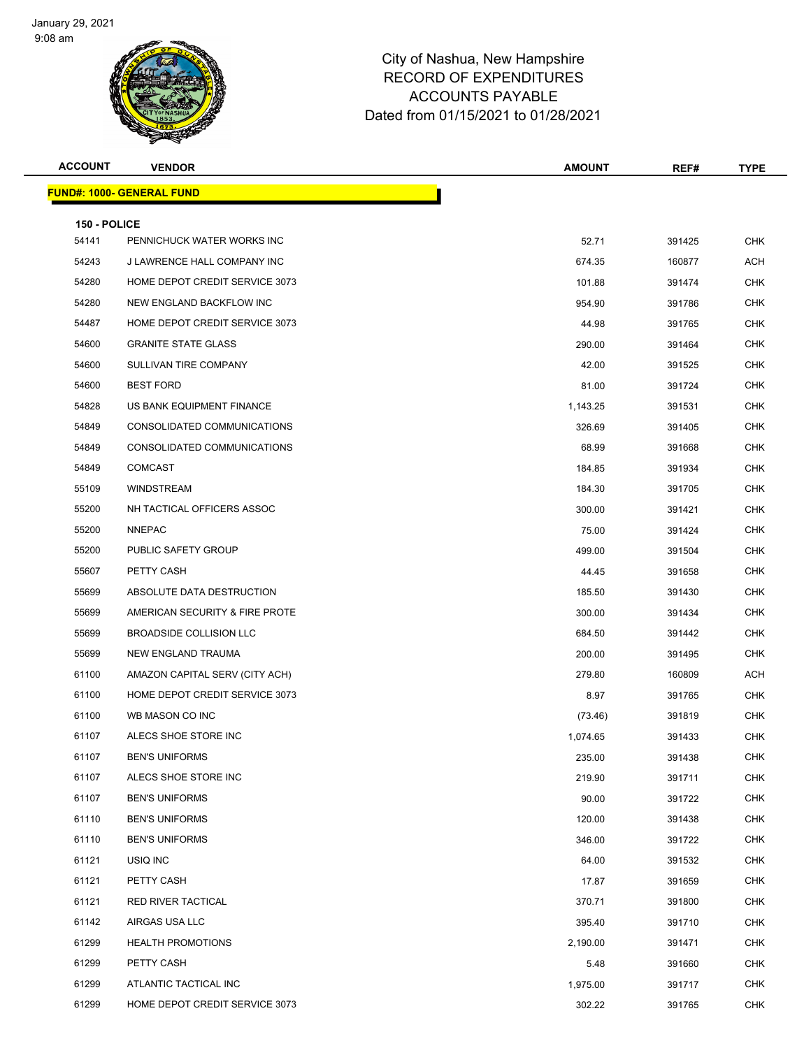City of Nashua, New Hampshire
RECORD OF EXPENDITURES
ACCOUNTS PAYABLE
Dated from 01/15/2021 to 01/28/2021

| ACCOUNT | VENDOR | AMOUNT | REF# | TYPE |
|---|---|---|---|---|

**FUND#: 1000- GENERAL FUND**

**150 - POLICE**

| ACCOUNT | VENDOR | AMOUNT | REF# | TYPE |
|---|---|---|---|---|
| 54141 | PENNICHUCK WATER WORKS INC | 52.71 | 391425 | CHK |
| 54243 | J LAWRENCE HALL COMPANY INC | 674.35 | 160877 | ACH |
| 54280 | HOME DEPOT CREDIT SERVICE 3073 | 101.88 | 391474 | CHK |
| 54280 | NEW ENGLAND BACKFLOW INC | 954.90 | 391786 | CHK |
| 54487 | HOME DEPOT CREDIT SERVICE 3073 | 44.98 | 391765 | CHK |
| 54600 | GRANITE STATE GLASS | 290.00 | 391464 | CHK |
| 54600 | SULLIVAN TIRE COMPANY | 42.00 | 391525 | CHK |
| 54600 | BEST FORD | 81.00 | 391724 | CHK |
| 54828 | US BANK EQUIPMENT FINANCE | 1,143.25 | 391531 | CHK |
| 54849 | CONSOLIDATED COMMUNICATIONS | 326.69 | 391405 | CHK |
| 54849 | CONSOLIDATED COMMUNICATIONS | 68.99 | 391668 | CHK |
| 54849 | COMCAST | 184.85 | 391934 | CHK |
| 55109 | WINDSTREAM | 184.30 | 391705 | CHK |
| 55200 | NH TACTICAL OFFICERS ASSOC | 300.00 | 391421 | CHK |
| 55200 | NNEPAC | 75.00 | 391424 | CHK |
| 55200 | PUBLIC SAFETY GROUP | 499.00 | 391504 | CHK |
| 55607 | PETTY CASH | 44.45 | 391658 | CHK |
| 55699 | ABSOLUTE DATA DESTRUCTION | 185.50 | 391430 | CHK |
| 55699 | AMERICAN SECURITY & FIRE PROTE | 300.00 | 391434 | CHK |
| 55699 | BROADSIDE COLLISION LLC | 684.50 | 391442 | CHK |
| 55699 | NEW ENGLAND TRAUMA | 200.00 | 391495 | CHK |
| 61100 | AMAZON CAPITAL SERV (CITY ACH) | 279.80 | 160809 | ACH |
| 61100 | HOME DEPOT CREDIT SERVICE 3073 | 8.97 | 391765 | CHK |
| 61100 | WB MASON CO INC | (73.46) | 391819 | CHK |
| 61107 | ALECS SHOE STORE INC | 1,074.65 | 391433 | CHK |
| 61107 | BEN'S UNIFORMS | 235.00 | 391438 | CHK |
| 61107 | ALECS SHOE STORE INC | 219.90 | 391711 | CHK |
| 61107 | BEN'S UNIFORMS | 90.00 | 391722 | CHK |
| 61110 | BEN'S UNIFORMS | 120.00 | 391438 | CHK |
| 61110 | BEN'S UNIFORMS | 346.00 | 391722 | CHK |
| 61121 | USIQ INC | 64.00 | 391532 | CHK |
| 61121 | PETTY CASH | 17.87 | 391659 | CHK |
| 61121 | RED RIVER TACTICAL | 370.71 | 391800 | CHK |
| 61142 | AIRGAS USA LLC | 395.40 | 391710 | CHK |
| 61299 | HEALTH PROMOTIONS | 2,190.00 | 391471 | CHK |
| 61299 | PETTY CASH | 5.48 | 391660 | CHK |
| 61299 | ATLANTIC TACTICAL INC | 1,975.00 | 391717 | CHK |
| 61299 | HOME DEPOT CREDIT SERVICE 3073 | 302.22 | 391765 | CHK |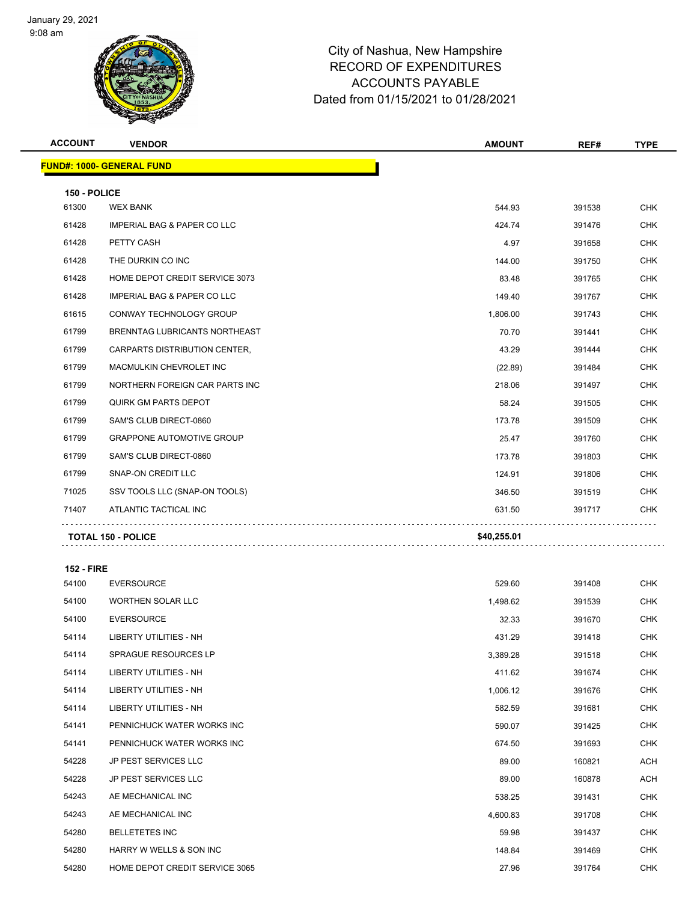City of Nashua, New Hampshire
RECORD OF EXPENDITURES
ACCOUNTS PAYABLE
Dated from 01/15/2021 to 01/28/2021

| ACCOUNT | VENDOR | AMOUNT | REF# | TYPE |
|---|---|---|---|---|
| **FUND#: 1000- GENERAL FUND** | | | | |
| **150 - POLICE** | | | | |
| 61300 | WEX BANK | 544.93 | 391538 | CHK |
| 61428 | IMPERIAL BAG & PAPER CO LLC | 424.74 | 391476 | CHK |
| 61428 | PETTY CASH | 4.97 | 391658 | CHK |
| 61428 | THE DURKIN CO INC | 144.00 | 391750 | CHK |
| 61428 | HOME DEPOT CREDIT SERVICE 3073 | 83.48 | 391765 | CHK |
| 61428 | IMPERIAL BAG & PAPER CO LLC | 149.40 | 391767 | CHK |
| 61615 | CONWAY TECHNOLOGY GROUP | 1,806.00 | 391743 | CHK |
| 61799 | BRENNTAG LUBRICANTS NORTHEAST | 70.70 | 391441 | CHK |
| 61799 | CARPARTS DISTRIBUTION CENTER, | 43.29 | 391444 | CHK |
| 61799 | MACMULKIN CHEVROLET INC | (22.89) | 391484 | CHK |
| 61799 | NORTHERN FOREIGN CAR PARTS INC | 218.06 | 391497 | CHK |
| 61799 | QUIRK GM PARTS DEPOT | 58.24 | 391505 | CHK |
| 61799 | SAM'S CLUB DIRECT-0860 | 173.78 | 391509 | CHK |
| 61799 | GRAPPONE AUTOMOTIVE GROUP | 25.47 | 391760 | CHK |
| 61799 | SAM'S CLUB DIRECT-0860 | 173.78 | 391803 | CHK |
| 61799 | SNAP-ON CREDIT LLC | 124.91 | 391806 | CHK |
| 71025 | SSV TOOLS LLC (SNAP-ON TOOLS) | 346.50 | 391519 | CHK |
| 71407 | ATLANTIC TACTICAL INC | 631.50 | 391717 | CHK |
| **TOTAL 150 - POLICE** | | **$40,255.01** | | |
| **152 - FIRE** | | | | |
| 54100 | EVERSOURCE | 529.60 | 391408 | CHK |
| 54100 | WORTHEN SOLAR LLC | 1,498.62 | 391539 | CHK |
| 54100 | EVERSOURCE | 32.33 | 391670 | CHK |
| 54114 | LIBERTY UTILITIES - NH | 431.29 | 391418 | CHK |
| 54114 | SPRAGUE RESOURCES LP | 3,389.28 | 391518 | CHK |
| 54114 | LIBERTY UTILITIES - NH | 411.62 | 391674 | CHK |
| 54114 | LIBERTY UTILITIES - NH | 1,006.12 | 391676 | CHK |
| 54114 | LIBERTY UTILITIES - NH | 582.59 | 391681 | CHK |
| 54141 | PENNICHUCK WATER WORKS INC | 590.07 | 391425 | CHK |
| 54141 | PENNICHUCK WATER WORKS INC | 674.50 | 391693 | CHK |
| 54228 | JP PEST SERVICES LLC | 89.00 | 160821 | ACH |
| 54228 | JP PEST SERVICES LLC | 89.00 | 160878 | ACH |
| 54243 | AE MECHANICAL INC | 538.25 | 391431 | CHK |
| 54243 | AE MECHANICAL INC | 4,600.83 | 391708 | CHK |
| 54280 | BELLETETES INC | 59.98 | 391437 | CHK |
| 54280 | HARRY W WELLS & SON INC | 148.84 | 391469 | CHK |
| 54280 | HOME DEPOT CREDIT SERVICE 3065 | 27.96 | 391764 | CHK |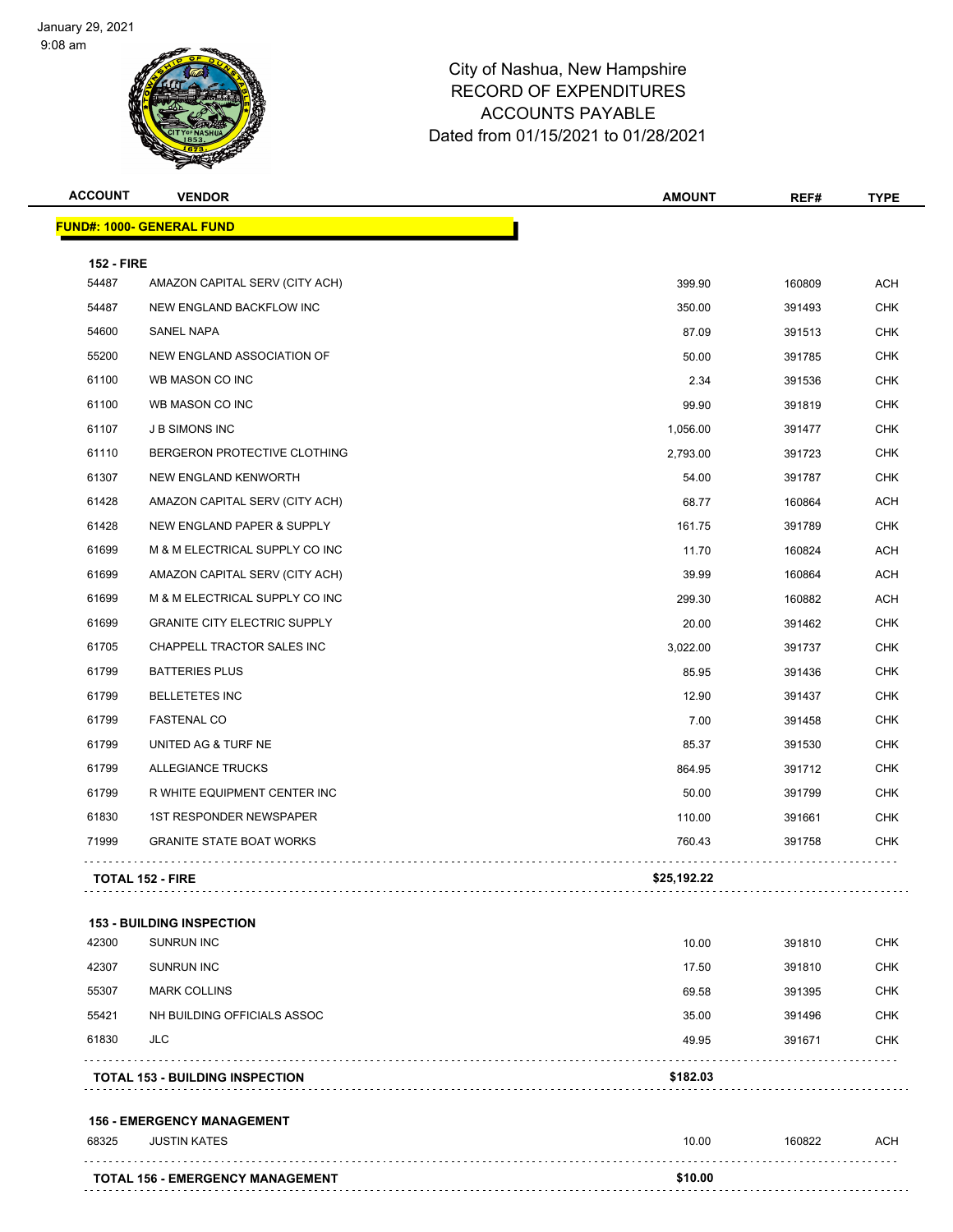January 29, 2021
9:08 am

# City of Nashua, New Hampshire
## RECORD OF EXPENDITURES
## ACCOUNTS PAYABLE
## Dated from 01/15/2021 to 01/28/2021

| ACCOUNT | VENDOR | AMOUNT | REF# | TYPE |
|---|---|---|---|---|
| **FUND#: 1000- GENERAL FUND** | | | | |
| **152 - FIRE** | | | | |
| 54487 | AMAZON CAPITAL SERV (CITY ACH) | 399.90 | 160809 | ACH |
| 54487 | NEW ENGLAND BACKFLOW INC | 350.00 | 391493 | CHK |
| 54600 | SANEL NAPA | 87.09 | 391513 | CHK |
| 55200 | NEW ENGLAND ASSOCIATION OF | 50.00 | 391785 | CHK |
| 61100 | WB MASON CO INC | 2.34 | 391536 | CHK |
| 61100 | WB MASON CO INC | 99.90 | 391819 | CHK |
| 61107 | J B SIMONS INC | 1,056.00 | 391477 | CHK |
| 61110 | BERGERON PROTECTIVE CLOTHING | 2,793.00 | 391723 | CHK |
| 61307 | NEW ENGLAND KENWORTH | 54.00 | 391787 | CHK |
| 61428 | AMAZON CAPITAL SERV (CITY ACH) | 68.77 | 160864 | ACH |
| 61428 | NEW ENGLAND PAPER & SUPPLY | 161.75 | 391789 | CHK |
| 61699 | M & M ELECTRICAL SUPPLY CO INC | 11.70 | 160824 | ACH |
| 61699 | AMAZON CAPITAL SERV (CITY ACH) | 39.99 | 160864 | ACH |
| 61699 | M & M ELECTRICAL SUPPLY CO INC | 299.30 | 160882 | ACH |
| 61699 | GRANITE CITY ELECTRIC SUPPLY | 20.00 | 391462 | CHK |
| 61705 | CHAPPELL TRACTOR SALES INC | 3,022.00 | 391737 | CHK |
| 61799 | BATTERIES PLUS | 85.95 | 391436 | CHK |
| 61799 | BELLETETES INC | 12.90 | 391437 | CHK |
| 61799 | FASTENAL CO | 7.00 | 391458 | CHK |
| 61799 | UNITED AG & TURF NE | 85.37 | 391530 | CHK |
| 61799 | ALLEGIANCE TRUCKS | 864.95 | 391712 | CHK |
| 61799 | R WHITE EQUIPMENT CENTER INC | 50.00 | 391799 | CHK |
| 61830 | 1ST RESPONDER NEWSPAPER | 110.00 | 391661 | CHK |
| 71999 | GRANITE STATE BOAT WORKS | 760.43 | 391758 | CHK |
| **TOTAL 152 - FIRE** | | **$25,192.22** | | |
| **153 - BUILDING INSPECTION** | | | | |
| 42300 | SUNRUN INC | 10.00 | 391810 | CHK |
| 42307 | SUNRUN INC | 17.50 | 391810 | CHK |
| 55307 | MARK COLLINS | 69.58 | 391395 | CHK |
| 55421 | NH BUILDING OFFICIALS ASSOC | 35.00 | 391496 | CHK |
| 61830 | JLC | 49.95 | 391671 | CHK |
| **TOTAL 153 - BUILDING INSPECTION** | | **$182.03** | | |
| **156 - EMERGENCY MANAGEMENT** | | | | |
| 68325 | JUSTIN KATES | 10.00 | 160822 | ACH |
| **TOTAL 156 - EMERGENCY MANAGEMENT** | | **$10.00** | | |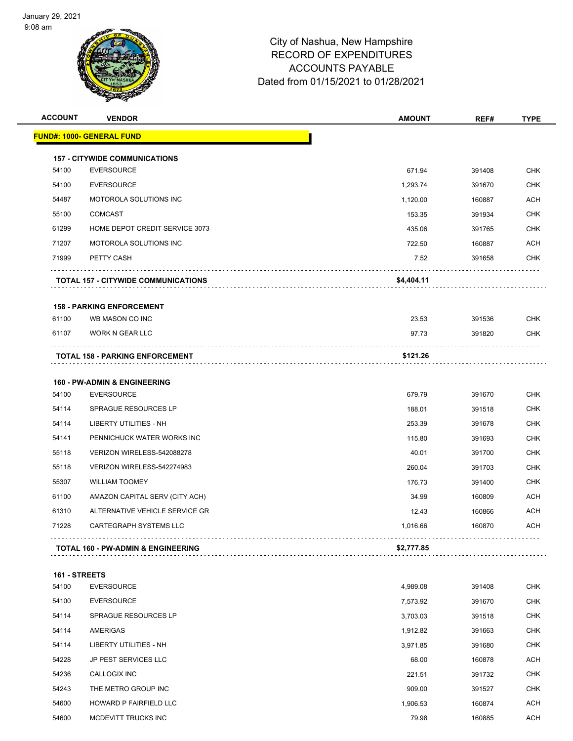# City of Nashua, New Hampshire
## RECORD OF EXPENDITURES
## ACCOUNTS PAYABLE
## Dated from 01/15/2021 to 01/28/2021

| ACCOUNT | VENDOR | AMOUNT | REF# | TYPE |
|---|---|---|---|---|
| **FUND#: 1000- GENERAL FUND** | | | | |
| **157 - CITYWIDE COMMUNICATIONS** | | | | |
| 54100 | EVERSOURCE | 671.94 | 391408 | CHK |
| 54100 | EVERSOURCE | 1,293.74 | 391670 | CHK |
| 54487 | MOTOROLA SOLUTIONS INC | 1,120.00 | 160887 | ACH |
| 55100 | COMCAST | 153.35 | 391934 | CHK |
| 61299 | HOME DEPOT CREDIT SERVICE 3073 | 435.06 | 391765 | CHK |
| 71207 | MOTOROLA SOLUTIONS INC | 722.50 | 160887 | ACH |
| 71999 | PETTY CASH | 7.52 | 391658 | CHK |
| **TOTAL 157 - CITYWIDE COMMUNICATIONS** | | **$4,404.11** | | |
| **158 - PARKING ENFORCEMENT** | | | | |
| 61100 | WB MASON CO INC | 23.53 | 391536 | CHK |
| 61107 | WORK N GEAR LLC | 97.73 | 391820 | CHK |
| **TOTAL 158 - PARKING ENFORCEMENT** | | **$121.26** | | |
| **160 - PW-ADMIN & ENGINEERING** | | | | |
| 54100 | EVERSOURCE | 679.79 | 391670 | CHK |
| 54114 | SPRAGUE RESOURCES LP | 188.01 | 391518 | CHK |
| 54114 | LIBERTY UTILITIES - NH | 253.39 | 391678 | CHK |
| 54141 | PENNICHUCK WATER WORKS INC | 115.80 | 391693 | CHK |
| 55118 | VERIZON WIRELESS-542088278 | 40.01 | 391700 | CHK |
| 55118 | VERIZON WIRELESS-542274983 | 260.04 | 391703 | CHK |
| 55307 | WILLIAM TOOMEY | 176.73 | 391400 | CHK |
| 61100 | AMAZON CAPITAL SERV (CITY ACH) | 34.99 | 160809 | ACH |
| 61310 | ALTERNATIVE VEHICLE SERVICE GR | 12.43 | 160866 | ACH |
| 71228 | CARTEGRAPH SYSTEMS LLC | 1,016.66 | 160870 | ACH |
| **TOTAL 160 - PW-ADMIN & ENGINEERING** | | **$2,777.85** | | |
| **161 - STREETS** | | | | |
| 54100 | EVERSOURCE | 4,989.08 | 391408 | CHK |
| 54100 | EVERSOURCE | 7,573.92 | 391670 | CHK |
| 54114 | SPRAGUE RESOURCES LP | 3,703.03 | 391518 | CHK |
| 54114 | AMERIGAS | 1,912.82 | 391663 | CHK |
| 54114 | LIBERTY UTILITIES - NH | 3,971.85 | 391680 | CHK |
| 54228 | JP PEST SERVICES LLC | 68.00 | 160878 | ACH |
| 54236 | CALLOGIX INC | 221.51 | 391732 | CHK |
| 54243 | THE METRO GROUP INC | 909.00 | 391527 | CHK |
| 54600 | HOWARD P FAIRFIELD LLC | 1,906.53 | 160874 | ACH |
| 54600 | MCDEVITT TRUCKS INC | 79.98 | 160885 | ACH |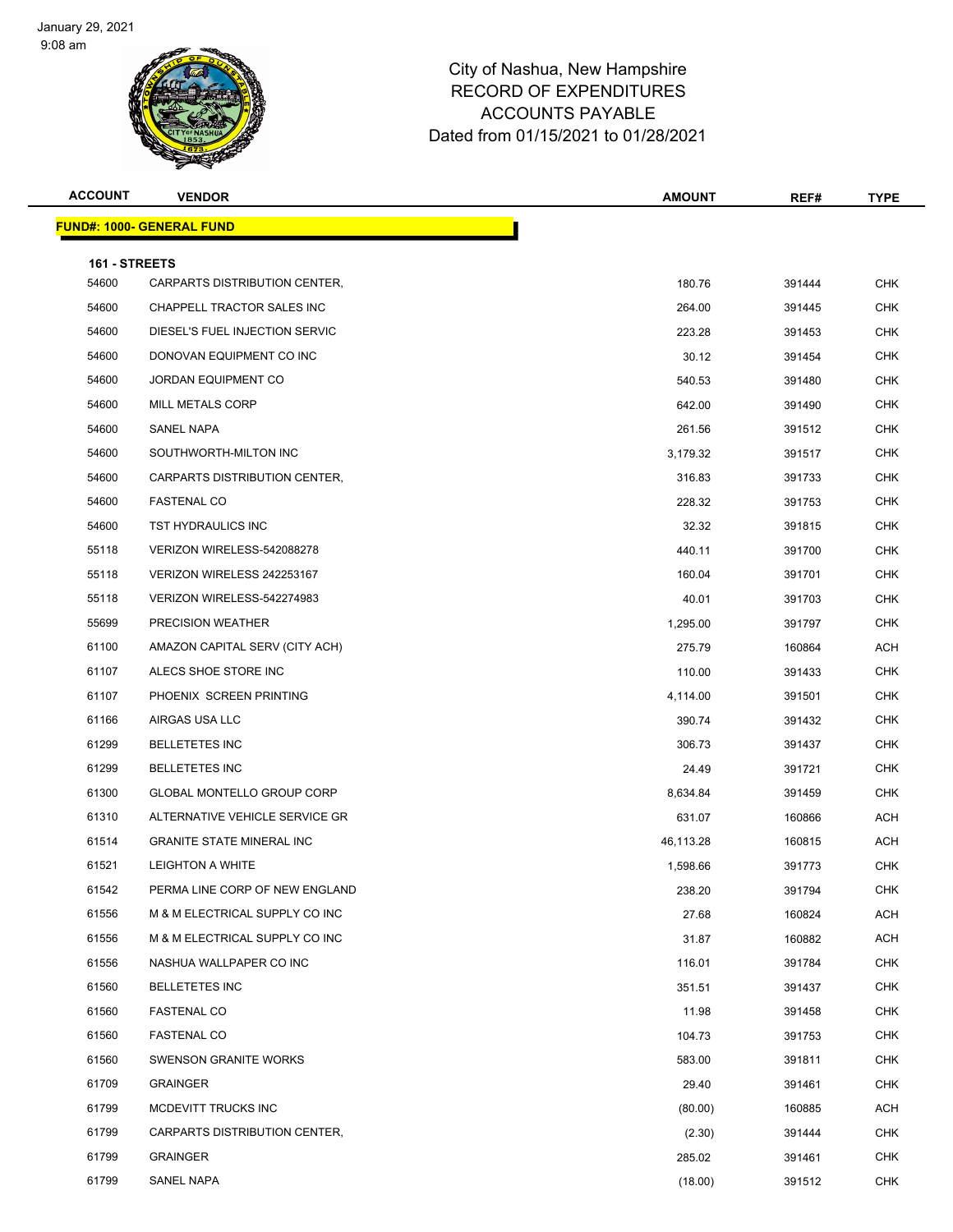# City of Nashua, New Hampshire
# RECORD OF EXPENDITURES
# ACCOUNTS PAYABLE
# Dated from 01/15/2021 to 01/28/2021

| ACCOUNT | VENDOR | AMOUNT | REF# | TYPE |
|---|---|---|---|---|

**FUND#: 1000- GENERAL FUND**

**161 - STREETS**

| ACCOUNT | VENDOR | AMOUNT | REF# | TYPE |
|---|---|---|---|---|
| 54600 | CARPARTS DISTRIBUTION CENTER, | 180.76 | 391444 | CHK |
| 54600 | CHAPPELL TRACTOR SALES INC | 264.00 | 391445 | CHK |
| 54600 | DIESEL'S FUEL INJECTION SERVIC | 223.28 | 391453 | CHK |
| 54600 | DONOVAN EQUIPMENT CO INC | 30.12 | 391454 | CHK |
| 54600 | JORDAN EQUIPMENT CO | 540.53 | 391480 | CHK |
| 54600 | MILL METALS CORP | 642.00 | 391490 | CHK |
| 54600 | SANEL NAPA | 261.56 | 391512 | CHK |
| 54600 | SOUTHWORTH-MILTON INC | 3,179.32 | 391517 | CHK |
| 54600 | CARPARTS DISTRIBUTION CENTER, | 316.83 | 391733 | CHK |
| 54600 | FASTENAL CO | 228.32 | 391753 | CHK |
| 54600 | TST HYDRAULICS INC | 32.32 | 391815 | CHK |
| 55118 | VERIZON WIRELESS-542088278 | 440.11 | 391700 | CHK |
| 55118 | VERIZON WIRELESS 242253167 | 160.04 | 391701 | CHK |
| 55118 | VERIZON WIRELESS-542274983 | 40.01 | 391703 | CHK |
| 55699 | PRECISION WEATHER | 1,295.00 | 391797 | CHK |
| 61100 | AMAZON CAPITAL SERV (CITY ACH) | 275.79 | 160864 | ACH |
| 61107 | ALECS SHOE STORE INC | 110.00 | 391433 | CHK |
| 61107 | PHOENIX SCREEN PRINTING | 4,114.00 | 391501 | CHK |
| 61166 | AIRGAS USA LLC | 390.74 | 391432 | CHK |
| 61299 | BELLETETES INC | 306.73 | 391437 | CHK |
| 61299 | BELLETETES INC | 24.49 | 391721 | CHK |
| 61300 | GLOBAL MONTELLO GROUP CORP | 8,634.84 | 391459 | CHK |
| 61310 | ALTERNATIVE VEHICLE SERVICE GR | 631.07 | 160866 | ACH |
| 61514 | GRANITE STATE MINERAL INC | 46,113.28 | 160815 | ACH |
| 61521 | LEIGHTON A WHITE | 1,598.66 | 391773 | CHK |
| 61542 | PERMA LINE CORP OF NEW ENGLAND | 238.20 | 391794 | CHK |
| 61556 | M & M ELECTRICAL SUPPLY CO INC | 27.68 | 160824 | ACH |
| 61556 | M & M ELECTRICAL SUPPLY CO INC | 31.87 | 160882 | ACH |
| 61556 | NASHUA WALLPAPER CO INC | 116.01 | 391784 | CHK |
| 61560 | BELLETETES INC | 351.51 | 391437 | CHK |
| 61560 | FASTENAL CO | 11.98 | 391458 | CHK |
| 61560 | FASTENAL CO | 104.73 | 391753 | CHK |
| 61560 | SWENSON GRANITE WORKS | 583.00 | 391811 | CHK |
| 61709 | GRAINGER | 29.40 | 391461 | CHK |
| 61799 | MCDEVITT TRUCKS INC | (80.00) | 160885 | ACH |
| 61799 | CARPARTS DISTRIBUTION CENTER, | (2.30) | 391444 | CHK |
| 61799 | GRAINGER | 285.02 | 391461 | CHK |
| 61799 | SANEL NAPA | (18.00) | 391512 | CHK |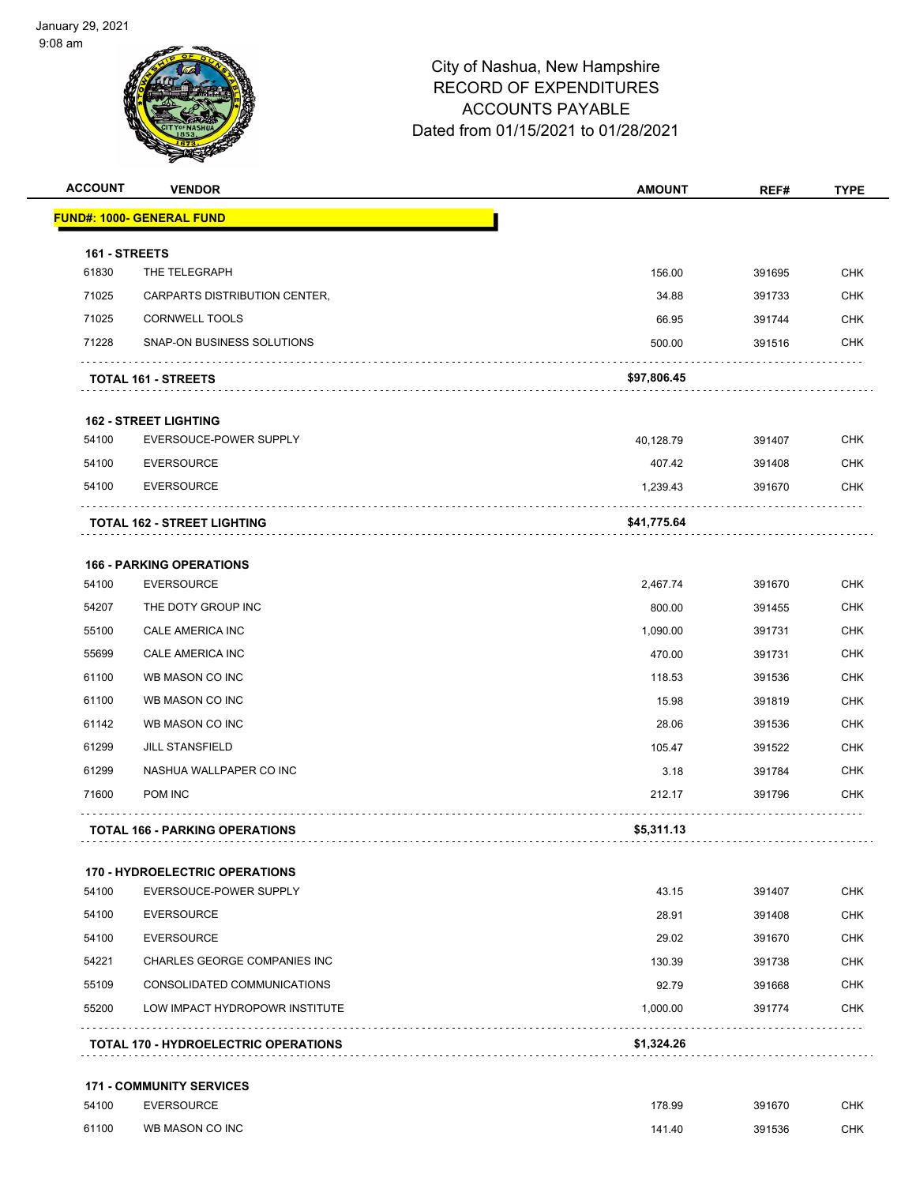City of Nashua, New Hampshire
RECORD OF EXPENDITURES
ACCOUNTS PAYABLE
Dated from 01/15/2021 to 01/28/2021

| ACCOUNT | VENDOR | AMOUNT | REF# | TYPE |
|---|---|---|---|---|
| **FUND#: 1000- GENERAL FUND** | | | | |
| **161 - STREETS** | | | | |
| 61830 | THE TELEGRAPH | 156.00 | 391695 | CHK |
| 71025 | CARPARTS DISTRIBUTION CENTER, | 34.88 | 391733 | CHK |
| 71025 | CORNWELL TOOLS | 66.95 | 391744 | CHK |
| 71228 | SNAP-ON BUSINESS SOLUTIONS | 500.00 | 391516 | CHK |
| | **TOTAL 161 - STREETS** | **$97,806.45** | | |
| **162 - STREET LIGHTING** | | | | |
| 54100 | EVERSOUCE-POWER SUPPLY | 40,128.79 | 391407 | CHK |
| 54100 | EVERSOURCE | 407.42 | 391408 | CHK |
| 54100 | EVERSOURCE | 1,239.43 | 391670 | CHK |
| | **TOTAL 162 - STREET LIGHTING** | **$41,775.64** | | |
| **166 - PARKING OPERATIONS** | | | | |
| 54100 | EVERSOURCE | 2,467.74 | 391670 | CHK |
| 54207 | THE DOTY GROUP INC | 800.00 | 391455 | CHK |
| 55100 | CALE AMERICA INC | 1,090.00 | 391731 | CHK |
| 55699 | CALE AMERICA INC | 470.00 | 391731 | CHK |
| 61100 | WB MASON CO INC | 118.53 | 391536 | CHK |
| 61100 | WB MASON CO INC | 15.98 | 391819 | CHK |
| 61142 | WB MASON CO INC | 28.06 | 391536 | CHK |
| 61299 | JILL STANSFIELD | 105.47 | 391522 | CHK |
| 61299 | NASHUA WALLPAPER CO INC | 3.18 | 391784 | CHK |
| 71600 | POM INC | 212.17 | 391796 | CHK |
| | **TOTAL 166 - PARKING OPERATIONS** | **$5,311.13** | | |
| **170 - HYDROELECTRIC OPERATIONS** | | | | |
| 54100 | EVERSOUCE-POWER SUPPLY | 43.15 | 391407 | CHK |
| 54100 | EVERSOURCE | 28.91 | 391408 | CHK |
| 54100 | EVERSOURCE | 29.02 | 391670 | CHK |
| 54221 | CHARLES GEORGE COMPANIES INC | 130.39 | 391738 | CHK |
| 55109 | CONSOLIDATED COMMUNICATIONS | 92.79 | 391668 | CHK |
| 55200 | LOW IMPACT HYDROPOWR INSTITUTE | 1,000.00 | 391774 | CHK |
| | **TOTAL 170 - HYDROELECTRIC OPERATIONS** | **$1,324.26** | | |
| **171 - COMMUNITY SERVICES** | | | | |
| 54100 | EVERSOURCE | 178.99 | 391670 | CHK |
| 61100 | WB MASON CO INC | 141.40 | 391536 | CHK |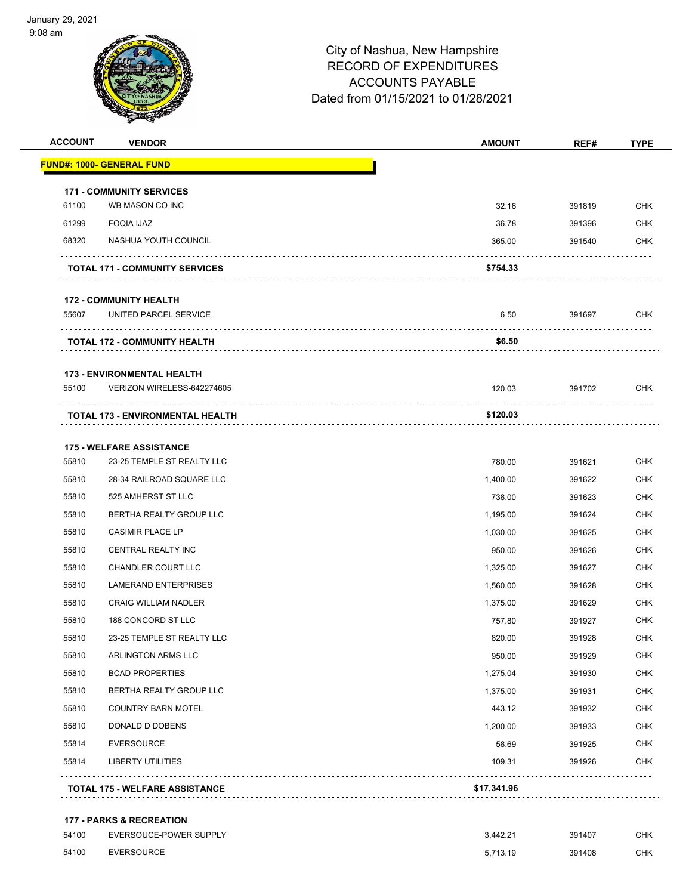# City of Nashua, New Hampshire
## RECORD OF EXPENDITURES
## ACCOUNTS PAYABLE
## Dated from 01/15/2021 to 01/28/2021

| ACCOUNT | VENDOR | AMOUNT | REF# | TYPE |
|---|---|---|---|---|
| **FUND#: 1000- GENERAL FUND** | | | | |
| **171 - COMMUNITY SERVICES** | | | | |
| 61100 | WB MASON CO INC | 32.16 | 391819 | CHK |
| 61299 | FOQIA IJAZ | 36.78 | 391396 | CHK |
| 68320 | NASHUA YOUTH COUNCIL | 365.00 | 391540 | CHK |
| | **TOTAL 171 - COMMUNITY SERVICES** | **$754.33** | | |
| **172 - COMMUNITY HEALTH** | | | | |
| 55607 | UNITED PARCEL SERVICE | 6.50 | 391697 | CHK |
| | **TOTAL 172 - COMMUNITY HEALTH** | **$6.50** | | |
| **173 - ENVIRONMENTAL HEALTH** | | | | |
| 55100 | VERIZON WIRELESS-642274605 | 120.03 | 391702 | CHK |
| | **TOTAL 173 - ENVIRONMENTAL HEALTH** | **$120.03** | | |
| **175 - WELFARE ASSISTANCE** | | | | |
| 55810 | 23-25 TEMPLE ST REALTY LLC | 780.00 | 391621 | CHK |
| 55810 | 28-34 RAILROAD SQUARE LLC | 1,400.00 | 391622 | CHK |
| 55810 | 525 AMHERST ST LLC | 738.00 | 391623 | CHK |
| 55810 | BERTHA REALTY GROUP LLC | 1,195.00 | 391624 | CHK |
| 55810 | CASIMIR PLACE LP | 1,030.00 | 391625 | CHK |
| 55810 | CENTRAL REALTY INC | 950.00 | 391626 | CHK |
| 55810 | CHANDLER COURT LLC | 1,325.00 | 391627 | CHK |
| 55810 | LAMERAND ENTERPRISES | 1,560.00 | 391628 | CHK |
| 55810 | CRAIG WILLIAM NADLER | 1,375.00 | 391629 | CHK |
| 55810 | 188 CONCORD ST LLC | 757.80 | 391927 | CHK |
| 55810 | 23-25 TEMPLE ST REALTY LLC | 820.00 | 391928 | CHK |
| 55810 | ARLINGTON ARMS LLC | 950.00 | 391929 | CHK |
| 55810 | BCAD PROPERTIES | 1,275.04 | 391930 | CHK |
| 55810 | BERTHA REALTY GROUP LLC | 1,375.00 | 391931 | CHK |
| 55810 | COUNTRY BARN MOTEL | 443.12 | 391932 | CHK |
| 55810 | DONALD D DOBENS | 1,200.00 | 391933 | CHK |
| 55814 | EVERSOURCE | 58.69 | 391925 | CHK |
| 55814 | LIBERTY UTILITIES | 109.31 | 391926 | CHK |
| | **TOTAL 175 - WELFARE ASSISTANCE** | **$17,341.96** | | |
| **177 - PARKS & RECREATION** | | | | |
| 54100 | EVERSOUCE-POWER SUPPLY | 3,442.21 | 391407 | CHK |
| 54100 | EVERSOURCE | 5,713.19 | 391408 | CHK |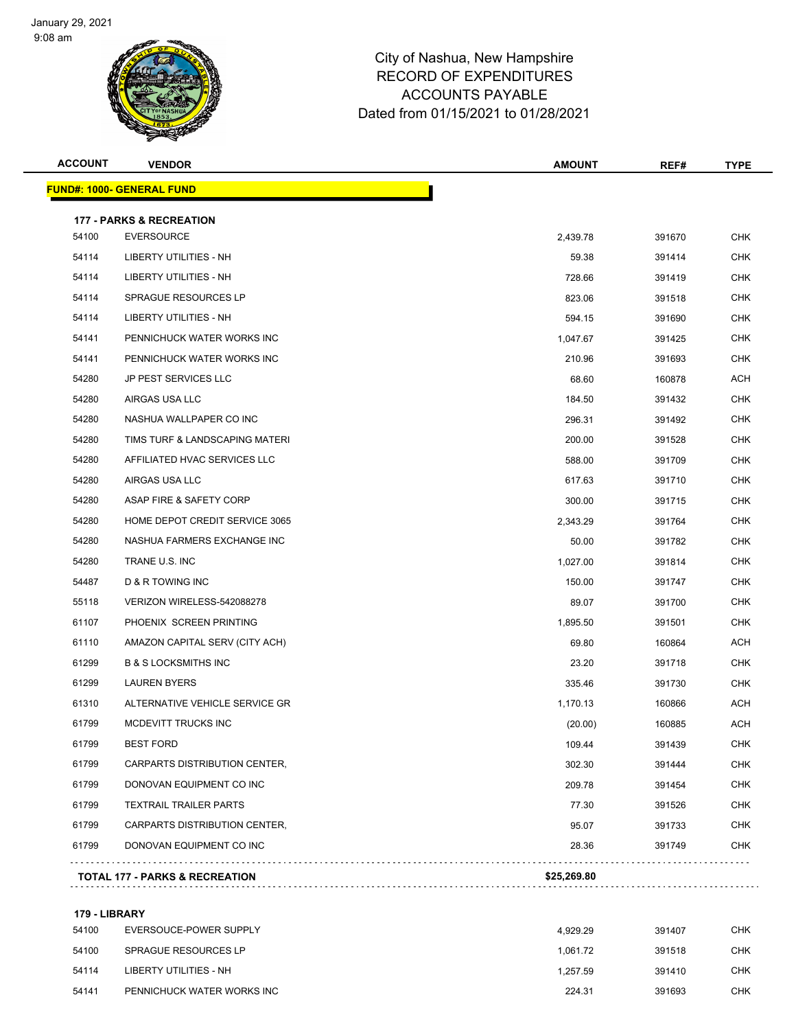# City of Nashua, New Hampshire
## RECORD OF EXPENDITURES
## ACCOUNTS PAYABLE
### Dated from 01/15/2021 to 01/28/2021

| ACCOUNT | VENDOR | AMOUNT | REF# | TYPE |
|---|---|---|---|---|
| **FUND#: 1000- GENERAL FUND** | | | | |
| **177 - PARKS & RECREATION** | | | | |
| 54100 | EVERSOURCE | 2,439.78 | 391670 | CHK |
| 54114 | LIBERTY UTILITIES - NH | 59.38 | 391414 | CHK |
| 54114 | LIBERTY UTILITIES - NH | 728.66 | 391419 | CHK |
| 54114 | SPRAGUE RESOURCES LP | 823.06 | 391518 | CHK |
| 54114 | LIBERTY UTILITIES - NH | 594.15 | 391690 | CHK |
| 54141 | PENNICHUCK WATER WORKS INC | 1,047.67 | 391425 | CHK |
| 54141 | PENNICHUCK WATER WORKS INC | 210.96 | 391693 | CHK |
| 54280 | JP PEST SERVICES LLC | 68.60 | 160878 | ACH |
| 54280 | AIRGAS USA LLC | 184.50 | 391432 | CHK |
| 54280 | NASHUA WALLPAPER CO INC | 296.31 | 391492 | CHK |
| 54280 | TIMS TURF & LANDSCAPING MATERI | 200.00 | 391528 | CHK |
| 54280 | AFFILIATED HVAC SERVICES LLC | 588.00 | 391709 | CHK |
| 54280 | AIRGAS USA LLC | 617.63 | 391710 | CHK |
| 54280 | ASAP FIRE & SAFETY CORP | 300.00 | 391715 | CHK |
| 54280 | HOME DEPOT CREDIT SERVICE 3065 | 2,343.29 | 391764 | CHK |
| 54280 | NASHUA FARMERS EXCHANGE INC | 50.00 | 391782 | CHK |
| 54280 | TRANE U.S. INC | 1,027.00 | 391814 | CHK |
| 54487 | D & R TOWING INC | 150.00 | 391747 | CHK |
| 55118 | VERIZON WIRELESS-542088278 | 89.07 | 391700 | CHK |
| 61107 | PHOENIX SCREEN PRINTING | 1,895.50 | 391501 | CHK |
| 61110 | AMAZON CAPITAL SERV (CITY ACH) | 69.80 | 160864 | ACH |
| 61299 | B & S LOCKSMITHS INC | 23.20 | 391718 | CHK |
| 61299 | LAUREN BYERS | 335.46 | 391730 | CHK |
| 61310 | ALTERNATIVE VEHICLE SERVICE GR | 1,170.13 | 160866 | ACH |
| 61799 | MCDEVITT TRUCKS INC | (20.00) | 160885 | ACH |
| 61799 | BEST FORD | 109.44 | 391439 | CHK |
| 61799 | CARPARTS DISTRIBUTION CENTER, | 302.30 | 391444 | CHK |
| 61799 | DONOVAN EQUIPMENT CO INC | 209.78 | 391454 | CHK |
| 61799 | TEXTRAIL TRAILER PARTS | 77.30 | 391526 | CHK |
| 61799 | CARPARTS DISTRIBUTION CENTER, | 95.07 | 391733 | CHK |
| 61799 | DONOVAN EQUIPMENT CO INC | 28.36 | 391749 | CHK |
| **TOTAL 177 - PARKS & RECREATION** | | **$25,269.80** | | |
| **179 - LIBRARY** | | | | |
| 54100 | EVERSOUCE-POWER SUPPLY | 4,929.29 | 391407 | CHK |
| 54100 | SPRAGUE RESOURCES LP | 1,061.72 | 391518 | CHK |
| 54114 | LIBERTY UTILITIES - NH | 1,257.59 | 391410 | CHK |
| 54141 | PENNICHUCK WATER WORKS INC | 224.31 | 391693 | CHK |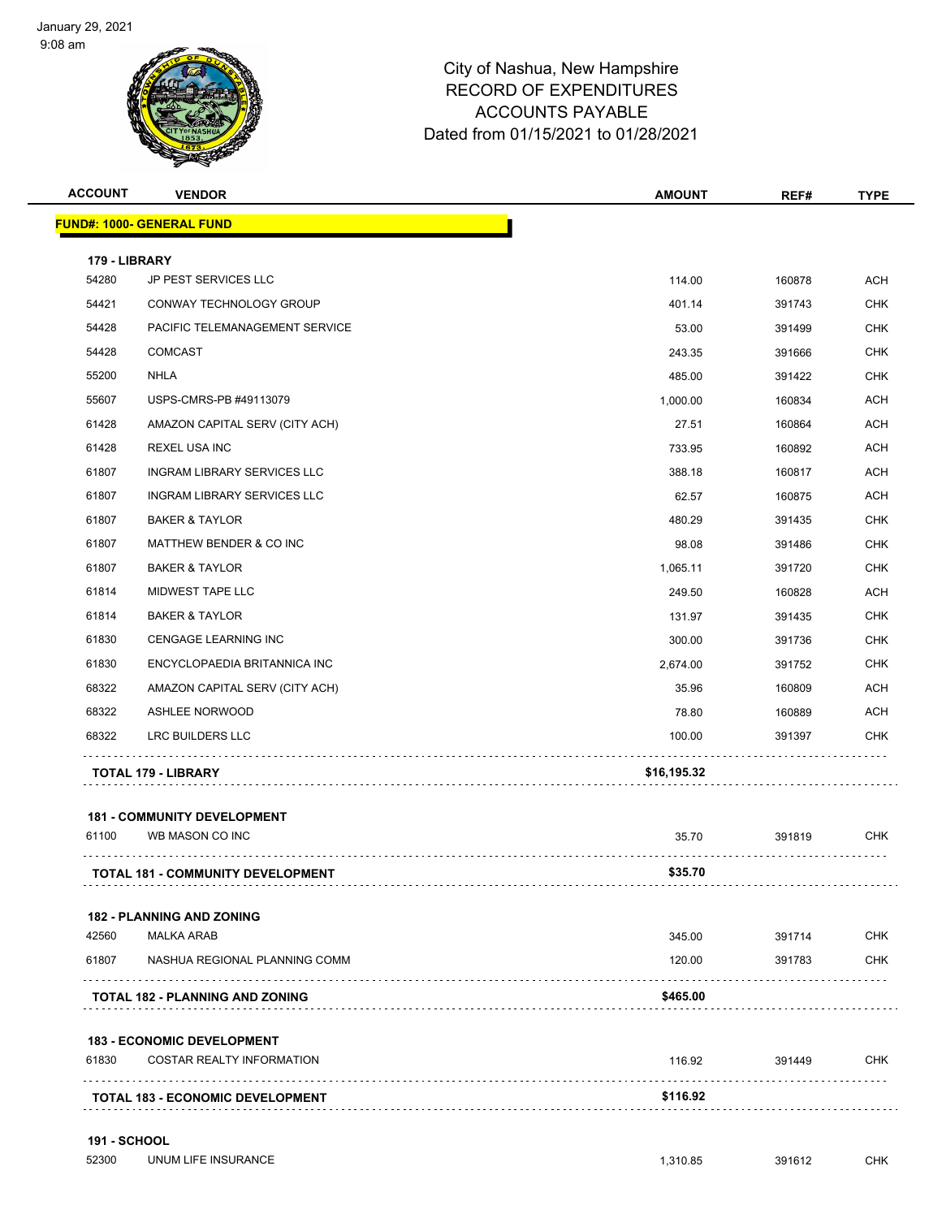# City of Nashua, New Hampshire
## RECORD OF EXPENDITURES
## ACCOUNTS PAYABLE
### Dated from 01/15/2021 to 01/28/2021

January 29, 2021
9:08 am

| ACCOUNT | VENDOR | AMOUNT | REF# | TYPE |
|---|---|---|---|---|
| **FUND#: 1000- GENERAL FUND** | | | | |
| **179 - LIBRARY** | | | | |
| 54280 | JP PEST SERVICES LLC | 114.00 | 160878 | ACH |
| 54421 | CONWAY TECHNOLOGY GROUP | 401.14 | 391743 | CHK |
| 54428 | PACIFIC TELEMANAGEMENT SERVICE | 53.00 | 391499 | CHK |
| 54428 | COMCAST | 243.35 | 391666 | CHK |
| 55200 | NHLA | 485.00 | 391422 | CHK |
| 55607 | USPS-CMRS-PB #49113079 | 1,000.00 | 160834 | ACH |
| 61428 | AMAZON CAPITAL SERV (CITY ACH) | 27.51 | 160864 | ACH |
| 61428 | REXEL USA INC | 733.95 | 160892 | ACH |
| 61807 | INGRAM LIBRARY SERVICES LLC | 388.18 | 160817 | ACH |
| 61807 | INGRAM LIBRARY SERVICES LLC | 62.57 | 160875 | ACH |
| 61807 | BAKER & TAYLOR | 480.29 | 391435 | CHK |
| 61807 | MATTHEW BENDER & CO INC | 98.08 | 391486 | CHK |
| 61807 | BAKER & TAYLOR | 1,065.11 | 391720 | CHK |
| 61814 | MIDWEST TAPE LLC | 249.50 | 160828 | ACH |
| 61814 | BAKER & TAYLOR | 131.97 | 391435 | CHK |
| 61830 | CENGAGE LEARNING INC | 300.00 | 391736 | CHK |
| 61830 | ENCYCLOPAEDIA BRITANNICA INC | 2,674.00 | 391752 | CHK |
| 68322 | AMAZON CAPITAL SERV (CITY ACH) | 35.96 | 160809 | ACH |
| 68322 | ASHLEE NORWOOD | 78.80 | 160889 | ACH |
| 68322 | LRC BUILDERS LLC | 100.00 | 391397 | CHK |
| | **TOTAL 179 - LIBRARY** | **$16,195.32** | | |
| **181 - COMMUNITY DEVELOPMENT** | | | | |
| 61100 | WB MASON CO INC | 35.70 | 391819 | CHK |
| | **TOTAL 181 - COMMUNITY DEVELOPMENT** | **$35.70** | | |
| **182 - PLANNING AND ZONING** | | | | |
| 42560 | MALKA ARAB | 345.00 | 391714 | CHK |
| 61807 | NASHUA REGIONAL PLANNING COMM | 120.00 | 391783 | CHK |
| | **TOTAL 182 - PLANNING AND ZONING** | **$465.00** | | |
| **183 - ECONOMIC DEVELOPMENT** | | | | |
| 61830 | COSTAR REALTY INFORMATION | 116.92 | 391449 | CHK |
| | **TOTAL 183 - ECONOMIC DEVELOPMENT** | **$116.92** | | |
| **191 - SCHOOL** | | | | |
| 52300 | UNUM LIFE INSURANCE | 1,310.85 | 391612 | CHK |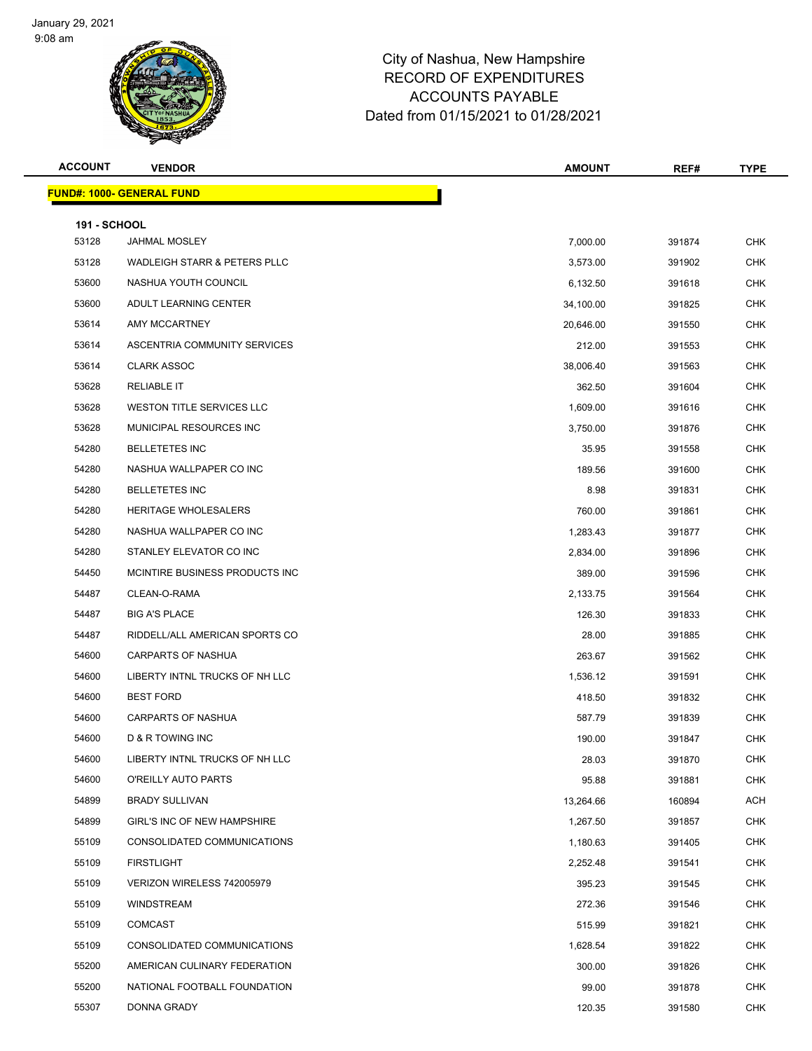# City of Nashua, New Hampshire
## RECORD OF EXPENDITURES
## ACCOUNTS PAYABLE
## Dated from 01/15/2021 to 01/28/2021

| ACCOUNT | VENDOR | AMOUNT | REF# | TYPE |
|---|---|---|---|---|
| **FUND#: 1000- GENERAL FUND** | | | | |
| **191 - SCHOOL** | | | | |
| 53128 | JAHMAL MOSLEY | 7,000.00 | 391874 | CHK |
| 53128 | WADLEIGH STARR & PETERS PLLC | 3,573.00 | 391902 | CHK |
| 53600 | NASHUA YOUTH COUNCIL | 6,132.50 | 391618 | CHK |
| 53600 | ADULT LEARNING CENTER | 34,100.00 | 391825 | CHK |
| 53614 | AMY MCCARTNEY | 20,646.00 | 391550 | CHK |
| 53614 | ASCENTRIA COMMUNITY SERVICES | 212.00 | 391553 | CHK |
| 53614 | CLARK ASSOC | 38,006.40 | 391563 | CHK |
| 53628 | RELIABLE IT | 362.50 | 391604 | CHK |
| 53628 | WESTON TITLE SERVICES LLC | 1,609.00 | 391616 | CHK |
| 53628 | MUNICIPAL RESOURCES INC | 3,750.00 | 391876 | CHK |
| 54280 | BELLETETES INC | 35.95 | 391558 | CHK |
| 54280 | NASHUA WALLPAPER CO INC | 189.56 | 391600 | CHK |
| 54280 | BELLETETES INC | 8.98 | 391831 | CHK |
| 54280 | HERITAGE WHOLESALERS | 760.00 | 391861 | CHK |
| 54280 | NASHUA WALLPAPER CO INC | 1,283.43 | 391877 | CHK |
| 54280 | STANLEY ELEVATOR CO INC | 2,834.00 | 391896 | CHK |
| 54450 | MCINTIRE BUSINESS PRODUCTS INC | 389.00 | 391596 | CHK |
| 54487 | CLEAN-O-RAMA | 2,133.75 | 391564 | CHK |
| 54487 | BIG A'S PLACE | 126.30 | 391833 | CHK |
| 54487 | RIDDELL/ALL AMERICAN SPORTS CO | 28.00 | 391885 | CHK |
| 54600 | CARPARTS OF NASHUA | 263.67 | 391562 | CHK |
| 54600 | LIBERTY INTNL TRUCKS OF NH LLC | 1,536.12 | 391591 | CHK |
| 54600 | BEST FORD | 418.50 | 391832 | CHK |
| 54600 | CARPARTS OF NASHUA | 587.79 | 391839 | CHK |
| 54600 | D & R TOWING INC | 190.00 | 391847 | CHK |
| 54600 | LIBERTY INTNL TRUCKS OF NH LLC | 28.03 | 391870 | CHK |
| 54600 | O'REILLY AUTO PARTS | 95.88 | 391881 | CHK |
| 54899 | BRADY SULLIVAN | 13,264.66 | 160894 | ACH |
| 54899 | GIRL'S INC OF NEW HAMPSHIRE | 1,267.50 | 391857 | CHK |
| 55109 | CONSOLIDATED COMMUNICATIONS | 1,180.63 | 391405 | CHK |
| 55109 | FIRSTLIGHT | 2,252.48 | 391541 | CHK |
| 55109 | VERIZON WIRELESS 742005979 | 395.23 | 391545 | CHK |
| 55109 | WINDSTREAM | 272.36 | 391546 | CHK |
| 55109 | COMCAST | 515.99 | 391821 | CHK |
| 55109 | CONSOLIDATED COMMUNICATIONS | 1,628.54 | 391822 | CHK |
| 55200 | AMERICAN CULINARY FEDERATION | 300.00 | 391826 | CHK |
| 55200 | NATIONAL FOOTBALL FOUNDATION | 99.00 | 391878 | CHK |
| 55307 | DONNA GRADY | 120.35 | 391580 | CHK |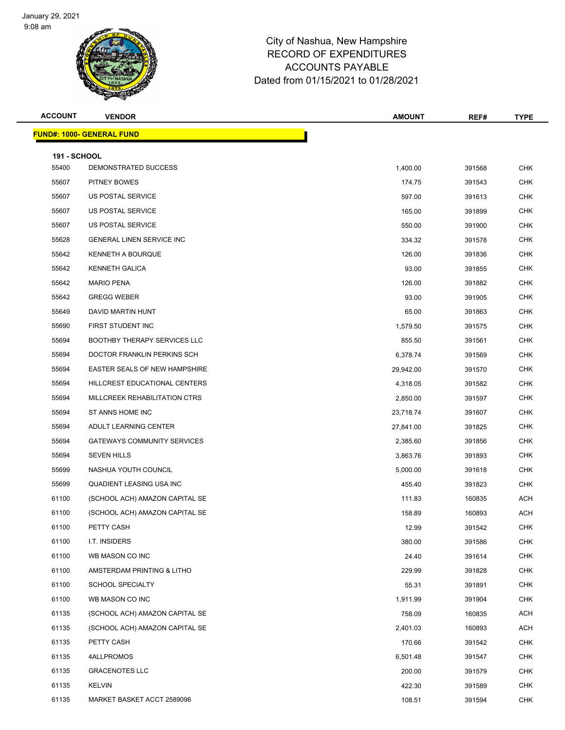City of Nashua, New Hampshire
RECORD OF EXPENDITURES
ACCOUNTS PAYABLE
Dated from 01/15/2021 to 01/28/2021

| ACCOUNT | VENDOR | AMOUNT | REF# | TYPE |
|---|---|---|---|---|

**FUND#: 1000- GENERAL FUND**

**191 - SCHOOL**

| ACCOUNT | VENDOR | AMOUNT | REF# | TYPE |
|---|---|---|---|---|
| 55400 | DEMONSTRATED SUCCESS | 1,400.00 | 391568 | CHK |
| 55607 | PITNEY BOWES | 174.75 | 391543 | CHK |
| 55607 | US POSTAL SERVICE | 597.00 | 391613 | CHK |
| 55607 | US POSTAL SERVICE | 165.00 | 391899 | CHK |
| 55607 | US POSTAL SERVICE | 550.00 | 391900 | CHK |
| 55628 | GENERAL LINEN SERVICE INC | 334.32 | 391578 | CHK |
| 55642 | KENNETH A BOURQUE | 126.00 | 391836 | CHK |
| 55642 | KENNETH GALICA | 93.00 | 391855 | CHK |
| 55642 | MARIO PENA | 126.00 | 391882 | CHK |
| 55642 | GREGG WEBER | 93.00 | 391905 | CHK |
| 55649 | DAVID MARTIN HUNT | 65.00 | 391863 | CHK |
| 55690 | FIRST STUDENT INC | 1,579.50 | 391575 | CHK |
| 55694 | BOOTHBY THERAPY SERVICES LLC | 855.50 | 391561 | CHK |
| 55694 | DOCTOR FRANKLIN PERKINS SCH | 6,378.74 | 391569 | CHK |
| 55694 | EASTER SEALS OF NEW HAMPSHIRE | 29,942.00 | 391570 | CHK |
| 55694 | HILLCREST EDUCATIONAL CENTERS | 4,318.05 | 391582 | CHK |
| 55694 | MILLCREEK REHABILITATION CTRS | 2,850.00 | 391597 | CHK |
| 55694 | ST ANNS HOME INC | 23,718.74 | 391607 | CHK |
| 55694 | ADULT LEARNING CENTER | 27,841.00 | 391825 | CHK |
| 55694 | GATEWAYS COMMUNITY SERVICES | 2,385.60 | 391856 | CHK |
| 55694 | SEVEN HILLS | 3,863.76 | 391893 | CHK |
| 55699 | NASHUA YOUTH COUNCIL | 5,000.00 | 391618 | CHK |
| 55699 | QUADIENT LEASING USA INC | 455.40 | 391823 | CHK |
| 61100 | (SCHOOL ACH) AMAZON CAPITAL SE | 111.83 | 160835 | ACH |
| 61100 | (SCHOOL ACH) AMAZON CAPITAL SE | 158.89 | 160893 | ACH |
| 61100 | PETTY CASH | 12.99 | 391542 | CHK |
| 61100 | I.T. INSIDERS | 380.00 | 391586 | CHK |
| 61100 | WB MASON CO INC | 24.40 | 391614 | CHK |
| 61100 | AMSTERDAM PRINTING & LITHO | 229.99 | 391828 | CHK |
| 61100 | SCHOOL SPECIALTY | 55.31 | 391891 | CHK |
| 61100 | WB MASON CO INC | 1,911.99 | 391904 | CHK |
| 61135 | (SCHOOL ACH) AMAZON CAPITAL SE | 758.09 | 160835 | ACH |
| 61135 | (SCHOOL ACH) AMAZON CAPITAL SE | 2,401.03 | 160893 | ACH |
| 61135 | PETTY CASH | 170.66 | 391542 | CHK |
| 61135 | 4ALLPROMOS | 6,501.48 | 391547 | CHK |
| 61135 | GRACENOTES LLC | 200.00 | 391579 | CHK |
| 61135 | KELVIN | 422.30 | 391589 | CHK |
| 61135 | MARKET BASKET ACCT 2589096 | 108.51 | 391594 | CHK |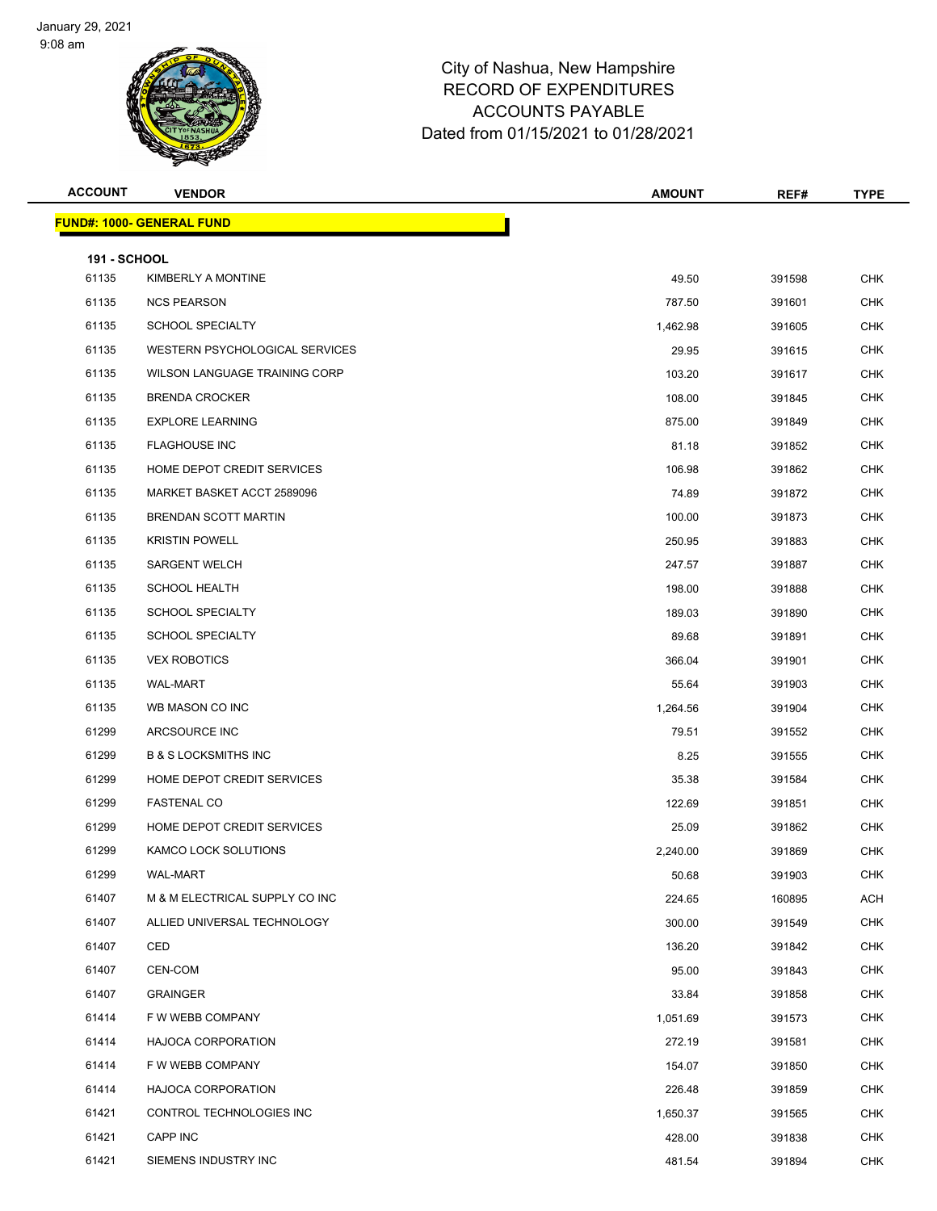# City of Nashua, New Hampshire
## RECORD OF EXPENDITURES
## ACCOUNTS PAYABLE
### Dated from 01/15/2021 to 01/28/2021

| ACCOUNT | VENDOR | AMOUNT | REF# | TYPE |
|---|---|---|---|---|
| **FUND#: 1000- GENERAL FUND** | | | | |
| **191 - SCHOOL** | | | | |
| 61135 | KIMBERLY A MONTINE | 49.50 | 391598 | CHK |
| 61135 | NCS PEARSON | 787.50 | 391601 | CHK |
| 61135 | SCHOOL SPECIALTY | 1,462.98 | 391605 | CHK |
| 61135 | WESTERN PSYCHOLOGICAL SERVICES | 29.95 | 391615 | CHK |
| 61135 | WILSON LANGUAGE TRAINING CORP | 103.20 | 391617 | CHK |
| 61135 | BRENDA CROCKER | 108.00 | 391845 | CHK |
| 61135 | EXPLORE LEARNING | 875.00 | 391849 | CHK |
| 61135 | FLAGHOUSE INC | 81.18 | 391852 | CHK |
| 61135 | HOME DEPOT CREDIT SERVICES | 106.98 | 391862 | CHK |
| 61135 | MARKET BASKET ACCT 2589096 | 74.89 | 391872 | CHK |
| 61135 | BRENDAN SCOTT MARTIN | 100.00 | 391873 | CHK |
| 61135 | KRISTIN POWELL | 250.95 | 391883 | CHK |
| 61135 | SARGENT WELCH | 247.57 | 391887 | CHK |
| 61135 | SCHOOL HEALTH | 198.00 | 391888 | CHK |
| 61135 | SCHOOL SPECIALTY | 189.03 | 391890 | CHK |
| 61135 | SCHOOL SPECIALTY | 89.68 | 391891 | CHK |
| 61135 | VEX ROBOTICS | 366.04 | 391901 | CHK |
| 61135 | WAL-MART | 55.64 | 391903 | CHK |
| 61135 | WB MASON CO INC | 1,264.56 | 391904 | CHK |
| 61299 | ARCSOURCE INC | 79.51 | 391552 | CHK |
| 61299 | B & S LOCKSMITHS INC | 8.25 | 391555 | CHK |
| 61299 | HOME DEPOT CREDIT SERVICES | 35.38 | 391584 | CHK |
| 61299 | FASTENAL CO | 122.69 | 391851 | CHK |
| 61299 | HOME DEPOT CREDIT SERVICES | 25.09 | 391862 | CHK |
| 61299 | KAMCO LOCK SOLUTIONS | 2,240.00 | 391869 | CHK |
| 61299 | WAL-MART | 50.68 | 391903 | CHK |
| 61407 | M & M ELECTRICAL SUPPLY CO INC | 224.65 | 160895 | ACH |
| 61407 | ALLIED UNIVERSAL TECHNOLOGY | 300.00 | 391549 | CHK |
| 61407 | CED | 136.20 | 391842 | CHK |
| 61407 | CEN-COM | 95.00 | 391843 | CHK |
| 61407 | GRAINGER | 33.84 | 391858 | CHK |
| 61414 | F W WEBB COMPANY | 1,051.69 | 391573 | CHK |
| 61414 | HAJOCA CORPORATION | 272.19 | 391581 | CHK |
| 61414 | F W WEBB COMPANY | 154.07 | 391850 | CHK |
| 61414 | HAJOCA CORPORATION | 226.48 | 391859 | CHK |
| 61421 | CONTROL TECHNOLOGIES INC | 1,650.37 | 391565 | CHK |
| 61421 | CAPP INC | 428.00 | 391838 | CHK |
| 61421 | SIEMENS INDUSTRY INC | 481.54 | 391894 | CHK |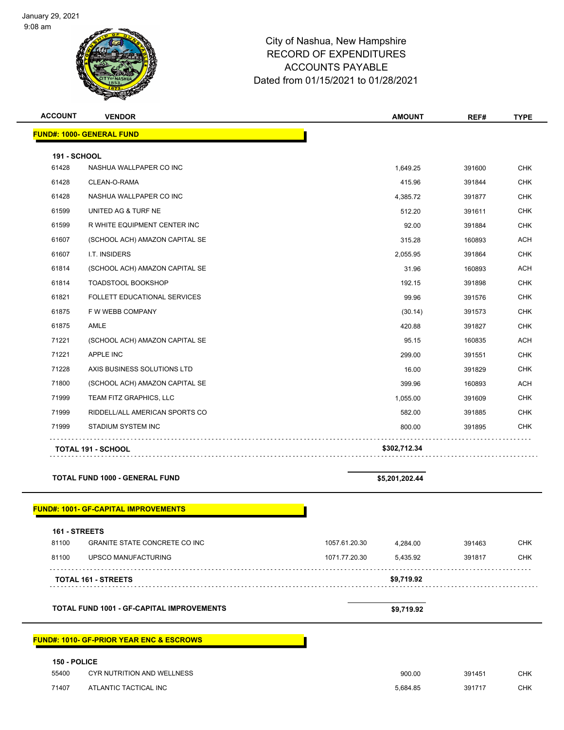# City of Nashua, New Hampshire
## RECORD OF EXPENDITURES
## ACCOUNTS PAYABLE
## Dated from 01/15/2021 to 01/28/2021

| ACCOUNT | VENDOR | | AMOUNT | REF# | TYPE |
|---|---|---|---|---|---|
| **FUND#: 1000- GENERAL FUND** | | | | | |
| **191 - SCHOOL** | | | | | |
| 61428 | NASHUA WALLPAPER CO INC | | 1,649.25 | 391600 | CHK |
| 61428 | CLEAN-O-RAMA | | 415.96 | 391844 | CHK |
| 61428 | NASHUA WALLPAPER CO INC | | 4,385.72 | 391877 | CHK |
| 61599 | UNITED AG & TURF NE | | 512.20 | 391611 | CHK |
| 61599 | R WHITE EQUIPMENT CENTER INC | | 92.00 | 391884 | CHK |
| 61607 | (SCHOOL ACH) AMAZON CAPITAL SE | | 315.28 | 160893 | ACH |
| 61607 | I.T. INSIDERS | | 2,055.95 | 391864 | CHK |
| 61814 | (SCHOOL ACH) AMAZON CAPITAL SE | | 31.96 | 160893 | ACH |
| 61814 | TOADSTOOL BOOKSHOP | | 192.15 | 391898 | CHK |
| 61821 | FOLLETT EDUCATIONAL SERVICES | | 99.96 | 391576 | CHK |
| 61875 | F W WEBB COMPANY | | (30.14) | 391573 | CHK |
| 61875 | AMLE | | 420.88 | 391827 | CHK |
| 71221 | (SCHOOL ACH) AMAZON CAPITAL SE | | 95.15 | 160835 | ACH |
| 71221 | APPLE INC | | 299.00 | 391551 | CHK |
| 71228 | AXIS BUSINESS SOLUTIONS LTD | | 16.00 | 391829 | CHK |
| 71800 | (SCHOOL ACH) AMAZON CAPITAL SE | | 399.96 | 160893 | ACH |
| 71999 | TEAM FITZ GRAPHICS, LLC | | 1,055.00 | 391609 | CHK |
| 71999 | RIDDELL/ALL AMERICAN SPORTS CO | | 582.00 | 391885 | CHK |
| 71999 | STADIUM SYSTEM INC | | 800.00 | 391895 | CHK |
| **TOTAL 191 - SCHOOL** | | | **$302,712.34** | | |
| **TOTAL FUND 1000 - GENERAL FUND** | | | **$5,201,202.44** | | |
| **FUND#: 1001- GF-CAPITAL IMPROVEMENTS** | | | | | |
| **161 - STREETS** | | | | | |
| 81100 | GRANITE STATE CONCRETE CO INC | 1057.61.20.30 | 4,284.00 | 391463 | CHK |
| 81100 | UPSCO MANUFACTURING | 1071.77.20.30 | 5,435.92 | 391817 | CHK |
| **TOTAL 161 - STREETS** | | | **$9,719.92** | | |
| **TOTAL FUND 1001 - GF-CAPITAL IMPROVEMENTS** | | | **$9,719.92** | | |
| **FUND#: 1010- GF-PRIOR YEAR ENC & ESCROWS** | | | | | |
| **150 - POLICE** | | | | | |
| 55400 | CYR NUTRITION AND WELLNESS | | 900.00 | 391451 | CHK |
| 71407 | ATLANTIC TACTICAL INC | | 5,684.85 | 391717 | CHK |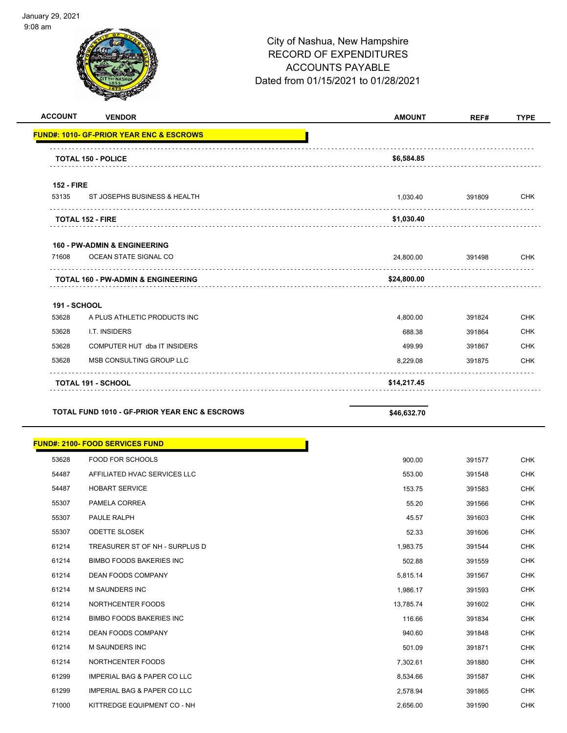January 29, 2021
9:08 am

# City of Nashua, New Hampshire
## RECORD OF EXPENDITURES
## ACCOUNTS PAYABLE
## Dated from 01/15/2021 to 01/28/2021

| ACCOUNT | VENDOR | AMOUNT | REF# | TYPE |
|---|---|---|---|---|
| **FUND#: 1010- GF-PRIOR YEAR ENC & ESCROWS** | | | | |
| | **TOTAL 150 - POLICE** | **$6,584.85** | | |
| **152 - FIRE** | | | | |
| 53135 | ST JOSEPHS BUSINESS & HEALTH | 1,030.40 | 391809 | CHK |
| | **TOTAL 152 - FIRE** | **$1,030.40** | | |
| **160 - PW-ADMIN & ENGINEERING** | | | | |
| 71608 | OCEAN STATE SIGNAL CO | 24,800.00 | 391498 | CHK |
| | **TOTAL 160 - PW-ADMIN & ENGINEERING** | **$24,800.00** | | |
| **191 - SCHOOL** | | | | |
| 53628 | A PLUS ATHLETIC PRODUCTS INC | 4,800.00 | 391824 | CHK |
| 53628 | I.T. INSIDERS | 688.38 | 391864 | CHK |
| 53628 | COMPUTER HUT dba IT INSIDERS | 499.99 | 391867 | CHK |
| 53628 | MSB CONSULTING GROUP LLC | 8,229.08 | 391875 | CHK |
| | **TOTAL 191 - SCHOOL** | **$14,217.45** | | |
| | **TOTAL FUND 1010 - GF-PRIOR YEAR ENC & ESCROWS** | **$46,632.70** | | |
| **FUND#: 2100- FOOD SERVICES FUND** | | | | |
| 53628 | FOOD FOR SCHOOLS | 900.00 | 391577 | CHK |
| 54487 | AFFILIATED HVAC SERVICES LLC | 553.00 | 391548 | CHK |
| 54487 | HOBART SERVICE | 153.75 | 391583 | CHK |
| 55307 | PAMELA CORREA | 55.20 | 391566 | CHK |
| 55307 | PAULE RALPH | 45.57 | 391603 | CHK |
| 55307 | ODETTE SLOSEK | 52.33 | 391606 | CHK |
| 61214 | TREASURER ST OF NH - SURPLUS D | 1,983.75 | 391544 | CHK |
| 61214 | BIMBO FOODS BAKERIES INC | 502.88 | 391559 | CHK |
| 61214 | DEAN FOODS COMPANY | 5,815.14 | 391567 | CHK |
| 61214 | M SAUNDERS INC | 1,986.17 | 391593 | CHK |
| 61214 | NORTHCENTER FOODS | 13,785.74 | 391602 | CHK |
| 61214 | BIMBO FOODS BAKERIES INC | 116.66 | 391834 | CHK |
| 61214 | DEAN FOODS COMPANY | 940.60 | 391848 | CHK |
| 61214 | M SAUNDERS INC | 501.09 | 391871 | CHK |
| 61214 | NORTHCENTER FOODS | 7,302.61 | 391880 | CHK |
| 61299 | IMPERIAL BAG & PAPER CO LLC | 8,534.66 | 391587 | CHK |
| 61299 | IMPERIAL BAG & PAPER CO LLC | 2,578.94 | 391865 | CHK |
| 71000 | KITTREDGE EQUIPMENT CO - NH | 2,656.00 | 391590 | CHK |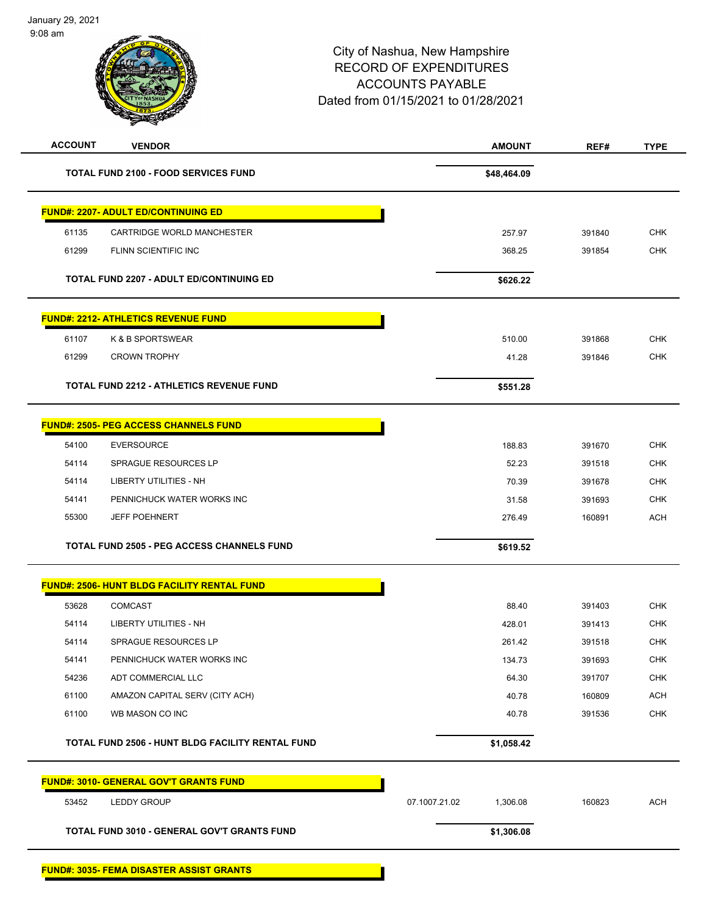City of Nashua, New Hampshire
RECORD OF EXPENDITURES
ACCOUNTS PAYABLE
Dated from 01/15/2021 to 01/28/2021

| ACCOUNT | VENDOR | | AMOUNT | REF# | TYPE |
|---|---|---|---|---|---|
| | **TOTAL FUND 2100 - FOOD SERVICES FUND** | | **$48,464.09** | | |
| | **FUND#: 2207- ADULT ED/CONTINUING ED** | | | | |
| 61135 | CARTRIDGE WORLD MANCHESTER | | 257.97 | 391840 | CHK |
| 61299 | FLINN SCIENTIFIC INC | | 368.25 | 391854 | CHK |
| | **TOTAL FUND 2207 - ADULT ED/CONTINUING ED** | | **$626.22** | | |
| | **FUND#: 2212- ATHLETICS REVENUE FUND** | | | | |
| 61107 | K & B SPORTSWEAR | | 510.00 | 391868 | CHK |
| 61299 | CROWN TROPHY | | 41.28 | 391846 | CHK |
| | **TOTAL FUND 2212 - ATHLETICS REVENUE FUND** | | **$551.28** | | |
| | **FUND#: 2505- PEG ACCESS CHANNELS FUND** | | | | |
| 54100 | EVERSOURCE | | 188.83 | 391670 | CHK |
| 54114 | SPRAGUE RESOURCES LP | | 52.23 | 391518 | CHK |
| 54114 | LIBERTY UTILITIES - NH | | 70.39 | 391678 | CHK |
| 54141 | PENNICHUCK WATER WORKS INC | | 31.58 | 391693 | CHK |
| 55300 | JEFF POEHNERT | | 276.49 | 160891 | ACH |
| | **TOTAL FUND 2505 - PEG ACCESS CHANNELS FUND** | | **$619.52** | | |
| | **FUND#: 2506- HUNT BLDG FACILITY RENTAL FUND** | | | | |
| 53628 | COMCAST | | 88.40 | 391403 | CHK |
| 54114 | LIBERTY UTILITIES - NH | | 428.01 | 391413 | CHK |
| 54114 | SPRAGUE RESOURCES LP | | 261.42 | 391518 | CHK |
| 54141 | PENNICHUCK WATER WORKS INC | | 134.73 | 391693 | CHK |
| 54236 | ADT COMMERCIAL LLC | | 64.30 | 391707 | CHK |
| 61100 | AMAZON CAPITAL SERV (CITY ACH) | | 40.78 | 160809 | ACH |
| 61100 | WB MASON CO INC | | 40.78 | 391536 | CHK |
| | **TOTAL FUND 2506 - HUNT BLDG FACILITY RENTAL FUND** | | **$1,058.42** | | |
| | **FUND#: 3010- GENERAL GOV'T GRANTS FUND** | | | | |
| 53452 | LEDDY GROUP | 07.1007.21.02 | 1,306.08 | 160823 | ACH |
| | **TOTAL FUND 3010 - GENERAL GOV'T GRANTS FUND** | | **$1,306.08** | | |
| | **FUND#: 3035- FEMA DISASTER ASSIST GRANTS** | | | | |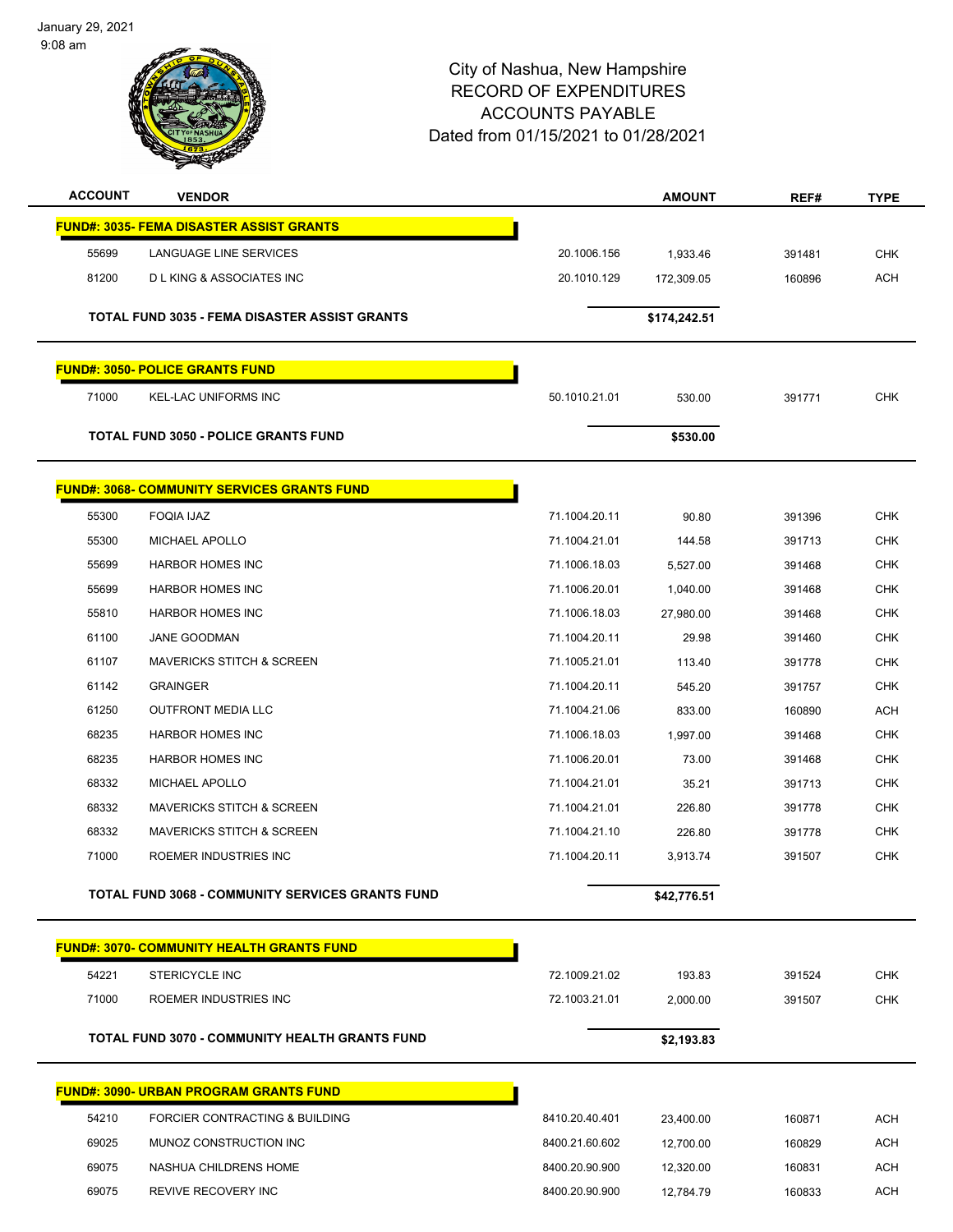January 29, 2021
9:08 am

# City of Nashua, New Hampshire
## RECORD OF EXPENDITURES
## ACCOUNTS PAYABLE
## Dated from 01/15/2021 to 01/28/2021

| ACCOUNT | VENDOR | | AMOUNT | REF# | TYPE |
|---|---|---|---|---|---|
| **FUND#: 3035- FEMA DISASTER ASSIST GRANTS** | | | | | |
| 55699 | LANGUAGE LINE SERVICES | 20.1006.156 | 1,933.46 | 391481 | CHK |
| 81200 | D L KING & ASSOCIATES INC | 20.1010.129 | 172,309.05 | 160896 | ACH |
| **TOTAL FUND 3035 - FEMA DISASTER ASSIST GRANTS** | | | **$174,242.51** | | |
| **FUND#: 3050- POLICE GRANTS FUND** | | | | | |
| 71000 | KEL-LAC UNIFORMS INC | 50.1010.21.01 | 530.00 | 391771 | CHK |
| **TOTAL FUND 3050 - POLICE GRANTS FUND** | | | **$530.00** | | |
| **FUND#: 3068- COMMUNITY SERVICES GRANTS FUND** | | | | | |
| 55300 | FOQIA IJAZ | 71.1004.20.11 | 90.80 | 391396 | CHK |
| 55300 | MICHAEL APOLLO | 71.1004.21.01 | 144.58 | 391713 | CHK |
| 55699 | HARBOR HOMES INC | 71.1006.18.03 | 5,527.00 | 391468 | CHK |
| 55699 | HARBOR HOMES INC | 71.1006.20.01 | 1,040.00 | 391468 | CHK |
| 55810 | HARBOR HOMES INC | 71.1006.18.03 | 27,980.00 | 391468 | CHK |
| 61100 | JANE GOODMAN | 71.1004.20.11 | 29.98 | 391460 | CHK |
| 61107 | MAVERICKS STITCH & SCREEN | 71.1005.21.01 | 113.40 | 391778 | CHK |
| 61142 | GRAINGER | 71.1004.20.11 | 545.20 | 391757 | CHK |
| 61250 | OUTFRONT MEDIA LLC | 71.1004.21.06 | 833.00 | 160890 | ACH |
| 68235 | HARBOR HOMES INC | 71.1006.18.03 | 1,997.00 | 391468 | CHK |
| 68235 | HARBOR HOMES INC | 71.1006.20.01 | 73.00 | 391468 | CHK |
| 68332 | MICHAEL APOLLO | 71.1004.21.01 | 35.21 | 391713 | CHK |
| 68332 | MAVERICKS STITCH & SCREEN | 71.1004.21.01 | 226.80 | 391778 | CHK |
| 68332 | MAVERICKS STITCH & SCREEN | 71.1004.21.10 | 226.80 | 391778 | CHK |
| 71000 | ROEMER INDUSTRIES INC | 71.1004.20.11 | 3,913.74 | 391507 | CHK |
| **TOTAL FUND 3068 - COMMUNITY SERVICES GRANTS FUND** | | | **$42,776.51** | | |
| **FUND#: 3070- COMMUNITY HEALTH GRANTS FUND** | | | | | |
| 54221 | STERICYCLE INC | 72.1009.21.02 | 193.83 | 391524 | CHK |
| 71000 | ROEMER INDUSTRIES INC | 72.1003.21.01 | 2,000.00 | 391507 | CHK |
| **TOTAL FUND 3070 - COMMUNITY HEALTH GRANTS FUND** | | | **$2,193.83** | | |
| **FUND#: 3090- URBAN PROGRAM GRANTS FUND** | | | | | |
| 54210 | FORCIER CONTRACTING & BUILDING | 8410.20.40.401 | 23,400.00 | 160871 | ACH |
| 69025 | MUNOZ CONSTRUCTION INC | 8400.21.60.602 | 12,700.00 | 160829 | ACH |
| 69075 | NASHUA CHILDRENS HOME | 8400.20.90.900 | 12,320.00 | 160831 | ACH |
| 69075 | REVIVE RECOVERY INC | 8400.20.90.900 | 12,784.79 | 160833 | ACH |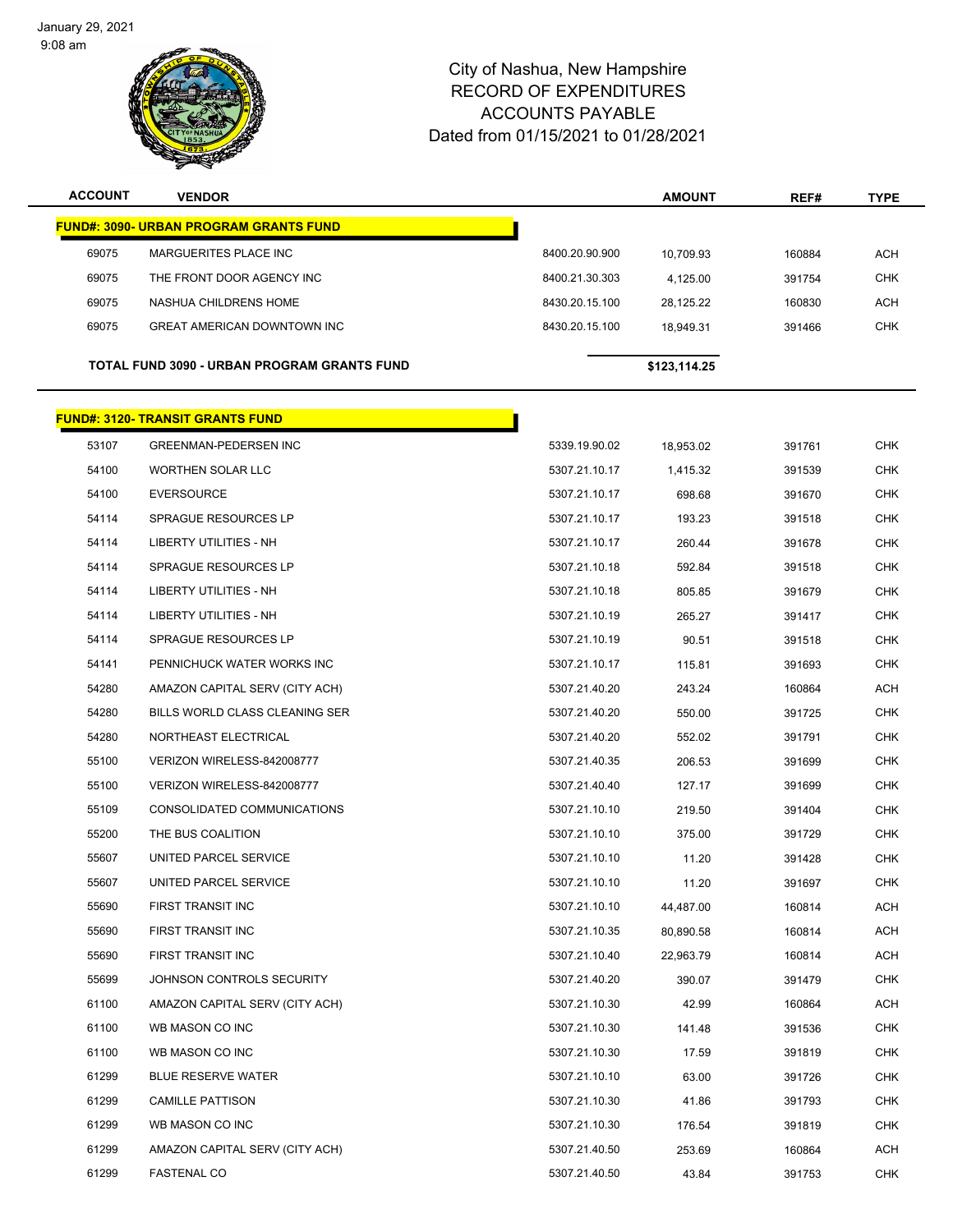# City of Nashua, New Hampshire
## RECORD OF EXPENDITURES
## ACCOUNTS PAYABLE
### Dated from 01/15/2021 to 01/28/2021

| ACCOUNT | VENDOR | | AMOUNT | REF# | TYPE |
|---|---|---|---|---|---|
| **FUND#: 3090- URBAN PROGRAM GRANTS FUND** | | | | | |
| 69075 | MARGUERITES PLACE INC | 8400.20.90.900 | 10,709.93 | 160884 | ACH |
| 69075 | THE FRONT DOOR AGENCY INC | 8400.21.30.303 | 4,125.00 | 391754 | CHK |
| 69075 | NASHUA CHILDRENS HOME | 8430.20.15.100 | 28,125.22 | 160830 | ACH |
| 69075 | GREAT AMERICAN DOWNTOWN INC | 8430.20.15.100 | 18,949.31 | 391466 | CHK |
| **TOTAL FUND 3090 - URBAN PROGRAM GRANTS FUND** | | | **$123,114.25** | | |
| **FUND#: 3120- TRANSIT GRANTS FUND** | | | | | |
| 53107 | GREENMAN-PEDERSEN INC | 5339.19.90.02 | 18,953.02 | 391761 | CHK |
| 54100 | WORTHEN SOLAR LLC | 5307.21.10.17 | 1,415.32 | 391539 | CHK |
| 54100 | EVERSOURCE | 5307.21.10.17 | 698.68 | 391670 | CHK |
| 54114 | SPRAGUE RESOURCES LP | 5307.21.10.17 | 193.23 | 391518 | CHK |
| 54114 | LIBERTY UTILITIES - NH | 5307.21.10.17 | 260.44 | 391678 | CHK |
| 54114 | SPRAGUE RESOURCES LP | 5307.21.10.18 | 592.84 | 391518 | CHK |
| 54114 | LIBERTY UTILITIES - NH | 5307.21.10.18 | 805.85 | 391679 | CHK |
| 54114 | LIBERTY UTILITIES - NH | 5307.21.10.19 | 265.27 | 391417 | CHK |
| 54114 | SPRAGUE RESOURCES LP | 5307.21.10.19 | 90.51 | 391518 | CHK |
| 54141 | PENNICHUCK WATER WORKS INC | 5307.21.10.17 | 115.81 | 391693 | CHK |
| 54280 | AMAZON CAPITAL SERV (CITY ACH) | 5307.21.40.20 | 243.24 | 160864 | ACH |
| 54280 | BILLS WORLD CLASS CLEANING SER | 5307.21.40.20 | 550.00 | 391725 | CHK |
| 54280 | NORTHEAST ELECTRICAL | 5307.21.40.20 | 552.02 | 391791 | CHK |
| 55100 | VERIZON WIRELESS-842008777 | 5307.21.40.35 | 206.53 | 391699 | CHK |
| 55100 | VERIZON WIRELESS-842008777 | 5307.21.40.40 | 127.17 | 391699 | CHK |
| 55109 | CONSOLIDATED COMMUNICATIONS | 5307.21.10.10 | 219.50 | 391404 | CHK |
| 55200 | THE BUS COALITION | 5307.21.10.10 | 375.00 | 391729 | CHK |
| 55607 | UNITED PARCEL SERVICE | 5307.21.10.10 | 11.20 | 391428 | CHK |
| 55607 | UNITED PARCEL SERVICE | 5307.21.10.10 | 11.20 | 391697 | CHK |
| 55690 | FIRST TRANSIT INC | 5307.21.10.10 | 44,487.00 | 160814 | ACH |
| 55690 | FIRST TRANSIT INC | 5307.21.10.35 | 80,890.58 | 160814 | ACH |
| 55690 | FIRST TRANSIT INC | 5307.21.10.40 | 22,963.79 | 160814 | ACH |
| 55699 | JOHNSON CONTROLS SECURITY | 5307.21.40.20 | 390.07 | 391479 | CHK |
| 61100 | AMAZON CAPITAL SERV (CITY ACH) | 5307.21.10.30 | 42.99 | 160864 | ACH |
| 61100 | WB MASON CO INC | 5307.21.10.30 | 141.48 | 391536 | CHK |
| 61100 | WB MASON CO INC | 5307.21.10.30 | 17.59 | 391819 | CHK |
| 61299 | BLUE RESERVE WATER | 5307.21.10.10 | 63.00 | 391726 | CHK |
| 61299 | CAMILLE PATTISON | 5307.21.10.30 | 41.86 | 391793 | CHK |
| 61299 | WB MASON CO INC | 5307.21.10.30 | 176.54 | 391819 | CHK |
| 61299 | AMAZON CAPITAL SERV (CITY ACH) | 5307.21.40.50 | 253.69 | 160864 | ACH |
| 61299 | FASTENAL CO | 5307.21.40.50 | 43.84 | 391753 | CHK |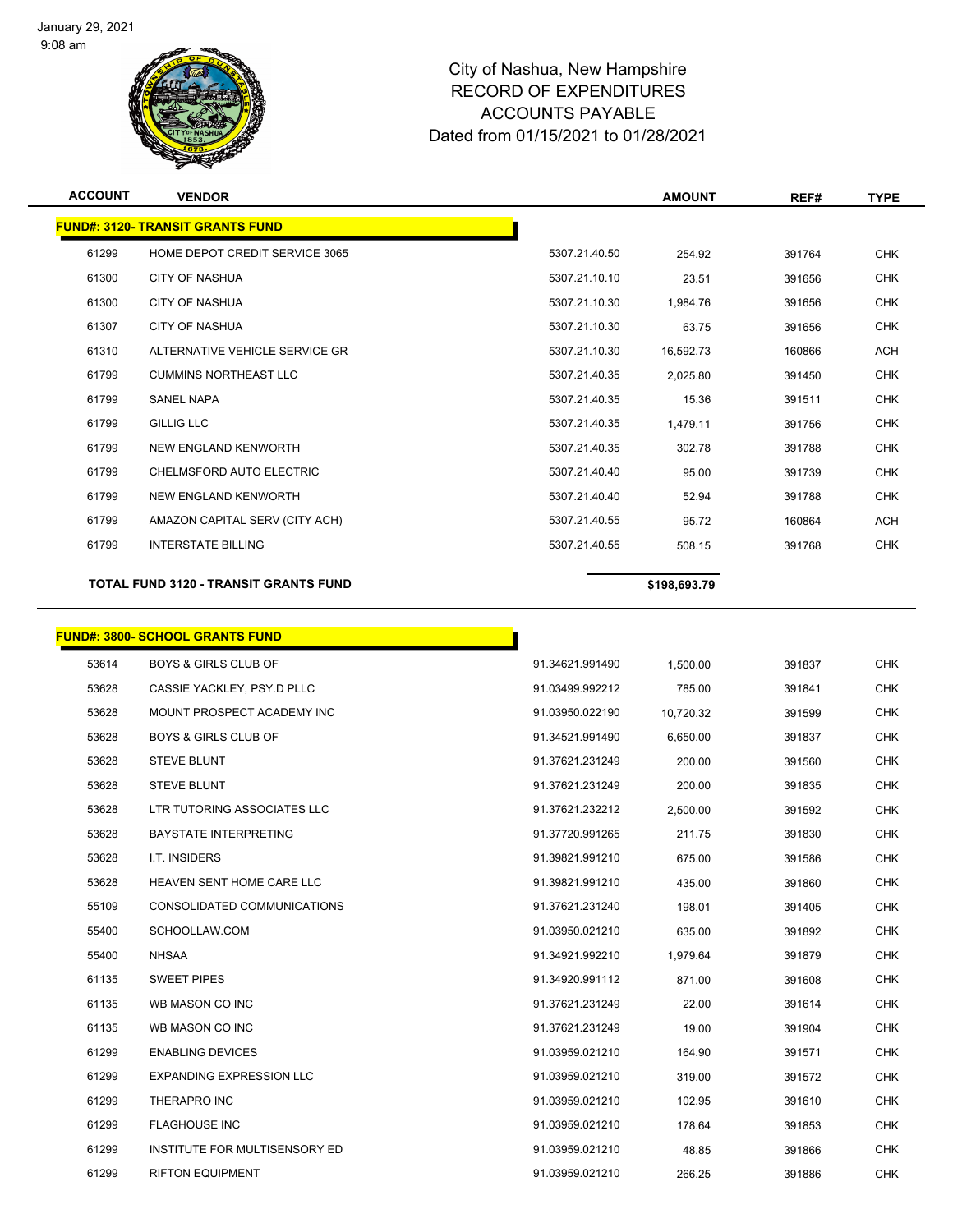# City of Nashua, New Hampshire
## RECORD OF EXPENDITURES
## ACCOUNTS PAYABLE
## Dated from 01/15/2021 to 01/28/2021

| ACCOUNT | VENDOR | | AMOUNT | REF# | TYPE |
|---|---|---|---|---|---|
| **FUND#: 3120- TRANSIT GRANTS FUND** | | | | | |
| 61299 | HOME DEPOT CREDIT SERVICE 3065 | 5307.21.40.50 | 254.92 | 391764 | CHK |
| 61300 | CITY OF NASHUA | 5307.21.10.10 | 23.51 | 391656 | CHK |
| 61300 | CITY OF NASHUA | 5307.21.10.30 | 1,984.76 | 391656 | CHK |
| 61307 | CITY OF NASHUA | 5307.21.10.30 | 63.75 | 391656 | CHK |
| 61310 | ALTERNATIVE VEHICLE SERVICE GR | 5307.21.10.30 | 16,592.73 | 160866 | ACH |
| 61799 | CUMMINS NORTHEAST LLC | 5307.21.40.35 | 2,025.80 | 391450 | CHK |
| 61799 | SANEL NAPA | 5307.21.40.35 | 15.36 | 391511 | CHK |
| 61799 | GILLIG LLC | 5307.21.40.35 | 1,479.11 | 391756 | CHK |
| 61799 | NEW ENGLAND KENWORTH | 5307.21.40.35 | 302.78 | 391788 | CHK |
| 61799 | CHELMSFORD AUTO ELECTRIC | 5307.21.40.40 | 95.00 | 391739 | CHK |
| 61799 | NEW ENGLAND KENWORTH | 5307.21.40.40 | 52.94 | 391788 | CHK |
| 61799 | AMAZON CAPITAL SERV (CITY ACH) | 5307.21.40.55 | 95.72 | 160864 | ACH |
| 61799 | INTERSTATE BILLING | 5307.21.40.55 | 508.15 | 391768 | CHK |
| | **TOTAL FUND 3120 - TRANSIT GRANTS FUND** | | **$198,693.79** | | |

| ACCOUNT | VENDOR | | AMOUNT | REF# | TYPE |
|---|---|---|---|---|---|
| **FUND#: 3800- SCHOOL GRANTS FUND** | | | | | |
| 53614 | BOYS & GIRLS CLUB OF | 91.34621.991490 | 1,500.00 | 391837 | CHK |
| 53628 | CASSIE YACKLEY, PSY.D PLLC | 91.03499.992212 | 785.00 | 391841 | CHK |
| 53628 | MOUNT PROSPECT ACADEMY INC | 91.03950.022190 | 10,720.32 | 391599 | CHK |
| 53628 | BOYS & GIRLS CLUB OF | 91.34521.991490 | 6,650.00 | 391837 | CHK |
| 53628 | STEVE BLUNT | 91.37621.231249 | 200.00 | 391560 | CHK |
| 53628 | STEVE BLUNT | 91.37621.231249 | 200.00 | 391835 | CHK |
| 53628 | LTR TUTORING ASSOCIATES LLC | 91.37621.232212 | 2,500.00 | 391592 | CHK |
| 53628 | BAYSTATE INTERPRETING | 91.37720.991265 | 211.75 | 391830 | CHK |
| 53628 | I.T. INSIDERS | 91.39821.991210 | 675.00 | 391586 | CHK |
| 53628 | HEAVEN SENT HOME CARE LLC | 91.39821.991210 | 435.00 | 391860 | CHK |
| 55109 | CONSOLIDATED COMMUNICATIONS | 91.37621.231240 | 198.01 | 391405 | CHK |
| 55400 | SCHOOLLAW.COM | 91.03950.021210 | 635.00 | 391892 | CHK |
| 55400 | NHSAA | 91.34921.992210 | 1,979.64 | 391879 | CHK |
| 61135 | SWEET PIPES | 91.34920.991112 | 871.00 | 391608 | CHK |
| 61135 | WB MASON CO INC | 91.37621.231249 | 22.00 | 391614 | CHK |
| 61135 | WB MASON CO INC | 91.37621.231249 | 19.00 | 391904 | CHK |
| 61299 | ENABLING DEVICES | 91.03959.021210 | 164.90 | 391571 | CHK |
| 61299 | EXPANDING EXPRESSION LLC | 91.03959.021210 | 319.00 | 391572 | CHK |
| 61299 | THERAPRO INC | 91.03959.021210 | 102.95 | 391610 | CHK |
| 61299 | FLAGHOUSE INC | 91.03959.021210 | 178.64 | 391853 | CHK |
| 61299 | INSTITUTE FOR MULTISENSORY ED | 91.03959.021210 | 48.85 | 391866 | CHK |
| 61299 | RIFTON EQUIPMENT | 91.03959.021210 | 266.25 | 391886 | CHK |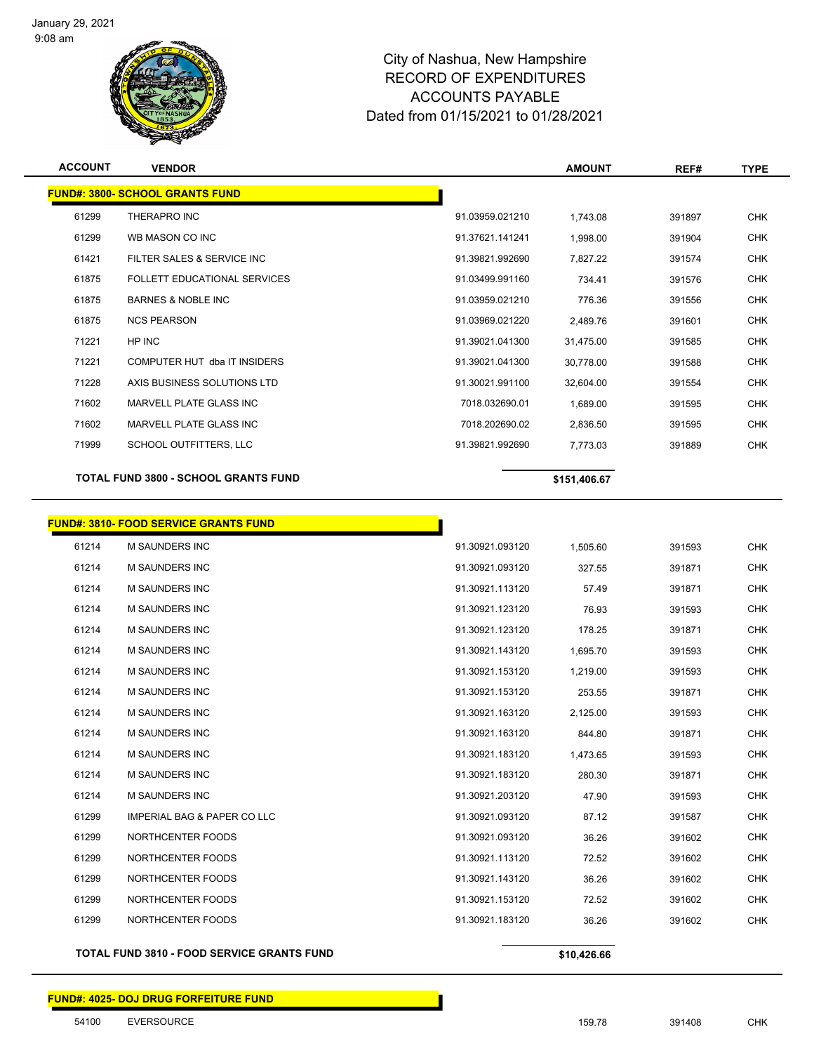# City of Nashua, New Hampshire
## RECORD OF EXPENDITURES
## ACCOUNTS PAYABLE
### Dated from 01/15/2021 to 01/28/2021

January 29, 2021
9:08 am

| ACCOUNT | VENDOR | | AMOUNT | REF# | TYPE |
|---|---|---|---|---|---|
| **FUND#: 3800- SCHOOL GRANTS FUND** | | | | | |
| 61299 | THERAPRO INC | 91.03959.021210 | 1,743.08 | 391897 | CHK |
| 61299 | WB MASON CO INC | 91.37621.141241 | 1,998.00 | 391904 | CHK |
| 61421 | FILTER SALES & SERVICE INC | 91.39821.992690 | 7,827.22 | 391574 | CHK |
| 61875 | FOLLETT EDUCATIONAL SERVICES | 91.03499.991160 | 734.41 | 391576 | CHK |
| 61875 | BARNES & NOBLE INC | 91.03959.021210 | 776.36 | 391556 | CHK |
| 61875 | NCS PEARSON | 91.03969.021220 | 2,489.76 | 391601 | CHK |
| 71221 | HP INC | 91.39021.041300 | 31,475.00 | 391585 | CHK |
| 71221 | COMPUTER HUT dba IT INSIDERS | 91.39021.041300 | 30,778.00 | 391588 | CHK |
| 71228 | AXIS BUSINESS SOLUTIONS LTD | 91.30021.991100 | 32,604.00 | 391554 | CHK |
| 71602 | MARVELL PLATE GLASS INC | 7018.032690.01 | 1,689.00 | 391595 | CHK |
| 71602 | MARVELL PLATE GLASS INC | 7018.202690.02 | 2,836.50 | 391595 | CHK |
| 71999 | SCHOOL OUTFITTERS, LLC | 91.39821.992690 | 7,773.03 | 391889 | CHK |
| **TOTAL FUND 3800 - SCHOOL GRANTS FUND** | | | **$151,406.67** | | |
| **FUND#: 3810- FOOD SERVICE GRANTS FUND** | | | | | |
| 61214 | M SAUNDERS INC | 91.30921.093120 | 1,505.60 | 391593 | CHK |
| 61214 | M SAUNDERS INC | 91.30921.093120 | 327.55 | 391871 | CHK |
| 61214 | M SAUNDERS INC | 91.30921.113120 | 57.49 | 391871 | CHK |
| 61214 | M SAUNDERS INC | 91.30921.123120 | 76.93 | 391593 | CHK |
| 61214 | M SAUNDERS INC | 91.30921.123120 | 178.25 | 391871 | CHK |
| 61214 | M SAUNDERS INC | 91.30921.143120 | 1,695.70 | 391593 | CHK |
| 61214 | M SAUNDERS INC | 91.30921.153120 | 1,219.00 | 391593 | CHK |
| 61214 | M SAUNDERS INC | 91.30921.153120 | 253.55 | 391871 | CHK |
| 61214 | M SAUNDERS INC | 91.30921.163120 | 2,125.00 | 391593 | CHK |
| 61214 | M SAUNDERS INC | 91.30921.163120 | 844.80 | 391871 | CHK |
| 61214 | M SAUNDERS INC | 91.30921.183120 | 1,473.65 | 391593 | CHK |
| 61214 | M SAUNDERS INC | 91.30921.183120 | 280.30 | 391871 | CHK |
| 61214 | M SAUNDERS INC | 91.30921.203120 | 47.90 | 391593 | CHK |
| 61299 | IMPERIAL BAG & PAPER CO LLC | 91.30921.093120 | 87.12 | 391587 | CHK |
| 61299 | NORTHCENTER FOODS | 91.30921.093120 | 36.26 | 391602 | CHK |
| 61299 | NORTHCENTER FOODS | 91.30921.113120 | 72.52 | 391602 | CHK |
| 61299 | NORTHCENTER FOODS | 91.30921.143120 | 36.26 | 391602 | CHK |
| 61299 | NORTHCENTER FOODS | 91.30921.153120 | 72.52 | 391602 | CHK |
| 61299 | NORTHCENTER FOODS | 91.30921.183120 | 36.26 | 391602 | CHK |
| **TOTAL FUND 3810 - FOOD SERVICE GRANTS FUND** | | | **$10,426.66** | | |
| **FUND#: 4025- DOJ DRUG FORFEITURE FUND** | | | | | |
| 54100 | EVERSOURCE | | 159.78 | 391408 | CHK |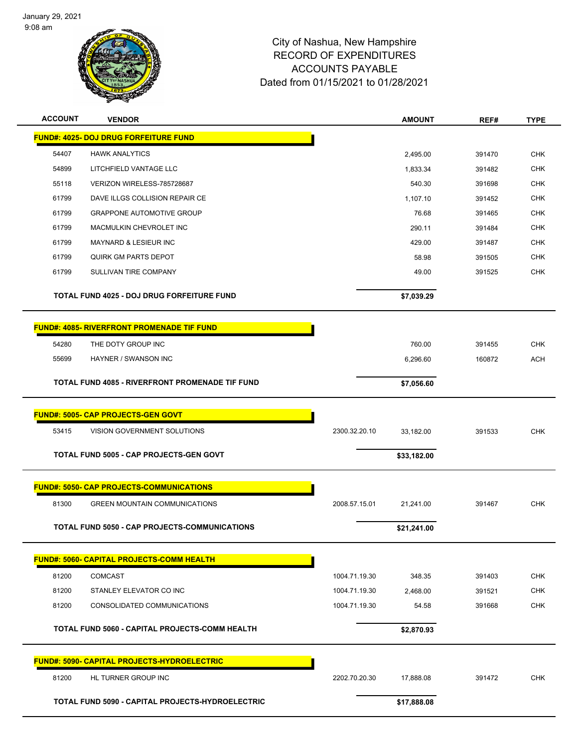# City of Nashua, New Hampshire
## RECORD OF EXPENDITURES
## ACCOUNTS PAYABLE
## Dated from 01/15/2021 to 01/28/2021

| ACCOUNT | VENDOR | | AMOUNT | REF# | TYPE |
|---|---|---|---|---|---|
| **FUND#: 4025- DOJ DRUG FORFEITURE FUND** | | | | | |
| 54407 | HAWK ANALYTICS | | 2,495.00 | 391470 | CHK |
| 54899 | LITCHFIELD VANTAGE LLC | | 1,833.34 | 391482 | CHK |
| 55118 | VERIZON WIRELESS-785728687 | | 540.30 | 391698 | CHK |
| 61799 | DAVE ILLGS COLLISION REPAIR CE | | 1,107.10 | 391452 | CHK |
| 61799 | GRAPPONE AUTOMOTIVE GROUP | | 76.68 | 391465 | CHK |
| 61799 | MACMULKIN CHEVROLET INC | | 290.11 | 391484 | CHK |
| 61799 | MAYNARD & LESIEUR INC | | 429.00 | 391487 | CHK |
| 61799 | QUIRK GM PARTS DEPOT | | 58.98 | 391505 | CHK |
| 61799 | SULLIVAN TIRE COMPANY | | 49.00 | 391525 | CHK |
| **TOTAL FUND 4025 - DOJ DRUG FORFEITURE FUND** | | | **$7,039.29** | | |
| **FUND#: 4085- RIVERFRONT PROMENADE TIF FUND** | | | | | |
| 54280 | THE DOTY GROUP INC | | 760.00 | 391455 | CHK |
| 55699 | HAYNER / SWANSON INC | | 6,296.60 | 160872 | ACH |
| **TOTAL FUND 4085 - RIVERFRONT PROMENADE TIF FUND** | | | **$7,056.60** | | |
| **FUND#: 5005- CAP PROJECTS-GEN GOVT** | | | | | |
| 53415 | VISION GOVERNMENT SOLUTIONS | 2300.32.20.10 | 33,182.00 | 391533 | CHK |
| **TOTAL FUND 5005 - CAP PROJECTS-GEN GOVT** | | | **$33,182.00** | | |
| **FUND#: 5050- CAP PROJECTS-COMMUNICATIONS** | | | | | |
| 81300 | GREEN MOUNTAIN COMMUNICATIONS | 2008.57.15.01 | 21,241.00 | 391467 | CHK |
| **TOTAL FUND 5050 - CAP PROJECTS-COMMUNICATIONS** | | | **$21,241.00** | | |
| **FUND#: 5060- CAPITAL PROJECTS-COMM HEALTH** | | | | | |
| 81200 | COMCAST | 1004.71.19.30 | 348.35 | 391403 | CHK |
| 81200 | STANLEY ELEVATOR CO INC | 1004.71.19.30 | 2,468.00 | 391521 | CHK |
| 81200 | CONSOLIDATED COMMUNICATIONS | 1004.71.19.30 | 54.58 | 391668 | CHK |
| **TOTAL FUND 5060 - CAPITAL PROJECTS-COMM HEALTH** | | | **$2,870.93** | | |
| **FUND#: 5090- CAPITAL PROJECTS-HYDROELECTRIC** | | | | | |
| 81200 | HL TURNER GROUP INC | 2202.70.20.30 | 17,888.08 | 391472 | CHK |
| **TOTAL FUND 5090 - CAPITAL PROJECTS-HYDROELECTRIC** | | | **$17,888.08** | | |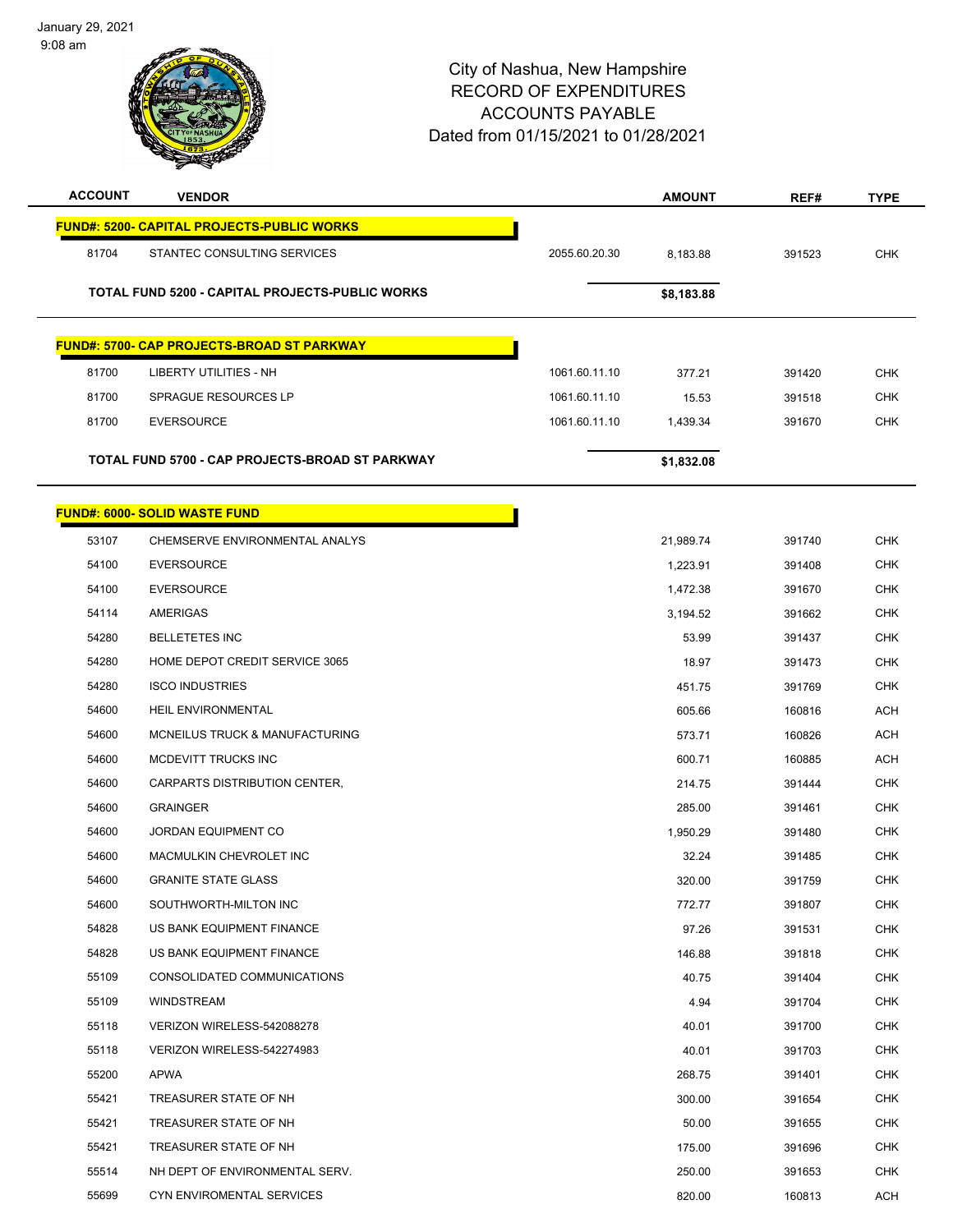January 29, 2021
9:08 am

# City of Nashua, New Hampshire
## RECORD OF EXPENDITURES
## ACCOUNTS PAYABLE
## Dated from 01/15/2021 to 01/28/2021

| ACCOUNT | VENDOR | | AMOUNT | REF# | TYPE |
|---|---|---|---|---|---|
| **FUND#: 5200- CAPITAL PROJECTS-PUBLIC WORKS** | | | | | |
| 81704 | STANTEC CONSULTING SERVICES | 2055.60.20.30 | 8,183.88 | 391523 | CHK |
| | **TOTAL FUND 5200 - CAPITAL PROJECTS-PUBLIC WORKS** | | **$8,183.88** | | |
| **FUND#: 5700- CAP PROJECTS-BROAD ST PARKWAY** | | | | | |
| 81700 | LIBERTY UTILITIES - NH | 1061.60.11.10 | 377.21 | 391420 | CHK |
| 81700 | SPRAGUE RESOURCES LP | 1061.60.11.10 | 15.53 | 391518 | CHK |
| 81700 | EVERSOURCE | 1061.60.11.10 | 1,439.34 | 391670 | CHK |
| | **TOTAL FUND 5700 - CAP PROJECTS-BROAD ST PARKWAY** | | **$1,832.08** | | |
| **FUND#: 6000- SOLID WASTE FUND** | | | | | |
| 53107 | CHEMSERVE ENVIRONMENTAL ANALYS | | 21,989.74 | 391740 | CHK |
| 54100 | EVERSOURCE | | 1,223.91 | 391408 | CHK |
| 54100 | EVERSOURCE | | 1,472.38 | 391670 | CHK |
| 54114 | AMERIGAS | | 3,194.52 | 391662 | CHK |
| 54280 | BELLETETES INC | | 53.99 | 391437 | CHK |
| 54280 | HOME DEPOT CREDIT SERVICE 3065 | | 18.97 | 391473 | CHK |
| 54280 | ISCO INDUSTRIES | | 451.75 | 391769 | CHK |
| 54600 | HEIL ENVIRONMENTAL | | 605.66 | 160816 | ACH |
| 54600 | MCNEILUS TRUCK & MANUFACTURING | | 573.71 | 160826 | ACH |
| 54600 | MCDEVITT TRUCKS INC | | 600.71 | 160885 | ACH |
| 54600 | CARPARTS DISTRIBUTION CENTER, | | 214.75 | 391444 | CHK |
| 54600 | GRAINGER | | 285.00 | 391461 | CHK |
| 54600 | JORDAN EQUIPMENT CO | | 1,950.29 | 391480 | CHK |
| 54600 | MACMULKIN CHEVROLET INC | | 32.24 | 391485 | CHK |
| 54600 | GRANITE STATE GLASS | | 320.00 | 391759 | CHK |
| 54600 | SOUTHWORTH-MILTON INC | | 772.77 | 391807 | CHK |
| 54828 | US BANK EQUIPMENT FINANCE | | 97.26 | 391531 | CHK |
| 54828 | US BANK EQUIPMENT FINANCE | | 146.88 | 391818 | CHK |
| 55109 | CONSOLIDATED COMMUNICATIONS | | 40.75 | 391404 | CHK |
| 55109 | WINDSTREAM | | 4.94 | 391704 | CHK |
| 55118 | VERIZON WIRELESS-542088278 | | 40.01 | 391700 | CHK |
| 55118 | VERIZON WIRELESS-542274983 | | 40.01 | 391703 | CHK |
| 55200 | APWA | | 268.75 | 391401 | CHK |
| 55421 | TREASURER STATE OF NH | | 300.00 | 391654 | CHK |
| 55421 | TREASURER STATE OF NH | | 50.00 | 391655 | CHK |
| 55421 | TREASURER STATE OF NH | | 175.00 | 391696 | CHK |
| 55514 | NH DEPT OF ENVIRONMENTAL SERV. | | 250.00 | 391653 | CHK |
| 55699 | CYN ENVIROMENTAL SERVICES | | 820.00 | 160813 | ACH |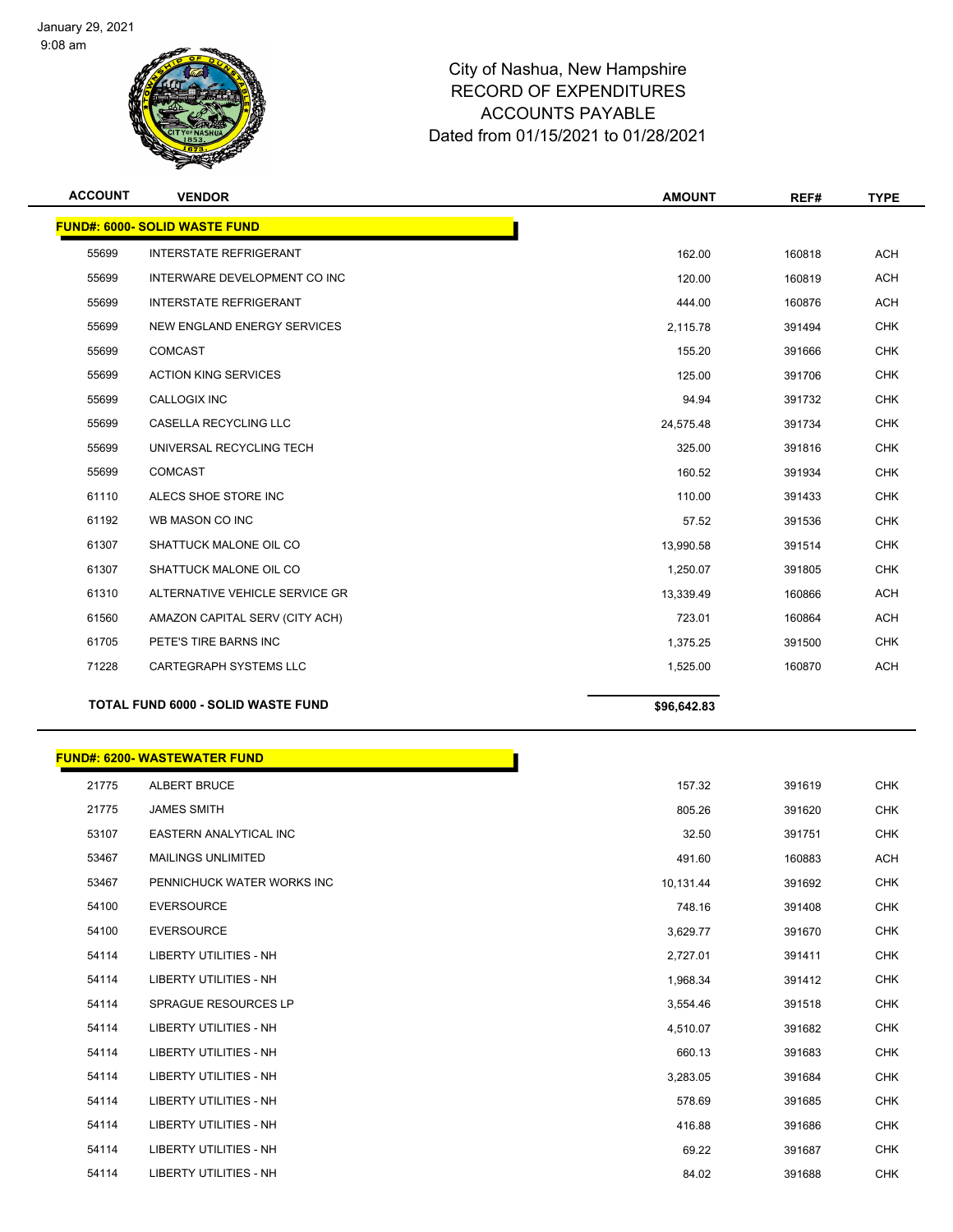January 29, 2021
9:08 am

# City of Nashua, New Hampshire
## RECORD OF EXPENDITURES
## ACCOUNTS PAYABLE
## Dated from 01/15/2021 to 01/28/2021

| ACCOUNT | VENDOR | AMOUNT | REF# | TYPE |
|---|---|---|---|---|
| **FUND#: 6000- SOLID WASTE FUND** | | | | |
| 55699 | INTERSTATE REFRIGERANT | 162.00 | 160818 | ACH |
| 55699 | INTERWARE DEVELOPMENT CO INC | 120.00 | 160819 | ACH |
| 55699 | INTERSTATE REFRIGERANT | 444.00 | 160876 | ACH |
| 55699 | NEW ENGLAND ENERGY SERVICES | 2,115.78 | 391494 | CHK |
| 55699 | COMCAST | 155.20 | 391666 | CHK |
| 55699 | ACTION KING SERVICES | 125.00 | 391706 | CHK |
| 55699 | CALLOGIX INC | 94.94 | 391732 | CHK |
| 55699 | CASELLA RECYCLING LLC | 24,575.48 | 391734 | CHK |
| 55699 | UNIVERSAL RECYCLING TECH | 325.00 | 391816 | CHK |
| 55699 | COMCAST | 160.52 | 391934 | CHK |
| 61110 | ALECS SHOE STORE INC | 110.00 | 391433 | CHK |
| 61192 | WB MASON CO INC | 57.52 | 391536 | CHK |
| 61307 | SHATTUCK MALONE OIL CO | 13,990.58 | 391514 | CHK |
| 61307 | SHATTUCK MALONE OIL CO | 1,250.07 | 391805 | CHK |
| 61310 | ALTERNATIVE VEHICLE SERVICE GR | 13,339.49 | 160866 | ACH |
| 61560 | AMAZON CAPITAL SERV (CITY ACH) | 723.01 | 160864 | ACH |
| 61705 | PETE'S TIRE BARNS INC | 1,375.25 | 391500 | CHK |
| 71228 | CARTEGRAPH SYSTEMS LLC | 1,525.00 | 160870 | ACH |
| **TOTAL FUND 6000 - SOLID WASTE FUND** | | **$96,642.83** | | |

| ACCOUNT | VENDOR | AMOUNT | REF# | TYPE |
|---|---|---|---|---|
| **FUND#: 6200- WASTEWATER FUND** | | | | |
| 21775 | ALBERT BRUCE | 157.32 | 391619 | CHK |
| 21775 | JAMES SMITH | 805.26 | 391620 | CHK |
| 53107 | EASTERN ANALYTICAL INC | 32.50 | 391751 | CHK |
| 53467 | MAILINGS UNLIMITED | 491.60 | 160883 | ACH |
| 53467 | PENNICHUCK WATER WORKS INC | 10,131.44 | 391692 | CHK |
| 54100 | EVERSOURCE | 748.16 | 391408 | CHK |
| 54100 | EVERSOURCE | 3,629.77 | 391670 | CHK |
| 54114 | LIBERTY UTILITIES - NH | 2,727.01 | 391411 | CHK |
| 54114 | LIBERTY UTILITIES - NH | 1,968.34 | 391412 | CHK |
| 54114 | SPRAGUE RESOURCES LP | 3,554.46 | 391518 | CHK |
| 54114 | LIBERTY UTILITIES - NH | 4,510.07 | 391682 | CHK |
| 54114 | LIBERTY UTILITIES - NH | 660.13 | 391683 | CHK |
| 54114 | LIBERTY UTILITIES - NH | 3,283.05 | 391684 | CHK |
| 54114 | LIBERTY UTILITIES - NH | 578.69 | 391685 | CHK |
| 54114 | LIBERTY UTILITIES - NH | 416.88 | 391686 | CHK |
| 54114 | LIBERTY UTILITIES - NH | 69.22 | 391687 | CHK |
| 54114 | LIBERTY UTILITIES - NH | 84.02 | 391688 | CHK |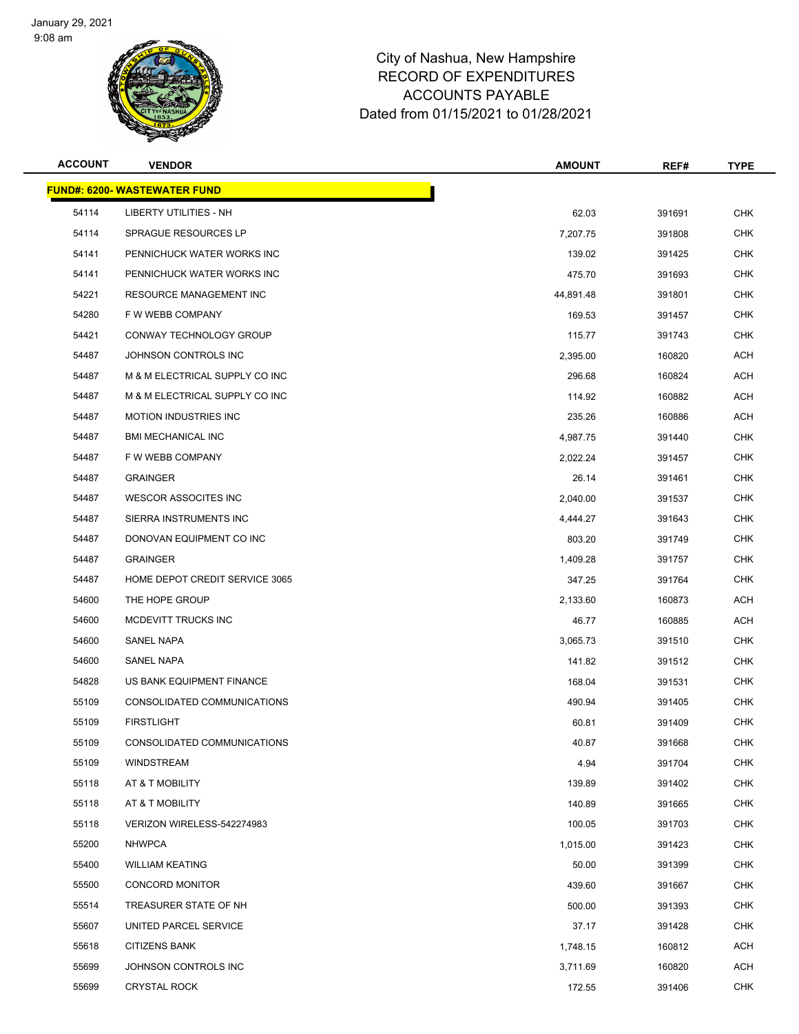# City of Nashua, New Hampshire
## RECORD OF EXPENDITURES
## ACCOUNTS PAYABLE
## Dated from 01/15/2021 to 01/28/2021

| ACCOUNT | VENDOR | AMOUNT | REF# | TYPE |
|---|---|---|---|---|
| **FUND#: 6200- WASTEWATER FUND** | | | | |
| 54114 | LIBERTY UTILITIES - NH | 62.03 | 391691 | CHK |
| 54114 | SPRAGUE RESOURCES LP | 7,207.75 | 391808 | CHK |
| 54141 | PENNICHUCK WATER WORKS INC | 139.02 | 391425 | CHK |
| 54141 | PENNICHUCK WATER WORKS INC | 475.70 | 391693 | CHK |
| 54221 | RESOURCE MANAGEMENT INC | 44,891.48 | 391801 | CHK |
| 54280 | F W WEBB COMPANY | 169.53 | 391457 | CHK |
| 54421 | CONWAY TECHNOLOGY GROUP | 115.77 | 391743 | CHK |
| 54487 | JOHNSON CONTROLS INC | 2,395.00 | 160820 | ACH |
| 54487 | M & M ELECTRICAL SUPPLY CO INC | 296.68 | 160824 | ACH |
| 54487 | M & M ELECTRICAL SUPPLY CO INC | 114.92 | 160882 | ACH |
| 54487 | MOTION INDUSTRIES INC | 235.26 | 160886 | ACH |
| 54487 | BMI MECHANICAL INC | 4,987.75 | 391440 | CHK |
| 54487 | F W WEBB COMPANY | 2,022.24 | 391457 | CHK |
| 54487 | GRAINGER | 26.14 | 391461 | CHK |
| 54487 | WESCOR ASSOCITES INC | 2,040.00 | 391537 | CHK |
| 54487 | SIERRA INSTRUMENTS INC | 4,444.27 | 391643 | CHK |
| 54487 | DONOVAN EQUIPMENT CO INC | 803.20 | 391749 | CHK |
| 54487 | GRAINGER | 1,409.28 | 391757 | CHK |
| 54487 | HOME DEPOT CREDIT SERVICE 3065 | 347.25 | 391764 | CHK |
| 54600 | THE HOPE GROUP | 2,133.60 | 160873 | ACH |
| 54600 | MCDEVITT TRUCKS INC | 46.77 | 160885 | ACH |
| 54600 | SANEL NAPA | 3,065.73 | 391510 | CHK |
| 54600 | SANEL NAPA | 141.82 | 391512 | CHK |
| 54828 | US BANK EQUIPMENT FINANCE | 168.04 | 391531 | CHK |
| 55109 | CONSOLIDATED COMMUNICATIONS | 490.94 | 391405 | CHK |
| 55109 | FIRSTLIGHT | 60.81 | 391409 | CHK |
| 55109 | CONSOLIDATED COMMUNICATIONS | 40.87 | 391668 | CHK |
| 55109 | WINDSTREAM | 4.94 | 391704 | CHK |
| 55118 | AT & T MOBILITY | 139.89 | 391402 | CHK |
| 55118 | AT & T MOBILITY | 140.89 | 391665 | CHK |
| 55118 | VERIZON WIRELESS-542274983 | 100.05 | 391703 | CHK |
| 55200 | NHWPCA | 1,015.00 | 391423 | CHK |
| 55400 | WILLIAM KEATING | 50.00 | 391399 | CHK |
| 55500 | CONCORD MONITOR | 439.60 | 391667 | CHK |
| 55514 | TREASURER STATE OF NH | 500.00 | 391393 | CHK |
| 55607 | UNITED PARCEL SERVICE | 37.17 | 391428 | CHK |
| 55618 | CITIZENS BANK | 1,748.15 | 160812 | ACH |
| 55699 | JOHNSON CONTROLS INC | 3,711.69 | 160820 | ACH |
| 55699 | CRYSTAL ROCK | 172.55 | 391406 | CHK |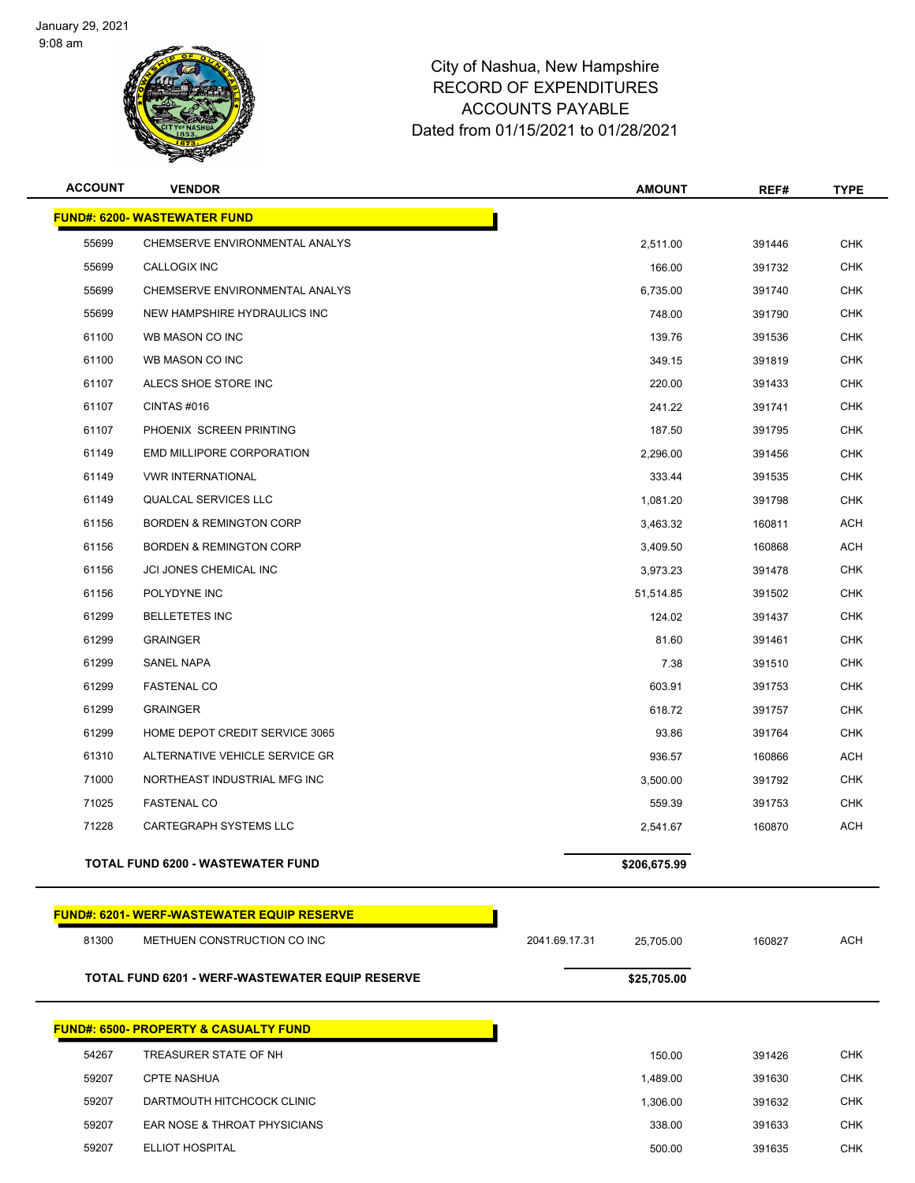City of Nashua, New Hampshire
RECORD OF EXPENDITURES
ACCOUNTS PAYABLE
Dated from 01/15/2021 to 01/28/2021

| ACCOUNT | VENDOR | | AMOUNT | REF# | TYPE |
|---|---|---|---|---|---|
| **FUND#: 6200- WASTEWATER FUND** | | | | | |
| 55699 | CHEMSERVE ENVIRONMENTAL ANALYS | | 2,511.00 | 391446 | CHK |
| 55699 | CALLOGIX INC | | 166.00 | 391732 | CHK |
| 55699 | CHEMSERVE ENVIRONMENTAL ANALYS | | 6,735.00 | 391740 | CHK |
| 55699 | NEW HAMPSHIRE HYDRAULICS INC | | 748.00 | 391790 | CHK |
| 61100 | WB MASON CO INC | | 139.76 | 391536 | CHK |
| 61100 | WB MASON CO INC | | 349.15 | 391819 | CHK |
| 61107 | ALECS SHOE STORE INC | | 220.00 | 391433 | CHK |
| 61107 | CINTAS #016 | | 241.22 | 391741 | CHK |
| 61107 | PHOENIX SCREEN PRINTING | | 187.50 | 391795 | CHK |
| 61149 | EMD MILLIPORE CORPORATION | | 2,296.00 | 391456 | CHK |
| 61149 | VWR INTERNATIONAL | | 333.44 | 391535 | CHK |
| 61149 | QUALCAL SERVICES LLC | | 1,081.20 | 391798 | CHK |
| 61156 | BORDEN & REMINGTON CORP | | 3,463.32 | 160811 | ACH |
| 61156 | BORDEN & REMINGTON CORP | | 3,409.50 | 160868 | ACH |
| 61156 | JCI JONES CHEMICAL INC | | 3,973.23 | 391478 | CHK |
| 61156 | POLYDYNE INC | | 51,514.85 | 391502 | CHK |
| 61299 | BELLETETES INC | | 124.02 | 391437 | CHK |
| 61299 | GRAINGER | | 81.60 | 391461 | CHK |
| 61299 | SANEL NAPA | | 7.38 | 391510 | CHK |
| 61299 | FASTENAL CO | | 603.91 | 391753 | CHK |
| 61299 | GRAINGER | | 618.72 | 391757 | CHK |
| 61299 | HOME DEPOT CREDIT SERVICE 3065 | | 93.86 | 391764 | CHK |
| 61310 | ALTERNATIVE VEHICLE SERVICE GR | | 936.57 | 160866 | ACH |
| 71000 | NORTHEAST INDUSTRIAL MFG INC | | 3,500.00 | 391792 | CHK |
| 71025 | FASTENAL CO | | 559.39 | 391753 | CHK |
| 71228 | CARTEGRAPH SYSTEMS LLC | | 2,541.67 | 160870 | ACH |
| **TOTAL FUND 6200 - WASTEWATER FUND** | | | **$206,675.99** | | |
| **FUND#: 6201- WERF-WASTEWATER EQUIP RESERVE** | | | | | |
| 81300 | METHUEN CONSTRUCTION CO INC | 2041.69.17.31 | 25,705.00 | 160827 | ACH |
| **TOTAL FUND 6201 - WERF-WASTEWATER EQUIP RESERVE** | | | **$25,705.00** | | |
| **FUND#: 6500- PROPERTY & CASUALTY FUND** | | | | | |
| 54267 | TREASURER STATE OF NH | | 150.00 | 391426 | CHK |
| 59207 | CPTE NASHUA | | 1,489.00 | 391630 | CHK |
| 59207 | DARTMOUTH HITCHCOCK CLINIC | | 1,306.00 | 391632 | CHK |
| 59207 | EAR NOSE & THROAT PHYSICIANS | | 338.00 | 391633 | CHK |
| 59207 | ELLIOT HOSPITAL | | 500.00 | 391635 | CHK |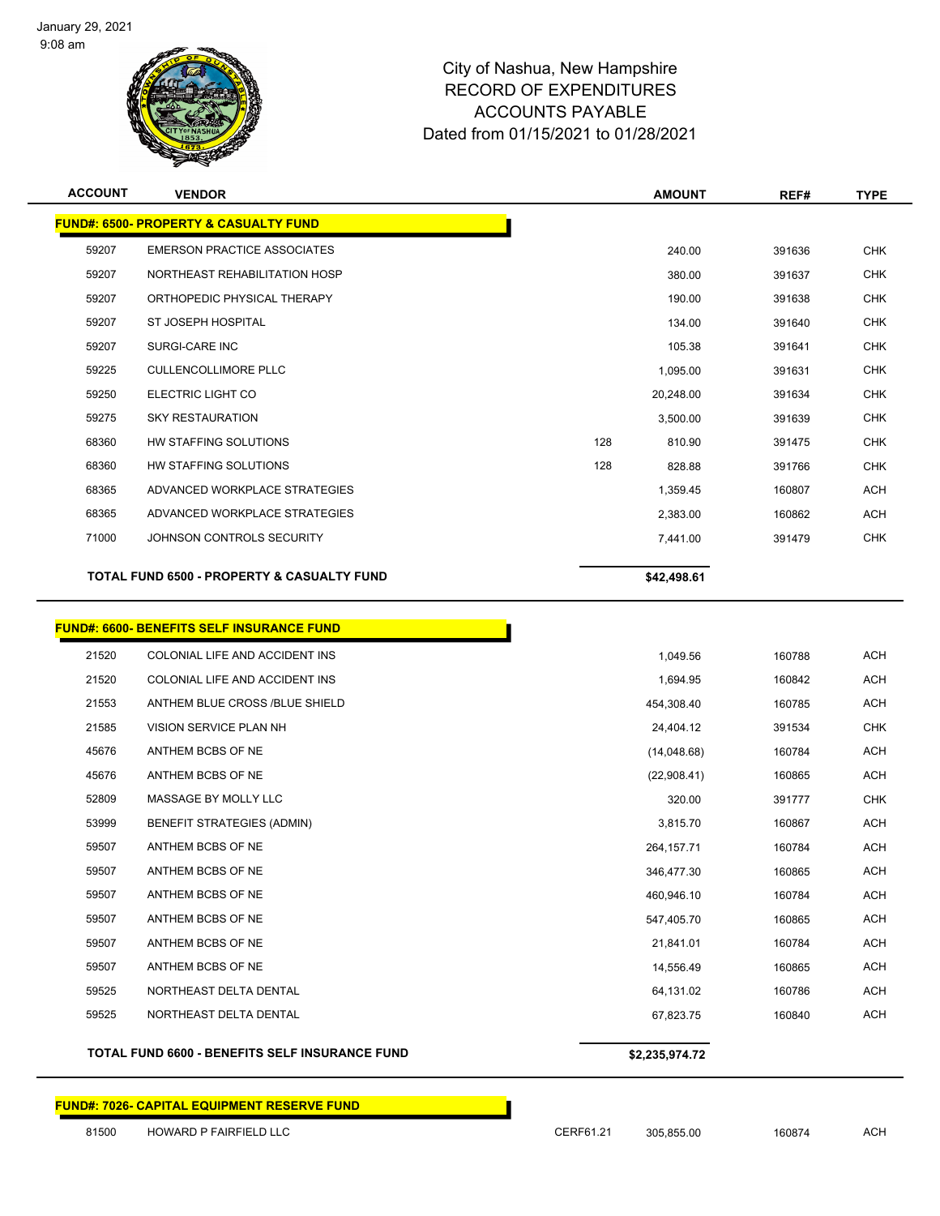# City of Nashua, New Hampshire
## RECORD OF EXPENDITURES
## ACCOUNTS PAYABLE
## Dated from 01/15/2021 to 01/28/2021

| ACCOUNT | VENDOR | | AMOUNT | REF# | TYPE |
|---|---|---|---|---|---|
| **FUND#: 6500- PROPERTY & CASUALTY FUND** | | | | | |
| 59207 | EMERSON PRACTICE ASSOCIATES | | 240.00 | 391636 | CHK |
| 59207 | NORTHEAST REHABILITATION HOSP | | 380.00 | 391637 | CHK |
| 59207 | ORTHOPEDIC PHYSICAL THERAPY | | 190.00 | 391638 | CHK |
| 59207 | ST JOSEPH HOSPITAL | | 134.00 | 391640 | CHK |
| 59207 | SURGI-CARE INC | | 105.38 | 391641 | CHK |
| 59225 | CULLENCOLLIMORE PLLC | | 1,095.00 | 391631 | CHK |
| 59250 | ELECTRIC LIGHT CO | | 20,248.00 | 391634 | CHK |
| 59275 | SKY RESTAURATION | | 3,500.00 | 391639 | CHK |
| 68360 | HW STAFFING SOLUTIONS | 128 | 810.90 | 391475 | CHK |
| 68360 | HW STAFFING SOLUTIONS | 128 | 828.88 | 391766 | CHK |
| 68365 | ADVANCED WORKPLACE STRATEGIES | | 1,359.45 | 160807 | ACH |
| 68365 | ADVANCED WORKPLACE STRATEGIES | | 2,383.00 | 160862 | ACH |
| 71000 | JOHNSON CONTROLS SECURITY | | 7,441.00 | 391479 | CHK |
| | **TOTAL FUND 6500 - PROPERTY & CASUALTY FUND** | | **$42,498.61** | | |
| **FUND#: 6600- BENEFITS SELF INSURANCE FUND** | | | | | |
| 21520 | COLONIAL LIFE AND ACCIDENT INS | | 1,049.56 | 160788 | ACH |
| 21520 | COLONIAL LIFE AND ACCIDENT INS | | 1,694.95 | 160842 | ACH |
| 21553 | ANTHEM BLUE CROSS /BLUE SHIELD | | 454,308.40 | 160785 | ACH |
| 21585 | VISION SERVICE PLAN NH | | 24,404.12 | 391534 | CHK |
| 45676 | ANTHEM BCBS OF NE | | (14,048.68) | 160784 | ACH |
| 45676 | ANTHEM BCBS OF NE | | (22,908.41) | 160865 | ACH |
| 52809 | MASSAGE BY MOLLY LLC | | 320.00 | 391777 | CHK |
| 53999 | BENEFIT STRATEGIES (ADMIN) | | 3,815.70 | 160867 | ACH |
| 59507 | ANTHEM BCBS OF NE | | 264,157.71 | 160784 | ACH |
| 59507 | ANTHEM BCBS OF NE | | 346,477.30 | 160865 | ACH |
| 59507 | ANTHEM BCBS OF NE | | 460,946.10 | 160784 | ACH |
| 59507 | ANTHEM BCBS OF NE | | 547,405.70 | 160865 | ACH |
| 59507 | ANTHEM BCBS OF NE | | 21,841.01 | 160784 | ACH |
| 59507 | ANTHEM BCBS OF NE | | 14,556.49 | 160865 | ACH |
| 59525 | NORTHEAST DELTA DENTAL | | 64,131.02 | 160786 | ACH |
| 59525 | NORTHEAST DELTA DENTAL | | 67,823.75 | 160840 | ACH |
| | **TOTAL FUND 6600 - BENEFITS SELF INSURANCE FUND** | | **$2,235,974.72** | | |
| **FUND#: 7026- CAPITAL EQUIPMENT RESERVE FUND** | | | | | |
| 81500 | HOWARD P FAIRFIELD LLC | CERF61.21 | 305,855.00 | 160874 | ACH |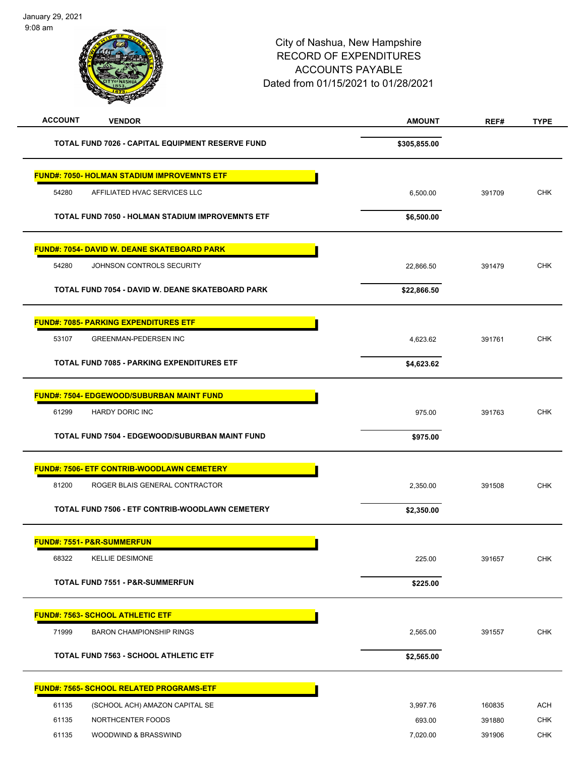City of Nashua, New Hampshire
RECORD OF EXPENDITURES
ACCOUNTS PAYABLE
Dated from 01/15/2021 to 01/28/2021

| ACCOUNT | VENDOR | AMOUNT | REF# | TYPE |
|---|---|---|---|---|
| | **TOTAL FUND 7026 - CAPITAL EQUIPMENT RESERVE FUND** | **$305,855.00** | | |
| **FUND#: 7050- HOLMAN STADIUM IMPROVEMNTS ETF** | | | | |
| 54280 | AFFILIATED HVAC SERVICES LLC | 6,500.00 | 391709 | CHK |
| | **TOTAL FUND 7050 - HOLMAN STADIUM IMPROVEMNTS ETF** | **$6,500.00** | | |
| **FUND#: 7054- DAVID W. DEANE SKATEBOARD PARK** | | | | |
| 54280 | JOHNSON CONTROLS SECURITY | 22,866.50 | 391479 | CHK |
| | **TOTAL FUND 7054 - DAVID W. DEANE SKATEBOARD PARK** | **$22,866.50** | | |
| **FUND#: 7085- PARKING EXPENDITURES ETF** | | | | |
| 53107 | GREENMAN-PEDERSEN INC | 4,623.62 | 391761 | CHK |
| | **TOTAL FUND 7085 - PARKING EXPENDITURES ETF** | **$4,623.62** | | |
| **FUND#: 7504- EDGEWOOD/SUBURBAN MAINT FUND** | | | | |
| 61299 | HARDY DORIC INC | 975.00 | 391763 | CHK |
| | **TOTAL FUND 7504 - EDGEWOOD/SUBURBAN MAINT FUND** | **$975.00** | | |
| **FUND#: 7506- ETF CONTRIB-WOODLAWN CEMETERY** | | | | |
| 81200 | ROGER BLAIS GENERAL CONTRACTOR | 2,350.00 | 391508 | CHK |
| | **TOTAL FUND 7506 - ETF CONTRIB-WOODLAWN CEMETERY** | **$2,350.00** | | |
| **FUND#: 7551- P&R-SUMMERFUN** | | | | |
| 68322 | KELLIE DESIMONE | 225.00 | 391657 | CHK |
| | **TOTAL FUND 7551 - P&R-SUMMERFUN** | **$225.00** | | |
| **FUND#: 7563- SCHOOL ATHLETIC ETF** | | | | |
| 71999 | BARON CHAMPIONSHIP RINGS | 2,565.00 | 391557 | CHK |
| | **TOTAL FUND 7563 - SCHOOL ATHLETIC ETF** | **$2,565.00** | | |
| **FUND#: 7565- SCHOOL RELATED PROGRAMS-ETF** | | | | |
| 61135 | (SCHOOL ACH) AMAZON CAPITAL SE | 3,997.76 | 160835 | ACH |
| 61135 | NORTHCENTER FOODS | 693.00 | 391880 | CHK |
| 61135 | WOODWIND & BRASSWIND | 7,020.00 | 391906 | CHK |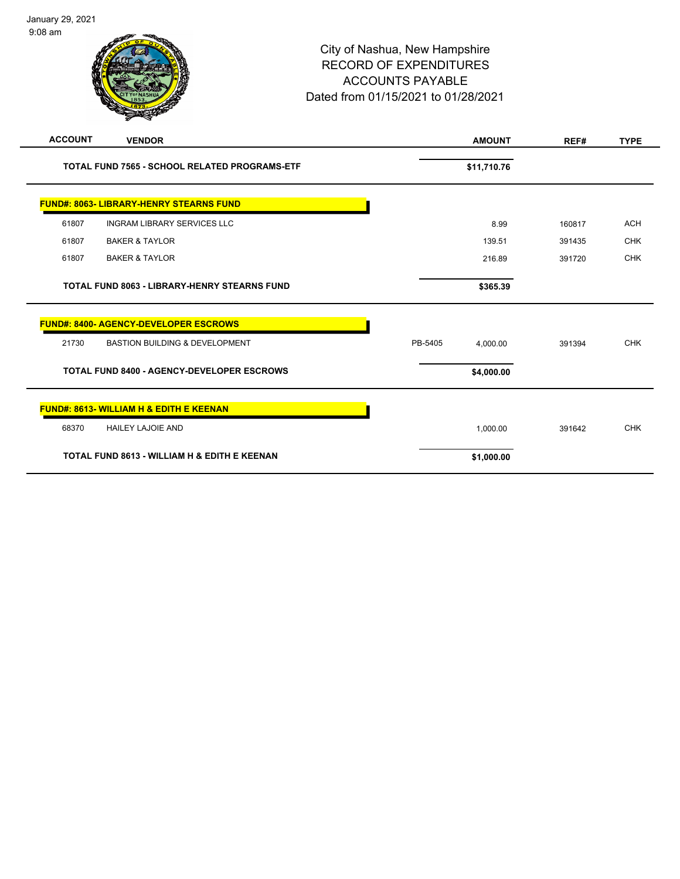January 29, 2021
9:08 am

City of Nashua, New Hampshire
RECORD OF EXPENDITURES
ACCOUNTS PAYABLE
Dated from 01/15/2021 to 01/28/2021

| ACCOUNT | VENDOR | | AMOUNT | REF# | TYPE |
|---|---|---|---|---|---|
| | **TOTAL FUND 7565 - SCHOOL RELATED PROGRAMS-ETF** | | **$11,710.76** | | |
| | **FUND#: 8063- LIBRARY-HENRY STEARNS FUND** | | | | |
| 61807 | INGRAM LIBRARY SERVICES LLC | | 8.99 | 160817 | ACH |
| 61807 | BAKER & TAYLOR | | 139.51 | 391435 | CHK |
| 61807 | BAKER & TAYLOR | | 216.89 | 391720 | CHK |
| | **TOTAL FUND 8063 - LIBRARY-HENRY STEARNS FUND** | | **$365.39** | | |
| | **FUND#: 8400- AGENCY-DEVELOPER ESCROWS** | | | | |
| 21730 | BASTION BUILDING & DEVELOPMENT | PB-5405 | 4,000.00 | 391394 | CHK |
| | **TOTAL FUND 8400 - AGENCY-DEVELOPER ESCROWS** | | **$4,000.00** | | |
| | **FUND#: 8613- WILLIAM H & EDITH E KEENAN** | | | | |
| 68370 | HAILEY LAJOIE AND | | 1,000.00 | 391642 | CHK |
| | **TOTAL FUND 8613 - WILLIAM H & EDITH E KEENAN** | | **$1,000.00** | | |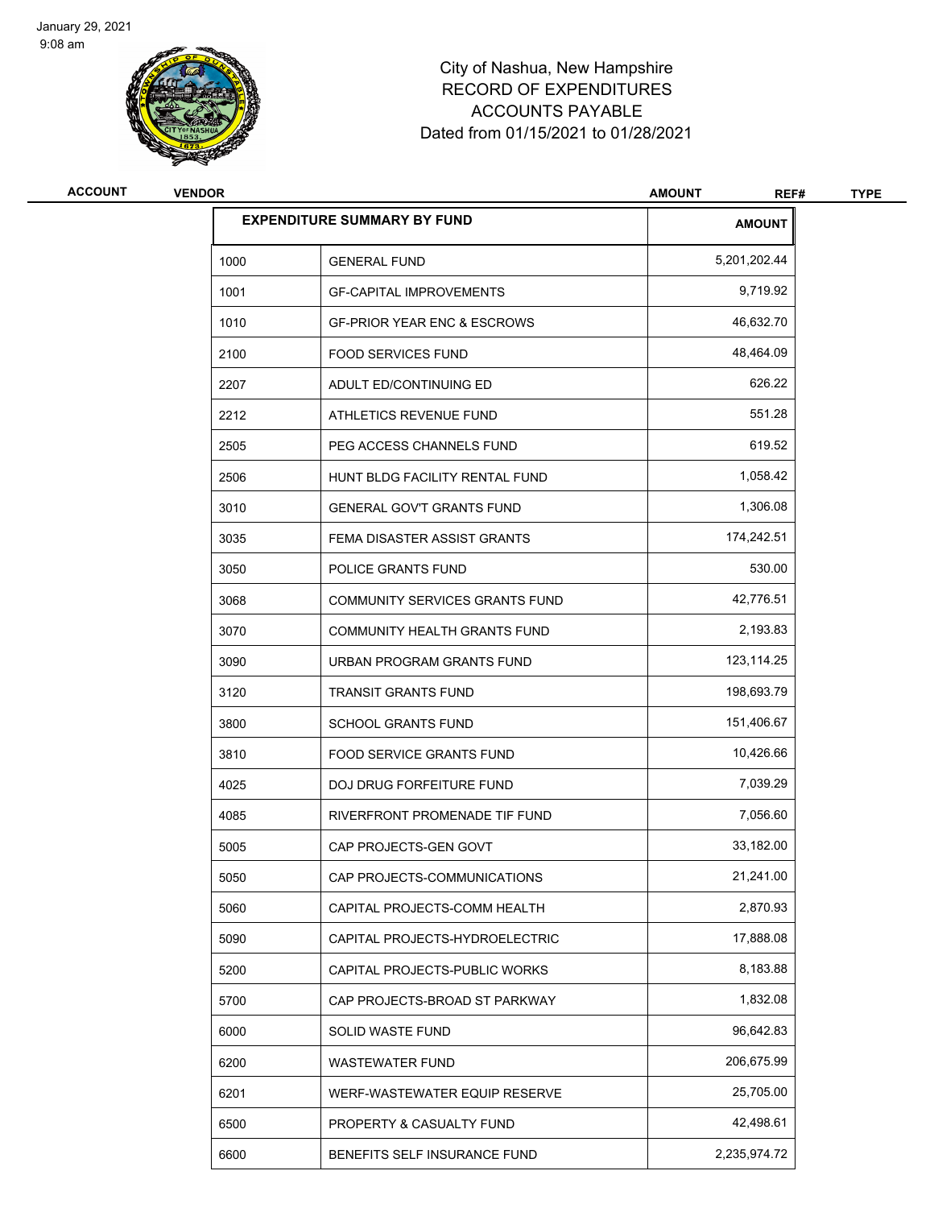January 29, 2021
9:08 am

City of Nashua, New Hampshire
RECORD OF EXPENDITURES
ACCOUNTS PAYABLE
Dated from 01/15/2021 to 01/28/2021

| ACCOUNT | VENDOR | AMOUNT | REF# | TYPE |
|---|---|---|---|---|

| EXPENDITURE SUMMARY BY FUND | | AMOUNT |
|---|---|---|
| 1000 | GENERAL FUND | 5,201,202.44 |
| 1001 | GF-CAPITAL IMPROVEMENTS | 9,719.92 |
| 1010 | GF-PRIOR YEAR ENC & ESCROWS | 46,632.70 |
| 2100 | FOOD SERVICES FUND | 48,464.09 |
| 2207 | ADULT ED/CONTINUING ED | 626.22 |
| 2212 | ATHLETICS REVENUE FUND | 551.28 |
| 2505 | PEG ACCESS CHANNELS FUND | 619.52 |
| 2506 | HUNT BLDG FACILITY RENTAL FUND | 1,058.42 |
| 3010 | GENERAL GOV'T GRANTS FUND | 1,306.08 |
| 3035 | FEMA DISASTER ASSIST GRANTS | 174,242.51 |
| 3050 | POLICE GRANTS FUND | 530.00 |
| 3068 | COMMUNITY SERVICES GRANTS FUND | 42,776.51 |
| 3070 | COMMUNITY HEALTH GRANTS FUND | 2,193.83 |
| 3090 | URBAN PROGRAM GRANTS FUND | 123,114.25 |
| 3120 | TRANSIT GRANTS FUND | 198,693.79 |
| 3800 | SCHOOL GRANTS FUND | 151,406.67 |
| 3810 | FOOD SERVICE GRANTS FUND | 10,426.66 |
| 4025 | DOJ DRUG FORFEITURE FUND | 7,039.29 |
| 4085 | RIVERFRONT PROMENADE TIF FUND | 7,056.60 |
| 5005 | CAP PROJECTS-GEN GOVT | 33,182.00 |
| 5050 | CAP PROJECTS-COMMUNICATIONS | 21,241.00 |
| 5060 | CAPITAL PROJECTS-COMM HEALTH | 2,870.93 |
| 5090 | CAPITAL PROJECTS-HYDROELECTRIC | 17,888.08 |
| 5200 | CAPITAL PROJECTS-PUBLIC WORKS | 8,183.88 |
| 5700 | CAP PROJECTS-BROAD ST PARKWAY | 1,832.08 |
| 6000 | SOLID WASTE FUND | 96,642.83 |
| 6200 | WASTEWATER FUND | 206,675.99 |
| 6201 | WERF-WASTEWATER EQUIP RESERVE | 25,705.00 |
| 6500 | PROPERTY & CASUALTY FUND | 42,498.61 |
| 6600 | BENEFITS SELF INSURANCE FUND | 2,235,974.72 |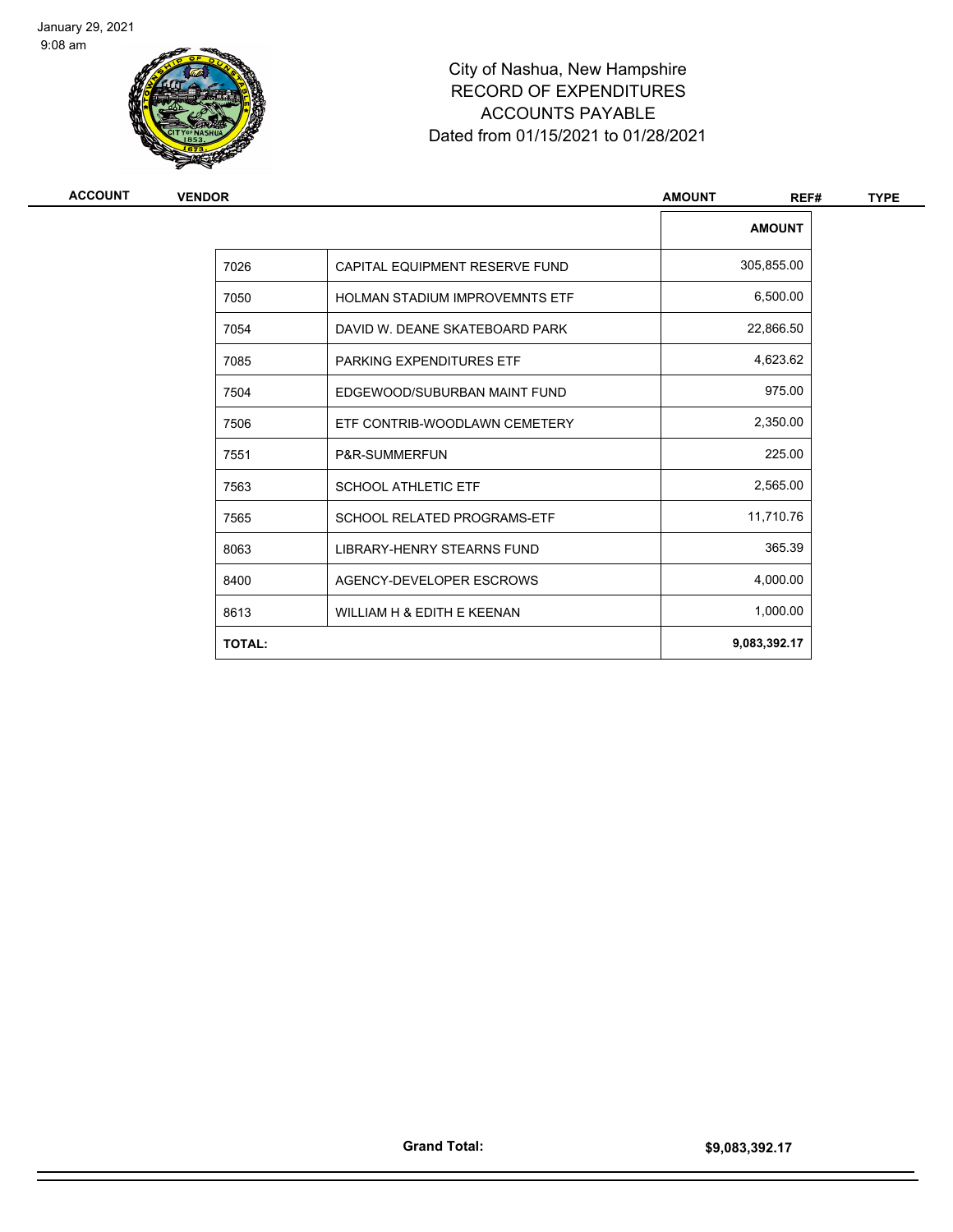City of Nashua, New Hampshire
RECORD OF EXPENDITURES
ACCOUNTS PAYABLE
Dated from 01/15/2021 to 01/28/2021

| ACCOUNT | VENDOR | AMOUNT | REF# | TYPE |
|---|---|---|---|---|

| | | AMOUNT |
|---|---|---|
| 7026 | CAPITAL EQUIPMENT RESERVE FUND | 305,855.00 |
| 7050 | HOLMAN STADIUM IMPROVEMNTS ETF | 6,500.00 |
| 7054 | DAVID W. DEANE SKATEBOARD PARK | 22,866.50 |
| 7085 | PARKING EXPENDITURES ETF | 4,623.62 |
| 7504 | EDGEWOOD/SUBURBAN MAINT FUND | 975.00 |
| 7506 | ETF CONTRIB-WOODLAWN CEMETERY | 2,350.00 |
| 7551 | P&R-SUMMERFUN | 225.00 |
| 7563 | SCHOOL ATHLETIC ETF | 2,565.00 |
| 7565 | SCHOOL RELATED PROGRAMS-ETF | 11,710.76 |
| 8063 | LIBRARY-HENRY STEARNS FUND | 365.39 |
| 8400 | AGENCY-DEVELOPER ESCROWS | 4,000.00 |
| 8613 | WILLIAM H & EDITH E KEENAN | 1,000.00 |
| **TOTAL:** | | **9,083,392.17** |

**Grand Total:** **$9,083,392.17**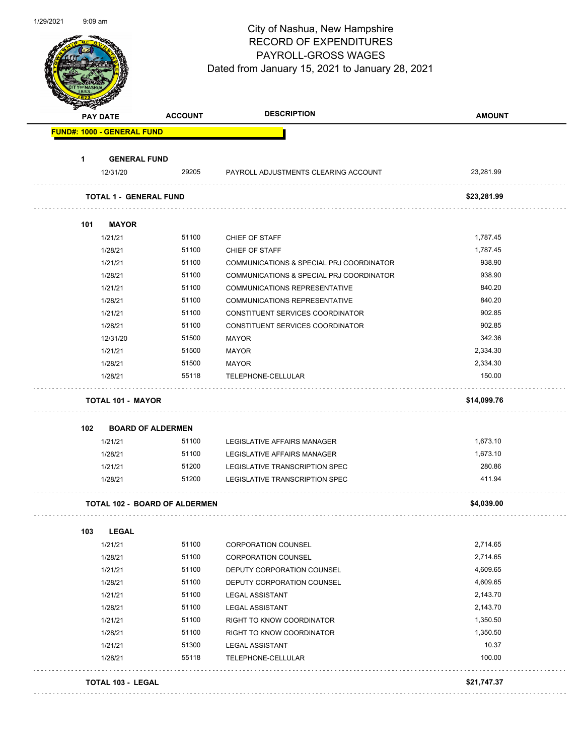# City of Nashua, New Hampshire
## RECORD OF EXPENDITURES
## PAYROLL-GROSS WAGES
### Dated from January 15, 2021 to January 28, 2021

**FUND#: 1000 - GENERAL FUND**

| PAY DATE | ACCOUNT | DESCRIPTION | AMOUNT |
|---|---|---|---|
| **1 GENERAL FUND** | | | |
| 12/31/20 | 29205 | PAYROLL ADJUSTMENTS CLEARING ACCOUNT | 23,281.99 |
| **TOTAL 1 - GENERAL FUND** | | | **$23,281.99** |
| **101 MAYOR** | | | |
| 1/21/21 | 51100 | CHIEF OF STAFF | 1,787.45 |
| 1/28/21 | 51100 | CHIEF OF STAFF | 1,787.45 |
| 1/21/21 | 51100 | COMMUNICATIONS & SPECIAL PRJ COORDINATOR | 938.90 |
| 1/28/21 | 51100 | COMMUNICATIONS & SPECIAL PRJ COORDINATOR | 938.90 |
| 1/21/21 | 51100 | COMMUNICATIONS REPRESENTATIVE | 840.20 |
| 1/28/21 | 51100 | COMMUNICATIONS REPRESENTATIVE | 840.20 |
| 1/21/21 | 51100 | CONSTITUENT SERVICES COORDINATOR | 902.85 |
| 1/28/21 | 51100 | CONSTITUENT SERVICES COORDINATOR | 902.85 |
| 12/31/20 | 51500 | MAYOR | 342.36 |
| 1/21/21 | 51500 | MAYOR | 2,334.30 |
| 1/28/21 | 51500 | MAYOR | 2,334.30 |
| 1/28/21 | 55118 | TELEPHONE-CELLULAR | 150.00 |
| **TOTAL 101 - MAYOR** | | | **$14,099.76** |
| **102 BOARD OF ALDERMEN** | | | |
| 1/21/21 | 51100 | LEGISLATIVE AFFAIRS MANAGER | 1,673.10 |
| 1/28/21 | 51100 | LEGISLATIVE AFFAIRS MANAGER | 1,673.10 |
| 1/21/21 | 51200 | LEGISLATIVE TRANSCRIPTION SPEC | 280.86 |
| 1/28/21 | 51200 | LEGISLATIVE TRANSCRIPTION SPEC | 411.94 |
| **TOTAL 102 - BOARD OF ALDERMEN** | | | **$4,039.00** |
| **103 LEGAL** | | | |
| 1/21/21 | 51100 | CORPORATION COUNSEL | 2,714.65 |
| 1/28/21 | 51100 | CORPORATION COUNSEL | 2,714.65 |
| 1/21/21 | 51100 | DEPUTY CORPORATION COUNSEL | 4,609.65 |
| 1/28/21 | 51100 | DEPUTY CORPORATION COUNSEL | 4,609.65 |
| 1/21/21 | 51100 | LEGAL ASSISTANT | 2,143.70 |
| 1/28/21 | 51100 | LEGAL ASSISTANT | 2,143.70 |
| 1/21/21 | 51100 | RIGHT TO KNOW COORDINATOR | 1,350.50 |
| 1/28/21 | 51100 | RIGHT TO KNOW COORDINATOR | 1,350.50 |
| 1/21/21 | 51300 | LEGAL ASSISTANT | 10.37 |
| 1/28/21 | 55118 | TELEPHONE-CELLULAR | 100.00 |
| **TOTAL 103 - LEGAL** | | | **$21,747.37** |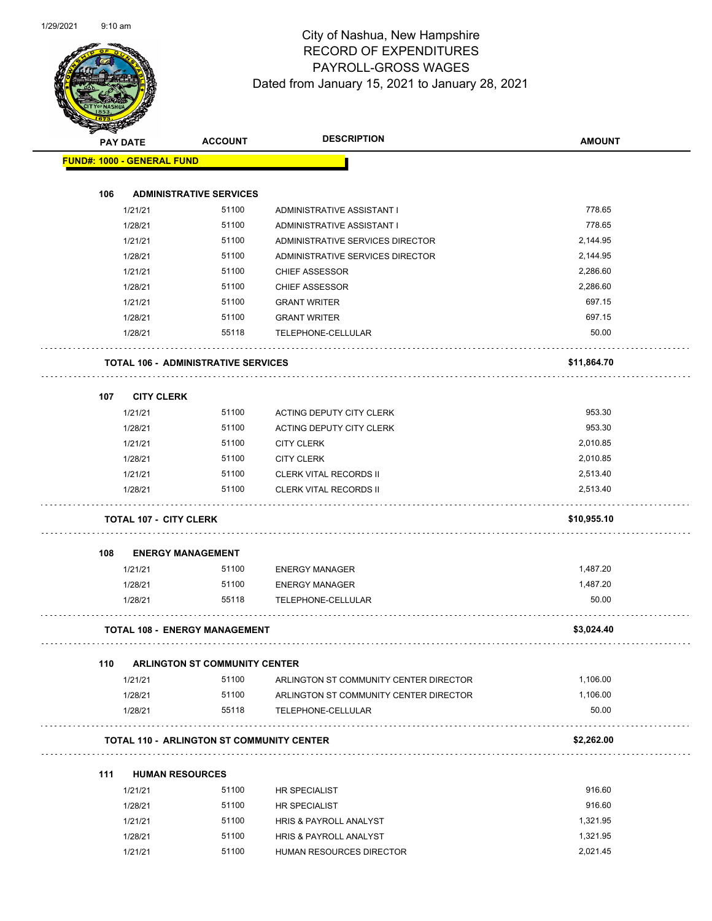# City of Nashua, New Hampshire
## RECORD OF EXPENDITURES
## PAYROLL-GROSS WAGES
### Dated from January 15, 2021 to January 28, 2021

1/29/2021 9:10 am

| PAY DATE | ACCOUNT | DESCRIPTION | AMOUNT |
|---|---|---|---|
| **FUND#: 1000 - GENERAL FUND** | | | |
| **106 ADMINISTRATIVE SERVICES** | | | |
| 1/21/21 | 51100 | ADMINISTRATIVE ASSISTANT I | 778.65 |
| 1/28/21 | 51100 | ADMINISTRATIVE ASSISTANT I | 778.65 |
| 1/21/21 | 51100 | ADMINISTRATIVE SERVICES DIRECTOR | 2,144.95 |
| 1/28/21 | 51100 | ADMINISTRATIVE SERVICES DIRECTOR | 2,144.95 |
| 1/21/21 | 51100 | CHIEF ASSESSOR | 2,286.60 |
| 1/28/21 | 51100 | CHIEF ASSESSOR | 2,286.60 |
| 1/21/21 | 51100 | GRANT WRITER | 697.15 |
| 1/28/21 | 51100 | GRANT WRITER | 697.15 |
| 1/28/21 | 55118 | TELEPHONE-CELLULAR | 50.00 |
| **TOTAL 106 - ADMINISTRATIVE SERVICES** | | | **$11,864.70** |
| **107 CITY CLERK** | | | |
| 1/21/21 | 51100 | ACTING DEPUTY CITY CLERK | 953.30 |
| 1/28/21 | 51100 | ACTING DEPUTY CITY CLERK | 953.30 |
| 1/21/21 | 51100 | CITY CLERK | 2,010.85 |
| 1/28/21 | 51100 | CITY CLERK | 2,010.85 |
| 1/21/21 | 51100 | CLERK VITAL RECORDS II | 2,513.40 |
| 1/28/21 | 51100 | CLERK VITAL RECORDS II | 2,513.40 |
| **TOTAL 107 - CITY CLERK** | | | **$10,955.10** |
| **108 ENERGY MANAGEMENT** | | | |
| 1/21/21 | 51100 | ENERGY MANAGER | 1,487.20 |
| 1/28/21 | 51100 | ENERGY MANAGER | 1,487.20 |
| 1/28/21 | 55118 | TELEPHONE-CELLULAR | 50.00 |
| **TOTAL 108 - ENERGY MANAGEMENT** | | | **$3,024.40** |
| **110 ARLINGTON ST COMMUNITY CENTER** | | | |
| 1/21/21 | 51100 | ARLINGTON ST COMMUNITY CENTER DIRECTOR | 1,106.00 |
| 1/28/21 | 51100 | ARLINGTON ST COMMUNITY CENTER DIRECTOR | 1,106.00 |
| 1/28/21 | 55118 | TELEPHONE-CELLULAR | 50.00 |
| **TOTAL 110 - ARLINGTON ST COMMUNITY CENTER** | | | **$2,262.00** |
| **111 HUMAN RESOURCES** | | | |
| 1/21/21 | 51100 | HR SPECIALIST | 916.60 |
| 1/28/21 | 51100 | HR SPECIALIST | 916.60 |
| 1/21/21 | 51100 | HRIS & PAYROLL ANALYST | 1,321.95 |
| 1/28/21 | 51100 | HRIS & PAYROLL ANALYST | 1,321.95 |
| 1/21/21 | 51100 | HUMAN RESOURCES DIRECTOR | 2,021.45 |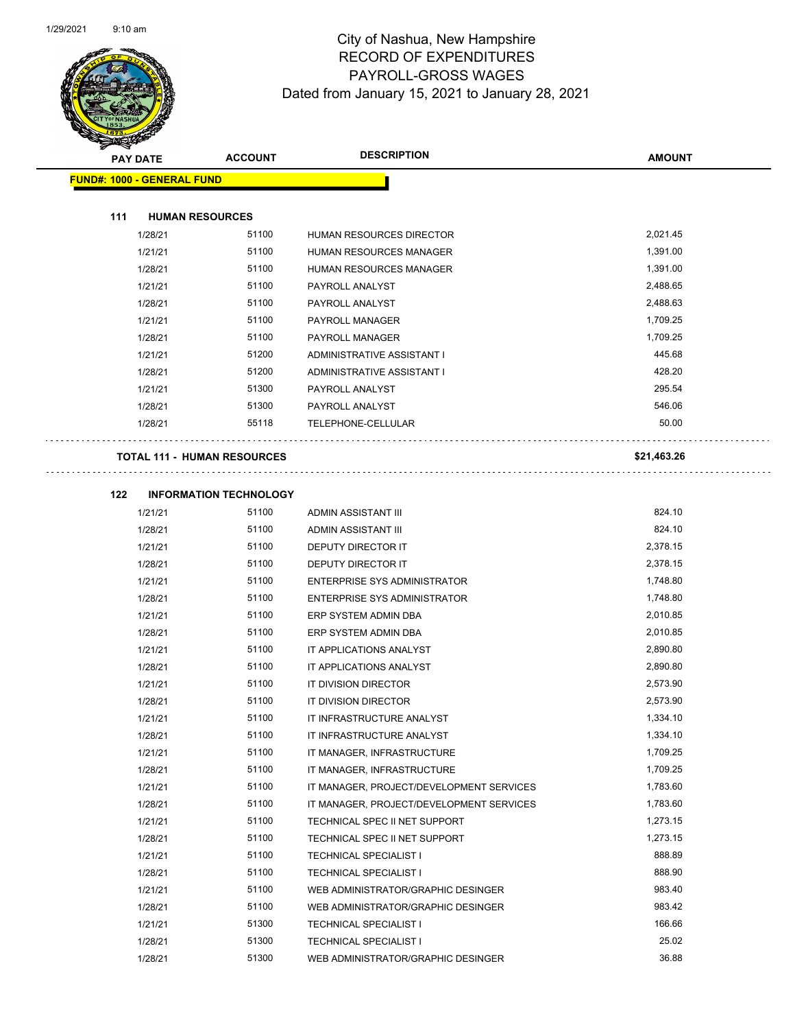# City of Nashua, New Hampshire
## RECORD OF EXPENDITURES
## PAYROLL-GROSS WAGES
## Dated from January 15, 2021 to January 28, 2021

| PAY DATE | ACCOUNT | DESCRIPTION | AMOUNT |
|---|---|---|---|
| **FUND#: 1000 - GENERAL FUND** | | | |
| **111 HUMAN RESOURCES** | | | |
| 1/28/21 | 51100 | HUMAN RESOURCES DIRECTOR | 2,021.45 |
| 1/21/21 | 51100 | HUMAN RESOURCES MANAGER | 1,391.00 |
| 1/28/21 | 51100 | HUMAN RESOURCES MANAGER | 1,391.00 |
| 1/21/21 | 51100 | PAYROLL ANALYST | 2,488.65 |
| 1/28/21 | 51100 | PAYROLL ANALYST | 2,488.63 |
| 1/21/21 | 51100 | PAYROLL MANAGER | 1,709.25 |
| 1/28/21 | 51100 | PAYROLL MANAGER | 1,709.25 |
| 1/21/21 | 51200 | ADMINISTRATIVE ASSISTANT I | 445.68 |
| 1/28/21 | 51200 | ADMINISTRATIVE ASSISTANT I | 428.20 |
| 1/21/21 | 51300 | PAYROLL ANALYST | 295.54 |
| 1/28/21 | 51300 | PAYROLL ANALYST | 546.06 |
| 1/28/21 | 55118 | TELEPHONE-CELLULAR | 50.00 |
| **TOTAL 111 - HUMAN RESOURCES** | | | **$21,463.26** |
| **122 INFORMATION TECHNOLOGY** | | | |
| 1/21/21 | 51100 | ADMIN ASSISTANT III | 824.10 |
| 1/28/21 | 51100 | ADMIN ASSISTANT III | 824.10 |
| 1/21/21 | 51100 | DEPUTY DIRECTOR IT | 2,378.15 |
| 1/28/21 | 51100 | DEPUTY DIRECTOR IT | 2,378.15 |
| 1/21/21 | 51100 | ENTERPRISE SYS ADMINISTRATOR | 1,748.80 |
| 1/28/21 | 51100 | ENTERPRISE SYS ADMINISTRATOR | 1,748.80 |
| 1/21/21 | 51100 | ERP SYSTEM ADMIN DBA | 2,010.85 |
| 1/28/21 | 51100 | ERP SYSTEM ADMIN DBA | 2,010.85 |
| 1/21/21 | 51100 | IT APPLICATIONS ANALYST | 2,890.80 |
| 1/28/21 | 51100 | IT APPLICATIONS ANALYST | 2,890.80 |
| 1/21/21 | 51100 | IT DIVISION DIRECTOR | 2,573.90 |
| 1/28/21 | 51100 | IT DIVISION DIRECTOR | 2,573.90 |
| 1/21/21 | 51100 | IT INFRASTRUCTURE ANALYST | 1,334.10 |
| 1/28/21 | 51100 | IT INFRASTRUCTURE ANALYST | 1,334.10 |
| 1/21/21 | 51100 | IT MANAGER, INFRASTRUCTURE | 1,709.25 |
| 1/28/21 | 51100 | IT MANAGER, INFRASTRUCTURE | 1,709.25 |
| 1/21/21 | 51100 | IT MANAGER, PROJECT/DEVELOPMENT SERVICES | 1,783.60 |
| 1/28/21 | 51100 | IT MANAGER, PROJECT/DEVELOPMENT SERVICES | 1,783.60 |
| 1/21/21 | 51100 | TECHNICAL SPEC II NET SUPPORT | 1,273.15 |
| 1/28/21 | 51100 | TECHNICAL SPEC II NET SUPPORT | 1,273.15 |
| 1/21/21 | 51100 | TECHNICAL SPECIALIST I | 888.89 |
| 1/28/21 | 51100 | TECHNICAL SPECIALIST I | 888.90 |
| 1/21/21 | 51100 | WEB ADMINISTRATOR/GRAPHIC DESINGER | 983.40 |
| 1/28/21 | 51100 | WEB ADMINISTRATOR/GRAPHIC DESINGER | 983.42 |
| 1/21/21 | 51300 | TECHNICAL SPECIALIST I | 166.66 |
| 1/28/21 | 51300 | TECHNICAL SPECIALIST I | 25.02 |
| 1/28/21 | 51300 | WEB ADMINISTRATOR/GRAPHIC DESINGER | 36.88 |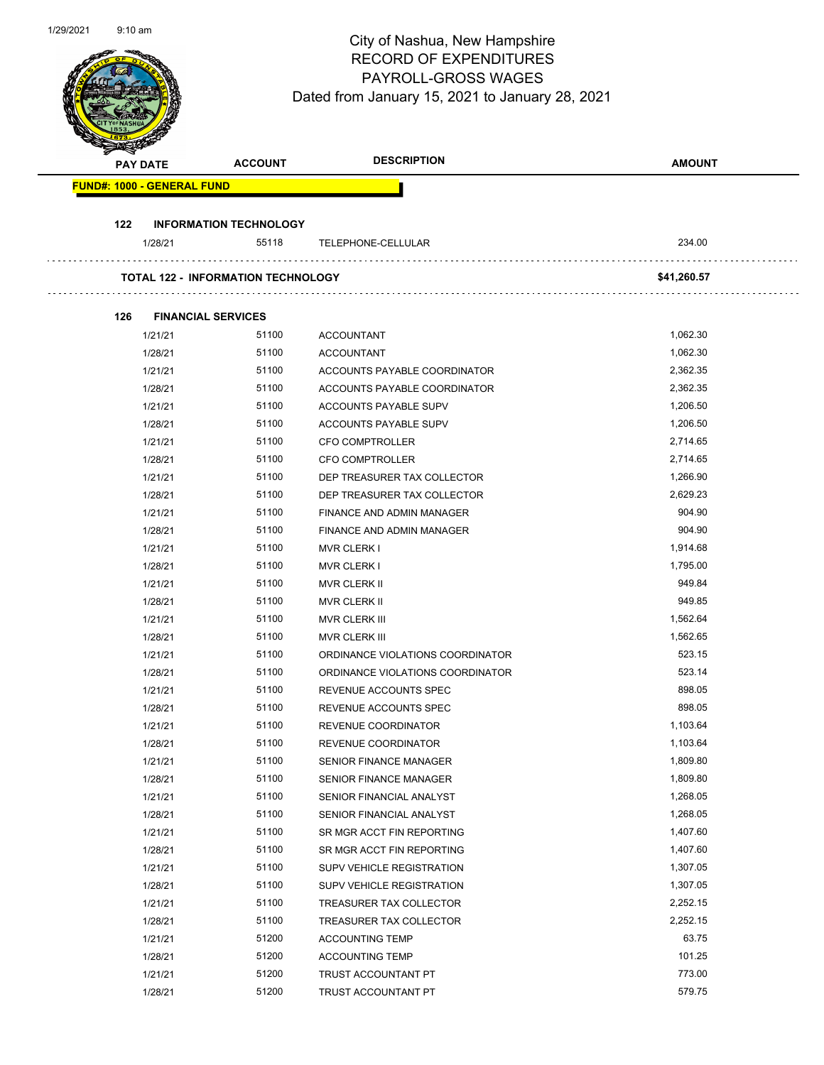# City of Nashua, New Hampshire
## RECORD OF EXPENDITURES
## PAYROLL-GROSS WAGES
### Dated from January 15, 2021 to January 28, 2021

| PAY DATE | ACCOUNT | DESCRIPTION | AMOUNT |
|---|---|---|---|
| **FUND#: 1000 - GENERAL FUND** | | | |
| **122 INFORMATION TECHNOLOGY** | | | |
| 1/28/21 | 55118 | TELEPHONE-CELLULAR | 234.00 |
| **TOTAL 122 - INFORMATION TECHNOLOGY** | | | **$41,260.57** |
| **126 FINANCIAL SERVICES** | | | |
| 1/21/21 | 51100 | ACCOUNTANT | 1,062.30 |
| 1/28/21 | 51100 | ACCOUNTANT | 1,062.30 |
| 1/21/21 | 51100 | ACCOUNTS PAYABLE COORDINATOR | 2,362.35 |
| 1/28/21 | 51100 | ACCOUNTS PAYABLE COORDINATOR | 2,362.35 |
| 1/21/21 | 51100 | ACCOUNTS PAYABLE SUPV | 1,206.50 |
| 1/28/21 | 51100 | ACCOUNTS PAYABLE SUPV | 1,206.50 |
| 1/21/21 | 51100 | CFO COMPTROLLER | 2,714.65 |
| 1/28/21 | 51100 | CFO COMPTROLLER | 2,714.65 |
| 1/21/21 | 51100 | DEP TREASURER TAX COLLECTOR | 1,266.90 |
| 1/28/21 | 51100 | DEP TREASURER TAX COLLECTOR | 2,629.23 |
| 1/21/21 | 51100 | FINANCE AND ADMIN MANAGER | 904.90 |
| 1/28/21 | 51100 | FINANCE AND ADMIN MANAGER | 904.90 |
| 1/21/21 | 51100 | MVR CLERK I | 1,914.68 |
| 1/28/21 | 51100 | MVR CLERK I | 1,795.00 |
| 1/21/21 | 51100 | MVR CLERK II | 949.84 |
| 1/28/21 | 51100 | MVR CLERK II | 949.85 |
| 1/21/21 | 51100 | MVR CLERK III | 1,562.64 |
| 1/28/21 | 51100 | MVR CLERK III | 1,562.65 |
| 1/21/21 | 51100 | ORDINANCE VIOLATIONS COORDINATOR | 523.15 |
| 1/28/21 | 51100 | ORDINANCE VIOLATIONS COORDINATOR | 523.14 |
| 1/21/21 | 51100 | REVENUE ACCOUNTS SPEC | 898.05 |
| 1/28/21 | 51100 | REVENUE ACCOUNTS SPEC | 898.05 |
| 1/21/21 | 51100 | REVENUE COORDINATOR | 1,103.64 |
| 1/28/21 | 51100 | REVENUE COORDINATOR | 1,103.64 |
| 1/21/21 | 51100 | SENIOR FINANCE MANAGER | 1,809.80 |
| 1/28/21 | 51100 | SENIOR FINANCE MANAGER | 1,809.80 |
| 1/21/21 | 51100 | SENIOR FINANCIAL ANALYST | 1,268.05 |
| 1/28/21 | 51100 | SENIOR FINANCIAL ANALYST | 1,268.05 |
| 1/21/21 | 51100 | SR MGR ACCT FIN REPORTING | 1,407.60 |
| 1/28/21 | 51100 | SR MGR ACCT FIN REPORTING | 1,407.60 |
| 1/21/21 | 51100 | SUPV VEHICLE REGISTRATION | 1,307.05 |
| 1/28/21 | 51100 | SUPV VEHICLE REGISTRATION | 1,307.05 |
| 1/21/21 | 51100 | TREASURER TAX COLLECTOR | 2,252.15 |
| 1/28/21 | 51100 | TREASURER TAX COLLECTOR | 2,252.15 |
| 1/21/21 | 51200 | ACCOUNTING TEMP | 63.75 |
| 1/28/21 | 51200 | ACCOUNTING TEMP | 101.25 |
| 1/21/21 | 51200 | TRUST ACCOUNTANT PT | 773.00 |
| 1/28/21 | 51200 | TRUST ACCOUNTANT PT | 579.75 |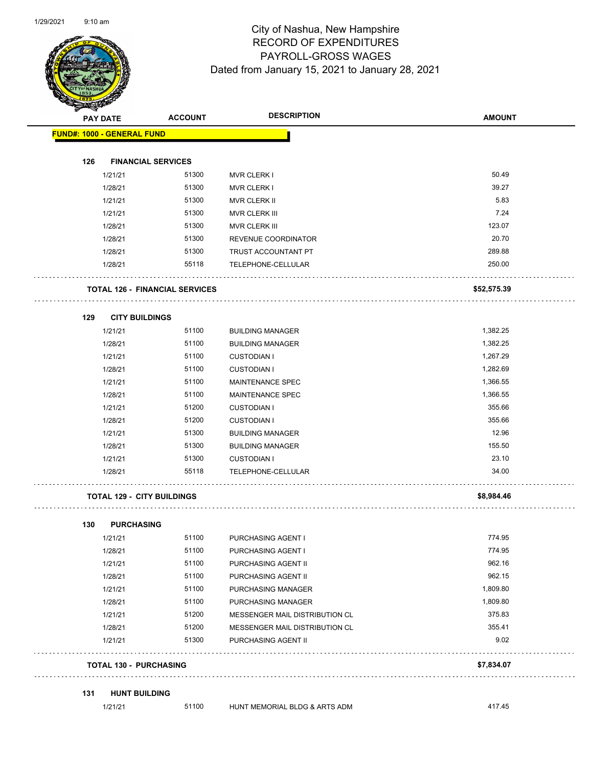# City of Nashua, New Hampshire
## RECORD OF EXPENDITURES
## PAYROLL-GROSS WAGES
### Dated from January 15, 2021 to January 28, 2021

| PAY DATE | ACCOUNT | DESCRIPTION | AMOUNT |
|---|---|---|---|
| **FUND#: 1000 - GENERAL FUND** | | | |
| **126 FINANCIAL SERVICES** | | | |
| 1/21/21 | 51300 | MVR CLERK I | 50.49 |
| 1/28/21 | 51300 | MVR CLERK I | 39.27 |
| 1/21/21 | 51300 | MVR CLERK II | 5.83 |
| 1/21/21 | 51300 | MVR CLERK III | 7.24 |
| 1/28/21 | 51300 | MVR CLERK III | 123.07 |
| 1/28/21 | 51300 | REVENUE COORDINATOR | 20.70 |
| 1/28/21 | 51300 | TRUST ACCOUNTANT PT | 289.88 |
| 1/28/21 | 55118 | TELEPHONE-CELLULAR | 250.00 |
| **TOTAL 126 - FINANCIAL SERVICES** | | | **$52,575.39** |
| **129 CITY BUILDINGS** | | | |
| 1/21/21 | 51100 | BUILDING MANAGER | 1,382.25 |
| 1/28/21 | 51100 | BUILDING MANAGER | 1,382.25 |
| 1/21/21 | 51100 | CUSTODIAN I | 1,267.29 |
| 1/28/21 | 51100 | CUSTODIAN I | 1,282.69 |
| 1/21/21 | 51100 | MAINTENANCE SPEC | 1,366.55 |
| 1/28/21 | 51100 | MAINTENANCE SPEC | 1,366.55 |
| 1/21/21 | 51200 | CUSTODIAN I | 355.66 |
| 1/28/21 | 51200 | CUSTODIAN I | 355.66 |
| 1/21/21 | 51300 | BUILDING MANAGER | 12.96 |
| 1/28/21 | 51300 | BUILDING MANAGER | 155.50 |
| 1/21/21 | 51300 | CUSTODIAN I | 23.10 |
| 1/28/21 | 55118 | TELEPHONE-CELLULAR | 34.00 |
| **TOTAL 129 - CITY BUILDINGS** | | | **$8,984.46** |
| **130 PURCHASING** | | | |
| 1/21/21 | 51100 | PURCHASING AGENT I | 774.95 |
| 1/28/21 | 51100 | PURCHASING AGENT I | 774.95 |
| 1/21/21 | 51100 | PURCHASING AGENT II | 962.16 |
| 1/28/21 | 51100 | PURCHASING AGENT II | 962.15 |
| 1/21/21 | 51100 | PURCHASING MANAGER | 1,809.80 |
| 1/28/21 | 51100 | PURCHASING MANAGER | 1,809.80 |
| 1/21/21 | 51200 | MESSENGER MAIL DISTRIBUTION CL | 375.83 |
| 1/28/21 | 51200 | MESSENGER MAIL DISTRIBUTION CL | 355.41 |
| 1/21/21 | 51300 | PURCHASING AGENT II | 9.02 |
| **TOTAL 130 - PURCHASING** | | | **$7,834.07** |
| **131 HUNT BUILDING** | | | |
| 1/21/21 | 51100 | HUNT MEMORIAL BLDG & ARTS ADM | 417.45 |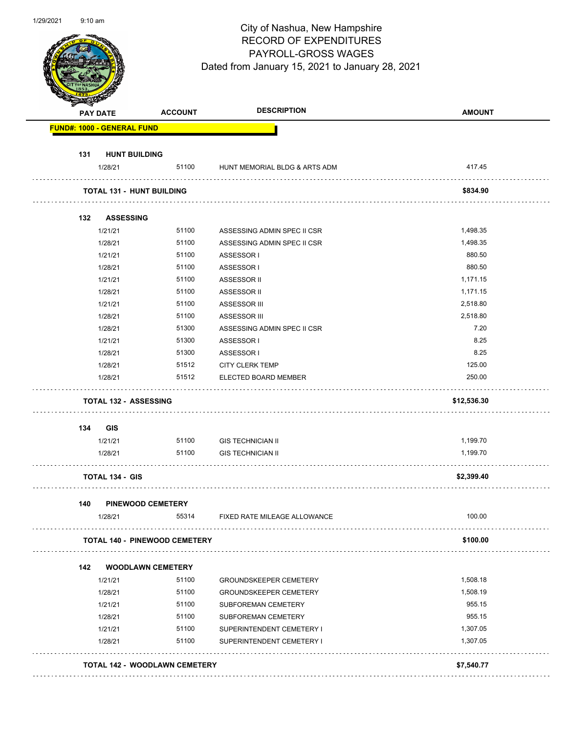# City of Nashua, New Hampshire
## RECORD OF EXPENDITURES
## PAYROLL-GROSS WAGES
### Dated from January 15, 2021 to January 28, 2021

| PAY DATE | ACCOUNT | DESCRIPTION | AMOUNT |
|---|---|---|---|
| **FUND#: 1000 - GENERAL FUND** | | | |
| **131 HUNT BUILDING** | | | |
| 1/28/21 | 51100 | HUNT MEMORIAL BLDG & ARTS ADM | 417.45 |
| **TOTAL 131 - HUNT BUILDING** | | | **$834.90** |
| **132 ASSESSING** | | | |
| 1/21/21 | 51100 | ASSESSING ADMIN SPEC II CSR | 1,498.35 |
| 1/28/21 | 51100 | ASSESSING ADMIN SPEC II CSR | 1,498.35 |
| 1/21/21 | 51100 | ASSESSOR I | 880.50 |
| 1/28/21 | 51100 | ASSESSOR I | 880.50 |
| 1/21/21 | 51100 | ASSESSOR II | 1,171.15 |
| 1/28/21 | 51100 | ASSESSOR II | 1,171.15 |
| 1/21/21 | 51100 | ASSESSOR III | 2,518.80 |
| 1/28/21 | 51100 | ASSESSOR III | 2,518.80 |
| 1/28/21 | 51300 | ASSESSING ADMIN SPEC II CSR | 7.20 |
| 1/21/21 | 51300 | ASSESSOR I | 8.25 |
| 1/28/21 | 51300 | ASSESSOR I | 8.25 |
| 1/28/21 | 51512 | CITY CLERK TEMP | 125.00 |
| 1/28/21 | 51512 | ELECTED BOARD MEMBER | 250.00 |
| **TOTAL 132 - ASSESSING** | | | **$12,536.30** |
| **134 GIS** | | | |
| 1/21/21 | 51100 | GIS TECHNICIAN II | 1,199.70 |
| 1/28/21 | 51100 | GIS TECHNICIAN II | 1,199.70 |
| **TOTAL 134 - GIS** | | | **$2,399.40** |
| **140 PINEWOOD CEMETERY** | | | |
| 1/28/21 | 55314 | FIXED RATE MILEAGE ALLOWANCE | 100.00 |
| **TOTAL 140 - PINEWOOD CEMETERY** | | | **$100.00** |
| **142 WOODLAWN CEMETERY** | | | |
| 1/21/21 | 51100 | GROUNDSKEEPER CEMETERY | 1,508.18 |
| 1/28/21 | 51100 | GROUNDSKEEPER CEMETERY | 1,508.19 |
| 1/21/21 | 51100 | SUBFOREMAN CEMETERY | 955.15 |
| 1/28/21 | 51100 | SUBFOREMAN CEMETERY | 955.15 |
| 1/21/21 | 51100 | SUPERINTENDENT CEMETERY I | 1,307.05 |
| 1/28/21 | 51100 | SUPERINTENDENT CEMETERY I | 1,307.05 |
| **TOTAL 142 - WOODLAWN CEMETERY** | | | **$7,540.77** |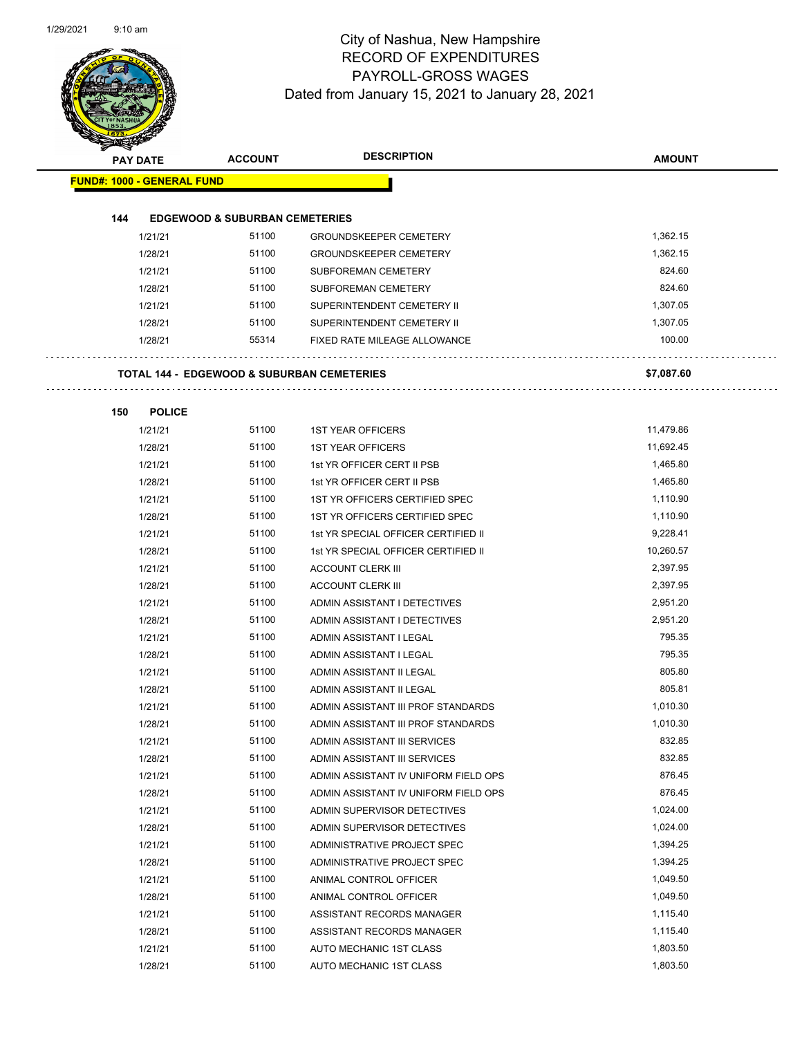# City of Nashua, New Hampshire
## RECORD OF EXPENDITURES
## PAYROLL-GROSS WAGES
### Dated from January 15, 2021 to January 28, 2021

| PAY DATE | ACCOUNT | DESCRIPTION | AMOUNT |
|---|---|---|---|
| **FUND#: 1000 - GENERAL FUND** | | | |
| **144 EDGEWOOD & SUBURBAN CEMETERIES** | | | |
| 1/21/21 | 51100 | GROUNDSKEEPER CEMETERY | 1,362.15 |
| 1/28/21 | 51100 | GROUNDSKEEPER CEMETERY | 1,362.15 |
| 1/21/21 | 51100 | SUBFOREMAN CEMETERY | 824.60 |
| 1/28/21 | 51100 | SUBFOREMAN CEMETERY | 824.60 |
| 1/21/21 | 51100 | SUPERINTENDENT CEMETERY II | 1,307.05 |
| 1/28/21 | 51100 | SUPERINTENDENT CEMETERY II | 1,307.05 |
| 1/28/21 | 55314 | FIXED RATE MILEAGE ALLOWANCE | 100.00 |
| **TOTAL 144 - EDGEWOOD & SUBURBAN CEMETERIES** | | | **$7,087.60** |
| **150 POLICE** | | | |
| 1/21/21 | 51100 | 1ST YEAR OFFICERS | 11,479.86 |
| 1/28/21 | 51100 | 1ST YEAR OFFICERS | 11,692.45 |
| 1/21/21 | 51100 | 1st YR OFFICER CERT II PSB | 1,465.80 |
| 1/28/21 | 51100 | 1st YR OFFICER CERT II PSB | 1,465.80 |
| 1/21/21 | 51100 | 1ST YR OFFICERS CERTIFIED SPEC | 1,110.90 |
| 1/28/21 | 51100 | 1ST YR OFFICERS CERTIFIED SPEC | 1,110.90 |
| 1/21/21 | 51100 | 1st YR SPECIAL OFFICER CERTIFIED II | 9,228.41 |
| 1/28/21 | 51100 | 1st YR SPECIAL OFFICER CERTIFIED II | 10,260.57 |
| 1/21/21 | 51100 | ACCOUNT CLERK III | 2,397.95 |
| 1/28/21 | 51100 | ACCOUNT CLERK III | 2,397.95 |
| 1/21/21 | 51100 | ADMIN ASSISTANT I DETECTIVES | 2,951.20 |
| 1/28/21 | 51100 | ADMIN ASSISTANT I DETECTIVES | 2,951.20 |
| 1/21/21 | 51100 | ADMIN ASSISTANT I LEGAL | 795.35 |
| 1/28/21 | 51100 | ADMIN ASSISTANT I LEGAL | 795.35 |
| 1/21/21 | 51100 | ADMIN ASSISTANT II LEGAL | 805.80 |
| 1/28/21 | 51100 | ADMIN ASSISTANT II LEGAL | 805.81 |
| 1/21/21 | 51100 | ADMIN ASSISTANT III PROF STANDARDS | 1,010.30 |
| 1/28/21 | 51100 | ADMIN ASSISTANT III PROF STANDARDS | 1,010.30 |
| 1/21/21 | 51100 | ADMIN ASSISTANT III SERVICES | 832.85 |
| 1/28/21 | 51100 | ADMIN ASSISTANT III SERVICES | 832.85 |
| 1/21/21 | 51100 | ADMIN ASSISTANT IV UNIFORM FIELD OPS | 876.45 |
| 1/28/21 | 51100 | ADMIN ASSISTANT IV UNIFORM FIELD OPS | 876.45 |
| 1/21/21 | 51100 | ADMIN SUPERVISOR DETECTIVES | 1,024.00 |
| 1/28/21 | 51100 | ADMIN SUPERVISOR DETECTIVES | 1,024.00 |
| 1/21/21 | 51100 | ADMINISTRATIVE PROJECT SPEC | 1,394.25 |
| 1/28/21 | 51100 | ADMINISTRATIVE PROJECT SPEC | 1,394.25 |
| 1/21/21 | 51100 | ANIMAL CONTROL OFFICER | 1,049.50 |
| 1/28/21 | 51100 | ANIMAL CONTROL OFFICER | 1,049.50 |
| 1/21/21 | 51100 | ASSISTANT RECORDS MANAGER | 1,115.40 |
| 1/28/21 | 51100 | ASSISTANT RECORDS MANAGER | 1,115.40 |
| 1/21/21 | 51100 | AUTO MECHANIC 1ST CLASS | 1,803.50 |
| 1/28/21 | 51100 | AUTO MECHANIC 1ST CLASS | 1,803.50 |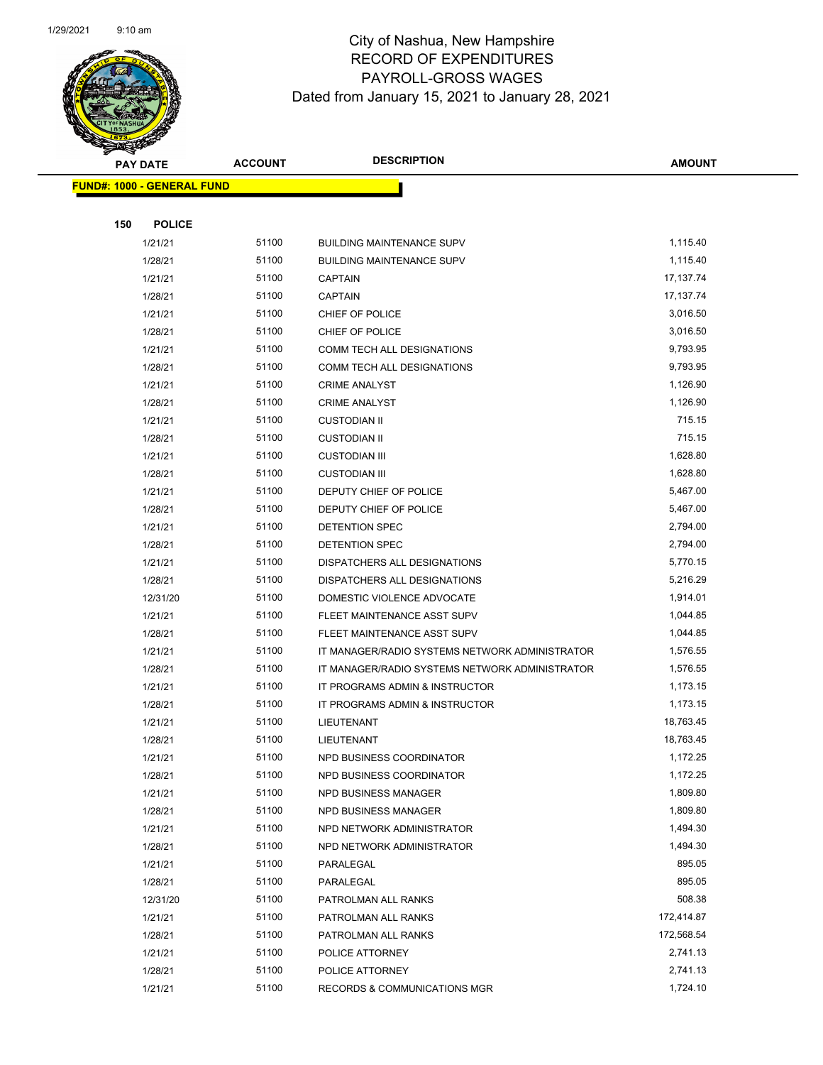# City of Nashua, New Hampshire
## RECORD OF EXPENDITURES
## PAYROLL-GROSS WAGES
### Dated from January 15, 2021 to January 28, 2021

| PAY DATE | ACCOUNT | DESCRIPTION | AMOUNT |
|---|---|---|---|

**FUND#: 1000 - GENERAL FUND**

**150 POLICE**

| PAY DATE | ACCOUNT | DESCRIPTION | AMOUNT |
|---|---|---|---|
| 1/21/21 | 51100 | BUILDING MAINTENANCE SUPV | 1,115.40 |
| 1/28/21 | 51100 | BUILDING MAINTENANCE SUPV | 1,115.40 |
| 1/21/21 | 51100 | CAPTAIN | 17,137.74 |
| 1/28/21 | 51100 | CAPTAIN | 17,137.74 |
| 1/21/21 | 51100 | CHIEF OF POLICE | 3,016.50 |
| 1/28/21 | 51100 | CHIEF OF POLICE | 3,016.50 |
| 1/21/21 | 51100 | COMM TECH ALL DESIGNATIONS | 9,793.95 |
| 1/28/21 | 51100 | COMM TECH ALL DESIGNATIONS | 9,793.95 |
| 1/21/21 | 51100 | CRIME ANALYST | 1,126.90 |
| 1/28/21 | 51100 | CRIME ANALYST | 1,126.90 |
| 1/21/21 | 51100 | CUSTODIAN II | 715.15 |
| 1/28/21 | 51100 | CUSTODIAN II | 715.15 |
| 1/21/21 | 51100 | CUSTODIAN III | 1,628.80 |
| 1/28/21 | 51100 | CUSTODIAN III | 1,628.80 |
| 1/21/21 | 51100 | DEPUTY CHIEF OF POLICE | 5,467.00 |
| 1/28/21 | 51100 | DEPUTY CHIEF OF POLICE | 5,467.00 |
| 1/21/21 | 51100 | DETENTION SPEC | 2,794.00 |
| 1/28/21 | 51100 | DETENTION SPEC | 2,794.00 |
| 1/21/21 | 51100 | DISPATCHERS ALL DESIGNATIONS | 5,770.15 |
| 1/28/21 | 51100 | DISPATCHERS ALL DESIGNATIONS | 5,216.29 |
| 12/31/20 | 51100 | DOMESTIC VIOLENCE ADVOCATE | 1,914.01 |
| 1/21/21 | 51100 | FLEET MAINTENANCE ASST SUPV | 1,044.85 |
| 1/28/21 | 51100 | FLEET MAINTENANCE ASST SUPV | 1,044.85 |
| 1/21/21 | 51100 | IT MANAGER/RADIO SYSTEMS NETWORK ADMINISTRATOR | 1,576.55 |
| 1/28/21 | 51100 | IT MANAGER/RADIO SYSTEMS NETWORK ADMINISTRATOR | 1,576.55 |
| 1/21/21 | 51100 | IT PROGRAMS ADMIN & INSTRUCTOR | 1,173.15 |
| 1/28/21 | 51100 | IT PROGRAMS ADMIN & INSTRUCTOR | 1,173.15 |
| 1/21/21 | 51100 | LIEUTENANT | 18,763.45 |
| 1/28/21 | 51100 | LIEUTENANT | 18,763.45 |
| 1/21/21 | 51100 | NPD BUSINESS COORDINATOR | 1,172.25 |
| 1/28/21 | 51100 | NPD BUSINESS COORDINATOR | 1,172.25 |
| 1/21/21 | 51100 | NPD BUSINESS MANAGER | 1,809.80 |
| 1/28/21 | 51100 | NPD BUSINESS MANAGER | 1,809.80 |
| 1/21/21 | 51100 | NPD NETWORK ADMINISTRATOR | 1,494.30 |
| 1/28/21 | 51100 | NPD NETWORK ADMINISTRATOR | 1,494.30 |
| 1/21/21 | 51100 | PARALEGAL | 895.05 |
| 1/28/21 | 51100 | PARALEGAL | 895.05 |
| 12/31/20 | 51100 | PATROLMAN ALL RANKS | 508.38 |
| 1/21/21 | 51100 | PATROLMAN ALL RANKS | 172,414.87 |
| 1/28/21 | 51100 | PATROLMAN ALL RANKS | 172,568.54 |
| 1/21/21 | 51100 | POLICE ATTORNEY | 2,741.13 |
| 1/28/21 | 51100 | POLICE ATTORNEY | 2,741.13 |
| 1/21/21 | 51100 | RECORDS & COMMUNICATIONS MGR | 1,724.10 |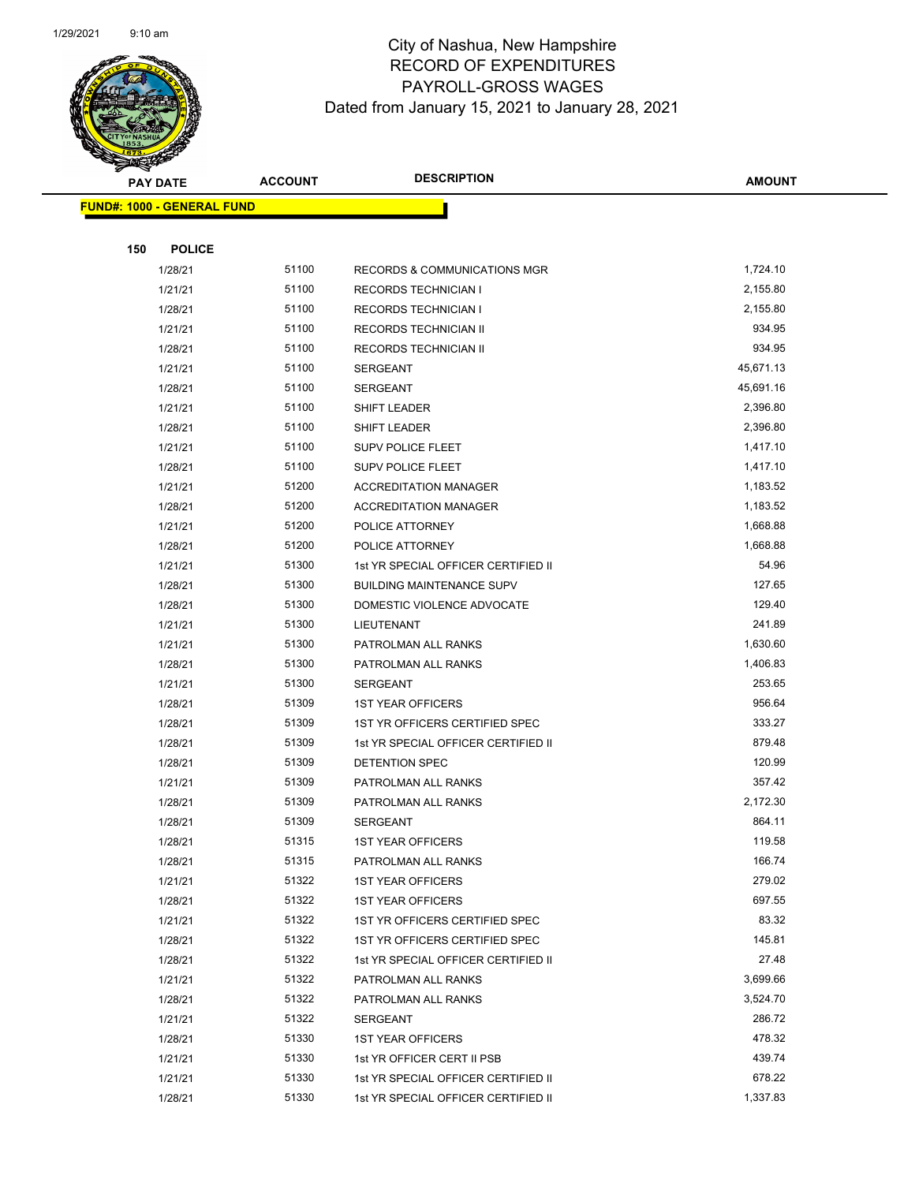# City of Nashua, New Hampshire
## RECORD OF EXPENDITURES
## PAYROLL-GROSS WAGES
Dated from January 15, 2021 to January 28, 2021

| PAY DATE | ACCOUNT | DESCRIPTION | AMOUNT |
|---|---|---|---|
| **FUND#: 1000 - GENERAL FUND** | | | |
| **150 POLICE** | | | |
| 1/28/21 | 51100 | RECORDS & COMMUNICATIONS MGR | 1,724.10 |
| 1/21/21 | 51100 | RECORDS TECHNICIAN I | 2,155.80 |
| 1/28/21 | 51100 | RECORDS TECHNICIAN I | 2,155.80 |
| 1/21/21 | 51100 | RECORDS TECHNICIAN II | 934.95 |
| 1/28/21 | 51100 | RECORDS TECHNICIAN II | 934.95 |
| 1/21/21 | 51100 | SERGEANT | 45,671.13 |
| 1/28/21 | 51100 | SERGEANT | 45,691.16 |
| 1/21/21 | 51100 | SHIFT LEADER | 2,396.80 |
| 1/28/21 | 51100 | SHIFT LEADER | 2,396.80 |
| 1/21/21 | 51100 | SUPV POLICE FLEET | 1,417.10 |
| 1/28/21 | 51100 | SUPV POLICE FLEET | 1,417.10 |
| 1/21/21 | 51200 | ACCREDITATION MANAGER | 1,183.52 |
| 1/28/21 | 51200 | ACCREDITATION MANAGER | 1,183.52 |
| 1/21/21 | 51200 | POLICE ATTORNEY | 1,668.88 |
| 1/28/21 | 51200 | POLICE ATTORNEY | 1,668.88 |
| 1/21/21 | 51300 | 1st YR SPECIAL OFFICER CERTIFIED II | 54.96 |
| 1/28/21 | 51300 | BUILDING MAINTENANCE SUPV | 127.65 |
| 1/28/21 | 51300 | DOMESTIC VIOLENCE ADVOCATE | 129.40 |
| 1/21/21 | 51300 | LIEUTENANT | 241.89 |
| 1/21/21 | 51300 | PATROLMAN ALL RANKS | 1,630.60 |
| 1/28/21 | 51300 | PATROLMAN ALL RANKS | 1,406.83 |
| 1/21/21 | 51300 | SERGEANT | 253.65 |
| 1/28/21 | 51309 | 1ST YEAR OFFICERS | 956.64 |
| 1/28/21 | 51309 | 1ST YR OFFICERS CERTIFIED SPEC | 333.27 |
| 1/28/21 | 51309 | 1st YR SPECIAL OFFICER CERTIFIED II | 879.48 |
| 1/28/21 | 51309 | DETENTION SPEC | 120.99 |
| 1/21/21 | 51309 | PATROLMAN ALL RANKS | 357.42 |
| 1/28/21 | 51309 | PATROLMAN ALL RANKS | 2,172.30 |
| 1/28/21 | 51309 | SERGEANT | 864.11 |
| 1/28/21 | 51315 | 1ST YEAR OFFICERS | 119.58 |
| 1/28/21 | 51315 | PATROLMAN ALL RANKS | 166.74 |
| 1/21/21 | 51322 | 1ST YEAR OFFICERS | 279.02 |
| 1/28/21 | 51322 | 1ST YEAR OFFICERS | 697.55 |
| 1/21/21 | 51322 | 1ST YR OFFICERS CERTIFIED SPEC | 83.32 |
| 1/28/21 | 51322 | 1ST YR OFFICERS CERTIFIED SPEC | 145.81 |
| 1/28/21 | 51322 | 1st YR SPECIAL OFFICER CERTIFIED II | 27.48 |
| 1/21/21 | 51322 | PATROLMAN ALL RANKS | 3,699.66 |
| 1/28/21 | 51322 | PATROLMAN ALL RANKS | 3,524.70 |
| 1/21/21 | 51322 | SERGEANT | 286.72 |
| 1/28/21 | 51330 | 1ST YEAR OFFICERS | 478.32 |
| 1/21/21 | 51330 | 1st YR OFFICER CERT II PSB | 439.74 |
| 1/21/21 | 51330 | 1st YR SPECIAL OFFICER CERTIFIED II | 678.22 |
| 1/28/21 | 51330 | 1st YR SPECIAL OFFICER CERTIFIED II | 1,337.83 |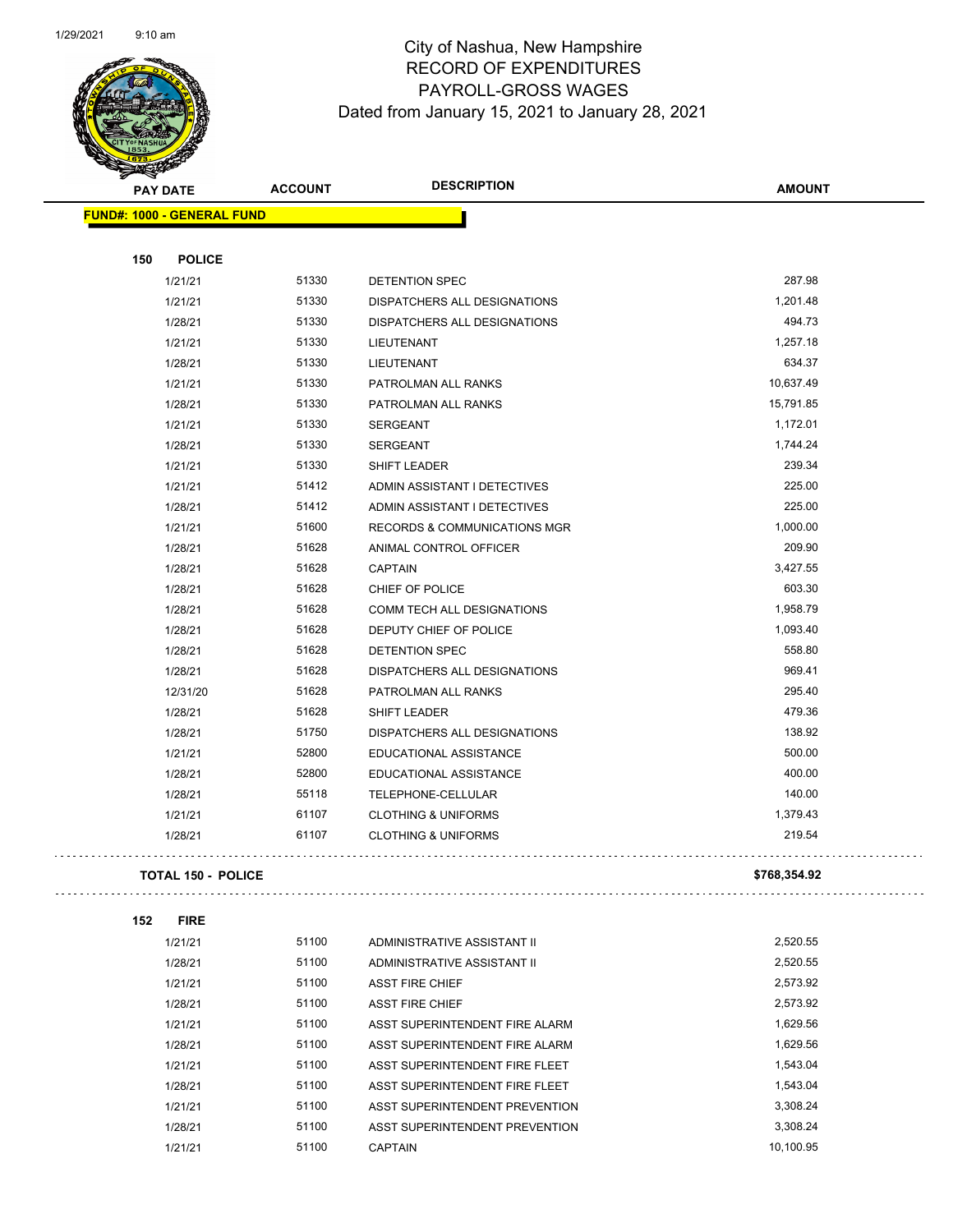# City of Nashua, New Hampshire
## RECORD OF EXPENDITURES
## PAYROLL-GROSS WAGES
### Dated from January 15, 2021 to January 28, 2021

| PAY DATE | ACCOUNT | DESCRIPTION | AMOUNT |
|---|---|---|---|
| **FUND#: 1000 - GENERAL FUND** | | | |
| **150 POLICE** | | | |
| 1/21/21 | 51330 | DETENTION SPEC | 287.98 |
| 1/21/21 | 51330 | DISPATCHERS ALL DESIGNATIONS | 1,201.48 |
| 1/28/21 | 51330 | DISPATCHERS ALL DESIGNATIONS | 494.73 |
| 1/21/21 | 51330 | LIEUTENANT | 1,257.18 |
| 1/28/21 | 51330 | LIEUTENANT | 634.37 |
| 1/21/21 | 51330 | PATROLMAN ALL RANKS | 10,637.49 |
| 1/28/21 | 51330 | PATROLMAN ALL RANKS | 15,791.85 |
| 1/21/21 | 51330 | SERGEANT | 1,172.01 |
| 1/28/21 | 51330 | SERGEANT | 1,744.24 |
| 1/21/21 | 51330 | SHIFT LEADER | 239.34 |
| 1/21/21 | 51412 | ADMIN ASSISTANT I DETECTIVES | 225.00 |
| 1/28/21 | 51412 | ADMIN ASSISTANT I DETECTIVES | 225.00 |
| 1/21/21 | 51600 | RECORDS & COMMUNICATIONS MGR | 1,000.00 |
| 1/28/21 | 51628 | ANIMAL CONTROL OFFICER | 209.90 |
| 1/28/21 | 51628 | CAPTAIN | 3,427.55 |
| 1/28/21 | 51628 | CHIEF OF POLICE | 603.30 |
| 1/28/21 | 51628 | COMM TECH ALL DESIGNATIONS | 1,958.79 |
| 1/28/21 | 51628 | DEPUTY CHIEF OF POLICE | 1,093.40 |
| 1/28/21 | 51628 | DETENTION SPEC | 558.80 |
| 1/28/21 | 51628 | DISPATCHERS ALL DESIGNATIONS | 969.41 |
| 12/31/20 | 51628 | PATROLMAN ALL RANKS | 295.40 |
| 1/28/21 | 51628 | SHIFT LEADER | 479.36 |
| 1/28/21 | 51750 | DISPATCHERS ALL DESIGNATIONS | 138.92 |
| 1/21/21 | 52800 | EDUCATIONAL ASSISTANCE | 500.00 |
| 1/28/21 | 52800 | EDUCATIONAL ASSISTANCE | 400.00 |
| 1/28/21 | 55118 | TELEPHONE-CELLULAR | 140.00 |
| 1/21/21 | 61107 | CLOTHING & UNIFORMS | 1,379.43 |
| 1/28/21 | 61107 | CLOTHING & UNIFORMS | 219.54 |
| **TOTAL 150 - POLICE** | | | **$768,354.92** |
| **152 FIRE** | | | |
| 1/21/21 | 51100 | ADMINISTRATIVE ASSISTANT II | 2,520.55 |
| 1/28/21 | 51100 | ADMINISTRATIVE ASSISTANT II | 2,520.55 |
| 1/21/21 | 51100 | ASST FIRE CHIEF | 2,573.92 |
| 1/28/21 | 51100 | ASST FIRE CHIEF | 2,573.92 |
| 1/21/21 | 51100 | ASST SUPERINTENDENT FIRE ALARM | 1,629.56 |
| 1/28/21 | 51100 | ASST SUPERINTENDENT FIRE ALARM | 1,629.56 |
| 1/21/21 | 51100 | ASST SUPERINTENDENT FIRE FLEET | 1,543.04 |
| 1/28/21 | 51100 | ASST SUPERINTENDENT FIRE FLEET | 1,543.04 |
| 1/21/21 | 51100 | ASST SUPERINTENDENT PREVENTION | 3,308.24 |
| 1/28/21 | 51100 | ASST SUPERINTENDENT PREVENTION | 3,308.24 |
| 1/21/21 | 51100 | CAPTAIN | 10,100.95 |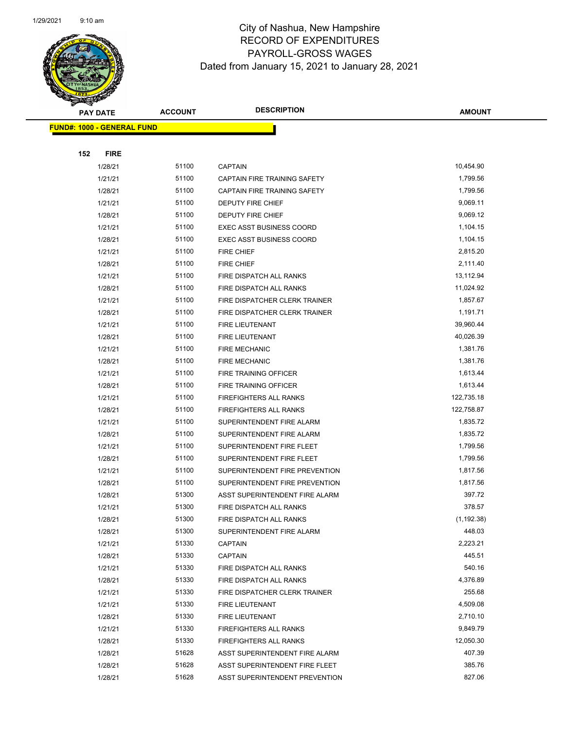City of Nashua, New Hampshire
RECORD OF EXPENDITURES
PAYROLL-GROSS WAGES
Dated from January 15, 2021 to January 28, 2021

| PAY DATE | ACCOUNT | DESCRIPTION | AMOUNT |
|---|---|---|---|

**FUND#: 1000 - GENERAL FUND**

**152 FIRE**

| PAY DATE | ACCOUNT | DESCRIPTION | AMOUNT |
|---|---|---|---|
| 1/28/21 | 51100 | CAPTAIN | 10,454.90 |
| 1/21/21 | 51100 | CAPTAIN FIRE TRAINING SAFETY | 1,799.56 |
| 1/28/21 | 51100 | CAPTAIN FIRE TRAINING SAFETY | 1,799.56 |
| 1/21/21 | 51100 | DEPUTY FIRE CHIEF | 9,069.11 |
| 1/28/21 | 51100 | DEPUTY FIRE CHIEF | 9,069.12 |
| 1/21/21 | 51100 | EXEC ASST BUSINESS COORD | 1,104.15 |
| 1/28/21 | 51100 | EXEC ASST BUSINESS COORD | 1,104.15 |
| 1/21/21 | 51100 | FIRE CHIEF | 2,815.20 |
| 1/28/21 | 51100 | FIRE CHIEF | 2,111.40 |
| 1/21/21 | 51100 | FIRE DISPATCH ALL RANKS | 13,112.94 |
| 1/28/21 | 51100 | FIRE DISPATCH ALL RANKS | 11,024.92 |
| 1/21/21 | 51100 | FIRE DISPATCHER CLERK TRAINER | 1,857.67 |
| 1/28/21 | 51100 | FIRE DISPATCHER CLERK TRAINER | 1,191.71 |
| 1/21/21 | 51100 | FIRE LIEUTENANT | 39,960.44 |
| 1/28/21 | 51100 | FIRE LIEUTENANT | 40,026.39 |
| 1/21/21 | 51100 | FIRE MECHANIC | 1,381.76 |
| 1/28/21 | 51100 | FIRE MECHANIC | 1,381.76 |
| 1/21/21 | 51100 | FIRE TRAINING OFFICER | 1,613.44 |
| 1/28/21 | 51100 | FIRE TRAINING OFFICER | 1,613.44 |
| 1/21/21 | 51100 | FIREFIGHTERS ALL RANKS | 122,735.18 |
| 1/28/21 | 51100 | FIREFIGHTERS ALL RANKS | 122,758.87 |
| 1/21/21 | 51100 | SUPERINTENDENT FIRE ALARM | 1,835.72 |
| 1/28/21 | 51100 | SUPERINTENDENT FIRE ALARM | 1,835.72 |
| 1/21/21 | 51100 | SUPERINTENDENT FIRE FLEET | 1,799.56 |
| 1/28/21 | 51100 | SUPERINTENDENT FIRE FLEET | 1,799.56 |
| 1/21/21 | 51100 | SUPERINTENDENT FIRE PREVENTION | 1,817.56 |
| 1/28/21 | 51100 | SUPERINTENDENT FIRE PREVENTION | 1,817.56 |
| 1/28/21 | 51300 | ASST SUPERINTENDENT FIRE ALARM | 397.72 |
| 1/21/21 | 51300 | FIRE DISPATCH ALL RANKS | 378.57 |
| 1/28/21 | 51300 | FIRE DISPATCH ALL RANKS | (1,192.38) |
| 1/28/21 | 51300 | SUPERINTENDENT FIRE ALARM | 448.03 |
| 1/21/21 | 51330 | CAPTAIN | 2,223.21 |
| 1/28/21 | 51330 | CAPTAIN | 445.51 |
| 1/21/21 | 51330 | FIRE DISPATCH ALL RANKS | 540.16 |
| 1/28/21 | 51330 | FIRE DISPATCH ALL RANKS | 4,376.89 |
| 1/21/21 | 51330 | FIRE DISPATCHER CLERK TRAINER | 255.68 |
| 1/21/21 | 51330 | FIRE LIEUTENANT | 4,509.08 |
| 1/28/21 | 51330 | FIRE LIEUTENANT | 2,710.10 |
| 1/21/21 | 51330 | FIREFIGHTERS ALL RANKS | 9,849.79 |
| 1/28/21 | 51330 | FIREFIGHTERS ALL RANKS | 12,050.30 |
| 1/28/21 | 51628 | ASST SUPERINTENDENT FIRE ALARM | 407.39 |
| 1/28/21 | 51628 | ASST SUPERINTENDENT FIRE FLEET | 385.76 |
| 1/28/21 | 51628 | ASST SUPERINTENDENT PREVENTION | 827.06 |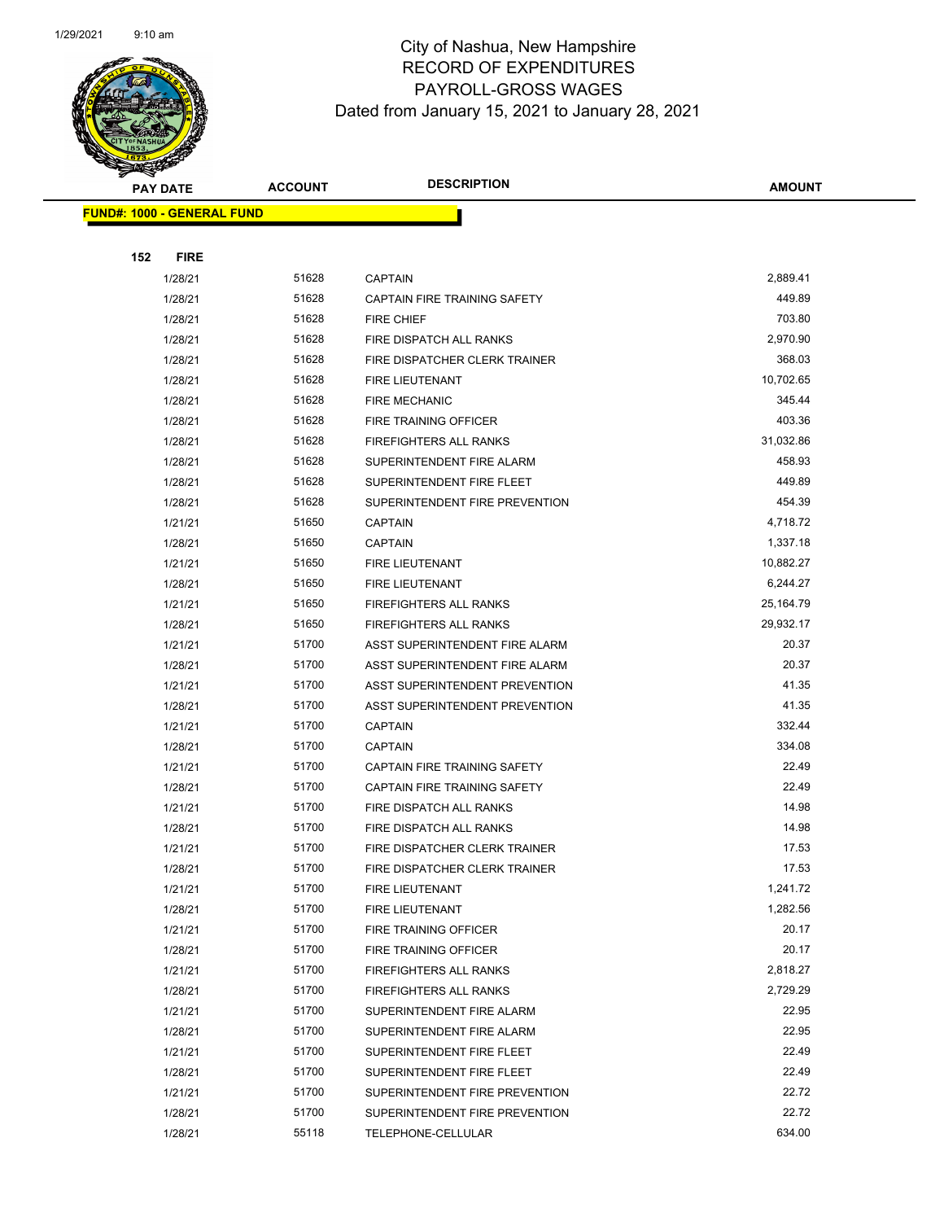City of Nashua, New Hampshire
RECORD OF EXPENDITURES
PAYROLL-GROSS WAGES
Dated from January 15, 2021 to January 28, 2021

| PAY DATE | ACCOUNT | DESCRIPTION | AMOUNT |
|---|---|---|---|
| **FUND#: 1000 - GENERAL FUND** | | | |
| **152 FIRE** | | | |
| 1/28/21 | 51628 | CAPTAIN | 2,889.41 |
| 1/28/21 | 51628 | CAPTAIN FIRE TRAINING SAFETY | 449.89 |
| 1/28/21 | 51628 | FIRE CHIEF | 703.80 |
| 1/28/21 | 51628 | FIRE DISPATCH ALL RANKS | 2,970.90 |
| 1/28/21 | 51628 | FIRE DISPATCHER CLERK TRAINER | 368.03 |
| 1/28/21 | 51628 | FIRE LIEUTENANT | 10,702.65 |
| 1/28/21 | 51628 | FIRE MECHANIC | 345.44 |
| 1/28/21 | 51628 | FIRE TRAINING OFFICER | 403.36 |
| 1/28/21 | 51628 | FIREFIGHTERS ALL RANKS | 31,032.86 |
| 1/28/21 | 51628 | SUPERINTENDENT FIRE ALARM | 458.93 |
| 1/28/21 | 51628 | SUPERINTENDENT FIRE FLEET | 449.89 |
| 1/28/21 | 51628 | SUPERINTENDENT FIRE PREVENTION | 454.39 |
| 1/21/21 | 51650 | CAPTAIN | 4,718.72 |
| 1/28/21 | 51650 | CAPTAIN | 1,337.18 |
| 1/21/21 | 51650 | FIRE LIEUTENANT | 10,882.27 |
| 1/28/21 | 51650 | FIRE LIEUTENANT | 6,244.27 |
| 1/21/21 | 51650 | FIREFIGHTERS ALL RANKS | 25,164.79 |
| 1/28/21 | 51650 | FIREFIGHTERS ALL RANKS | 29,932.17 |
| 1/21/21 | 51700 | ASST SUPERINTENDENT FIRE ALARM | 20.37 |
| 1/28/21 | 51700 | ASST SUPERINTENDENT FIRE ALARM | 20.37 |
| 1/21/21 | 51700 | ASST SUPERINTENDENT PREVENTION | 41.35 |
| 1/28/21 | 51700 | ASST SUPERINTENDENT PREVENTION | 41.35 |
| 1/21/21 | 51700 | CAPTAIN | 332.44 |
| 1/28/21 | 51700 | CAPTAIN | 334.08 |
| 1/21/21 | 51700 | CAPTAIN FIRE TRAINING SAFETY | 22.49 |
| 1/28/21 | 51700 | CAPTAIN FIRE TRAINING SAFETY | 22.49 |
| 1/21/21 | 51700 | FIRE DISPATCH ALL RANKS | 14.98 |
| 1/28/21 | 51700 | FIRE DISPATCH ALL RANKS | 14.98 |
| 1/21/21 | 51700 | FIRE DISPATCHER CLERK TRAINER | 17.53 |
| 1/28/21 | 51700 | FIRE DISPATCHER CLERK TRAINER | 17.53 |
| 1/21/21 | 51700 | FIRE LIEUTENANT | 1,241.72 |
| 1/28/21 | 51700 | FIRE LIEUTENANT | 1,282.56 |
| 1/21/21 | 51700 | FIRE TRAINING OFFICER | 20.17 |
| 1/28/21 | 51700 | FIRE TRAINING OFFICER | 20.17 |
| 1/21/21 | 51700 | FIREFIGHTERS ALL RANKS | 2,818.27 |
| 1/28/21 | 51700 | FIREFIGHTERS ALL RANKS | 2,729.29 |
| 1/21/21 | 51700 | SUPERINTENDENT FIRE ALARM | 22.95 |
| 1/28/21 | 51700 | SUPERINTENDENT FIRE ALARM | 22.95 |
| 1/21/21 | 51700 | SUPERINTENDENT FIRE FLEET | 22.49 |
| 1/28/21 | 51700 | SUPERINTENDENT FIRE FLEET | 22.49 |
| 1/21/21 | 51700 | SUPERINTENDENT FIRE PREVENTION | 22.72 |
| 1/28/21 | 51700 | SUPERINTENDENT FIRE PREVENTION | 22.72 |
| 1/28/21 | 55118 | TELEPHONE-CELLULAR | 634.00 |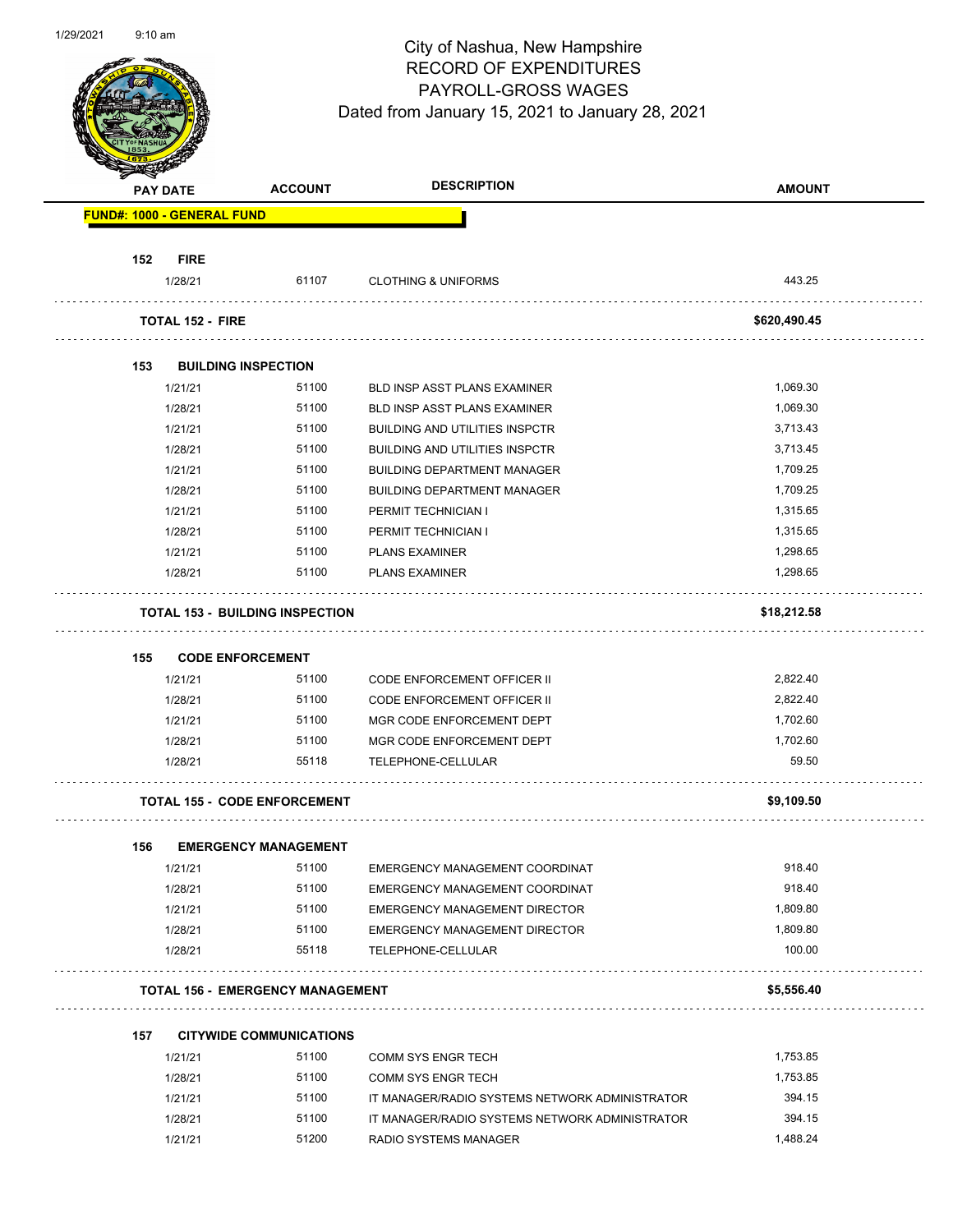# City of Nashua, New Hampshire
## RECORD OF EXPENDITURES
## PAYROLL-GROSS WAGES
### Dated from January 15, 2021 to January 28, 2021

| PAY DATE | ACCOUNT | DESCRIPTION | AMOUNT |
|---|---|---|---|
| **FUND#: 1000 - GENERAL FUND** | | | |
| **152 FIRE** | | | |
| 1/28/21 | 61107 | CLOTHING & UNIFORMS | 443.25 |
| **TOTAL 152 - FIRE** | | | **$620,490.45** |
| **153 BUILDING INSPECTION** | | | |
| 1/21/21 | 51100 | BLD INSP ASST PLANS EXAMINER | 1,069.30 |
| 1/28/21 | 51100 | BLD INSP ASST PLANS EXAMINER | 1,069.30 |
| 1/21/21 | 51100 | BUILDING AND UTILITIES INSPCTR | 3,713.43 |
| 1/28/21 | 51100 | BUILDING AND UTILITIES INSPCTR | 3,713.45 |
| 1/21/21 | 51100 | BUILDING DEPARTMENT MANAGER | 1,709.25 |
| 1/28/21 | 51100 | BUILDING DEPARTMENT MANAGER | 1,709.25 |
| 1/21/21 | 51100 | PERMIT TECHNICIAN I | 1,315.65 |
| 1/28/21 | 51100 | PERMIT TECHNICIAN I | 1,315.65 |
| 1/21/21 | 51100 | PLANS EXAMINER | 1,298.65 |
| 1/28/21 | 51100 | PLANS EXAMINER | 1,298.65 |
| **TOTAL 153 - BUILDING INSPECTION** | | | **$18,212.58** |
| **155 CODE ENFORCEMENT** | | | |
| 1/21/21 | 51100 | CODE ENFORCEMENT OFFICER II | 2,822.40 |
| 1/28/21 | 51100 | CODE ENFORCEMENT OFFICER II | 2,822.40 |
| 1/21/21 | 51100 | MGR CODE ENFORCEMENT DEPT | 1,702.60 |
| 1/28/21 | 51100 | MGR CODE ENFORCEMENT DEPT | 1,702.60 |
| 1/28/21 | 55118 | TELEPHONE-CELLULAR | 59.50 |
| **TOTAL 155 - CODE ENFORCEMENT** | | | **$9,109.50** |
| **156 EMERGENCY MANAGEMENT** | | | |
| 1/21/21 | 51100 | EMERGENCY MANAGEMENT COORDINAT | 918.40 |
| 1/28/21 | 51100 | EMERGENCY MANAGEMENT COORDINAT | 918.40 |
| 1/21/21 | 51100 | EMERGENCY MANAGEMENT DIRECTOR | 1,809.80 |
| 1/28/21 | 51100 | EMERGENCY MANAGEMENT DIRECTOR | 1,809.80 |
| 1/28/21 | 55118 | TELEPHONE-CELLULAR | 100.00 |
| **TOTAL 156 - EMERGENCY MANAGEMENT** | | | **$5,556.40** |
| **157 CITYWIDE COMMUNICATIONS** | | | |
| 1/21/21 | 51100 | COMM SYS ENGR TECH | 1,753.85 |
| 1/28/21 | 51100 | COMM SYS ENGR TECH | 1,753.85 |
| 1/21/21 | 51100 | IT MANAGER/RADIO SYSTEMS NETWORK ADMINISTRATOR | 394.15 |
| 1/28/21 | 51100 | IT MANAGER/RADIO SYSTEMS NETWORK ADMINISTRATOR | 394.15 |
| 1/21/21 | 51200 | RADIO SYSTEMS MANAGER | 1,488.24 |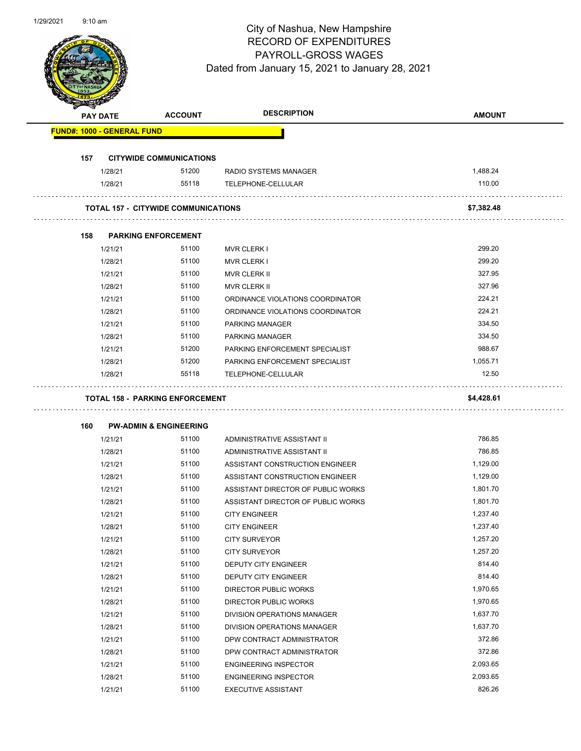# City of Nashua, New Hampshire
## RECORD OF EXPENDITURES
## PAYROLL-GROSS WAGES
## Dated from January 15, 2021 to January 28, 2021

| PAY DATE | ACCOUNT | DESCRIPTION | AMOUNT |
|---|---|---|---|
| **FUND#: 1000 - GENERAL FUND** | | | |
| **157 CITYWIDE COMMUNICATIONS** | | | |
| 1/28/21 | 51200 | RADIO SYSTEMS MANAGER | 1,488.24 |
| 1/28/21 | 55118 | TELEPHONE-CELLULAR | 110.00 |
| **TOTAL 157 - CITYWIDE COMMUNICATIONS** | | | **$7,382.48** |
| **158 PARKING ENFORCEMENT** | | | |
| 1/21/21 | 51100 | MVR CLERK I | 299.20 |
| 1/28/21 | 51100 | MVR CLERK I | 299.20 |
| 1/21/21 | 51100 | MVR CLERK II | 327.95 |
| 1/28/21 | 51100 | MVR CLERK II | 327.96 |
| 1/21/21 | 51100 | ORDINANCE VIOLATIONS COORDINATOR | 224.21 |
| 1/28/21 | 51100 | ORDINANCE VIOLATIONS COORDINATOR | 224.21 |
| 1/21/21 | 51100 | PARKING MANAGER | 334.50 |
| 1/28/21 | 51100 | PARKING MANAGER | 334.50 |
| 1/21/21 | 51200 | PARKING ENFORCEMENT SPECIALIST | 988.67 |
| 1/28/21 | 51200 | PARKING ENFORCEMENT SPECIALIST | 1,055.71 |
| 1/28/21 | 55118 | TELEPHONE-CELLULAR | 12.50 |
| **TOTAL 158 - PARKING ENFORCEMENT** | | | **$4,428.61** |
| **160 PW-ADMIN & ENGINEERING** | | | |
| 1/21/21 | 51100 | ADMINISTRATIVE ASSISTANT II | 786.85 |
| 1/28/21 | 51100 | ADMINISTRATIVE ASSISTANT II | 786.85 |
| 1/21/21 | 51100 | ASSISTANT CONSTRUCTION ENGINEER | 1,129.00 |
| 1/28/21 | 51100 | ASSISTANT CONSTRUCTION ENGINEER | 1,129.00 |
| 1/21/21 | 51100 | ASSISTANT DIRECTOR OF PUBLIC WORKS | 1,801.70 |
| 1/28/21 | 51100 | ASSISTANT DIRECTOR OF PUBLIC WORKS | 1,801.70 |
| 1/21/21 | 51100 | CITY ENGINEER | 1,237.40 |
| 1/28/21 | 51100 | CITY ENGINEER | 1,237.40 |
| 1/21/21 | 51100 | CITY SURVEYOR | 1,257.20 |
| 1/28/21 | 51100 | CITY SURVEYOR | 1,257.20 |
| 1/21/21 | 51100 | DEPUTY CITY ENGINEER | 814.40 |
| 1/28/21 | 51100 | DEPUTY CITY ENGINEER | 814.40 |
| 1/21/21 | 51100 | DIRECTOR PUBLIC WORKS | 1,970.65 |
| 1/28/21 | 51100 | DIRECTOR PUBLIC WORKS | 1,970.65 |
| 1/21/21 | 51100 | DIVISION OPERATIONS MANAGER | 1,637.70 |
| 1/28/21 | 51100 | DIVISION OPERATIONS MANAGER | 1,637.70 |
| 1/21/21 | 51100 | DPW CONTRACT ADMINISTRATOR | 372.86 |
| 1/28/21 | 51100 | DPW CONTRACT ADMINISTRATOR | 372.86 |
| 1/21/21 | 51100 | ENGINEERING INSPECTOR | 2,093.65 |
| 1/28/21 | 51100 | ENGINEERING INSPECTOR | 2,093.65 |
| 1/21/21 | 51100 | EXECUTIVE ASSISTANT | 826.26 |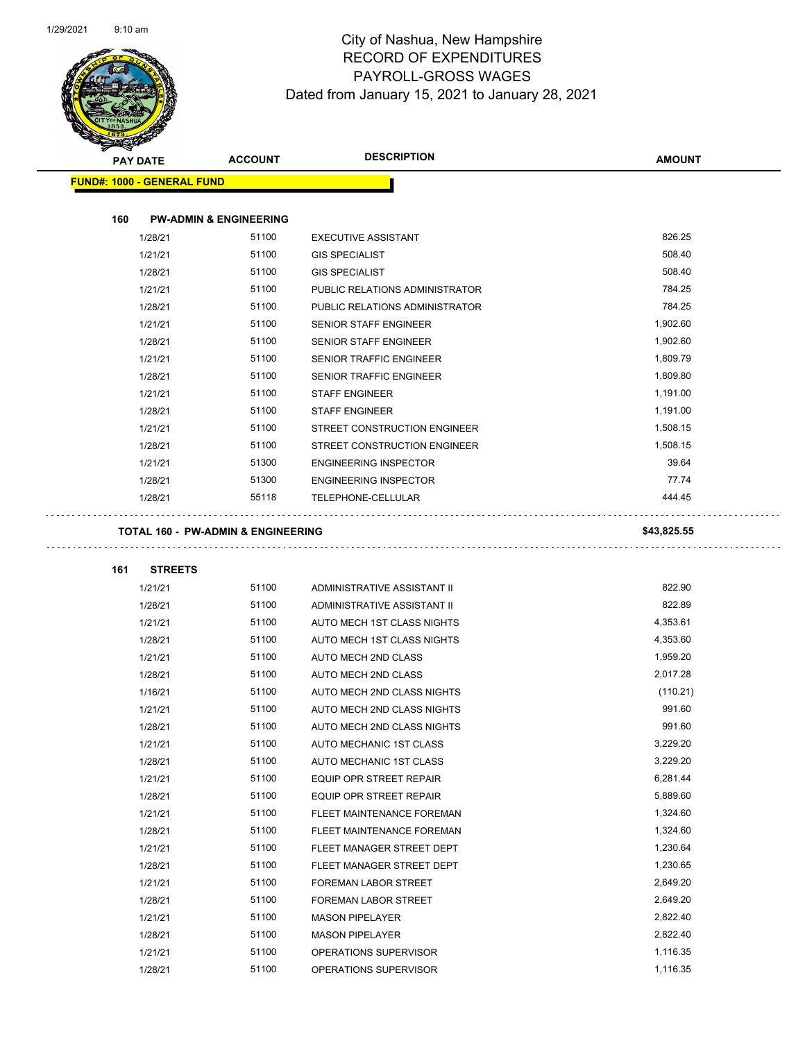# City of Nashua, New Hampshire
## RECORD OF EXPENDITURES
## PAYROLL-GROSS WAGES
### Dated from January 15, 2021 to January 28, 2021

| PAY DATE | ACCOUNT | DESCRIPTION | AMOUNT |
|---|---|---|---|
| **FUND#: 1000 - GENERAL FUND** | | | |
| **160 PW-ADMIN & ENGINEERING** | | | |
| 1/28/21 | 51100 | EXECUTIVE ASSISTANT | 826.25 |
| 1/21/21 | 51100 | GIS SPECIALIST | 508.40 |
| 1/28/21 | 51100 | GIS SPECIALIST | 508.40 |
| 1/21/21 | 51100 | PUBLIC RELATIONS ADMINISTRATOR | 784.25 |
| 1/28/21 | 51100 | PUBLIC RELATIONS ADMINISTRATOR | 784.25 |
| 1/21/21 | 51100 | SENIOR STAFF ENGINEER | 1,902.60 |
| 1/28/21 | 51100 | SENIOR STAFF ENGINEER | 1,902.60 |
| 1/21/21 | 51100 | SENIOR TRAFFIC ENGINEER | 1,809.79 |
| 1/28/21 | 51100 | SENIOR TRAFFIC ENGINEER | 1,809.80 |
| 1/21/21 | 51100 | STAFF ENGINEER | 1,191.00 |
| 1/28/21 | 51100 | STAFF ENGINEER | 1,191.00 |
| 1/21/21 | 51100 | STREET CONSTRUCTION ENGINEER | 1,508.15 |
| 1/28/21 | 51100 | STREET CONSTRUCTION ENGINEER | 1,508.15 |
| 1/21/21 | 51300 | ENGINEERING INSPECTOR | 39.64 |
| 1/28/21 | 51300 | ENGINEERING INSPECTOR | 77.74 |
| 1/28/21 | 55118 | TELEPHONE-CELLULAR | 444.45 |
| **TOTAL 160 - PW-ADMIN & ENGINEERING** | | | **$43,825.55** |
| **161 STREETS** | | | |
| 1/21/21 | 51100 | ADMINISTRATIVE ASSISTANT II | 822.90 |
| 1/28/21 | 51100 | ADMINISTRATIVE ASSISTANT II | 822.89 |
| 1/21/21 | 51100 | AUTO MECH 1ST CLASS NIGHTS | 4,353.61 |
| 1/28/21 | 51100 | AUTO MECH 1ST CLASS NIGHTS | 4,353.60 |
| 1/21/21 | 51100 | AUTO MECH 2ND CLASS | 1,959.20 |
| 1/28/21 | 51100 | AUTO MECH 2ND CLASS | 2,017.28 |
| 1/16/21 | 51100 | AUTO MECH 2ND CLASS NIGHTS | (110.21) |
| 1/21/21 | 51100 | AUTO MECH 2ND CLASS NIGHTS | 991.60 |
| 1/28/21 | 51100 | AUTO MECH 2ND CLASS NIGHTS | 991.60 |
| 1/21/21 | 51100 | AUTO MECHANIC 1ST CLASS | 3,229.20 |
| 1/28/21 | 51100 | AUTO MECHANIC 1ST CLASS | 3,229.20 |
| 1/21/21 | 51100 | EQUIP OPR STREET REPAIR | 6,281.44 |
| 1/28/21 | 51100 | EQUIP OPR STREET REPAIR | 5,889.60 |
| 1/21/21 | 51100 | FLEET MAINTENANCE FOREMAN | 1,324.60 |
| 1/28/21 | 51100 | FLEET MAINTENANCE FOREMAN | 1,324.60 |
| 1/21/21 | 51100 | FLEET MANAGER STREET DEPT | 1,230.64 |
| 1/28/21 | 51100 | FLEET MANAGER STREET DEPT | 1,230.65 |
| 1/21/21 | 51100 | FOREMAN LABOR STREET | 2,649.20 |
| 1/28/21 | 51100 | FOREMAN LABOR STREET | 2,649.20 |
| 1/21/21 | 51100 | MASON PIPELAYER | 2,822.40 |
| 1/28/21 | 51100 | MASON PIPELAYER | 2,822.40 |
| 1/21/21 | 51100 | OPERATIONS SUPERVISOR | 1,116.35 |
| 1/28/21 | 51100 | OPERATIONS SUPERVISOR | 1,116.35 |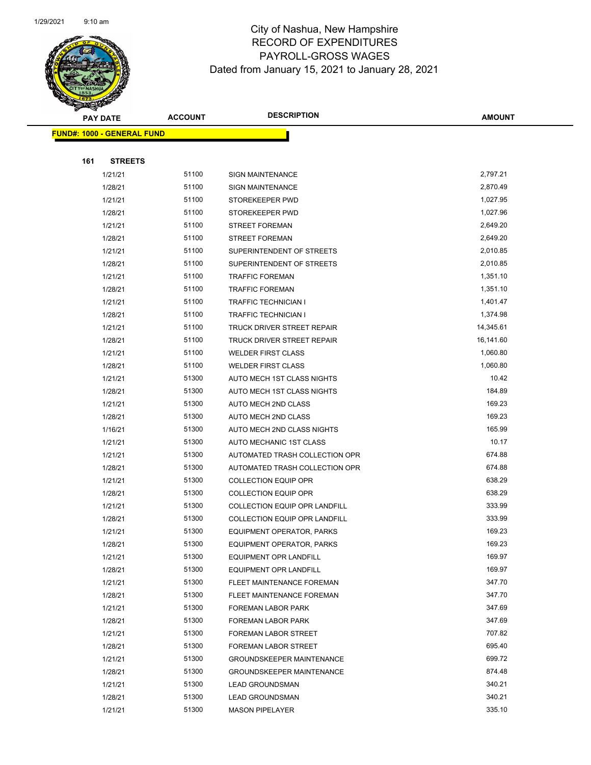# City of Nashua, New Hampshire
## RECORD OF EXPENDITURES
## PAYROLL-GROSS WAGES
### Dated from January 15, 2021 to January 28, 2021

**FUND#: 1000 - GENERAL FUND**

**161 STREETS**

| PAY DATE | ACCOUNT | DESCRIPTION | AMOUNT |
|---|---|---|---|
| 1/21/21 | 51100 | SIGN MAINTENANCE | 2,797.21 |
| 1/28/21 | 51100 | SIGN MAINTENANCE | 2,870.49 |
| 1/21/21 | 51100 | STOREKEEPER PWD | 1,027.95 |
| 1/28/21 | 51100 | STOREKEEPER PWD | 1,027.96 |
| 1/21/21 | 51100 | STREET FOREMAN | 2,649.20 |
| 1/28/21 | 51100 | STREET FOREMAN | 2,649.20 |
| 1/21/21 | 51100 | SUPERINTENDENT OF STREETS | 2,010.85 |
| 1/28/21 | 51100 | SUPERINTENDENT OF STREETS | 2,010.85 |
| 1/21/21 | 51100 | TRAFFIC FOREMAN | 1,351.10 |
| 1/28/21 | 51100 | TRAFFIC FOREMAN | 1,351.10 |
| 1/21/21 | 51100 | TRAFFIC TECHNICIAN I | 1,401.47 |
| 1/28/21 | 51100 | TRAFFIC TECHNICIAN I | 1,374.98 |
| 1/21/21 | 51100 | TRUCK DRIVER STREET REPAIR | 14,345.61 |
| 1/28/21 | 51100 | TRUCK DRIVER STREET REPAIR | 16,141.60 |
| 1/21/21 | 51100 | WELDER FIRST CLASS | 1,060.80 |
| 1/28/21 | 51100 | WELDER FIRST CLASS | 1,060.80 |
| 1/21/21 | 51300 | AUTO MECH 1ST CLASS NIGHTS | 10.42 |
| 1/28/21 | 51300 | AUTO MECH 1ST CLASS NIGHTS | 184.89 |
| 1/21/21 | 51300 | AUTO MECH 2ND CLASS | 169.23 |
| 1/28/21 | 51300 | AUTO MECH 2ND CLASS | 169.23 |
| 1/16/21 | 51300 | AUTO MECH 2ND CLASS NIGHTS | 165.99 |
| 1/21/21 | 51300 | AUTO MECHANIC 1ST CLASS | 10.17 |
| 1/21/21 | 51300 | AUTOMATED TRASH COLLECTION OPR | 674.88 |
| 1/28/21 | 51300 | AUTOMATED TRASH COLLECTION OPR | 674.88 |
| 1/21/21 | 51300 | COLLECTION EQUIP OPR | 638.29 |
| 1/28/21 | 51300 | COLLECTION EQUIP OPR | 638.29 |
| 1/21/21 | 51300 | COLLECTION EQUIP OPR LANDFILL | 333.99 |
| 1/28/21 | 51300 | COLLECTION EQUIP OPR LANDFILL | 333.99 |
| 1/21/21 | 51300 | EQUIPMENT OPERATOR, PARKS | 169.23 |
| 1/28/21 | 51300 | EQUIPMENT OPERATOR, PARKS | 169.23 |
| 1/21/21 | 51300 | EQUIPMENT OPR LANDFILL | 169.97 |
| 1/28/21 | 51300 | EQUIPMENT OPR LANDFILL | 169.97 |
| 1/21/21 | 51300 | FLEET MAINTENANCE FOREMAN | 347.70 |
| 1/28/21 | 51300 | FLEET MAINTENANCE FOREMAN | 347.70 |
| 1/21/21 | 51300 | FOREMAN LABOR PARK | 347.69 |
| 1/28/21 | 51300 | FOREMAN LABOR PARK | 347.69 |
| 1/21/21 | 51300 | FOREMAN LABOR STREET | 707.82 |
| 1/28/21 | 51300 | FOREMAN LABOR STREET | 695.40 |
| 1/21/21 | 51300 | GROUNDSKEEPER MAINTENANCE | 699.72 |
| 1/28/21 | 51300 | GROUNDSKEEPER MAINTENANCE | 874.48 |
| 1/21/21 | 51300 | LEAD GROUNDSMAN | 340.21 |
| 1/28/21 | 51300 | LEAD GROUNDSMAN | 340.21 |
| 1/21/21 | 51300 | MASON PIPELAYER | 335.10 |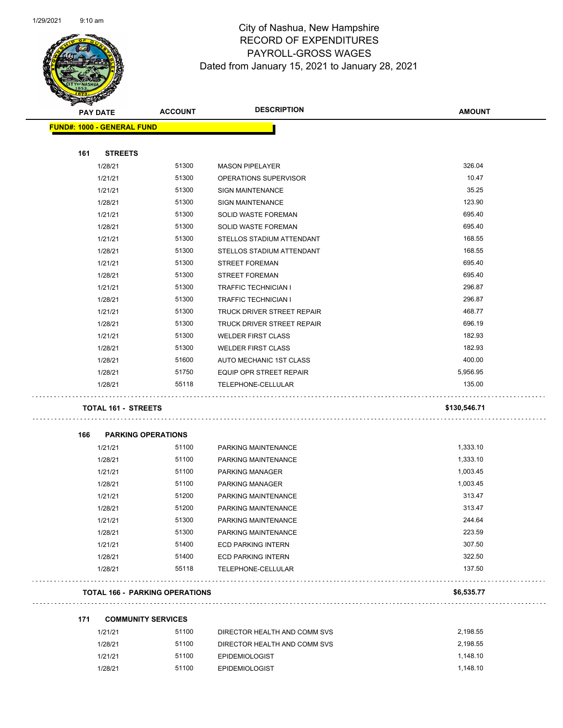# City of Nashua, New Hampshire
## RECORD OF EXPENDITURES
## PAYROLL-GROSS WAGES
## Dated from January 15, 2021 to January 28, 2021

| PAY DATE | ACCOUNT | DESCRIPTION | AMOUNT |
|---|---|---|---|
| **FUND#: 1000 - GENERAL FUND** | | | |
| **161 STREETS** | | | |
| 1/28/21 | 51300 | MASON PIPELAYER | 326.04 |
| 1/21/21 | 51300 | OPERATIONS SUPERVISOR | 10.47 |
| 1/21/21 | 51300 | SIGN MAINTENANCE | 35.25 |
| 1/28/21 | 51300 | SIGN MAINTENANCE | 123.90 |
| 1/21/21 | 51300 | SOLID WASTE FOREMAN | 695.40 |
| 1/28/21 | 51300 | SOLID WASTE FOREMAN | 695.40 |
| 1/21/21 | 51300 | STELLOS STADIUM ATTENDANT | 168.55 |
| 1/28/21 | 51300 | STELLOS STADIUM ATTENDANT | 168.55 |
| 1/21/21 | 51300 | STREET FOREMAN | 695.40 |
| 1/28/21 | 51300 | STREET FOREMAN | 695.40 |
| 1/21/21 | 51300 | TRAFFIC TECHNICIAN I | 296.87 |
| 1/28/21 | 51300 | TRAFFIC TECHNICIAN I | 296.87 |
| 1/21/21 | 51300 | TRUCK DRIVER STREET REPAIR | 468.77 |
| 1/28/21 | 51300 | TRUCK DRIVER STREET REPAIR | 696.19 |
| 1/21/21 | 51300 | WELDER FIRST CLASS | 182.93 |
| 1/28/21 | 51300 | WELDER FIRST CLASS | 182.93 |
| 1/28/21 | 51600 | AUTO MECHANIC 1ST CLASS | 400.00 |
| 1/28/21 | 51750 | EQUIP OPR STREET REPAIR | 5,956.95 |
| 1/28/21 | 55118 | TELEPHONE-CELLULAR | 135.00 |
| **TOTAL 161 - STREETS** | | | **$130,546.71** |
| **166 PARKING OPERATIONS** | | | |
| 1/21/21 | 51100 | PARKING MAINTENANCE | 1,333.10 |
| 1/28/21 | 51100 | PARKING MAINTENANCE | 1,333.10 |
| 1/21/21 | 51100 | PARKING MANAGER | 1,003.45 |
| 1/28/21 | 51100 | PARKING MANAGER | 1,003.45 |
| 1/21/21 | 51200 | PARKING MAINTENANCE | 313.47 |
| 1/28/21 | 51200 | PARKING MAINTENANCE | 313.47 |
| 1/21/21 | 51300 | PARKING MAINTENANCE | 244.64 |
| 1/28/21 | 51300 | PARKING MAINTENANCE | 223.59 |
| 1/21/21 | 51400 | ECD PARKING INTERN | 307.50 |
| 1/28/21 | 51400 | ECD PARKING INTERN | 322.50 |
| 1/28/21 | 55118 | TELEPHONE-CELLULAR | 137.50 |
| **TOTAL 166 - PARKING OPERATIONS** | | | **$6,535.77** |
| **171 COMMUNITY SERVICES** | | | |
| 1/21/21 | 51100 | DIRECTOR HEALTH AND COMM SVS | 2,198.55 |
| 1/28/21 | 51100 | DIRECTOR HEALTH AND COMM SVS | 2,198.55 |
| 1/21/21 | 51100 | EPIDEMIOLOGIST | 1,148.10 |
| 1/28/21 | 51100 | EPIDEMIOLOGIST | 1,148.10 |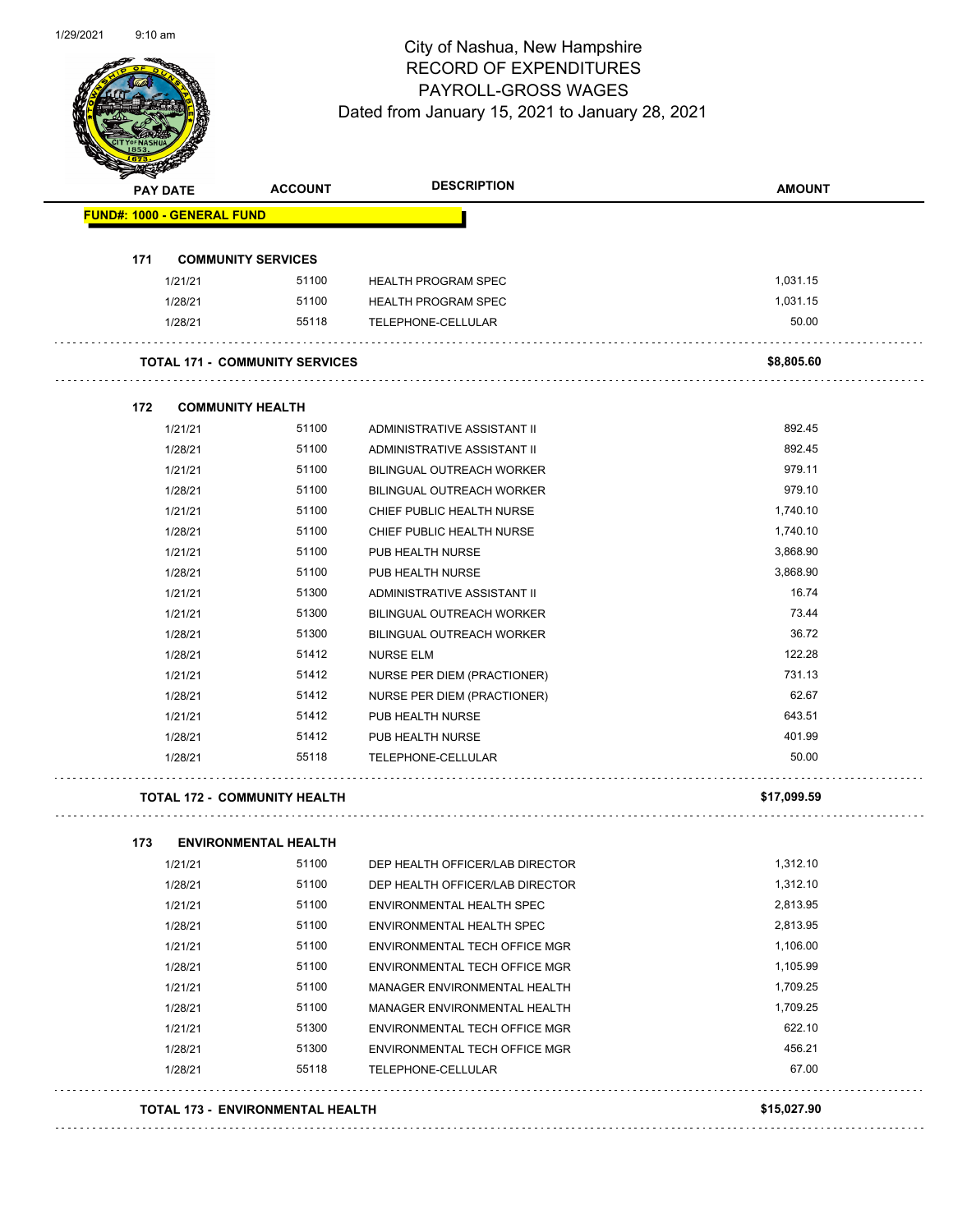# City of Nashua, New Hampshire
## RECORD OF EXPENDITURES
## PAYROLL-GROSS WAGES
## Dated from January 15, 2021 to January 28, 2021

| PAY DATE | ACCOUNT | DESCRIPTION | AMOUNT |
|---|---|---|---|
| **FUND#: 1000 - GENERAL FUND** | | | |
| **171 COMMUNITY SERVICES** | | | |
| 1/21/21 | 51100 | HEALTH PROGRAM SPEC | 1,031.15 |
| 1/28/21 | 51100 | HEALTH PROGRAM SPEC | 1,031.15 |
| 1/28/21 | 55118 | TELEPHONE-CELLULAR | 50.00 |
| **TOTAL 171 - COMMUNITY SERVICES** | | | **$8,805.60** |
| **172 COMMUNITY HEALTH** | | | |
| 1/21/21 | 51100 | ADMINISTRATIVE ASSISTANT II | 892.45 |
| 1/28/21 | 51100 | ADMINISTRATIVE ASSISTANT II | 892.45 |
| 1/21/21 | 51100 | BILINGUAL OUTREACH WORKER | 979.11 |
| 1/28/21 | 51100 | BILINGUAL OUTREACH WORKER | 979.10 |
| 1/21/21 | 51100 | CHIEF PUBLIC HEALTH NURSE | 1,740.10 |
| 1/28/21 | 51100 | CHIEF PUBLIC HEALTH NURSE | 1,740.10 |
| 1/21/21 | 51100 | PUB HEALTH NURSE | 3,868.90 |
| 1/28/21 | 51100 | PUB HEALTH NURSE | 3,868.90 |
| 1/21/21 | 51300 | ADMINISTRATIVE ASSISTANT II | 16.74 |
| 1/21/21 | 51300 | BILINGUAL OUTREACH WORKER | 73.44 |
| 1/28/21 | 51300 | BILINGUAL OUTREACH WORKER | 36.72 |
| 1/28/21 | 51412 | NURSE ELM | 122.28 |
| 1/21/21 | 51412 | NURSE PER DIEM (PRACTIONER) | 731.13 |
| 1/28/21 | 51412 | NURSE PER DIEM (PRACTIONER) | 62.67 |
| 1/21/21 | 51412 | PUB HEALTH NURSE | 643.51 |
| 1/28/21 | 51412 | PUB HEALTH NURSE | 401.99 |
| 1/28/21 | 55118 | TELEPHONE-CELLULAR | 50.00 |
| **TOTAL 172 - COMMUNITY HEALTH** | | | **$17,099.59** |
| **173 ENVIRONMENTAL HEALTH** | | | |
| 1/21/21 | 51100 | DEP HEALTH OFFICER/LAB DIRECTOR | 1,312.10 |
| 1/28/21 | 51100 | DEP HEALTH OFFICER/LAB DIRECTOR | 1,312.10 |
| 1/21/21 | 51100 | ENVIRONMENTAL HEALTH SPEC | 2,813.95 |
| 1/28/21 | 51100 | ENVIRONMENTAL HEALTH SPEC | 2,813.95 |
| 1/21/21 | 51100 | ENVIRONMENTAL TECH OFFICE MGR | 1,106.00 |
| 1/28/21 | 51100 | ENVIRONMENTAL TECH OFFICE MGR | 1,105.99 |
| 1/21/21 | 51100 | MANAGER ENVIRONMENTAL HEALTH | 1,709.25 |
| 1/28/21 | 51100 | MANAGER ENVIRONMENTAL HEALTH | 1,709.25 |
| 1/21/21 | 51300 | ENVIRONMENTAL TECH OFFICE MGR | 622.10 |
| 1/28/21 | 51300 | ENVIRONMENTAL TECH OFFICE MGR | 456.21 |
| 1/28/21 | 55118 | TELEPHONE-CELLULAR | 67.00 |
| **TOTAL 173 - ENVIRONMENTAL HEALTH** | | | **$15,027.90** |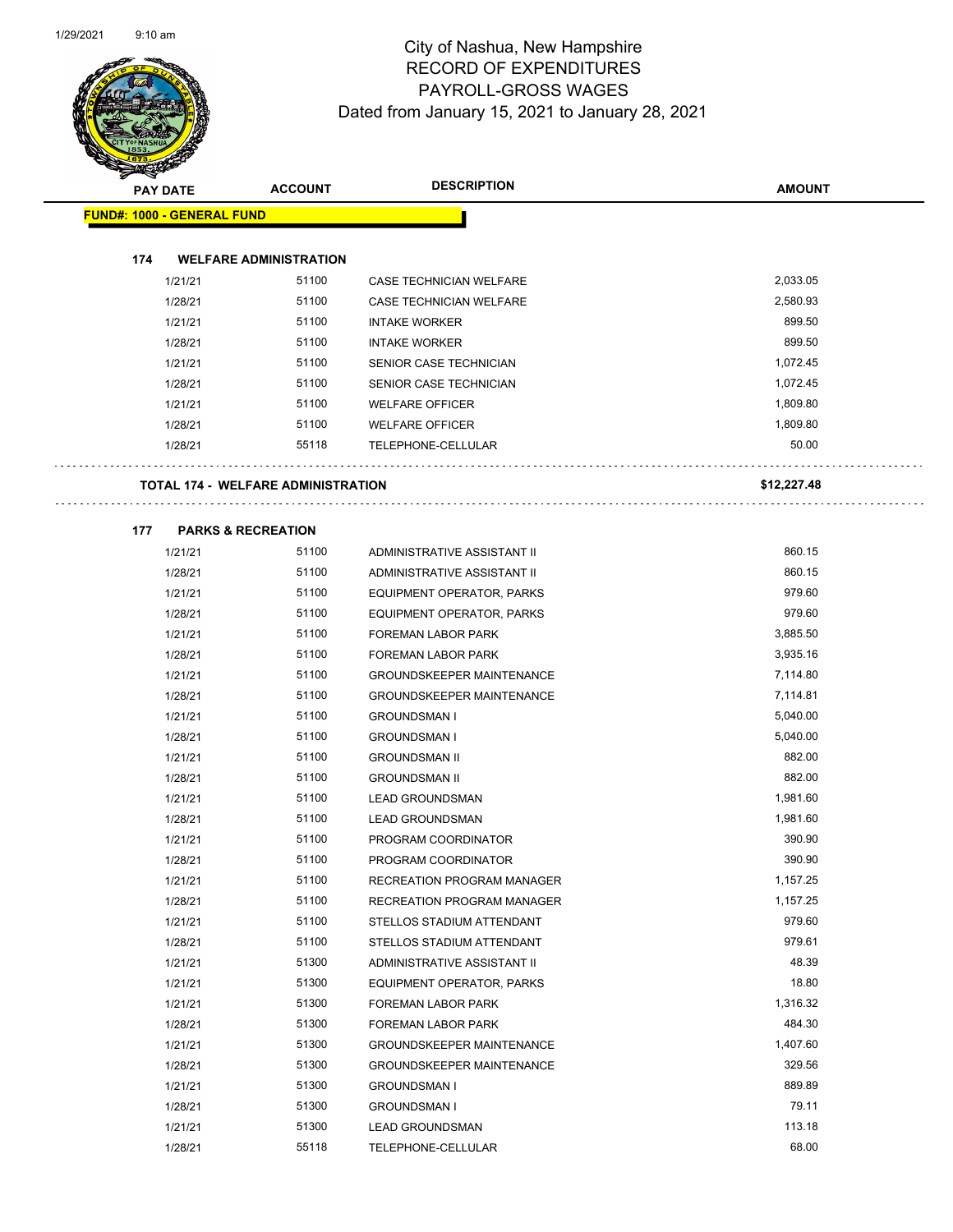# City of Nashua, New Hampshire
## RECORD OF EXPENDITURES
## PAYROLL-GROSS WAGES
## Dated from January 15, 2021 to January 28, 2021

| PAY DATE | ACCOUNT | DESCRIPTION | AMOUNT |
|---|---|---|---|
| **FUND#: 1000 - GENERAL FUND** | | | |
| **174 WELFARE ADMINISTRATION** | | | |
| 1/21/21 | 51100 | CASE TECHNICIAN WELFARE | 2,033.05 |
| 1/28/21 | 51100 | CASE TECHNICIAN WELFARE | 2,580.93 |
| 1/21/21 | 51100 | INTAKE WORKER | 899.50 |
| 1/28/21 | 51100 | INTAKE WORKER | 899.50 |
| 1/21/21 | 51100 | SENIOR CASE TECHNICIAN | 1,072.45 |
| 1/28/21 | 51100 | SENIOR CASE TECHNICIAN | 1,072.45 |
| 1/21/21 | 51100 | WELFARE OFFICER | 1,809.80 |
| 1/28/21 | 51100 | WELFARE OFFICER | 1,809.80 |
| 1/28/21 | 55118 | TELEPHONE-CELLULAR | 50.00 |
| **TOTAL 174 - WELFARE ADMINISTRATION** | | | **$12,227.48** |
| **177 PARKS & RECREATION** | | | |
| 1/21/21 | 51100 | ADMINISTRATIVE ASSISTANT II | 860.15 |
| 1/28/21 | 51100 | ADMINISTRATIVE ASSISTANT II | 860.15 |
| 1/21/21 | 51100 | EQUIPMENT OPERATOR, PARKS | 979.60 |
| 1/28/21 | 51100 | EQUIPMENT OPERATOR, PARKS | 979.60 |
| 1/21/21 | 51100 | FOREMAN LABOR PARK | 3,885.50 |
| 1/28/21 | 51100 | FOREMAN LABOR PARK | 3,935.16 |
| 1/21/21 | 51100 | GROUNDSKEEPER MAINTENANCE | 7,114.80 |
| 1/28/21 | 51100 | GROUNDSKEEPER MAINTENANCE | 7,114.81 |
| 1/21/21 | 51100 | GROUNDSMAN I | 5,040.00 |
| 1/28/21 | 51100 | GROUNDSMAN I | 5,040.00 |
| 1/21/21 | 51100 | GROUNDSMAN II | 882.00 |
| 1/28/21 | 51100 | GROUNDSMAN II | 882.00 |
| 1/21/21 | 51100 | LEAD GROUNDSMAN | 1,981.60 |
| 1/28/21 | 51100 | LEAD GROUNDSMAN | 1,981.60 |
| 1/21/21 | 51100 | PROGRAM COORDINATOR | 390.90 |
| 1/28/21 | 51100 | PROGRAM COORDINATOR | 390.90 |
| 1/21/21 | 51100 | RECREATION PROGRAM MANAGER | 1,157.25 |
| 1/28/21 | 51100 | RECREATION PROGRAM MANAGER | 1,157.25 |
| 1/21/21 | 51100 | STELLOS STADIUM ATTENDANT | 979.60 |
| 1/28/21 | 51100 | STELLOS STADIUM ATTENDANT | 979.61 |
| 1/21/21 | 51300 | ADMINISTRATIVE ASSISTANT II | 48.39 |
| 1/21/21 | 51300 | EQUIPMENT OPERATOR, PARKS | 18.80 |
| 1/21/21 | 51300 | FOREMAN LABOR PARK | 1,316.32 |
| 1/28/21 | 51300 | FOREMAN LABOR PARK | 484.30 |
| 1/21/21 | 51300 | GROUNDSKEEPER MAINTENANCE | 1,407.60 |
| 1/28/21 | 51300 | GROUNDSKEEPER MAINTENANCE | 329.56 |
| 1/21/21 | 51300 | GROUNDSMAN I | 889.89 |
| 1/28/21 | 51300 | GROUNDSMAN I | 79.11 |
| 1/21/21 | 51300 | LEAD GROUNDSMAN | 113.18 |
| 1/28/21 | 55118 | TELEPHONE-CELLULAR | 68.00 |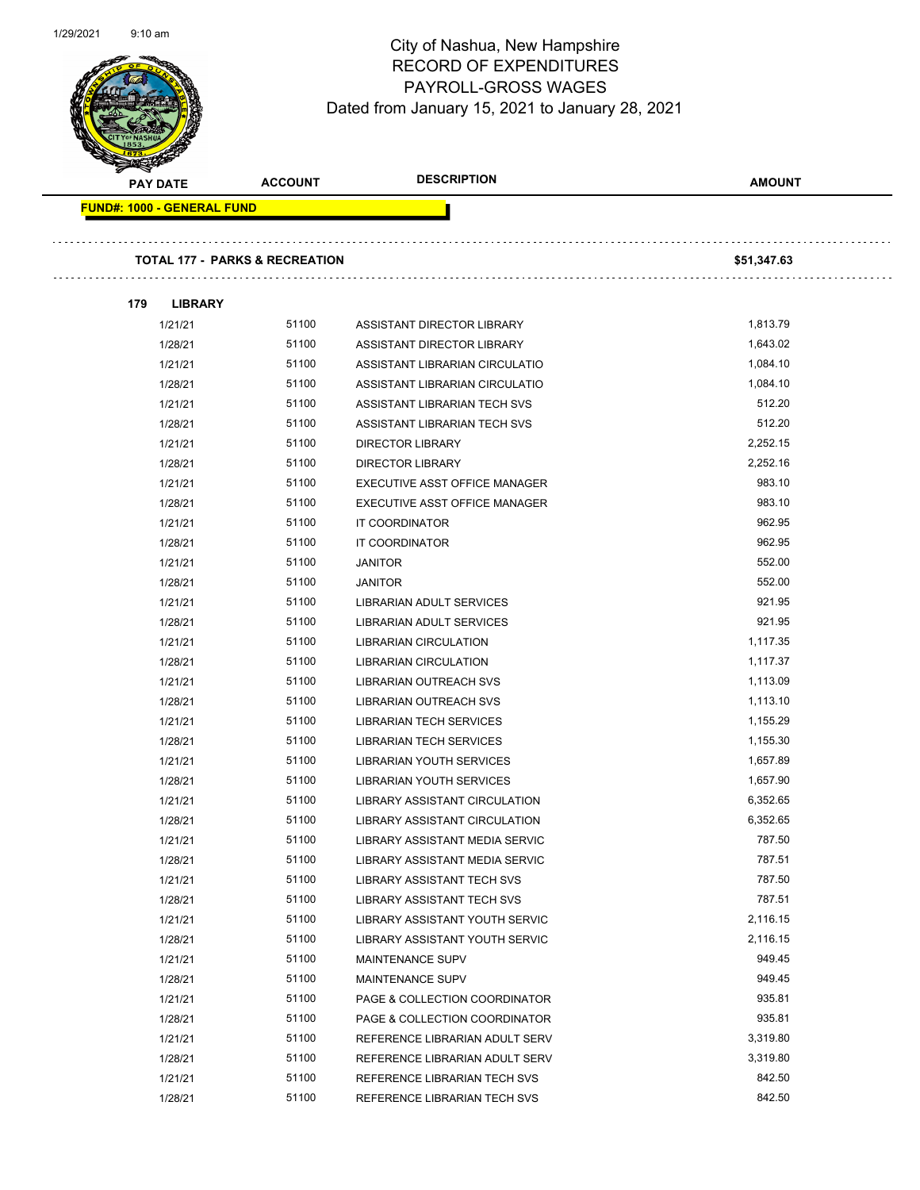# City of Nashua, New Hampshire
## RECORD OF EXPENDITURES
## PAYROLL-GROSS WAGES
### Dated from January 15, 2021 to January 28, 2021

| PAY DATE | ACCOUNT | DESCRIPTION | AMOUNT |
|---|---|---|---|
| **FUND#: 1000 - GENERAL FUND** | | | |
| **TOTAL 177 - PARKS & RECREATION** | | | **$51,347.63** |
| **179 LIBRARY** | | | |
| 1/21/21 | 51100 | ASSISTANT DIRECTOR LIBRARY | 1,813.79 |
| 1/28/21 | 51100 | ASSISTANT DIRECTOR LIBRARY | 1,643.02 |
| 1/21/21 | 51100 | ASSISTANT LIBRARIAN CIRCULATIO | 1,084.10 |
| 1/28/21 | 51100 | ASSISTANT LIBRARIAN CIRCULATIO | 1,084.10 |
| 1/21/21 | 51100 | ASSISTANT LIBRARIAN TECH SVS | 512.20 |
| 1/28/21 | 51100 | ASSISTANT LIBRARIAN TECH SVS | 512.20 |
| 1/21/21 | 51100 | DIRECTOR LIBRARY | 2,252.15 |
| 1/28/21 | 51100 | DIRECTOR LIBRARY | 2,252.16 |
| 1/21/21 | 51100 | EXECUTIVE ASST OFFICE MANAGER | 983.10 |
| 1/28/21 | 51100 | EXECUTIVE ASST OFFICE MANAGER | 983.10 |
| 1/21/21 | 51100 | IT COORDINATOR | 962.95 |
| 1/28/21 | 51100 | IT COORDINATOR | 962.95 |
| 1/21/21 | 51100 | JANITOR | 552.00 |
| 1/28/21 | 51100 | JANITOR | 552.00 |
| 1/21/21 | 51100 | LIBRARIAN ADULT SERVICES | 921.95 |
| 1/28/21 | 51100 | LIBRARIAN ADULT SERVICES | 921.95 |
| 1/21/21 | 51100 | LIBRARIAN CIRCULATION | 1,117.35 |
| 1/28/21 | 51100 | LIBRARIAN CIRCULATION | 1,117.37 |
| 1/21/21 | 51100 | LIBRARIAN OUTREACH SVS | 1,113.09 |
| 1/28/21 | 51100 | LIBRARIAN OUTREACH SVS | 1,113.10 |
| 1/21/21 | 51100 | LIBRARIAN TECH SERVICES | 1,155.29 |
| 1/28/21 | 51100 | LIBRARIAN TECH SERVICES | 1,155.30 |
| 1/21/21 | 51100 | LIBRARIAN YOUTH SERVICES | 1,657.89 |
| 1/28/21 | 51100 | LIBRARIAN YOUTH SERVICES | 1,657.90 |
| 1/21/21 | 51100 | LIBRARY ASSISTANT CIRCULATION | 6,352.65 |
| 1/28/21 | 51100 | LIBRARY ASSISTANT CIRCULATION | 6,352.65 |
| 1/21/21 | 51100 | LIBRARY ASSISTANT MEDIA SERVIC | 787.50 |
| 1/28/21 | 51100 | LIBRARY ASSISTANT MEDIA SERVIC | 787.51 |
| 1/21/21 | 51100 | LIBRARY ASSISTANT TECH SVS | 787.50 |
| 1/28/21 | 51100 | LIBRARY ASSISTANT TECH SVS | 787.51 |
| 1/21/21 | 51100 | LIBRARY ASSISTANT YOUTH SERVIC | 2,116.15 |
| 1/28/21 | 51100 | LIBRARY ASSISTANT YOUTH SERVIC | 2,116.15 |
| 1/21/21 | 51100 | MAINTENANCE SUPV | 949.45 |
| 1/28/21 | 51100 | MAINTENANCE SUPV | 949.45 |
| 1/21/21 | 51100 | PAGE & COLLECTION COORDINATOR | 935.81 |
| 1/28/21 | 51100 | PAGE & COLLECTION COORDINATOR | 935.81 |
| 1/21/21 | 51100 | REFERENCE LIBRARIAN ADULT SERV | 3,319.80 |
| 1/28/21 | 51100 | REFERENCE LIBRARIAN ADULT SERV | 3,319.80 |
| 1/21/21 | 51100 | REFERENCE LIBRARIAN TECH SVS | 842.50 |
| 1/28/21 | 51100 | REFERENCE LIBRARIAN TECH SVS | 842.50 |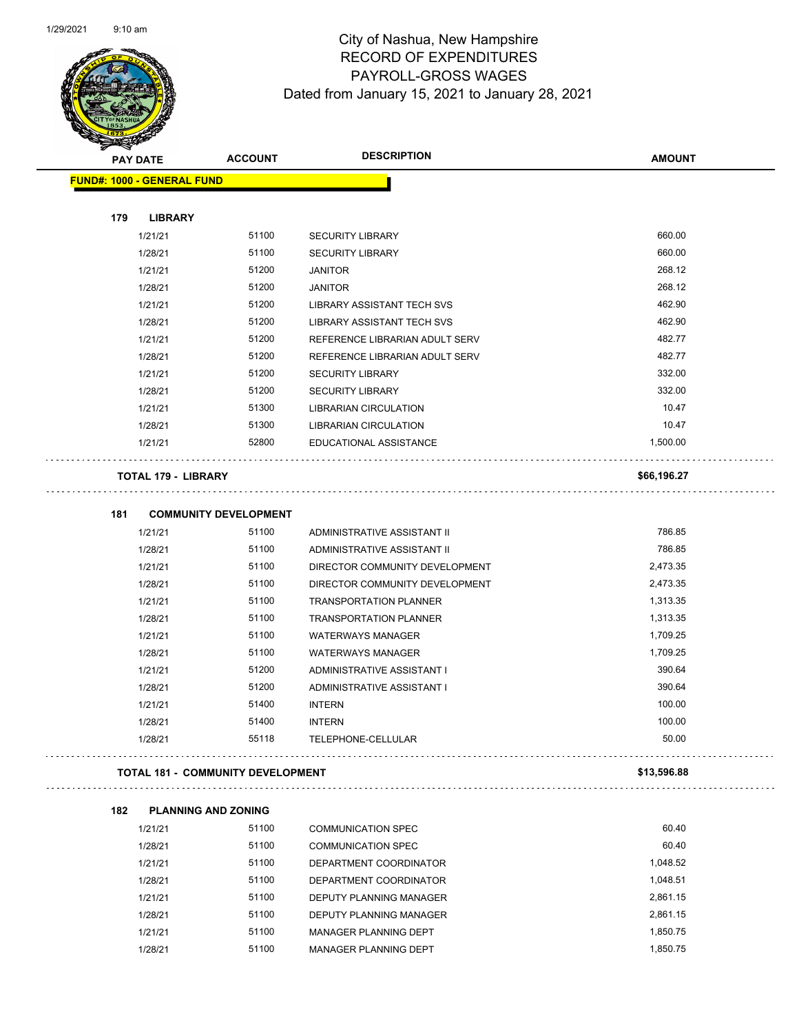# City of Nashua, New Hampshire
## RECORD OF EXPENDITURES
## PAYROLL-GROSS WAGES
### Dated from January 15, 2021 to January 28, 2021

| PAY DATE | ACCOUNT | DESCRIPTION | AMOUNT |
|---|---|---|---|
| **FUND#: 1000 - GENERAL FUND** | | | |
| **179 LIBRARY** | | | |
| 1/21/21 | 51100 | SECURITY LIBRARY | 660.00 |
| 1/28/21 | 51100 | SECURITY LIBRARY | 660.00 |
| 1/21/21 | 51200 | JANITOR | 268.12 |
| 1/28/21 | 51200 | JANITOR | 268.12 |
| 1/21/21 | 51200 | LIBRARY ASSISTANT TECH SVS | 462.90 |
| 1/28/21 | 51200 | LIBRARY ASSISTANT TECH SVS | 462.90 |
| 1/21/21 | 51200 | REFERENCE LIBRARIAN ADULT SERV | 482.77 |
| 1/28/21 | 51200 | REFERENCE LIBRARIAN ADULT SERV | 482.77 |
| 1/21/21 | 51200 | SECURITY LIBRARY | 332.00 |
| 1/28/21 | 51200 | SECURITY LIBRARY | 332.00 |
| 1/21/21 | 51300 | LIBRARIAN CIRCULATION | 10.47 |
| 1/28/21 | 51300 | LIBRARIAN CIRCULATION | 10.47 |
| 1/21/21 | 52800 | EDUCATIONAL ASSISTANCE | 1,500.00 |
| **TOTAL 179 - LIBRARY** | | | **$66,196.27** |
| **181 COMMUNITY DEVELOPMENT** | | | |
| 1/21/21 | 51100 | ADMINISTRATIVE ASSISTANT II | 786.85 |
| 1/28/21 | 51100 | ADMINISTRATIVE ASSISTANT II | 786.85 |
| 1/21/21 | 51100 | DIRECTOR COMMUNITY DEVELOPMENT | 2,473.35 |
| 1/28/21 | 51100 | DIRECTOR COMMUNITY DEVELOPMENT | 2,473.35 |
| 1/21/21 | 51100 | TRANSPORTATION PLANNER | 1,313.35 |
| 1/28/21 | 51100 | TRANSPORTATION PLANNER | 1,313.35 |
| 1/21/21 | 51100 | WATERWAYS MANAGER | 1,709.25 |
| 1/28/21 | 51100 | WATERWAYS MANAGER | 1,709.25 |
| 1/21/21 | 51200 | ADMINISTRATIVE ASSISTANT I | 390.64 |
| 1/28/21 | 51200 | ADMINISTRATIVE ASSISTANT I | 390.64 |
| 1/21/21 | 51400 | INTERN | 100.00 |
| 1/28/21 | 51400 | INTERN | 100.00 |
| 1/28/21 | 55118 | TELEPHONE-CELLULAR | 50.00 |
| **TOTAL 181 - COMMUNITY DEVELOPMENT** | | | **$13,596.88** |
| **182 PLANNING AND ZONING** | | | |
| 1/21/21 | 51100 | COMMUNICATION SPEC | 60.40 |
| 1/28/21 | 51100 | COMMUNICATION SPEC | 60.40 |
| 1/21/21 | 51100 | DEPARTMENT COORDINATOR | 1,048.52 |
| 1/28/21 | 51100 | DEPARTMENT COORDINATOR | 1,048.51 |
| 1/21/21 | 51100 | DEPUTY PLANNING MANAGER | 2,861.15 |
| 1/28/21 | 51100 | DEPUTY PLANNING MANAGER | 2,861.15 |
| 1/21/21 | 51100 | MANAGER PLANNING DEPT | 1,850.75 |
| 1/28/21 | 51100 | MANAGER PLANNING DEPT | 1,850.75 |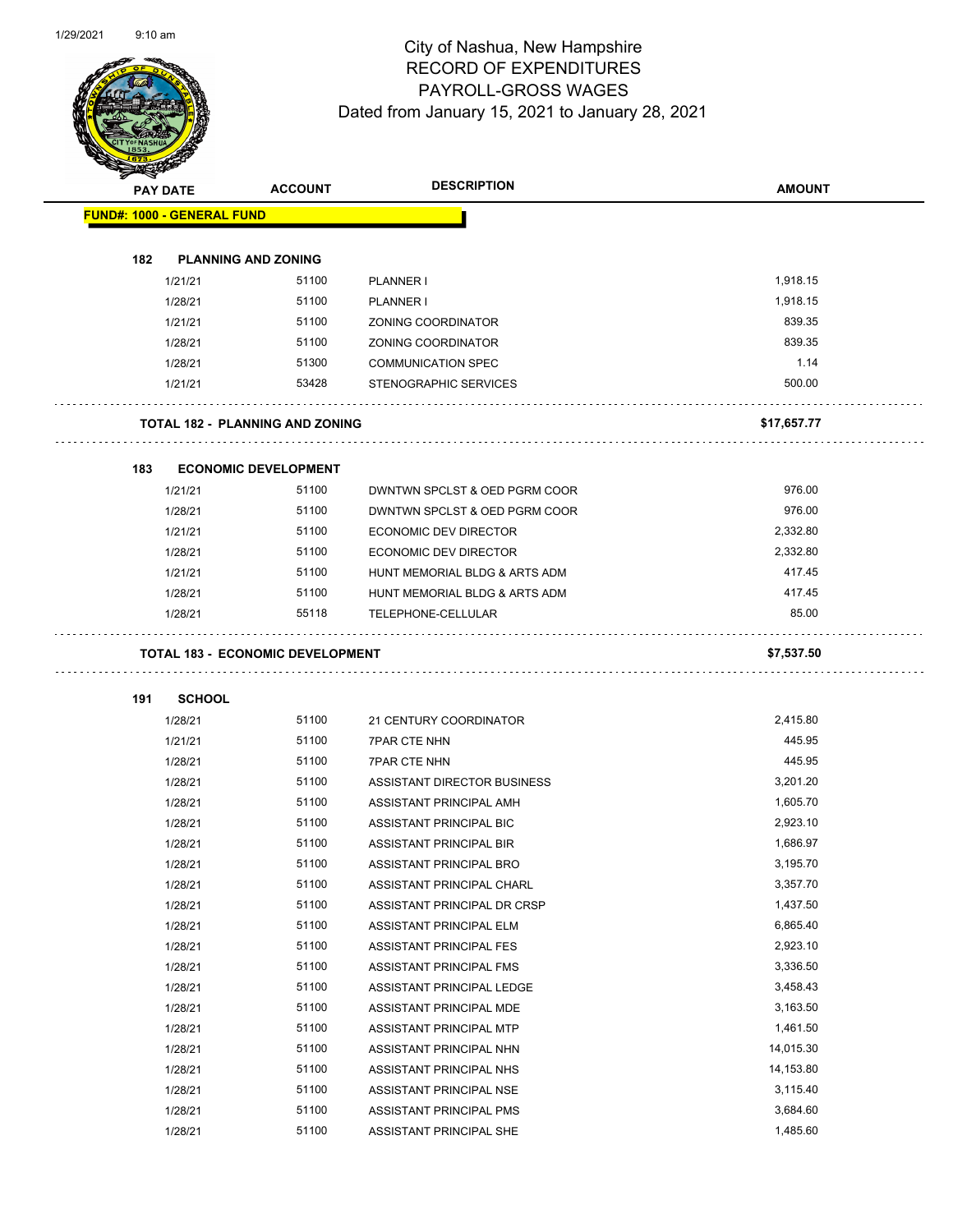# City of Nashua, New Hampshire
## RECORD OF EXPENDITURES
## PAYROLL-GROSS WAGES
### Dated from January 15, 2021 to January 28, 2021

| PAY DATE | ACCOUNT | DESCRIPTION | AMOUNT |
|---|---|---|---|
| **FUND#: 1000 - GENERAL FUND** | | | |
| **182 PLANNING AND ZONING** | | | |
| 1/21/21 | 51100 | PLANNER I | 1,918.15 |
| 1/28/21 | 51100 | PLANNER I | 1,918.15 |
| 1/21/21 | 51100 | ZONING COORDINATOR | 839.35 |
| 1/28/21 | 51100 | ZONING COORDINATOR | 839.35 |
| 1/28/21 | 51300 | COMMUNICATION SPEC | 1.14 |
| 1/21/21 | 53428 | STENOGRAPHIC SERVICES | 500.00 |
| **TOTAL 182 - PLANNING AND ZONING** | | | **$17,657.77** |
| **183 ECONOMIC DEVELOPMENT** | | | |
| 1/21/21 | 51100 | DWNTWN SPCLST & OED PGRM COOR | 976.00 |
| 1/28/21 | 51100 | DWNTWN SPCLST & OED PGRM COOR | 976.00 |
| 1/21/21 | 51100 | ECONOMIC DEV DIRECTOR | 2,332.80 |
| 1/28/21 | 51100 | ECONOMIC DEV DIRECTOR | 2,332.80 |
| 1/21/21 | 51100 | HUNT MEMORIAL BLDG & ARTS ADM | 417.45 |
| 1/28/21 | 51100 | HUNT MEMORIAL BLDG & ARTS ADM | 417.45 |
| 1/28/21 | 55118 | TELEPHONE-CELLULAR | 85.00 |
| **TOTAL 183 - ECONOMIC DEVELOPMENT** | | | **$7,537.50** |
| **191 SCHOOL** | | | |
| 1/28/21 | 51100 | 21 CENTURY COORDINATOR | 2,415.80 |
| 1/21/21 | 51100 | 7PAR CTE NHN | 445.95 |
| 1/28/21 | 51100 | 7PAR CTE NHN | 445.95 |
| 1/28/21 | 51100 | ASSISTANT DIRECTOR BUSINESS | 3,201.20 |
| 1/28/21 | 51100 | ASSISTANT PRINCIPAL AMH | 1,605.70 |
| 1/28/21 | 51100 | ASSISTANT PRINCIPAL BIC | 2,923.10 |
| 1/28/21 | 51100 | ASSISTANT PRINCIPAL BIR | 1,686.97 |
| 1/28/21 | 51100 | ASSISTANT PRINCIPAL BRO | 3,195.70 |
| 1/28/21 | 51100 | ASSISTANT PRINCIPAL CHARL | 3,357.70 |
| 1/28/21 | 51100 | ASSISTANT PRINCIPAL DR CRSP | 1,437.50 |
| 1/28/21 | 51100 | ASSISTANT PRINCIPAL ELM | 6,865.40 |
| 1/28/21 | 51100 | ASSISTANT PRINCIPAL FES | 2,923.10 |
| 1/28/21 | 51100 | ASSISTANT PRINCIPAL FMS | 3,336.50 |
| 1/28/21 | 51100 | ASSISTANT PRINCIPAL LEDGE | 3,458.43 |
| 1/28/21 | 51100 | ASSISTANT PRINCIPAL MDE | 3,163.50 |
| 1/28/21 | 51100 | ASSISTANT PRINCIPAL MTP | 1,461.50 |
| 1/28/21 | 51100 | ASSISTANT PRINCIPAL NHN | 14,015.30 |
| 1/28/21 | 51100 | ASSISTANT PRINCIPAL NHS | 14,153.80 |
| 1/28/21 | 51100 | ASSISTANT PRINCIPAL NSE | 3,115.40 |
| 1/28/21 | 51100 | ASSISTANT PRINCIPAL PMS | 3,684.60 |
| 1/28/21 | 51100 | ASSISTANT PRINCIPAL SHE | 1,485.60 |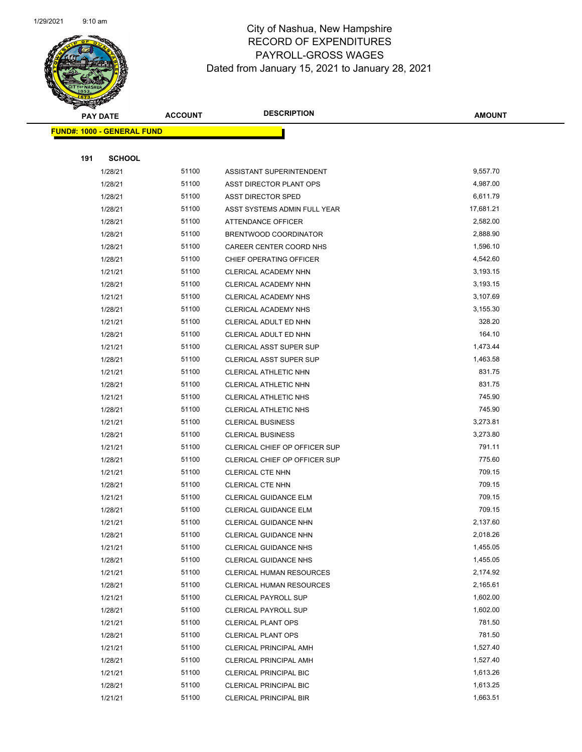# City of Nashua, New Hampshire
# RECORD OF EXPENDITURES
# PAYROLL-GROSS WAGES
# Dated from January 15, 2021 to January 28, 2021

| PAY DATE | ACCOUNT | DESCRIPTION | AMOUNT |
|---|---|---|---|

**FUND#: 1000 - GENERAL FUND**

**191 SCHOOL**

| PAY DATE | ACCOUNT | DESCRIPTION | AMOUNT |
|---|---|---|---|
| 1/28/21 | 51100 | ASSISTANT SUPERINTENDENT | 9,557.70 |
| 1/28/21 | 51100 | ASST DIRECTOR PLANT OPS | 4,987.00 |
| 1/28/21 | 51100 | ASST DIRECTOR SPED | 6,611.79 |
| 1/28/21 | 51100 | ASST SYSTEMS ADMIN FULL YEAR | 17,681.21 |
| 1/28/21 | 51100 | ATTENDANCE OFFICER | 2,582.00 |
| 1/28/21 | 51100 | BRENTWOOD COORDINATOR | 2,888.90 |
| 1/28/21 | 51100 | CAREER CENTER COORD NHS | 1,596.10 |
| 1/28/21 | 51100 | CHIEF OPERATING OFFICER | 4,542.60 |
| 1/21/21 | 51100 | CLERICAL ACADEMY NHN | 3,193.15 |
| 1/28/21 | 51100 | CLERICAL ACADEMY NHN | 3,193.15 |
| 1/21/21 | 51100 | CLERICAL ACADEMY NHS | 3,107.69 |
| 1/28/21 | 51100 | CLERICAL ACADEMY NHS | 3,155.30 |
| 1/21/21 | 51100 | CLERICAL ADULT ED NHN | 328.20 |
| 1/28/21 | 51100 | CLERICAL ADULT ED NHN | 164.10 |
| 1/21/21 | 51100 | CLERICAL ASST SUPER SUP | 1,473.44 |
| 1/28/21 | 51100 | CLERICAL ASST SUPER SUP | 1,463.58 |
| 1/21/21 | 51100 | CLERICAL ATHLETIC NHN | 831.75 |
| 1/28/21 | 51100 | CLERICAL ATHLETIC NHN | 831.75 |
| 1/21/21 | 51100 | CLERICAL ATHLETIC NHS | 745.90 |
| 1/28/21 | 51100 | CLERICAL ATHLETIC NHS | 745.90 |
| 1/21/21 | 51100 | CLERICAL BUSINESS | 3,273.81 |
| 1/28/21 | 51100 | CLERICAL BUSINESS | 3,273.80 |
| 1/21/21 | 51100 | CLERICAL CHIEF OP OFFICER SUP | 791.11 |
| 1/28/21 | 51100 | CLERICAL CHIEF OP OFFICER SUP | 775.60 |
| 1/21/21 | 51100 | CLERICAL CTE NHN | 709.15 |
| 1/28/21 | 51100 | CLERICAL CTE NHN | 709.15 |
| 1/21/21 | 51100 | CLERICAL GUIDANCE ELM | 709.15 |
| 1/28/21 | 51100 | CLERICAL GUIDANCE ELM | 709.15 |
| 1/21/21 | 51100 | CLERICAL GUIDANCE NHN | 2,137.60 |
| 1/28/21 | 51100 | CLERICAL GUIDANCE NHN | 2,018.26 |
| 1/21/21 | 51100 | CLERICAL GUIDANCE NHS | 1,455.05 |
| 1/28/21 | 51100 | CLERICAL GUIDANCE NHS | 1,455.05 |
| 1/21/21 | 51100 | CLERICAL HUMAN RESOURCES | 2,174.92 |
| 1/28/21 | 51100 | CLERICAL HUMAN RESOURCES | 2,165.61 |
| 1/21/21 | 51100 | CLERICAL PAYROLL SUP | 1,602.00 |
| 1/28/21 | 51100 | CLERICAL PAYROLL SUP | 1,602.00 |
| 1/21/21 | 51100 | CLERICAL PLANT OPS | 781.50 |
| 1/28/21 | 51100 | CLERICAL PLANT OPS | 781.50 |
| 1/21/21 | 51100 | CLERICAL PRINCIPAL AMH | 1,527.40 |
| 1/28/21 | 51100 | CLERICAL PRINCIPAL AMH | 1,527.40 |
| 1/21/21 | 51100 | CLERICAL PRINCIPAL BIC | 1,613.26 |
| 1/28/21 | 51100 | CLERICAL PRINCIPAL BIC | 1,613.25 |
| 1/21/21 | 51100 | CLERICAL PRINCIPAL BIR | 1,663.51 |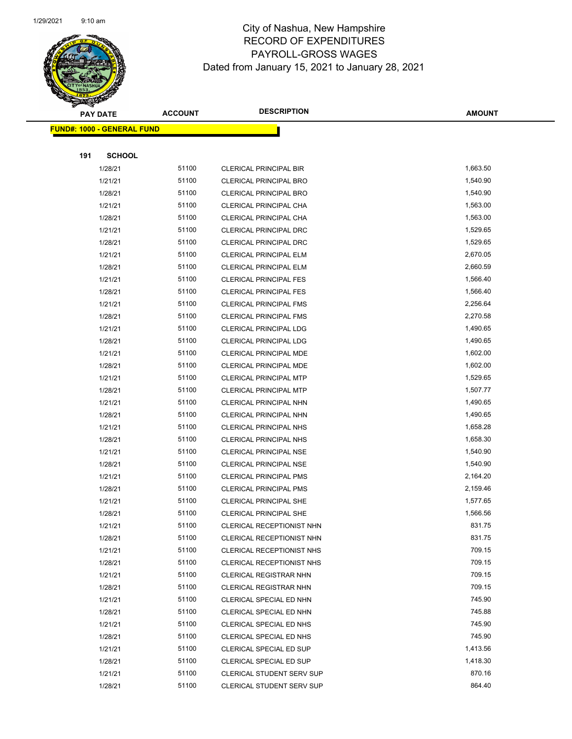# City of Nashua, New Hampshire
## RECORD OF EXPENDITURES
## PAYROLL-GROSS WAGES
### Dated from January 15, 2021 to January 28, 2021

| PAY DATE | ACCOUNT | DESCRIPTION | AMOUNT |
|---|---|---|---|
| **FUND#: 1000 - GENERAL FUND** | | | |
| **191 SCHOOL** | | | |
| 1/28/21 | 51100 | CLERICAL PRINCIPAL BIR | 1,663.50 |
| 1/21/21 | 51100 | CLERICAL PRINCIPAL BRO | 1,540.90 |
| 1/28/21 | 51100 | CLERICAL PRINCIPAL BRO | 1,540.90 |
| 1/21/21 | 51100 | CLERICAL PRINCIPAL CHA | 1,563.00 |
| 1/28/21 | 51100 | CLERICAL PRINCIPAL CHA | 1,563.00 |
| 1/21/21 | 51100 | CLERICAL PRINCIPAL DRC | 1,529.65 |
| 1/28/21 | 51100 | CLERICAL PRINCIPAL DRC | 1,529.65 |
| 1/21/21 | 51100 | CLERICAL PRINCIPAL ELM | 2,670.05 |
| 1/28/21 | 51100 | CLERICAL PRINCIPAL ELM | 2,660.59 |
| 1/21/21 | 51100 | CLERICAL PRINCIPAL FES | 1,566.40 |
| 1/28/21 | 51100 | CLERICAL PRINCIPAL FES | 1,566.40 |
| 1/21/21 | 51100 | CLERICAL PRINCIPAL FMS | 2,256.64 |
| 1/28/21 | 51100 | CLERICAL PRINCIPAL FMS | 2,270.58 |
| 1/21/21 | 51100 | CLERICAL PRINCIPAL LDG | 1,490.65 |
| 1/28/21 | 51100 | CLERICAL PRINCIPAL LDG | 1,490.65 |
| 1/21/21 | 51100 | CLERICAL PRINCIPAL MDE | 1,602.00 |
| 1/28/21 | 51100 | CLERICAL PRINCIPAL MDE | 1,602.00 |
| 1/21/21 | 51100 | CLERICAL PRINCIPAL MTP | 1,529.65 |
| 1/28/21 | 51100 | CLERICAL PRINCIPAL MTP | 1,507.77 |
| 1/21/21 | 51100 | CLERICAL PRINCIPAL NHN | 1,490.65 |
| 1/28/21 | 51100 | CLERICAL PRINCIPAL NHN | 1,490.65 |
| 1/21/21 | 51100 | CLERICAL PRINCIPAL NHS | 1,658.28 |
| 1/28/21 | 51100 | CLERICAL PRINCIPAL NHS | 1,658.30 |
| 1/21/21 | 51100 | CLERICAL PRINCIPAL NSE | 1,540.90 |
| 1/28/21 | 51100 | CLERICAL PRINCIPAL NSE | 1,540.90 |
| 1/21/21 | 51100 | CLERICAL PRINCIPAL PMS | 2,164.20 |
| 1/28/21 | 51100 | CLERICAL PRINCIPAL PMS | 2,159.46 |
| 1/21/21 | 51100 | CLERICAL PRINCIPAL SHE | 1,577.65 |
| 1/28/21 | 51100 | CLERICAL PRINCIPAL SHE | 1,566.56 |
| 1/21/21 | 51100 | CLERICAL RECEPTIONIST NHN | 831.75 |
| 1/28/21 | 51100 | CLERICAL RECEPTIONIST NHN | 831.75 |
| 1/21/21 | 51100 | CLERICAL RECEPTIONIST NHS | 709.15 |
| 1/28/21 | 51100 | CLERICAL RECEPTIONIST NHS | 709.15 |
| 1/21/21 | 51100 | CLERICAL REGISTRAR NHN | 709.15 |
| 1/28/21 | 51100 | CLERICAL REGISTRAR NHN | 709.15 |
| 1/21/21 | 51100 | CLERICAL SPECIAL ED NHN | 745.90 |
| 1/28/21 | 51100 | CLERICAL SPECIAL ED NHN | 745.88 |
| 1/21/21 | 51100 | CLERICAL SPECIAL ED NHS | 745.90 |
| 1/28/21 | 51100 | CLERICAL SPECIAL ED NHS | 745.90 |
| 1/21/21 | 51100 | CLERICAL SPECIAL ED SUP | 1,413.56 |
| 1/28/21 | 51100 | CLERICAL SPECIAL ED SUP | 1,418.30 |
| 1/21/21 | 51100 | CLERICAL STUDENT SERV SUP | 870.16 |
| 1/28/21 | 51100 | CLERICAL STUDENT SERV SUP | 864.40 |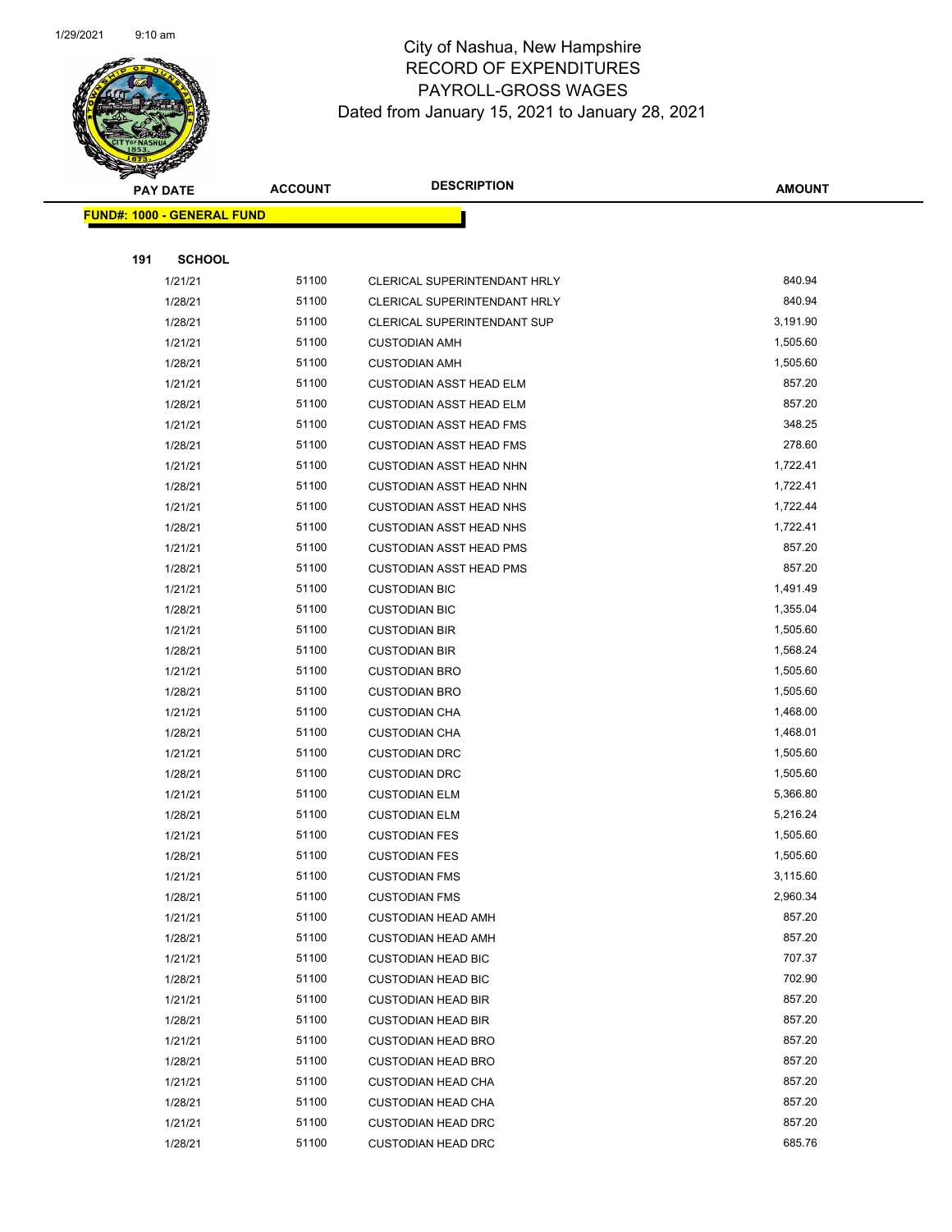# City of Nashua, New Hampshire
## RECORD OF EXPENDITURES
## PAYROLL-GROSS WAGES
### Dated from January 15, 2021 to January 28, 2021

| PAY DATE | ACCOUNT | DESCRIPTION | AMOUNT |
|---|---|---|---|
| **FUND#: 1000 - GENERAL FUND** | | | |
| **191 SCHOOL** | | | |
| 1/21/21 | 51100 | CLERICAL SUPERINTENDANT HRLY | 840.94 |
| 1/28/21 | 51100 | CLERICAL SUPERINTENDANT HRLY | 840.94 |
| 1/28/21 | 51100 | CLERICAL SUPERINTENDANT SUP | 3,191.90 |
| 1/21/21 | 51100 | CUSTODIAN AMH | 1,505.60 |
| 1/28/21 | 51100 | CUSTODIAN AMH | 1,505.60 |
| 1/21/21 | 51100 | CUSTODIAN ASST HEAD ELM | 857.20 |
| 1/28/21 | 51100 | CUSTODIAN ASST HEAD ELM | 857.20 |
| 1/21/21 | 51100 | CUSTODIAN ASST HEAD FMS | 348.25 |
| 1/28/21 | 51100 | CUSTODIAN ASST HEAD FMS | 278.60 |
| 1/21/21 | 51100 | CUSTODIAN ASST HEAD NHN | 1,722.41 |
| 1/28/21 | 51100 | CUSTODIAN ASST HEAD NHN | 1,722.41 |
| 1/21/21 | 51100 | CUSTODIAN ASST HEAD NHS | 1,722.44 |
| 1/28/21 | 51100 | CUSTODIAN ASST HEAD NHS | 1,722.41 |
| 1/21/21 | 51100 | CUSTODIAN ASST HEAD PMS | 857.20 |
| 1/28/21 | 51100 | CUSTODIAN ASST HEAD PMS | 857.20 |
| 1/21/21 | 51100 | CUSTODIAN BIC | 1,491.49 |
| 1/28/21 | 51100 | CUSTODIAN BIC | 1,355.04 |
| 1/21/21 | 51100 | CUSTODIAN BIR | 1,505.60 |
| 1/28/21 | 51100 | CUSTODIAN BIR | 1,568.24 |
| 1/21/21 | 51100 | CUSTODIAN BRO | 1,505.60 |
| 1/28/21 | 51100 | CUSTODIAN BRO | 1,505.60 |
| 1/21/21 | 51100 | CUSTODIAN CHA | 1,468.00 |
| 1/28/21 | 51100 | CUSTODIAN CHA | 1,468.01 |
| 1/21/21 | 51100 | CUSTODIAN DRC | 1,505.60 |
| 1/28/21 | 51100 | CUSTODIAN DRC | 1,505.60 |
| 1/21/21 | 51100 | CUSTODIAN ELM | 5,366.80 |
| 1/28/21 | 51100 | CUSTODIAN ELM | 5,216.24 |
| 1/21/21 | 51100 | CUSTODIAN FES | 1,505.60 |
| 1/28/21 | 51100 | CUSTODIAN FES | 1,505.60 |
| 1/21/21 | 51100 | CUSTODIAN FMS | 3,115.60 |
| 1/28/21 | 51100 | CUSTODIAN FMS | 2,960.34 |
| 1/21/21 | 51100 | CUSTODIAN HEAD AMH | 857.20 |
| 1/28/21 | 51100 | CUSTODIAN HEAD AMH | 857.20 |
| 1/21/21 | 51100 | CUSTODIAN HEAD BIC | 707.37 |
| 1/28/21 | 51100 | CUSTODIAN HEAD BIC | 702.90 |
| 1/21/21 | 51100 | CUSTODIAN HEAD BIR | 857.20 |
| 1/28/21 | 51100 | CUSTODIAN HEAD BIR | 857.20 |
| 1/21/21 | 51100 | CUSTODIAN HEAD BRO | 857.20 |
| 1/28/21 | 51100 | CUSTODIAN HEAD BRO | 857.20 |
| 1/21/21 | 51100 | CUSTODIAN HEAD CHA | 857.20 |
| 1/28/21 | 51100 | CUSTODIAN HEAD CHA | 857.20 |
| 1/21/21 | 51100 | CUSTODIAN HEAD DRC | 857.20 |
| 1/28/21 | 51100 | CUSTODIAN HEAD DRC | 685.76 |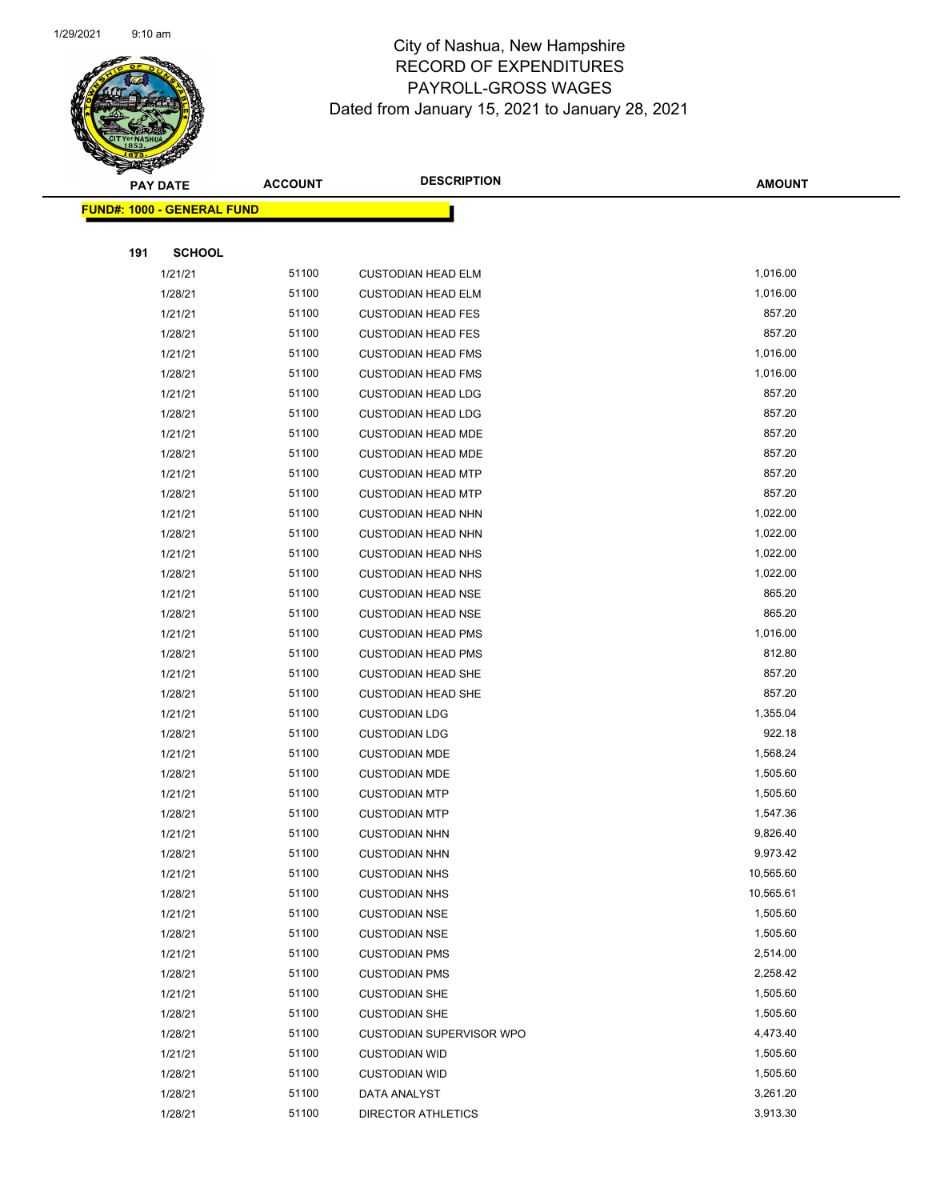# City of Nashua, New Hampshire
# RECORD OF EXPENDITURES
# PAYROLL-GROSS WAGES
# Dated from January 15, 2021 to January 28, 2021

| PAY DATE | ACCOUNT | DESCRIPTION | AMOUNT |
|---|---|---|---|
| **FUND#: 1000 - GENERAL FUND** | | | |
| **191 SCHOOL** | | | |
| 1/21/21 | 51100 | CUSTODIAN HEAD ELM | 1,016.00 |
| 1/28/21 | 51100 | CUSTODIAN HEAD ELM | 1,016.00 |
| 1/21/21 | 51100 | CUSTODIAN HEAD FES | 857.20 |
| 1/28/21 | 51100 | CUSTODIAN HEAD FES | 857.20 |
| 1/21/21 | 51100 | CUSTODIAN HEAD FMS | 1,016.00 |
| 1/28/21 | 51100 | CUSTODIAN HEAD FMS | 1,016.00 |
| 1/21/21 | 51100 | CUSTODIAN HEAD LDG | 857.20 |
| 1/28/21 | 51100 | CUSTODIAN HEAD LDG | 857.20 |
| 1/21/21 | 51100 | CUSTODIAN HEAD MDE | 857.20 |
| 1/28/21 | 51100 | CUSTODIAN HEAD MDE | 857.20 |
| 1/21/21 | 51100 | CUSTODIAN HEAD MTP | 857.20 |
| 1/28/21 | 51100 | CUSTODIAN HEAD MTP | 857.20 |
| 1/21/21 | 51100 | CUSTODIAN HEAD NHN | 1,022.00 |
| 1/28/21 | 51100 | CUSTODIAN HEAD NHN | 1,022.00 |
| 1/21/21 | 51100 | CUSTODIAN HEAD NHS | 1,022.00 |
| 1/28/21 | 51100 | CUSTODIAN HEAD NHS | 1,022.00 |
| 1/21/21 | 51100 | CUSTODIAN HEAD NSE | 865.20 |
| 1/28/21 | 51100 | CUSTODIAN HEAD NSE | 865.20 |
| 1/21/21 | 51100 | CUSTODIAN HEAD PMS | 1,016.00 |
| 1/28/21 | 51100 | CUSTODIAN HEAD PMS | 812.80 |
| 1/21/21 | 51100 | CUSTODIAN HEAD SHE | 857.20 |
| 1/28/21 | 51100 | CUSTODIAN HEAD SHE | 857.20 |
| 1/21/21 | 51100 | CUSTODIAN LDG | 1,355.04 |
| 1/28/21 | 51100 | CUSTODIAN LDG | 922.18 |
| 1/21/21 | 51100 | CUSTODIAN MDE | 1,568.24 |
| 1/28/21 | 51100 | CUSTODIAN MDE | 1,505.60 |
| 1/21/21 | 51100 | CUSTODIAN MTP | 1,505.60 |
| 1/28/21 | 51100 | CUSTODIAN MTP | 1,547.36 |
| 1/21/21 | 51100 | CUSTODIAN NHN | 9,826.40 |
| 1/28/21 | 51100 | CUSTODIAN NHN | 9,973.42 |
| 1/21/21 | 51100 | CUSTODIAN NHS | 10,565.60 |
| 1/28/21 | 51100 | CUSTODIAN NHS | 10,565.61 |
| 1/21/21 | 51100 | CUSTODIAN NSE | 1,505.60 |
| 1/28/21 | 51100 | CUSTODIAN NSE | 1,505.60 |
| 1/21/21 | 51100 | CUSTODIAN PMS | 2,514.00 |
| 1/28/21 | 51100 | CUSTODIAN PMS | 2,258.42 |
| 1/21/21 | 51100 | CUSTODIAN SHE | 1,505.60 |
| 1/28/21 | 51100 | CUSTODIAN SHE | 1,505.60 |
| 1/28/21 | 51100 | CUSTODIAN SUPERVISOR WPO | 4,473.40 |
| 1/21/21 | 51100 | CUSTODIAN WID | 1,505.60 |
| 1/28/21 | 51100 | CUSTODIAN WID | 1,505.60 |
| 1/28/21 | 51100 | DATA ANALYST | 3,261.20 |
| 1/28/21 | 51100 | DIRECTOR ATHLETICS | 3,913.30 |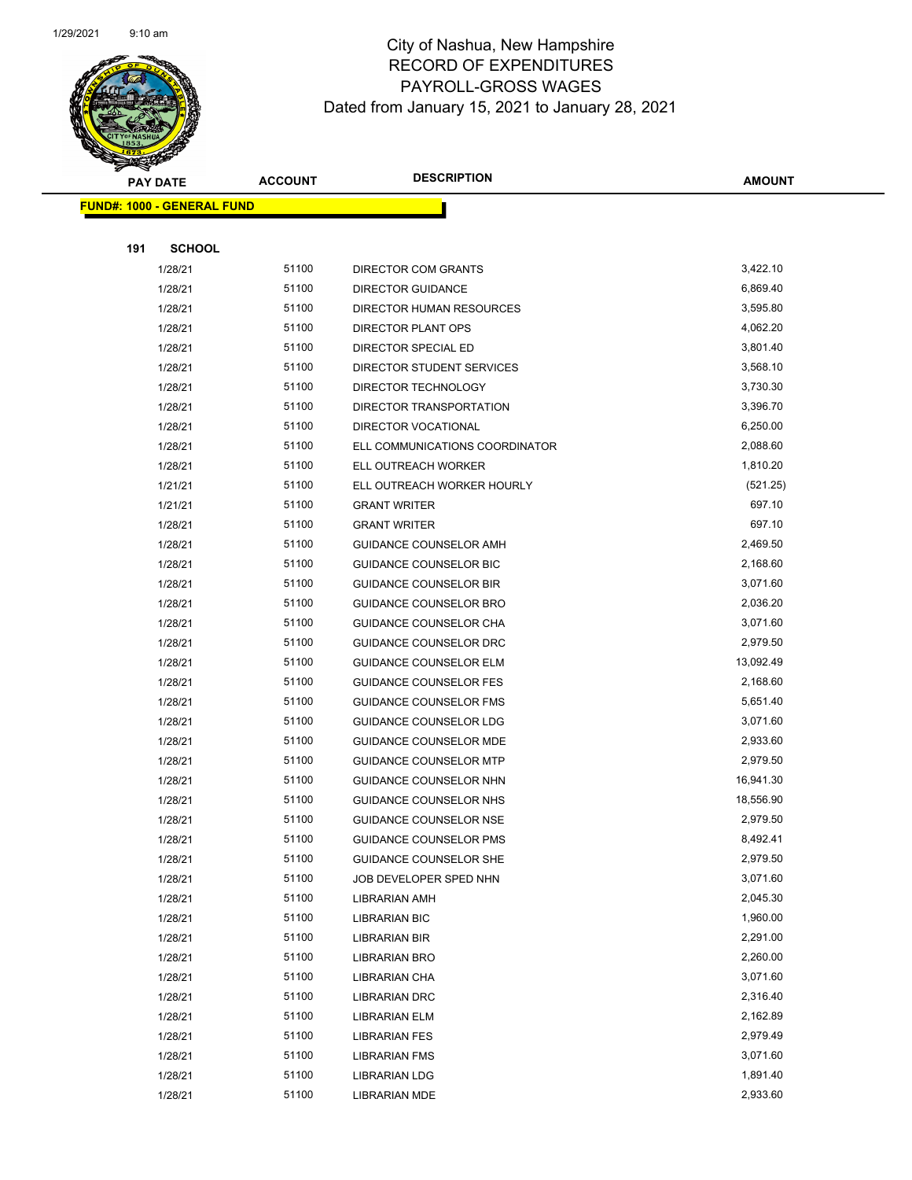# City of Nashua, New Hampshire
## RECORD OF EXPENDITURES
## PAYROLL-GROSS WAGES
### Dated from January 15, 2021 to January 28, 2021

| PAY DATE | ACCOUNT | DESCRIPTION | AMOUNT |
|---|---|---|---|

**FUND#: 1000 - GENERAL FUND**

**191 SCHOOL**

| PAY DATE | ACCOUNT | DESCRIPTION | AMOUNT |
|---|---|---|---|
| 1/28/21 | 51100 | DIRECTOR COM GRANTS | 3,422.10 |
| 1/28/21 | 51100 | DIRECTOR GUIDANCE | 6,869.40 |
| 1/28/21 | 51100 | DIRECTOR HUMAN RESOURCES | 3,595.80 |
| 1/28/21 | 51100 | DIRECTOR PLANT OPS | 4,062.20 |
| 1/28/21 | 51100 | DIRECTOR SPECIAL ED | 3,801.40 |
| 1/28/21 | 51100 | DIRECTOR STUDENT SERVICES | 3,568.10 |
| 1/28/21 | 51100 | DIRECTOR TECHNOLOGY | 3,730.30 |
| 1/28/21 | 51100 | DIRECTOR TRANSPORTATION | 3,396.70 |
| 1/28/21 | 51100 | DIRECTOR VOCATIONAL | 6,250.00 |
| 1/28/21 | 51100 | ELL COMMUNICATIONS COORDINATOR | 2,088.60 |
| 1/28/21 | 51100 | ELL OUTREACH WORKER | 1,810.20 |
| 1/21/21 | 51100 | ELL OUTREACH WORKER HOURLY | (521.25) |
| 1/21/21 | 51100 | GRANT WRITER | 697.10 |
| 1/28/21 | 51100 | GRANT WRITER | 697.10 |
| 1/28/21 | 51100 | GUIDANCE COUNSELOR AMH | 2,469.50 |
| 1/28/21 | 51100 | GUIDANCE COUNSELOR BIC | 2,168.60 |
| 1/28/21 | 51100 | GUIDANCE COUNSELOR BIR | 3,071.60 |
| 1/28/21 | 51100 | GUIDANCE COUNSELOR BRO | 2,036.20 |
| 1/28/21 | 51100 | GUIDANCE COUNSELOR CHA | 3,071.60 |
| 1/28/21 | 51100 | GUIDANCE COUNSELOR DRC | 2,979.50 |
| 1/28/21 | 51100 | GUIDANCE COUNSELOR ELM | 13,092.49 |
| 1/28/21 | 51100 | GUIDANCE COUNSELOR FES | 2,168.60 |
| 1/28/21 | 51100 | GUIDANCE COUNSELOR FMS | 5,651.40 |
| 1/28/21 | 51100 | GUIDANCE COUNSELOR LDG | 3,071.60 |
| 1/28/21 | 51100 | GUIDANCE COUNSELOR MDE | 2,933.60 |
| 1/28/21 | 51100 | GUIDANCE COUNSELOR MTP | 2,979.50 |
| 1/28/21 | 51100 | GUIDANCE COUNSELOR NHN | 16,941.30 |
| 1/28/21 | 51100 | GUIDANCE COUNSELOR NHS | 18,556.90 |
| 1/28/21 | 51100 | GUIDANCE COUNSELOR NSE | 2,979.50 |
| 1/28/21 | 51100 | GUIDANCE COUNSELOR PMS | 8,492.41 |
| 1/28/21 | 51100 | GUIDANCE COUNSELOR SHE | 2,979.50 |
| 1/28/21 | 51100 | JOB DEVELOPER SPED NHN | 3,071.60 |
| 1/28/21 | 51100 | LIBRARIAN AMH | 2,045.30 |
| 1/28/21 | 51100 | LIBRARIAN BIC | 1,960.00 |
| 1/28/21 | 51100 | LIBRARIAN BIR | 2,291.00 |
| 1/28/21 | 51100 | LIBRARIAN BRO | 2,260.00 |
| 1/28/21 | 51100 | LIBRARIAN CHA | 3,071.60 |
| 1/28/21 | 51100 | LIBRARIAN DRC | 2,316.40 |
| 1/28/21 | 51100 | LIBRARIAN ELM | 2,162.89 |
| 1/28/21 | 51100 | LIBRARIAN FES | 2,979.49 |
| 1/28/21 | 51100 | LIBRARIAN FMS | 3,071.60 |
| 1/28/21 | 51100 | LIBRARIAN LDG | 1,891.40 |
| 1/28/21 | 51100 | LIBRARIAN MDE | 2,933.60 |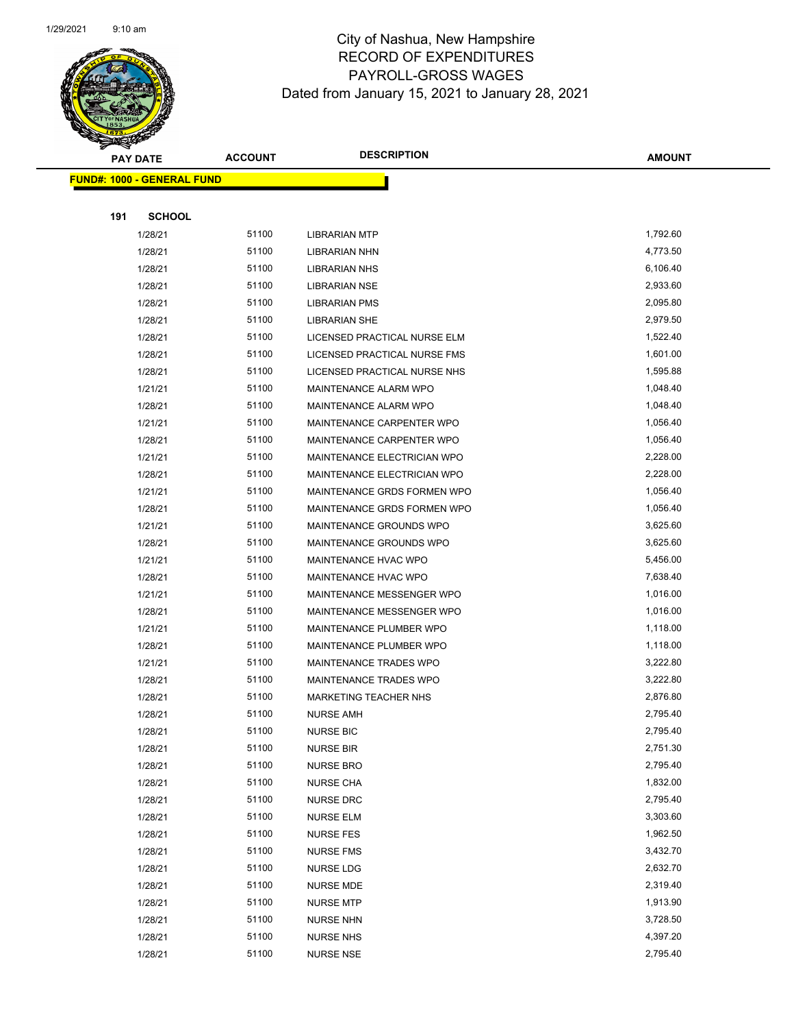# City of Nashua, New Hampshire
## RECORD OF EXPENDITURES
## PAYROLL-GROSS WAGES
### Dated from January 15, 2021 to January 28, 2021

**FUND#: 1000 - GENERAL FUND**

**191 SCHOOL**

| PAY DATE | ACCOUNT | DESCRIPTION | AMOUNT |
|---|---|---|---|
| 1/28/21 | 51100 | LIBRARIAN MTP | 1,792.60 |
| 1/28/21 | 51100 | LIBRARIAN NHN | 4,773.50 |
| 1/28/21 | 51100 | LIBRARIAN NHS | 6,106.40 |
| 1/28/21 | 51100 | LIBRARIAN NSE | 2,933.60 |
| 1/28/21 | 51100 | LIBRARIAN PMS | 2,095.80 |
| 1/28/21 | 51100 | LIBRARIAN SHE | 2,979.50 |
| 1/28/21 | 51100 | LICENSED PRACTICAL NURSE ELM | 1,522.40 |
| 1/28/21 | 51100 | LICENSED PRACTICAL NURSE FMS | 1,601.00 |
| 1/28/21 | 51100 | LICENSED PRACTICAL NURSE NHS | 1,595.88 |
| 1/21/21 | 51100 | MAINTENANCE ALARM WPO | 1,048.40 |
| 1/28/21 | 51100 | MAINTENANCE ALARM WPO | 1,048.40 |
| 1/21/21 | 51100 | MAINTENANCE CARPENTER WPO | 1,056.40 |
| 1/28/21 | 51100 | MAINTENANCE CARPENTER WPO | 1,056.40 |
| 1/21/21 | 51100 | MAINTENANCE ELECTRICIAN WPO | 2,228.00 |
| 1/28/21 | 51100 | MAINTENANCE ELECTRICIAN WPO | 2,228.00 |
| 1/21/21 | 51100 | MAINTENANCE GRDS FORMEN WPO | 1,056.40 |
| 1/28/21 | 51100 | MAINTENANCE GRDS FORMEN WPO | 1,056.40 |
| 1/21/21 | 51100 | MAINTENANCE GROUNDS WPO | 3,625.60 |
| 1/28/21 | 51100 | MAINTENANCE GROUNDS WPO | 3,625.60 |
| 1/21/21 | 51100 | MAINTENANCE HVAC WPO | 5,456.00 |
| 1/28/21 | 51100 | MAINTENANCE HVAC WPO | 7,638.40 |
| 1/21/21 | 51100 | MAINTENANCE MESSENGER WPO | 1,016.00 |
| 1/28/21 | 51100 | MAINTENANCE MESSENGER WPO | 1,016.00 |
| 1/21/21 | 51100 | MAINTENANCE PLUMBER WPO | 1,118.00 |
| 1/28/21 | 51100 | MAINTENANCE PLUMBER WPO | 1,118.00 |
| 1/21/21 | 51100 | MAINTENANCE TRADES WPO | 3,222.80 |
| 1/28/21 | 51100 | MAINTENANCE TRADES WPO | 3,222.80 |
| 1/28/21 | 51100 | MARKETING TEACHER NHS | 2,876.80 |
| 1/28/21 | 51100 | NURSE AMH | 2,795.40 |
| 1/28/21 | 51100 | NURSE BIC | 2,795.40 |
| 1/28/21 | 51100 | NURSE BIR | 2,751.30 |
| 1/28/21 | 51100 | NURSE BRO | 2,795.40 |
| 1/28/21 | 51100 | NURSE CHA | 1,832.00 |
| 1/28/21 | 51100 | NURSE DRC | 2,795.40 |
| 1/28/21 | 51100 | NURSE ELM | 3,303.60 |
| 1/28/21 | 51100 | NURSE FES | 1,962.50 |
| 1/28/21 | 51100 | NURSE FMS | 3,432.70 |
| 1/28/21 | 51100 | NURSE LDG | 2,632.70 |
| 1/28/21 | 51100 | NURSE MDE | 2,319.40 |
| 1/28/21 | 51100 | NURSE MTP | 1,913.90 |
| 1/28/21 | 51100 | NURSE NHN | 3,728.50 |
| 1/28/21 | 51100 | NURSE NHS | 4,397.20 |
| 1/28/21 | 51100 | NURSE NSE | 2,795.40 |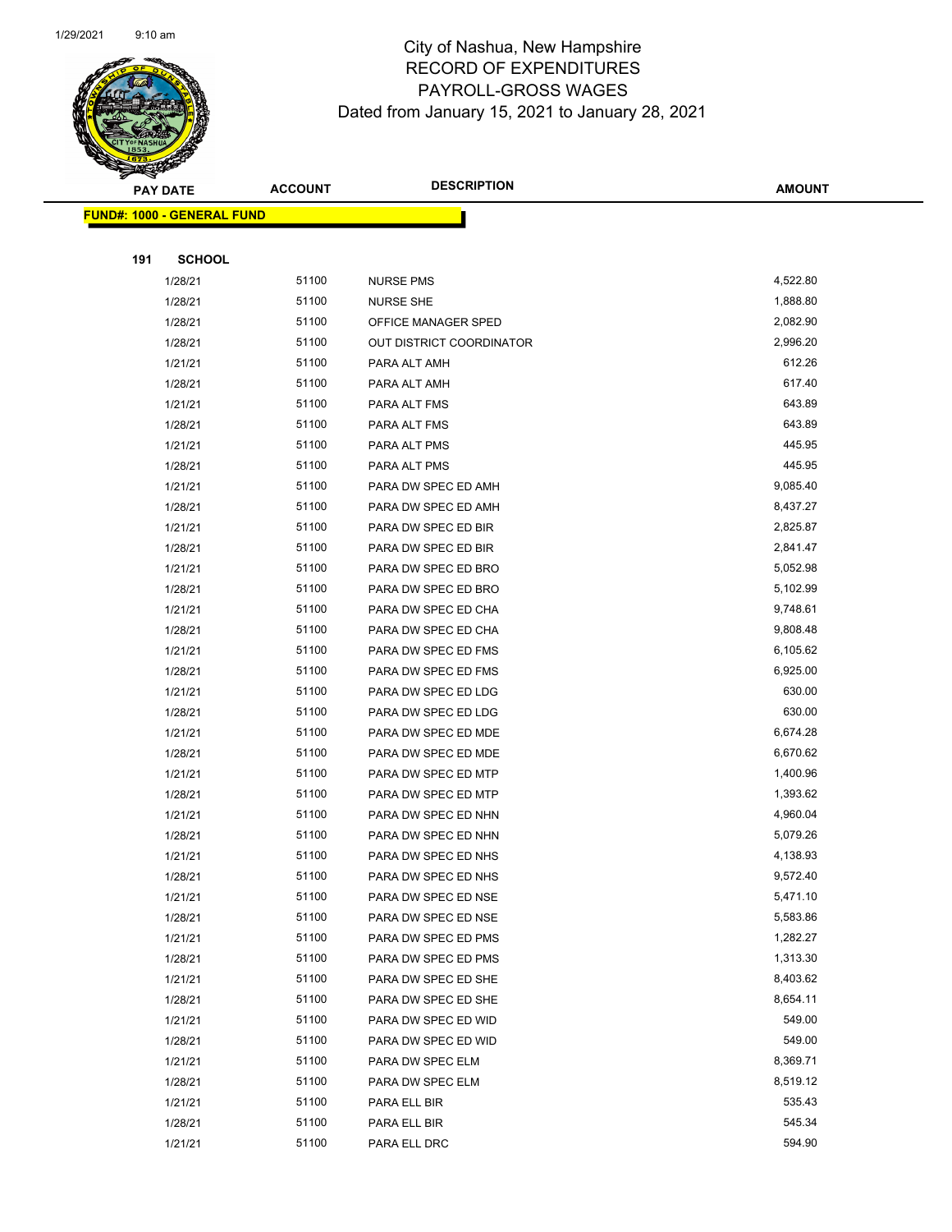# City of Nashua, New Hampshire
## RECORD OF EXPENDITURES
## PAYROLL-GROSS WAGES
## Dated from January 15, 2021 to January 28, 2021

| PAY DATE | ACCOUNT | DESCRIPTION | AMOUNT |
|---|---|---|---|

**FUND#: 1000 - GENERAL FUND**

**191 SCHOOL**

| PAY DATE | ACCOUNT | DESCRIPTION | AMOUNT |
|---|---|---|---|
| 1/28/21 | 51100 | NURSE PMS | 4,522.80 |
| 1/28/21 | 51100 | NURSE SHE | 1,888.80 |
| 1/28/21 | 51100 | OFFICE MANAGER SPED | 2,082.90 |
| 1/28/21 | 51100 | OUT DISTRICT COORDINATOR | 2,996.20 |
| 1/21/21 | 51100 | PARA ALT AMH | 612.26 |
| 1/28/21 | 51100 | PARA ALT AMH | 617.40 |
| 1/21/21 | 51100 | PARA ALT FMS | 643.89 |
| 1/28/21 | 51100 | PARA ALT FMS | 643.89 |
| 1/21/21 | 51100 | PARA ALT PMS | 445.95 |
| 1/28/21 | 51100 | PARA ALT PMS | 445.95 |
| 1/21/21 | 51100 | PARA DW SPEC ED AMH | 9,085.40 |
| 1/28/21 | 51100 | PARA DW SPEC ED AMH | 8,437.27 |
| 1/21/21 | 51100 | PARA DW SPEC ED BIR | 2,825.87 |
| 1/28/21 | 51100 | PARA DW SPEC ED BIR | 2,841.47 |
| 1/21/21 | 51100 | PARA DW SPEC ED BRO | 5,052.98 |
| 1/28/21 | 51100 | PARA DW SPEC ED BRO | 5,102.99 |
| 1/21/21 | 51100 | PARA DW SPEC ED CHA | 9,748.61 |
| 1/28/21 | 51100 | PARA DW SPEC ED CHA | 9,808.48 |
| 1/21/21 | 51100 | PARA DW SPEC ED FMS | 6,105.62 |
| 1/28/21 | 51100 | PARA DW SPEC ED FMS | 6,925.00 |
| 1/21/21 | 51100 | PARA DW SPEC ED LDG | 630.00 |
| 1/28/21 | 51100 | PARA DW SPEC ED LDG | 630.00 |
| 1/21/21 | 51100 | PARA DW SPEC ED MDE | 6,674.28 |
| 1/28/21 | 51100 | PARA DW SPEC ED MDE | 6,670.62 |
| 1/21/21 | 51100 | PARA DW SPEC ED MTP | 1,400.96 |
| 1/28/21 | 51100 | PARA DW SPEC ED MTP | 1,393.62 |
| 1/21/21 | 51100 | PARA DW SPEC ED NHN | 4,960.04 |
| 1/28/21 | 51100 | PARA DW SPEC ED NHN | 5,079.26 |
| 1/21/21 | 51100 | PARA DW SPEC ED NHS | 4,138.93 |
| 1/28/21 | 51100 | PARA DW SPEC ED NHS | 9,572.40 |
| 1/21/21 | 51100 | PARA DW SPEC ED NSE | 5,471.10 |
| 1/28/21 | 51100 | PARA DW SPEC ED NSE | 5,583.86 |
| 1/21/21 | 51100 | PARA DW SPEC ED PMS | 1,282.27 |
| 1/28/21 | 51100 | PARA DW SPEC ED PMS | 1,313.30 |
| 1/21/21 | 51100 | PARA DW SPEC ED SHE | 8,403.62 |
| 1/28/21 | 51100 | PARA DW SPEC ED SHE | 8,654.11 |
| 1/21/21 | 51100 | PARA DW SPEC ED WID | 549.00 |
| 1/28/21 | 51100 | PARA DW SPEC ED WID | 549.00 |
| 1/21/21 | 51100 | PARA DW SPEC ELM | 8,369.71 |
| 1/28/21 | 51100 | PARA DW SPEC ELM | 8,519.12 |
| 1/21/21 | 51100 | PARA ELL BIR | 535.43 |
| 1/28/21 | 51100 | PARA ELL BIR | 545.34 |
| 1/21/21 | 51100 | PARA ELL DRC | 594.90 |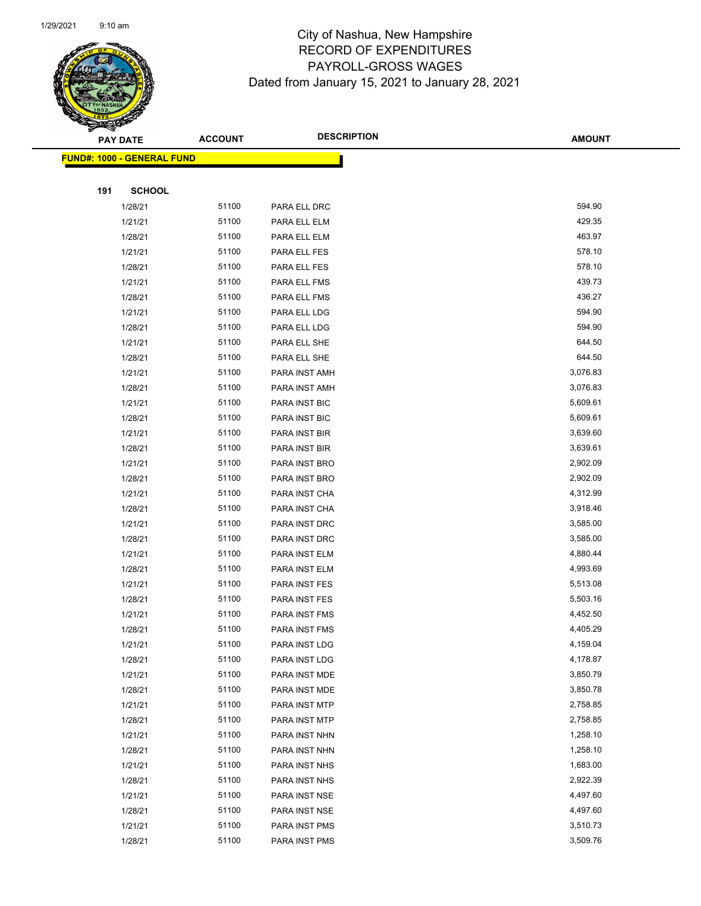# City of Nashua, New Hampshire
## RECORD OF EXPENDITURES
## PAYROLL-GROSS WAGES
### Dated from January 15, 2021 to January 28, 2021

| PAY DATE | ACCOUNT | DESCRIPTION | AMOUNT |
|---|---|---|---|
| **FUND#: 1000 - GENERAL FUND** | | | |
| **191 SCHOOL** | | | |
| 1/28/21 | 51100 | PARA ELL DRC | 594.90 |
| 1/21/21 | 51100 | PARA ELL ELM | 429.35 |
| 1/28/21 | 51100 | PARA ELL ELM | 463.97 |
| 1/21/21 | 51100 | PARA ELL FES | 578.10 |
| 1/28/21 | 51100 | PARA ELL FES | 578.10 |
| 1/21/21 | 51100 | PARA ELL FMS | 439.73 |
| 1/28/21 | 51100 | PARA ELL FMS | 436.27 |
| 1/21/21 | 51100 | PARA ELL LDG | 594.90 |
| 1/28/21 | 51100 | PARA ELL LDG | 594.90 |
| 1/21/21 | 51100 | PARA ELL SHE | 644.50 |
| 1/28/21 | 51100 | PARA ELL SHE | 644.50 |
| 1/21/21 | 51100 | PARA INST AMH | 3,076.83 |
| 1/28/21 | 51100 | PARA INST AMH | 3,076.83 |
| 1/21/21 | 51100 | PARA INST BIC | 5,609.61 |
| 1/28/21 | 51100 | PARA INST BIC | 5,609.61 |
| 1/21/21 | 51100 | PARA INST BIR | 3,639.60 |
| 1/28/21 | 51100 | PARA INST BIR | 3,639.61 |
| 1/21/21 | 51100 | PARA INST BRO | 2,902.09 |
| 1/28/21 | 51100 | PARA INST BRO | 2,902.09 |
| 1/21/21 | 51100 | PARA INST CHA | 4,312.99 |
| 1/28/21 | 51100 | PARA INST CHA | 3,918.46 |
| 1/21/21 | 51100 | PARA INST DRC | 3,585.00 |
| 1/28/21 | 51100 | PARA INST DRC | 3,585.00 |
| 1/21/21 | 51100 | PARA INST ELM | 4,880.44 |
| 1/28/21 | 51100 | PARA INST ELM | 4,993.69 |
| 1/21/21 | 51100 | PARA INST FES | 5,513.08 |
| 1/28/21 | 51100 | PARA INST FES | 5,503.16 |
| 1/21/21 | 51100 | PARA INST FMS | 4,452.50 |
| 1/28/21 | 51100 | PARA INST FMS | 4,405.29 |
| 1/21/21 | 51100 | PARA INST LDG | 4,159.04 |
| 1/28/21 | 51100 | PARA INST LDG | 4,178.87 |
| 1/21/21 | 51100 | PARA INST MDE | 3,850.79 |
| 1/28/21 | 51100 | PARA INST MDE | 3,850.78 |
| 1/21/21 | 51100 | PARA INST MTP | 2,758.85 |
| 1/28/21 | 51100 | PARA INST MTP | 2,758.85 |
| 1/21/21 | 51100 | PARA INST NHN | 1,258.10 |
| 1/28/21 | 51100 | PARA INST NHN | 1,258.10 |
| 1/21/21 | 51100 | PARA INST NHS | 1,683.00 |
| 1/28/21 | 51100 | PARA INST NHS | 2,922.39 |
| 1/21/21 | 51100 | PARA INST NSE | 4,497.60 |
| 1/28/21 | 51100 | PARA INST NSE | 4,497.60 |
| 1/21/21 | 51100 | PARA INST PMS | 3,510.73 |
| 1/28/21 | 51100 | PARA INST PMS | 3,509.76 |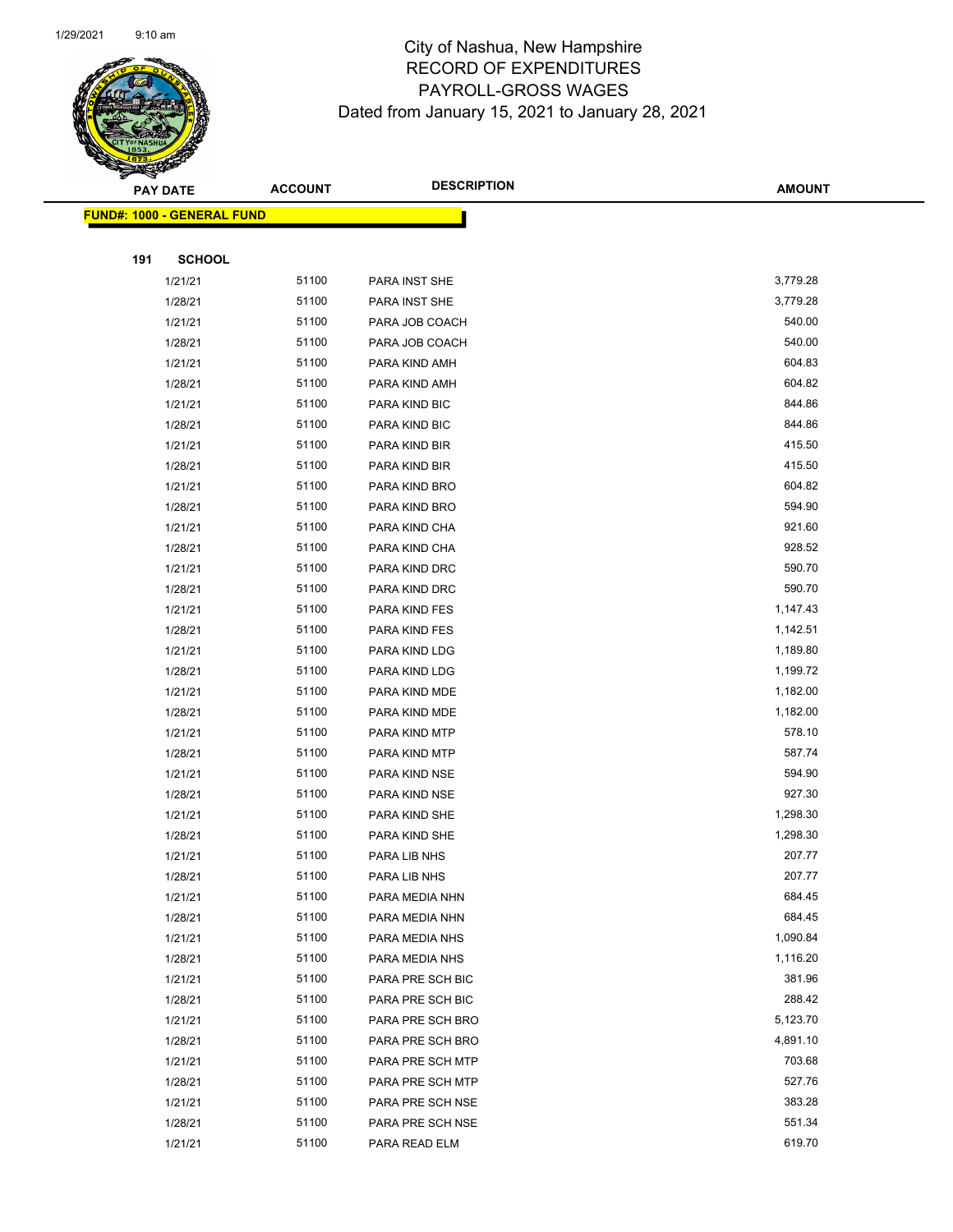# City of Nashua, New Hampshire
## RECORD OF EXPENDITURES
## PAYROLL-GROSS WAGES
### Dated from January 15, 2021 to January 28, 2021

| PAY DATE | ACCOUNT | DESCRIPTION | AMOUNT |
|---|---|---|---|

**FUND#: 1000 - GENERAL FUND**

**191 SCHOOL**

| PAY DATE | ACCOUNT | DESCRIPTION | AMOUNT |
|---|---|---|---|
| 1/21/21 | 51100 | PARA INST SHE | 3,779.28 |
| 1/28/21 | 51100 | PARA INST SHE | 3,779.28 |
| 1/21/21 | 51100 | PARA JOB COACH | 540.00 |
| 1/28/21 | 51100 | PARA JOB COACH | 540.00 |
| 1/21/21 | 51100 | PARA KIND AMH | 604.83 |
| 1/28/21 | 51100 | PARA KIND AMH | 604.82 |
| 1/21/21 | 51100 | PARA KIND BIC | 844.86 |
| 1/28/21 | 51100 | PARA KIND BIC | 844.86 |
| 1/21/21 | 51100 | PARA KIND BIR | 415.50 |
| 1/28/21 | 51100 | PARA KIND BIR | 415.50 |
| 1/21/21 | 51100 | PARA KIND BRO | 604.82 |
| 1/28/21 | 51100 | PARA KIND BRO | 594.90 |
| 1/21/21 | 51100 | PARA KIND CHA | 921.60 |
| 1/28/21 | 51100 | PARA KIND CHA | 928.52 |
| 1/21/21 | 51100 | PARA KIND DRC | 590.70 |
| 1/28/21 | 51100 | PARA KIND DRC | 590.70 |
| 1/21/21 | 51100 | PARA KIND FES | 1,147.43 |
| 1/28/21 | 51100 | PARA KIND FES | 1,142.51 |
| 1/21/21 | 51100 | PARA KIND LDG | 1,189.80 |
| 1/28/21 | 51100 | PARA KIND LDG | 1,199.72 |
| 1/21/21 | 51100 | PARA KIND MDE | 1,182.00 |
| 1/28/21 | 51100 | PARA KIND MDE | 1,182.00 |
| 1/21/21 | 51100 | PARA KIND MTP | 578.10 |
| 1/28/21 | 51100 | PARA KIND MTP | 587.74 |
| 1/21/21 | 51100 | PARA KIND NSE | 594.90 |
| 1/28/21 | 51100 | PARA KIND NSE | 927.30 |
| 1/21/21 | 51100 | PARA KIND SHE | 1,298.30 |
| 1/28/21 | 51100 | PARA KIND SHE | 1,298.30 |
| 1/21/21 | 51100 | PARA LIB NHS | 207.77 |
| 1/28/21 | 51100 | PARA LIB NHS | 207.77 |
| 1/21/21 | 51100 | PARA MEDIA NHN | 684.45 |
| 1/28/21 | 51100 | PARA MEDIA NHN | 684.45 |
| 1/21/21 | 51100 | PARA MEDIA NHS | 1,090.84 |
| 1/28/21 | 51100 | PARA MEDIA NHS | 1,116.20 |
| 1/21/21 | 51100 | PARA PRE SCH BIC | 381.96 |
| 1/28/21 | 51100 | PARA PRE SCH BIC | 288.42 |
| 1/21/21 | 51100 | PARA PRE SCH BRO | 5,123.70 |
| 1/28/21 | 51100 | PARA PRE SCH BRO | 4,891.10 |
| 1/21/21 | 51100 | PARA PRE SCH MTP | 703.68 |
| 1/28/21 | 51100 | PARA PRE SCH MTP | 527.76 |
| 1/21/21 | 51100 | PARA PRE SCH NSE | 383.28 |
| 1/28/21 | 51100 | PARA PRE SCH NSE | 551.34 |
| 1/21/21 | 51100 | PARA READ ELM | 619.70 |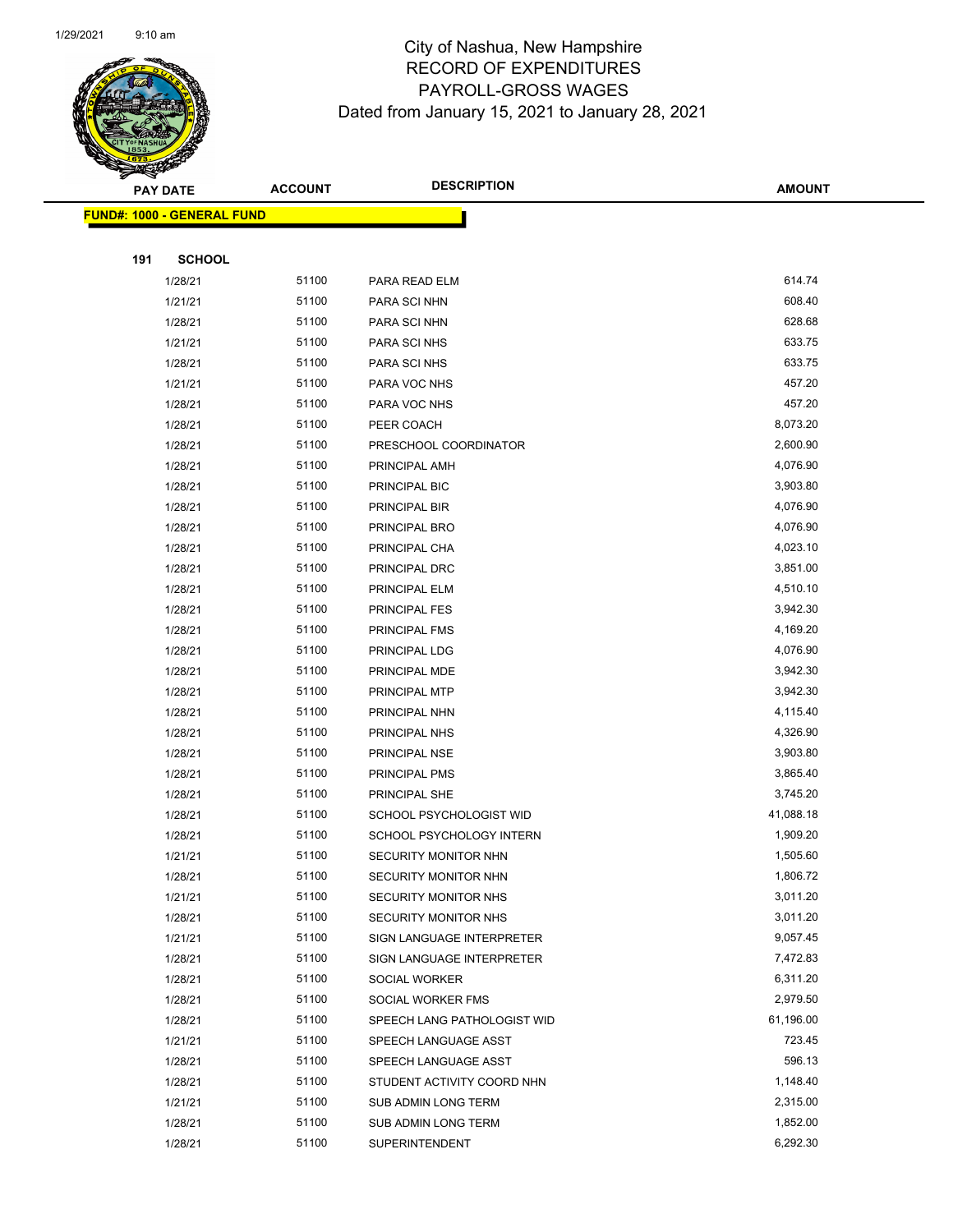# City of Nashua, New Hampshire
## RECORD OF EXPENDITURES
## PAYROLL-GROSS WAGES
## Dated from January 15, 2021 to January 28, 2021

**FUND#: 1000 - GENERAL FUND**

**191 SCHOOL**

| PAY DATE | ACCOUNT | DESCRIPTION | AMOUNT |
|---|---|---|---|
| 1/28/21 | 51100 | PARA READ ELM | 614.74 |
| 1/21/21 | 51100 | PARA SCI NHN | 608.40 |
| 1/28/21 | 51100 | PARA SCI NHN | 628.68 |
| 1/21/21 | 51100 | PARA SCI NHS | 633.75 |
| 1/28/21 | 51100 | PARA SCI NHS | 633.75 |
| 1/21/21 | 51100 | PARA VOC NHS | 457.20 |
| 1/28/21 | 51100 | PARA VOC NHS | 457.20 |
| 1/28/21 | 51100 | PEER COACH | 8,073.20 |
| 1/28/21 | 51100 | PRESCHOOL COORDINATOR | 2,600.90 |
| 1/28/21 | 51100 | PRINCIPAL AMH | 4,076.90 |
| 1/28/21 | 51100 | PRINCIPAL BIC | 3,903.80 |
| 1/28/21 | 51100 | PRINCIPAL BIR | 4,076.90 |
| 1/28/21 | 51100 | PRINCIPAL BRO | 4,076.90 |
| 1/28/21 | 51100 | PRINCIPAL CHA | 4,023.10 |
| 1/28/21 | 51100 | PRINCIPAL DRC | 3,851.00 |
| 1/28/21 | 51100 | PRINCIPAL ELM | 4,510.10 |
| 1/28/21 | 51100 | PRINCIPAL FES | 3,942.30 |
| 1/28/21 | 51100 | PRINCIPAL FMS | 4,169.20 |
| 1/28/21 | 51100 | PRINCIPAL LDG | 4,076.90 |
| 1/28/21 | 51100 | PRINCIPAL MDE | 3,942.30 |
| 1/28/21 | 51100 | PRINCIPAL MTP | 3,942.30 |
| 1/28/21 | 51100 | PRINCIPAL NHN | 4,115.40 |
| 1/28/21 | 51100 | PRINCIPAL NHS | 4,326.90 |
| 1/28/21 | 51100 | PRINCIPAL NSE | 3,903.80 |
| 1/28/21 | 51100 | PRINCIPAL PMS | 3,865.40 |
| 1/28/21 | 51100 | PRINCIPAL SHE | 3,745.20 |
| 1/28/21 | 51100 | SCHOOL PSYCHOLOGIST WID | 41,088.18 |
| 1/28/21 | 51100 | SCHOOL PSYCHOLOGY INTERN | 1,909.20 |
| 1/21/21 | 51100 | SECURITY MONITOR NHN | 1,505.60 |
| 1/28/21 | 51100 | SECURITY MONITOR NHN | 1,806.72 |
| 1/21/21 | 51100 | SECURITY MONITOR NHS | 3,011.20 |
| 1/28/21 | 51100 | SECURITY MONITOR NHS | 3,011.20 |
| 1/21/21 | 51100 | SIGN LANGUAGE INTERPRETER | 9,057.45 |
| 1/28/21 | 51100 | SIGN LANGUAGE INTERPRETER | 7,472.83 |
| 1/28/21 | 51100 | SOCIAL WORKER | 6,311.20 |
| 1/28/21 | 51100 | SOCIAL WORKER FMS | 2,979.50 |
| 1/28/21 | 51100 | SPEECH LANG PATHOLOGIST WID | 61,196.00 |
| 1/21/21 | 51100 | SPEECH LANGUAGE ASST | 723.45 |
| 1/28/21 | 51100 | SPEECH LANGUAGE ASST | 596.13 |
| 1/28/21 | 51100 | STUDENT ACTIVITY COORD NHN | 1,148.40 |
| 1/21/21 | 51100 | SUB ADMIN LONG TERM | 2,315.00 |
| 1/28/21 | 51100 | SUB ADMIN LONG TERM | 1,852.00 |
| 1/28/21 | 51100 | SUPERINTENDENT | 6,292.30 |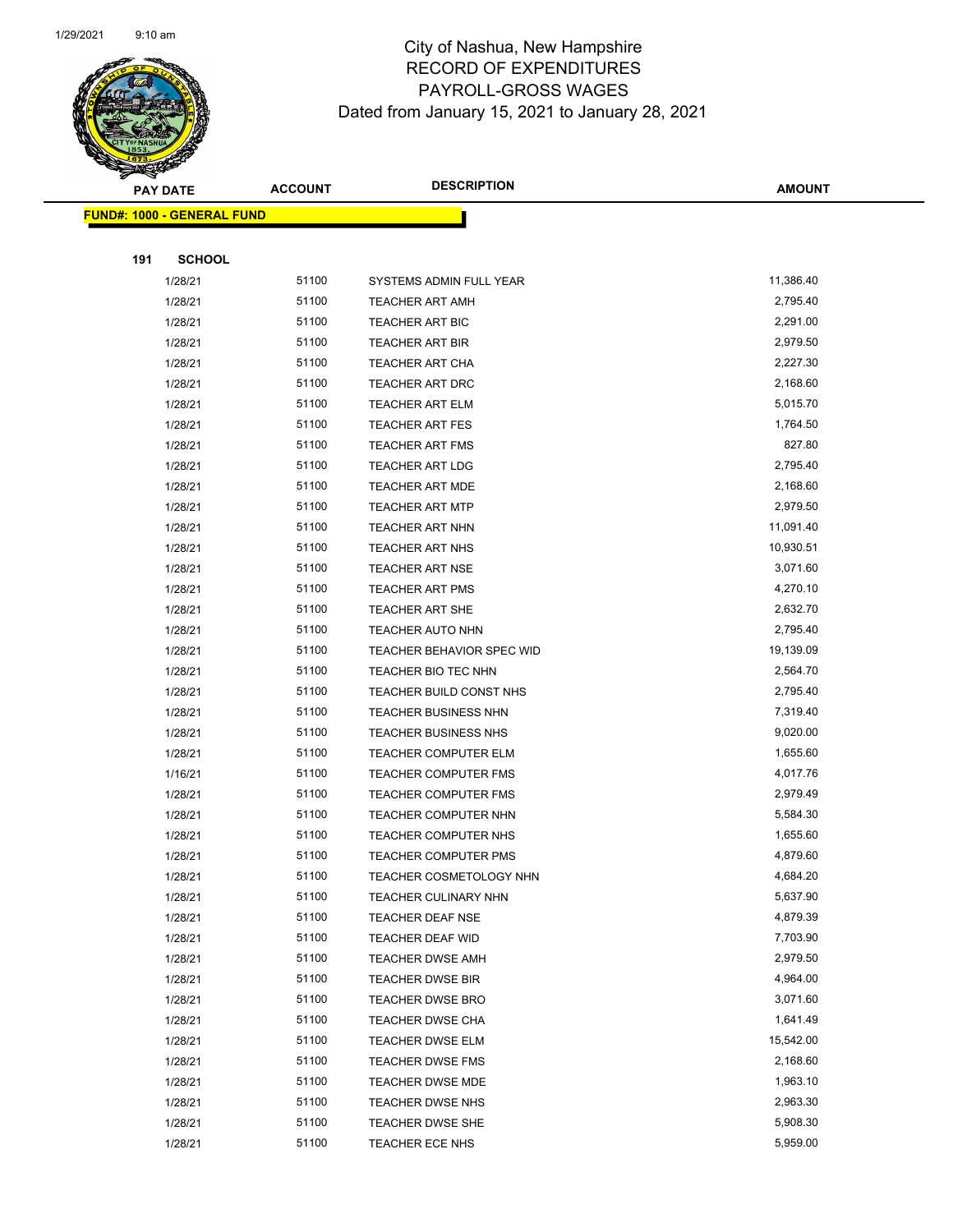# City of Nashua, New Hampshire
## RECORD OF EXPENDITURES
## PAYROLL-GROSS WAGES
### Dated from January 15, 2021 to January 28, 2021

**FUND#: 1000 - GENERAL FUND**

**191 SCHOOL**

| PAY DATE | ACCOUNT | DESCRIPTION | AMOUNT |
|---|---|---|---|
| 1/28/21 | 51100 | SYSTEMS ADMIN FULL YEAR | 11,386.40 |
| 1/28/21 | 51100 | TEACHER ART AMH | 2,795.40 |
| 1/28/21 | 51100 | TEACHER ART BIC | 2,291.00 |
| 1/28/21 | 51100 | TEACHER ART BIR | 2,979.50 |
| 1/28/21 | 51100 | TEACHER ART CHA | 2,227.30 |
| 1/28/21 | 51100 | TEACHER ART DRC | 2,168.60 |
| 1/28/21 | 51100 | TEACHER ART ELM | 5,015.70 |
| 1/28/21 | 51100 | TEACHER ART FES | 1,764.50 |
| 1/28/21 | 51100 | TEACHER ART FMS | 827.80 |
| 1/28/21 | 51100 | TEACHER ART LDG | 2,795.40 |
| 1/28/21 | 51100 | TEACHER ART MDE | 2,168.60 |
| 1/28/21 | 51100 | TEACHER ART MTP | 2,979.50 |
| 1/28/21 | 51100 | TEACHER ART NHN | 11,091.40 |
| 1/28/21 | 51100 | TEACHER ART NHS | 10,930.51 |
| 1/28/21 | 51100 | TEACHER ART NSE | 3,071.60 |
| 1/28/21 | 51100 | TEACHER ART PMS | 4,270.10 |
| 1/28/21 | 51100 | TEACHER ART SHE | 2,632.70 |
| 1/28/21 | 51100 | TEACHER AUTO NHN | 2,795.40 |
| 1/28/21 | 51100 | TEACHER BEHAVIOR SPEC WID | 19,139.09 |
| 1/28/21 | 51100 | TEACHER BIO TEC NHN | 2,564.70 |
| 1/28/21 | 51100 | TEACHER BUILD CONST NHS | 2,795.40 |
| 1/28/21 | 51100 | TEACHER BUSINESS NHN | 7,319.40 |
| 1/28/21 | 51100 | TEACHER BUSINESS NHS | 9,020.00 |
| 1/28/21 | 51100 | TEACHER COMPUTER ELM | 1,655.60 |
| 1/16/21 | 51100 | TEACHER COMPUTER FMS | 4,017.76 |
| 1/28/21 | 51100 | TEACHER COMPUTER FMS | 2,979.49 |
| 1/28/21 | 51100 | TEACHER COMPUTER NHN | 5,584.30 |
| 1/28/21 | 51100 | TEACHER COMPUTER NHS | 1,655.60 |
| 1/28/21 | 51100 | TEACHER COMPUTER PMS | 4,879.60 |
| 1/28/21 | 51100 | TEACHER COSMETOLOGY NHN | 4,684.20 |
| 1/28/21 | 51100 | TEACHER CULINARY NHN | 5,637.90 |
| 1/28/21 | 51100 | TEACHER DEAF NSE | 4,879.39 |
| 1/28/21 | 51100 | TEACHER DEAF WID | 7,703.90 |
| 1/28/21 | 51100 | TEACHER DWSE AMH | 2,979.50 |
| 1/28/21 | 51100 | TEACHER DWSE BIR | 4,964.00 |
| 1/28/21 | 51100 | TEACHER DWSE BRO | 3,071.60 |
| 1/28/21 | 51100 | TEACHER DWSE CHA | 1,641.49 |
| 1/28/21 | 51100 | TEACHER DWSE ELM | 15,542.00 |
| 1/28/21 | 51100 | TEACHER DWSE FMS | 2,168.60 |
| 1/28/21 | 51100 | TEACHER DWSE MDE | 1,963.10 |
| 1/28/21 | 51100 | TEACHER DWSE NHS | 2,963.30 |
| 1/28/21 | 51100 | TEACHER DWSE SHE | 5,908.30 |
| 1/28/21 | 51100 | TEACHER ECE NHS | 5,959.00 |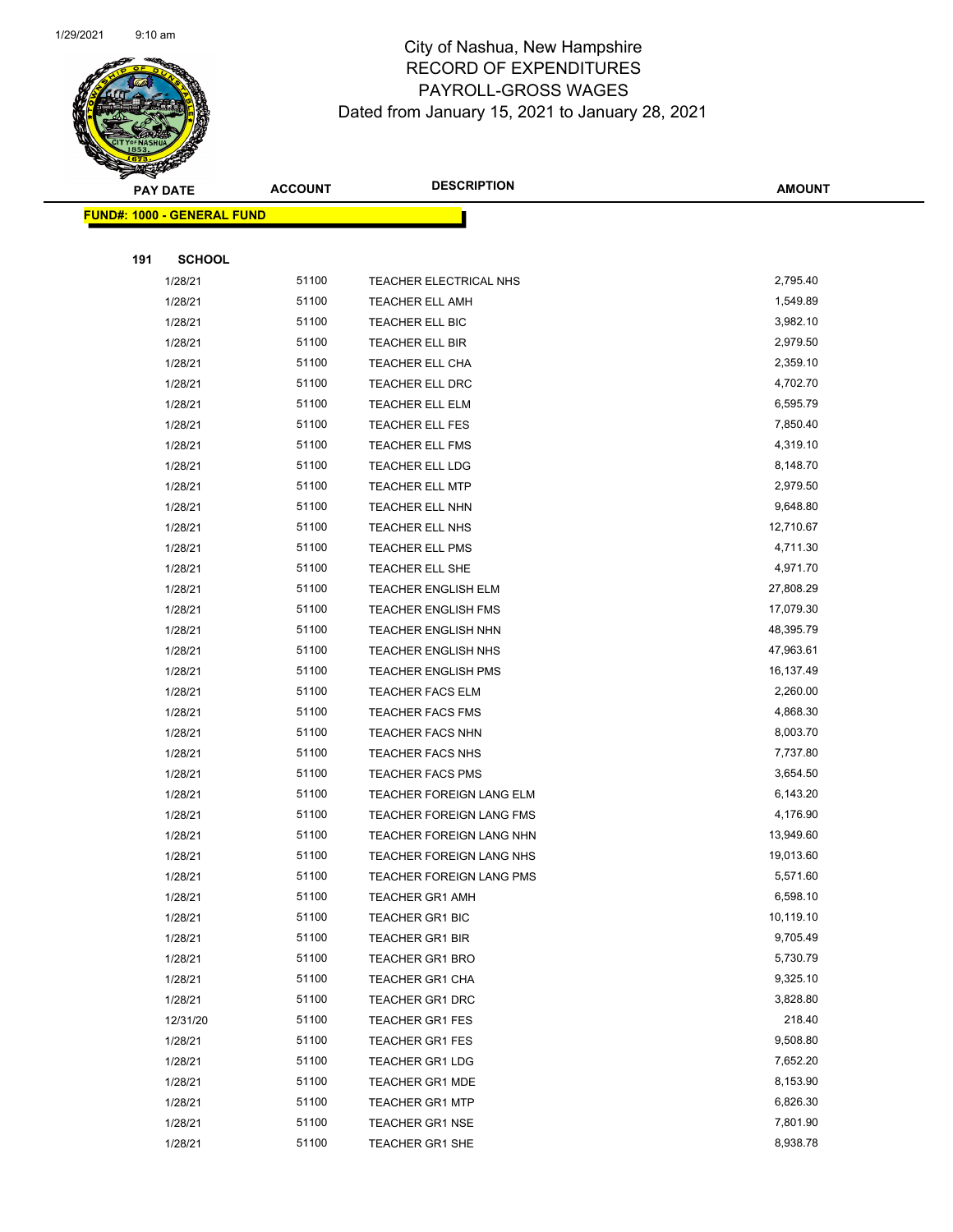# City of Nashua, New Hampshire
## RECORD OF EXPENDITURES
## PAYROLL-GROSS WAGES
### Dated from January 15, 2021 to January 28, 2021

| PAY DATE | ACCOUNT | DESCRIPTION | AMOUNT |
|---|---|---|---|

**FUND#: 1000 - GENERAL FUND**

**191 SCHOOL**

| PAY DATE | ACCOUNT | DESCRIPTION | AMOUNT |
|---|---|---|---|
| 1/28/21 | 51100 | TEACHER ELECTRICAL NHS | 2,795.40 |
| 1/28/21 | 51100 | TEACHER ELL AMH | 1,549.89 |
| 1/28/21 | 51100 | TEACHER ELL BIC | 3,982.10 |
| 1/28/21 | 51100 | TEACHER ELL BIR | 2,979.50 |
| 1/28/21 | 51100 | TEACHER ELL CHA | 2,359.10 |
| 1/28/21 | 51100 | TEACHER ELL DRC | 4,702.70 |
| 1/28/21 | 51100 | TEACHER ELL ELM | 6,595.79 |
| 1/28/21 | 51100 | TEACHER ELL FES | 7,850.40 |
| 1/28/21 | 51100 | TEACHER ELL FMS | 4,319.10 |
| 1/28/21 | 51100 | TEACHER ELL LDG | 8,148.70 |
| 1/28/21 | 51100 | TEACHER ELL MTP | 2,979.50 |
| 1/28/21 | 51100 | TEACHER ELL NHN | 9,648.80 |
| 1/28/21 | 51100 | TEACHER ELL NHS | 12,710.67 |
| 1/28/21 | 51100 | TEACHER ELL PMS | 4,711.30 |
| 1/28/21 | 51100 | TEACHER ELL SHE | 4,971.70 |
| 1/28/21 | 51100 | TEACHER ENGLISH ELM | 27,808.29 |
| 1/28/21 | 51100 | TEACHER ENGLISH FMS | 17,079.30 |
| 1/28/21 | 51100 | TEACHER ENGLISH NHN | 48,395.79 |
| 1/28/21 | 51100 | TEACHER ENGLISH NHS | 47,963.61 |
| 1/28/21 | 51100 | TEACHER ENGLISH PMS | 16,137.49 |
| 1/28/21 | 51100 | TEACHER FACS ELM | 2,260.00 |
| 1/28/21 | 51100 | TEACHER FACS FMS | 4,868.30 |
| 1/28/21 | 51100 | TEACHER FACS NHN | 8,003.70 |
| 1/28/21 | 51100 | TEACHER FACS NHS | 7,737.80 |
| 1/28/21 | 51100 | TEACHER FACS PMS | 3,654.50 |
| 1/28/21 | 51100 | TEACHER FOREIGN LANG ELM | 6,143.20 |
| 1/28/21 | 51100 | TEACHER FOREIGN LANG FMS | 4,176.90 |
| 1/28/21 | 51100 | TEACHER FOREIGN LANG NHN | 13,949.60 |
| 1/28/21 | 51100 | TEACHER FOREIGN LANG NHS | 19,013.60 |
| 1/28/21 | 51100 | TEACHER FOREIGN LANG PMS | 5,571.60 |
| 1/28/21 | 51100 | TEACHER GR1 AMH | 6,598.10 |
| 1/28/21 | 51100 | TEACHER GR1 BIC | 10,119.10 |
| 1/28/21 | 51100 | TEACHER GR1 BIR | 9,705.49 |
| 1/28/21 | 51100 | TEACHER GR1 BRO | 5,730.79 |
| 1/28/21 | 51100 | TEACHER GR1 CHA | 9,325.10 |
| 1/28/21 | 51100 | TEACHER GR1 DRC | 3,828.80 |
| 12/31/20 | 51100 | TEACHER GR1 FES | 218.40 |
| 1/28/21 | 51100 | TEACHER GR1 FES | 9,508.80 |
| 1/28/21 | 51100 | TEACHER GR1 LDG | 7,652.20 |
| 1/28/21 | 51100 | TEACHER GR1 MDE | 8,153.90 |
| 1/28/21 | 51100 | TEACHER GR1 MTP | 6,826.30 |
| 1/28/21 | 51100 | TEACHER GR1 NSE | 7,801.90 |
| 1/28/21 | 51100 | TEACHER GR1 SHE | 8,938.78 |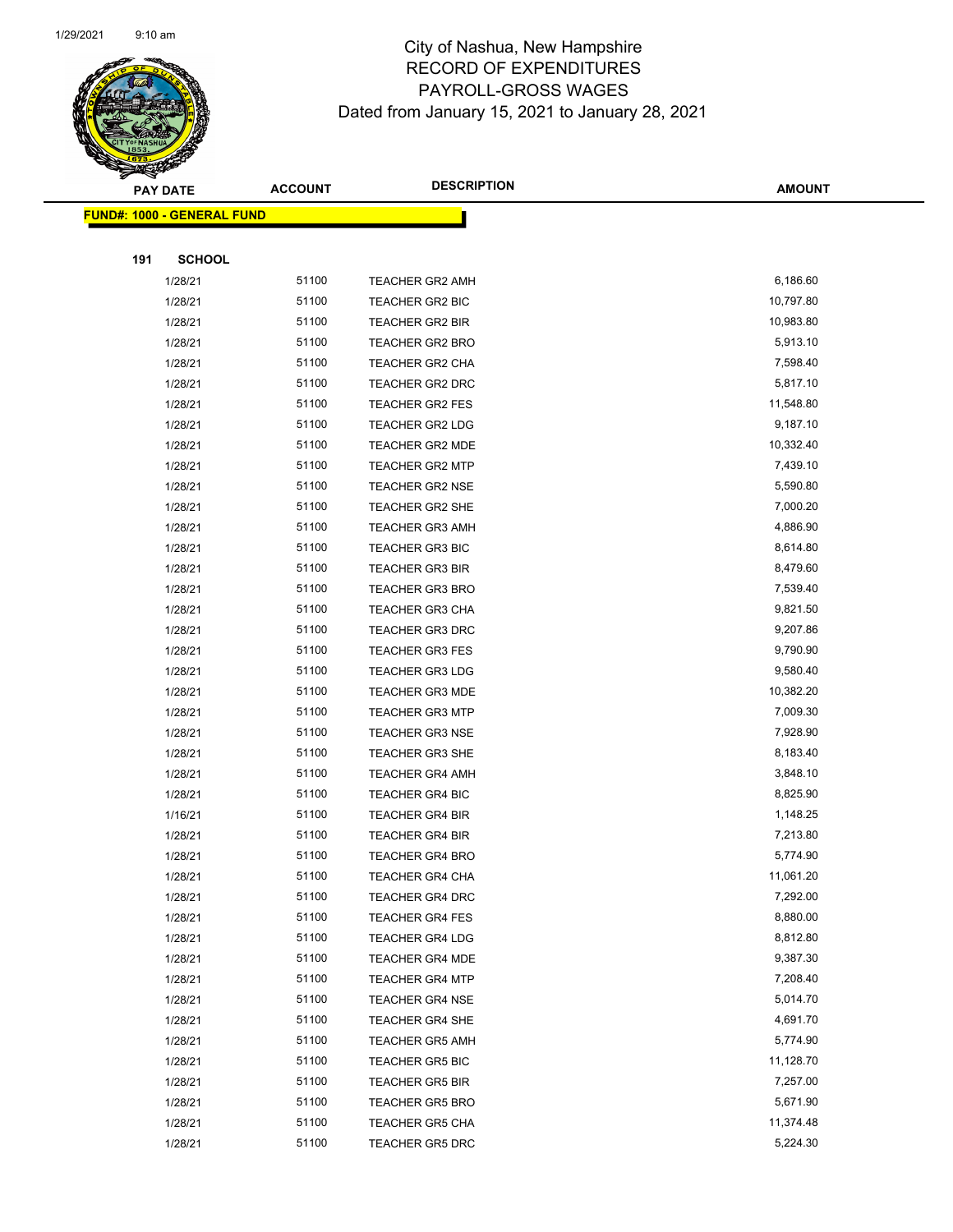# City of Nashua, New Hampshire
## RECORD OF EXPENDITURES
## PAYROLL-GROSS WAGES
### Dated from January 15, 2021 to January 28, 2021

| PAY DATE | ACCOUNT | DESCRIPTION | AMOUNT |
|---|---|---|---|
| **FUND#: 1000 - GENERAL FUND** | | | |
| **191 SCHOOL** | | | |
| 1/28/21 | 51100 | TEACHER GR2 AMH | 6,186.60 |
| 1/28/21 | 51100 | TEACHER GR2 BIC | 10,797.80 |
| 1/28/21 | 51100 | TEACHER GR2 BIR | 10,983.80 |
| 1/28/21 | 51100 | TEACHER GR2 BRO | 5,913.10 |
| 1/28/21 | 51100 | TEACHER GR2 CHA | 7,598.40 |
| 1/28/21 | 51100 | TEACHER GR2 DRC | 5,817.10 |
| 1/28/21 | 51100 | TEACHER GR2 FES | 11,548.80 |
| 1/28/21 | 51100 | TEACHER GR2 LDG | 9,187.10 |
| 1/28/21 | 51100 | TEACHER GR2 MDE | 10,332.40 |
| 1/28/21 | 51100 | TEACHER GR2 MTP | 7,439.10 |
| 1/28/21 | 51100 | TEACHER GR2 NSE | 5,590.80 |
| 1/28/21 | 51100 | TEACHER GR2 SHE | 7,000.20 |
| 1/28/21 | 51100 | TEACHER GR3 AMH | 4,886.90 |
| 1/28/21 | 51100 | TEACHER GR3 BIC | 8,614.80 |
| 1/28/21 | 51100 | TEACHER GR3 BIR | 8,479.60 |
| 1/28/21 | 51100 | TEACHER GR3 BRO | 7,539.40 |
| 1/28/21 | 51100 | TEACHER GR3 CHA | 9,821.50 |
| 1/28/21 | 51100 | TEACHER GR3 DRC | 9,207.86 |
| 1/28/21 | 51100 | TEACHER GR3 FES | 9,790.90 |
| 1/28/21 | 51100 | TEACHER GR3 LDG | 9,580.40 |
| 1/28/21 | 51100 | TEACHER GR3 MDE | 10,382.20 |
| 1/28/21 | 51100 | TEACHER GR3 MTP | 7,009.30 |
| 1/28/21 | 51100 | TEACHER GR3 NSE | 7,928.90 |
| 1/28/21 | 51100 | TEACHER GR3 SHE | 8,183.40 |
| 1/28/21 | 51100 | TEACHER GR4 AMH | 3,848.10 |
| 1/28/21 | 51100 | TEACHER GR4 BIC | 8,825.90 |
| 1/16/21 | 51100 | TEACHER GR4 BIR | 1,148.25 |
| 1/28/21 | 51100 | TEACHER GR4 BIR | 7,213.80 |
| 1/28/21 | 51100 | TEACHER GR4 BRO | 5,774.90 |
| 1/28/21 | 51100 | TEACHER GR4 CHA | 11,061.20 |
| 1/28/21 | 51100 | TEACHER GR4 DRC | 7,292.00 |
| 1/28/21 | 51100 | TEACHER GR4 FES | 8,880.00 |
| 1/28/21 | 51100 | TEACHER GR4 LDG | 8,812.80 |
| 1/28/21 | 51100 | TEACHER GR4 MDE | 9,387.30 |
| 1/28/21 | 51100 | TEACHER GR4 MTP | 7,208.40 |
| 1/28/21 | 51100 | TEACHER GR4 NSE | 5,014.70 |
| 1/28/21 | 51100 | TEACHER GR4 SHE | 4,691.70 |
| 1/28/21 | 51100 | TEACHER GR5 AMH | 5,774.90 |
| 1/28/21 | 51100 | TEACHER GR5 BIC | 11,128.70 |
| 1/28/21 | 51100 | TEACHER GR5 BIR | 7,257.00 |
| 1/28/21 | 51100 | TEACHER GR5 BRO | 5,671.90 |
| 1/28/21 | 51100 | TEACHER GR5 CHA | 11,374.48 |
| 1/28/21 | 51100 | TEACHER GR5 DRC | 5,224.30 |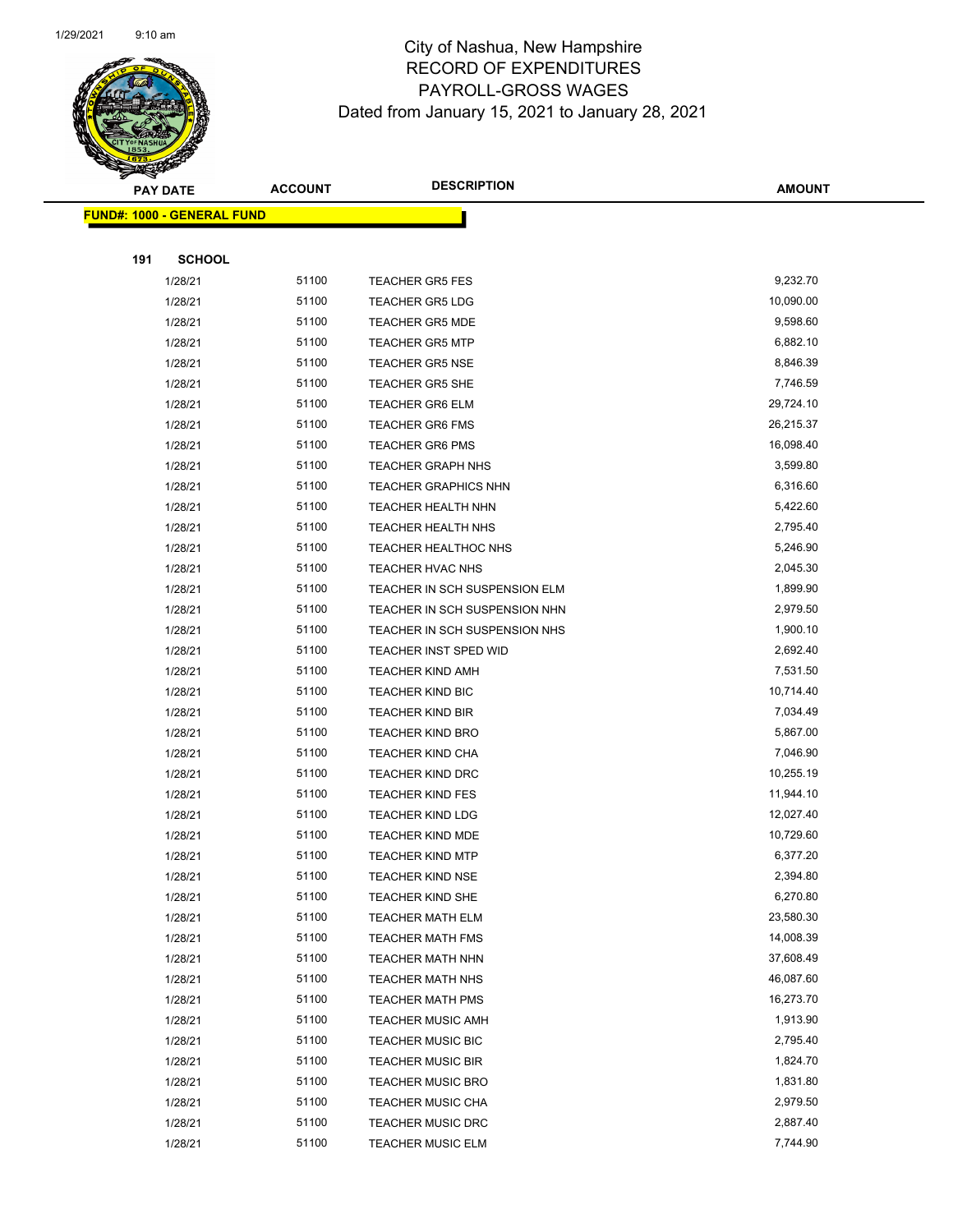# City of Nashua, New Hampshire
## RECORD OF EXPENDITURES
## PAYROLL-GROSS WAGES
### Dated from January 15, 2021 to January 28, 2021

| PAY DATE | ACCOUNT | DESCRIPTION | AMOUNT |
|---|---|---|---|
| **FUND#: 1000 - GENERAL FUND** | | | |
| **191 SCHOOL** | | | |
| 1/28/21 | 51100 | TEACHER GR5 FES | 9,232.70 |
| 1/28/21 | 51100 | TEACHER GR5 LDG | 10,090.00 |
| 1/28/21 | 51100 | TEACHER GR5 MDE | 9,598.60 |
| 1/28/21 | 51100 | TEACHER GR5 MTP | 6,882.10 |
| 1/28/21 | 51100 | TEACHER GR5 NSE | 8,846.39 |
| 1/28/21 | 51100 | TEACHER GR5 SHE | 7,746.59 |
| 1/28/21 | 51100 | TEACHER GR6 ELM | 29,724.10 |
| 1/28/21 | 51100 | TEACHER GR6 FMS | 26,215.37 |
| 1/28/21 | 51100 | TEACHER GR6 PMS | 16,098.40 |
| 1/28/21 | 51100 | TEACHER GRAPH NHS | 3,599.80 |
| 1/28/21 | 51100 | TEACHER GRAPHICS NHN | 6,316.60 |
| 1/28/21 | 51100 | TEACHER HEALTH NHN | 5,422.60 |
| 1/28/21 | 51100 | TEACHER HEALTH NHS | 2,795.40 |
| 1/28/21 | 51100 | TEACHER HEALTHOC NHS | 5,246.90 |
| 1/28/21 | 51100 | TEACHER HVAC NHS | 2,045.30 |
| 1/28/21 | 51100 | TEACHER IN SCH SUSPENSION ELM | 1,899.90 |
| 1/28/21 | 51100 | TEACHER IN SCH SUSPENSION NHN | 2,979.50 |
| 1/28/21 | 51100 | TEACHER IN SCH SUSPENSION NHS | 1,900.10 |
| 1/28/21 | 51100 | TEACHER INST SPED WID | 2,692.40 |
| 1/28/21 | 51100 | TEACHER KIND AMH | 7,531.50 |
| 1/28/21 | 51100 | TEACHER KIND BIC | 10,714.40 |
| 1/28/21 | 51100 | TEACHER KIND BIR | 7,034.49 |
| 1/28/21 | 51100 | TEACHER KIND BRO | 5,867.00 |
| 1/28/21 | 51100 | TEACHER KIND CHA | 7,046.90 |
| 1/28/21 | 51100 | TEACHER KIND DRC | 10,255.19 |
| 1/28/21 | 51100 | TEACHER KIND FES | 11,944.10 |
| 1/28/21 | 51100 | TEACHER KIND LDG | 12,027.40 |
| 1/28/21 | 51100 | TEACHER KIND MDE | 10,729.60 |
| 1/28/21 | 51100 | TEACHER KIND MTP | 6,377.20 |
| 1/28/21 | 51100 | TEACHER KIND NSE | 2,394.80 |
| 1/28/21 | 51100 | TEACHER KIND SHE | 6,270.80 |
| 1/28/21 | 51100 | TEACHER MATH ELM | 23,580.30 |
| 1/28/21 | 51100 | TEACHER MATH FMS | 14,008.39 |
| 1/28/21 | 51100 | TEACHER MATH NHN | 37,608.49 |
| 1/28/21 | 51100 | TEACHER MATH NHS | 46,087.60 |
| 1/28/21 | 51100 | TEACHER MATH PMS | 16,273.70 |
| 1/28/21 | 51100 | TEACHER MUSIC AMH | 1,913.90 |
| 1/28/21 | 51100 | TEACHER MUSIC BIC | 2,795.40 |
| 1/28/21 | 51100 | TEACHER MUSIC BIR | 1,824.70 |
| 1/28/21 | 51100 | TEACHER MUSIC BRO | 1,831.80 |
| 1/28/21 | 51100 | TEACHER MUSIC CHA | 2,979.50 |
| 1/28/21 | 51100 | TEACHER MUSIC DRC | 2,887.40 |
| 1/28/21 | 51100 | TEACHER MUSIC ELM | 7,744.90 |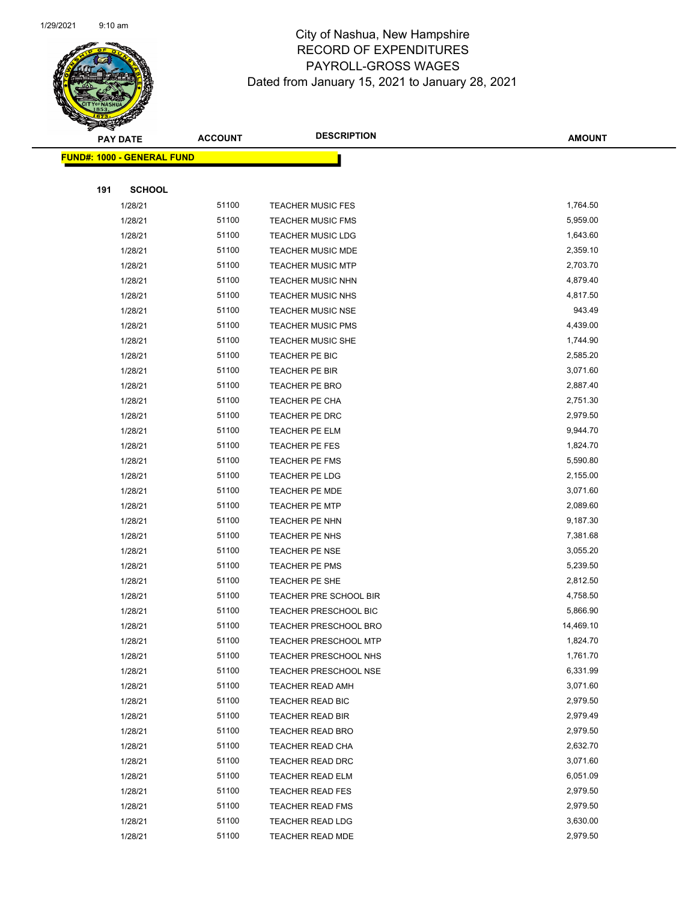# City of Nashua, New Hampshire
## RECORD OF EXPENDITURES
## PAYROLL-GROSS WAGES
### Dated from January 15, 2021 to January 28, 2021

| PAY DATE | ACCOUNT | DESCRIPTION | AMOUNT |
|---|---|---|---|

**FUND#: 1000 - GENERAL FUND**

**191 SCHOOL**

| PAY DATE | ACCOUNT | DESCRIPTION | AMOUNT |
|---|---|---|---|
| 1/28/21 | 51100 | TEACHER MUSIC FES | 1,764.50 |
| 1/28/21 | 51100 | TEACHER MUSIC FMS | 5,959.00 |
| 1/28/21 | 51100 | TEACHER MUSIC LDG | 1,643.60 |
| 1/28/21 | 51100 | TEACHER MUSIC MDE | 2,359.10 |
| 1/28/21 | 51100 | TEACHER MUSIC MTP | 2,703.70 |
| 1/28/21 | 51100 | TEACHER MUSIC NHN | 4,879.40 |
| 1/28/21 | 51100 | TEACHER MUSIC NHS | 4,817.50 |
| 1/28/21 | 51100 | TEACHER MUSIC NSE | 943.49 |
| 1/28/21 | 51100 | TEACHER MUSIC PMS | 4,439.00 |
| 1/28/21 | 51100 | TEACHER MUSIC SHE | 1,744.90 |
| 1/28/21 | 51100 | TEACHER PE BIC | 2,585.20 |
| 1/28/21 | 51100 | TEACHER PE BIR | 3,071.60 |
| 1/28/21 | 51100 | TEACHER PE BRO | 2,887.40 |
| 1/28/21 | 51100 | TEACHER PE CHA | 2,751.30 |
| 1/28/21 | 51100 | TEACHER PE DRC | 2,979.50 |
| 1/28/21 | 51100 | TEACHER PE ELM | 9,944.70 |
| 1/28/21 | 51100 | TEACHER PE FES | 1,824.70 |
| 1/28/21 | 51100 | TEACHER PE FMS | 5,590.80 |
| 1/28/21 | 51100 | TEACHER PE LDG | 2,155.00 |
| 1/28/21 | 51100 | TEACHER PE MDE | 3,071.60 |
| 1/28/21 | 51100 | TEACHER PE MTP | 2,089.60 |
| 1/28/21 | 51100 | TEACHER PE NHN | 9,187.30 |
| 1/28/21 | 51100 | TEACHER PE NHS | 7,381.68 |
| 1/28/21 | 51100 | TEACHER PE NSE | 3,055.20 |
| 1/28/21 | 51100 | TEACHER PE PMS | 5,239.50 |
| 1/28/21 | 51100 | TEACHER PE SHE | 2,812.50 |
| 1/28/21 | 51100 | TEACHER PRE SCHOOL BIR | 4,758.50 |
| 1/28/21 | 51100 | TEACHER PRESCHOOL BIC | 5,866.90 |
| 1/28/21 | 51100 | TEACHER PRESCHOOL BRO | 14,469.10 |
| 1/28/21 | 51100 | TEACHER PRESCHOOL MTP | 1,824.70 |
| 1/28/21 | 51100 | TEACHER PRESCHOOL NHS | 1,761.70 |
| 1/28/21 | 51100 | TEACHER PRESCHOOL NSE | 6,331.99 |
| 1/28/21 | 51100 | TEACHER READ AMH | 3,071.60 |
| 1/28/21 | 51100 | TEACHER READ BIC | 2,979.50 |
| 1/28/21 | 51100 | TEACHER READ BIR | 2,979.49 |
| 1/28/21 | 51100 | TEACHER READ BRO | 2,979.50 |
| 1/28/21 | 51100 | TEACHER READ CHA | 2,632.70 |
| 1/28/21 | 51100 | TEACHER READ DRC | 3,071.60 |
| 1/28/21 | 51100 | TEACHER READ ELM | 6,051.09 |
| 1/28/21 | 51100 | TEACHER READ FES | 2,979.50 |
| 1/28/21 | 51100 | TEACHER READ FMS | 2,979.50 |
| 1/28/21 | 51100 | TEACHER READ LDG | 3,630.00 |
| 1/28/21 | 51100 | TEACHER READ MDE | 2,979.50 |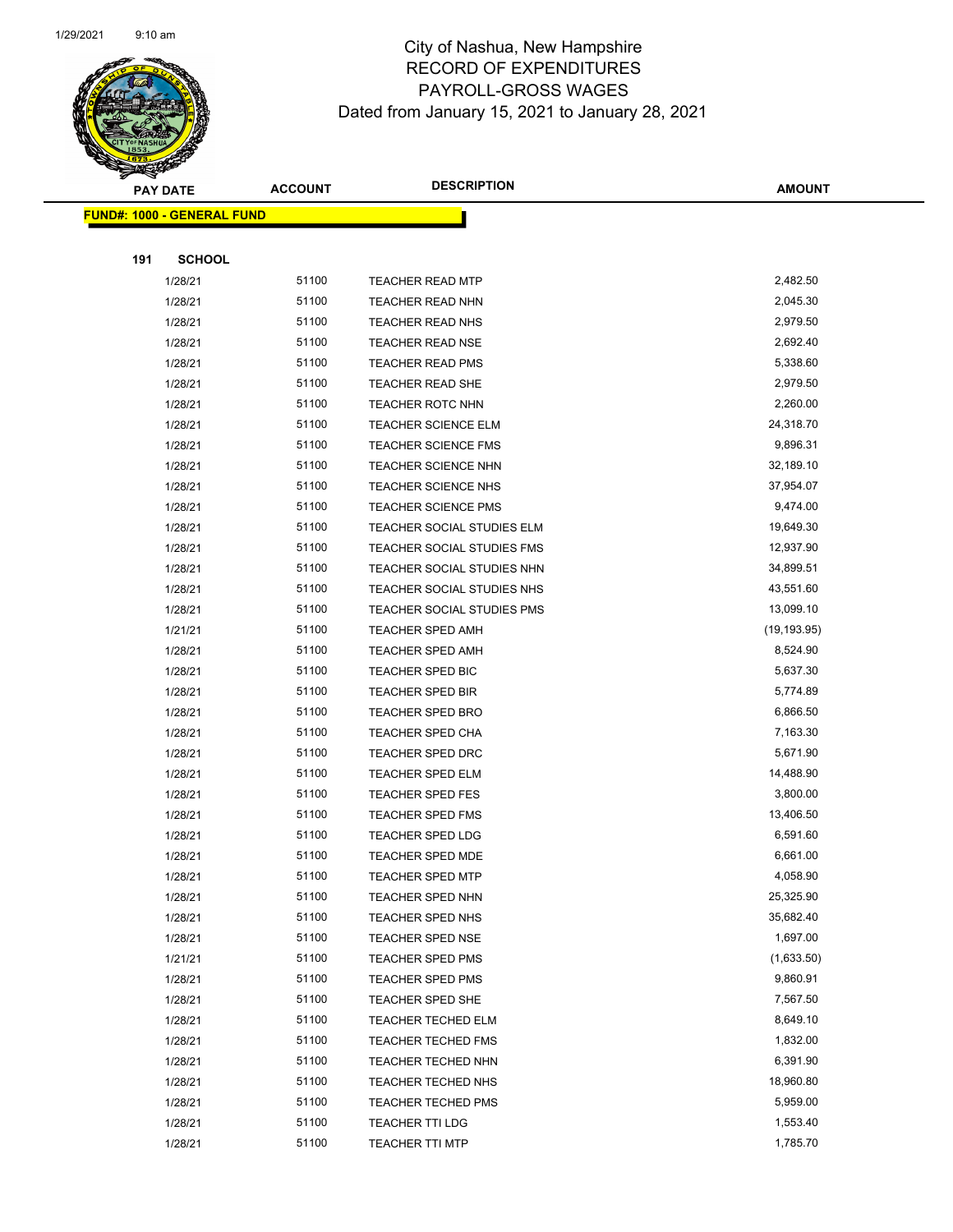City of Nashua, New Hampshire
RECORD OF EXPENDITURES
PAYROLL-GROSS WAGES
Dated from January 15, 2021 to January 28, 2021

| PAY DATE | ACCOUNT | DESCRIPTION | AMOUNT |
|---|---|---|---|
| **FUND#: 1000 - GENERAL FUND** | | | |
| **191 SCHOOL** | | | |
| 1/28/21 | 51100 | TEACHER READ MTP | 2,482.50 |
| 1/28/21 | 51100 | TEACHER READ NHN | 2,045.30 |
| 1/28/21 | 51100 | TEACHER READ NHS | 2,979.50 |
| 1/28/21 | 51100 | TEACHER READ NSE | 2,692.40 |
| 1/28/21 | 51100 | TEACHER READ PMS | 5,338.60 |
| 1/28/21 | 51100 | TEACHER READ SHE | 2,979.50 |
| 1/28/21 | 51100 | TEACHER ROTC NHN | 2,260.00 |
| 1/28/21 | 51100 | TEACHER SCIENCE ELM | 24,318.70 |
| 1/28/21 | 51100 | TEACHER SCIENCE FMS | 9,896.31 |
| 1/28/21 | 51100 | TEACHER SCIENCE NHN | 32,189.10 |
| 1/28/21 | 51100 | TEACHER SCIENCE NHS | 37,954.07 |
| 1/28/21 | 51100 | TEACHER SCIENCE PMS | 9,474.00 |
| 1/28/21 | 51100 | TEACHER SOCIAL STUDIES ELM | 19,649.30 |
| 1/28/21 | 51100 | TEACHER SOCIAL STUDIES FMS | 12,937.90 |
| 1/28/21 | 51100 | TEACHER SOCIAL STUDIES NHN | 34,899.51 |
| 1/28/21 | 51100 | TEACHER SOCIAL STUDIES NHS | 43,551.60 |
| 1/28/21 | 51100 | TEACHER SOCIAL STUDIES PMS | 13,099.10 |
| 1/21/21 | 51100 | TEACHER SPED AMH | (19,193.95) |
| 1/28/21 | 51100 | TEACHER SPED AMH | 8,524.90 |
| 1/28/21 | 51100 | TEACHER SPED BIC | 5,637.30 |
| 1/28/21 | 51100 | TEACHER SPED BIR | 5,774.89 |
| 1/28/21 | 51100 | TEACHER SPED BRO | 6,866.50 |
| 1/28/21 | 51100 | TEACHER SPED CHA | 7,163.30 |
| 1/28/21 | 51100 | TEACHER SPED DRC | 5,671.90 |
| 1/28/21 | 51100 | TEACHER SPED ELM | 14,488.90 |
| 1/28/21 | 51100 | TEACHER SPED FES | 3,800.00 |
| 1/28/21 | 51100 | TEACHER SPED FMS | 13,406.50 |
| 1/28/21 | 51100 | TEACHER SPED LDG | 6,591.60 |
| 1/28/21 | 51100 | TEACHER SPED MDE | 6,661.00 |
| 1/28/21 | 51100 | TEACHER SPED MTP | 4,058.90 |
| 1/28/21 | 51100 | TEACHER SPED NHN | 25,325.90 |
| 1/28/21 | 51100 | TEACHER SPED NHS | 35,682.40 |
| 1/28/21 | 51100 | TEACHER SPED NSE | 1,697.00 |
| 1/21/21 | 51100 | TEACHER SPED PMS | (1,633.50) |
| 1/28/21 | 51100 | TEACHER SPED PMS | 9,860.91 |
| 1/28/21 | 51100 | TEACHER SPED SHE | 7,567.50 |
| 1/28/21 | 51100 | TEACHER TECHED ELM | 8,649.10 |
| 1/28/21 | 51100 | TEACHER TECHED FMS | 1,832.00 |
| 1/28/21 | 51100 | TEACHER TECHED NHN | 6,391.90 |
| 1/28/21 | 51100 | TEACHER TECHED NHS | 18,960.80 |
| 1/28/21 | 51100 | TEACHER TECHED PMS | 5,959.00 |
| 1/28/21 | 51100 | TEACHER TTI LDG | 1,553.40 |
| 1/28/21 | 51100 | TEACHER TTI MTP | 1,785.70 |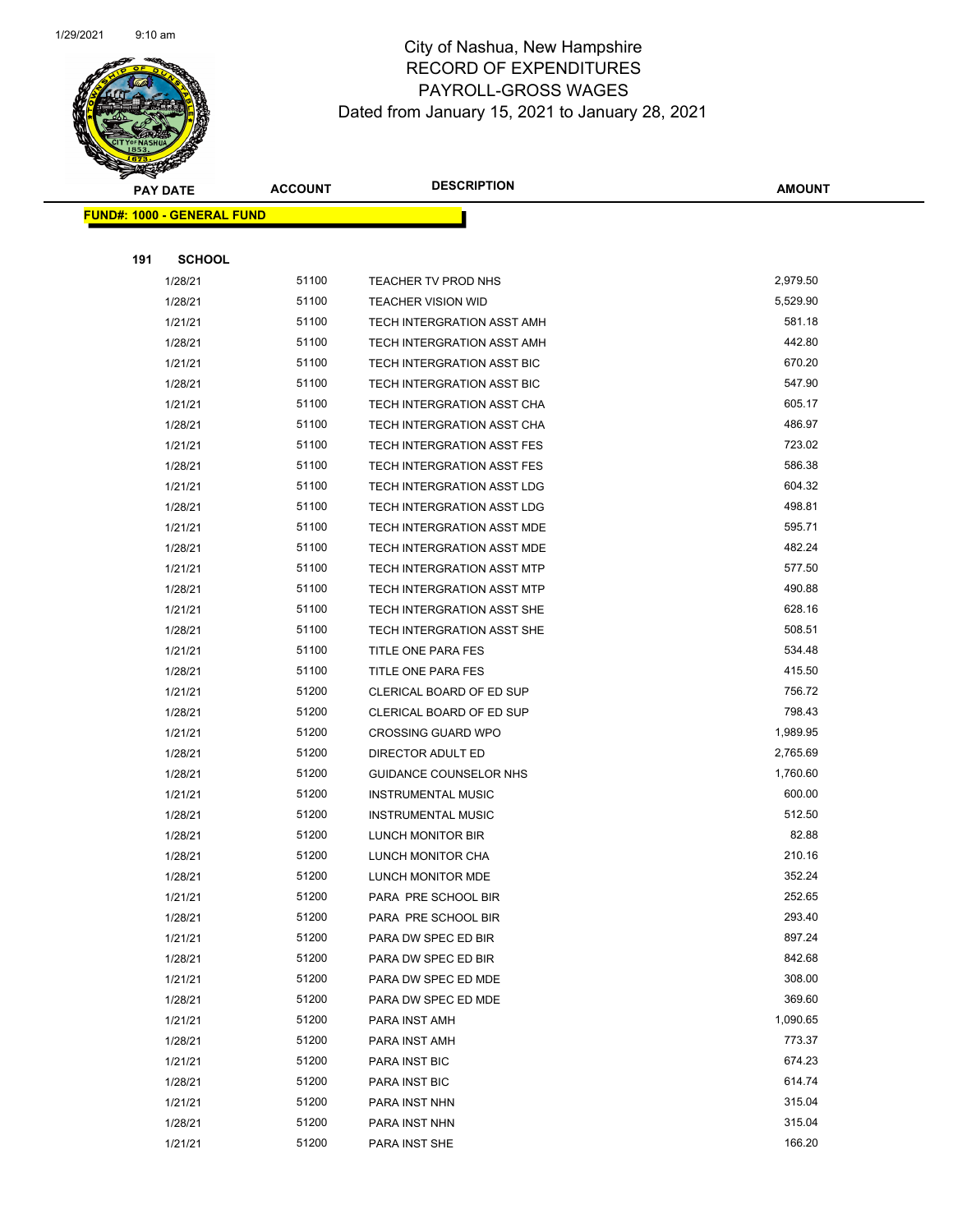# City of Nashua, New Hampshire
## RECORD OF EXPENDITURES
## PAYROLL-GROSS WAGES
### Dated from January 15, 2021 to January 28, 2021

| PAY DATE | ACCOUNT | DESCRIPTION | AMOUNT |
|---|---|---|---|

**FUND#: 1000 - GENERAL FUND**

**191 SCHOOL**

| PAY DATE | ACCOUNT | DESCRIPTION | AMOUNT |
|---|---|---|---|
| 1/28/21 | 51100 | TEACHER TV PROD NHS | 2,979.50 |
| 1/28/21 | 51100 | TEACHER VISION WID | 5,529.90 |
| 1/21/21 | 51100 | TECH INTERGRATION ASST AMH | 581.18 |
| 1/28/21 | 51100 | TECH INTERGRATION ASST AMH | 442.80 |
| 1/21/21 | 51100 | TECH INTERGRATION ASST BIC | 670.20 |
| 1/28/21 | 51100 | TECH INTERGRATION ASST BIC | 547.90 |
| 1/21/21 | 51100 | TECH INTERGRATION ASST CHA | 605.17 |
| 1/28/21 | 51100 | TECH INTERGRATION ASST CHA | 486.97 |
| 1/21/21 | 51100 | TECH INTERGRATION ASST FES | 723.02 |
| 1/28/21 | 51100 | TECH INTERGRATION ASST FES | 586.38 |
| 1/21/21 | 51100 | TECH INTERGRATION ASST LDG | 604.32 |
| 1/28/21 | 51100 | TECH INTERGRATION ASST LDG | 498.81 |
| 1/21/21 | 51100 | TECH INTERGRATION ASST MDE | 595.71 |
| 1/28/21 | 51100 | TECH INTERGRATION ASST MDE | 482.24 |
| 1/21/21 | 51100 | TECH INTERGRATION ASST MTP | 577.50 |
| 1/28/21 | 51100 | TECH INTERGRATION ASST MTP | 490.88 |
| 1/21/21 | 51100 | TECH INTERGRATION ASST SHE | 628.16 |
| 1/28/21 | 51100 | TECH INTERGRATION ASST SHE | 508.51 |
| 1/21/21 | 51100 | TITLE ONE PARA FES | 534.48 |
| 1/28/21 | 51100 | TITLE ONE PARA FES | 415.50 |
| 1/21/21 | 51200 | CLERICAL BOARD OF ED SUP | 756.72 |
| 1/28/21 | 51200 | CLERICAL BOARD OF ED SUP | 798.43 |
| 1/21/21 | 51200 | CROSSING GUARD WPO | 1,989.95 |
| 1/28/21 | 51200 | DIRECTOR ADULT ED | 2,765.69 |
| 1/28/21 | 51200 | GUIDANCE COUNSELOR NHS | 1,760.60 |
| 1/21/21 | 51200 | INSTRUMENTAL MUSIC | 600.00 |
| 1/28/21 | 51200 | INSTRUMENTAL MUSIC | 512.50 |
| 1/28/21 | 51200 | LUNCH MONITOR BIR | 82.88 |
| 1/28/21 | 51200 | LUNCH MONITOR CHA | 210.16 |
| 1/28/21 | 51200 | LUNCH MONITOR MDE | 352.24 |
| 1/21/21 | 51200 | PARA PRE SCHOOL BIR | 252.65 |
| 1/28/21 | 51200 | PARA PRE SCHOOL BIR | 293.40 |
| 1/21/21 | 51200 | PARA DW SPEC ED BIR | 897.24 |
| 1/28/21 | 51200 | PARA DW SPEC ED BIR | 842.68 |
| 1/21/21 | 51200 | PARA DW SPEC ED MDE | 308.00 |
| 1/28/21 | 51200 | PARA DW SPEC ED MDE | 369.60 |
| 1/21/21 | 51200 | PARA INST AMH | 1,090.65 |
| 1/28/21 | 51200 | PARA INST AMH | 773.37 |
| 1/21/21 | 51200 | PARA INST BIC | 674.23 |
| 1/28/21 | 51200 | PARA INST BIC | 614.74 |
| 1/21/21 | 51200 | PARA INST NHN | 315.04 |
| 1/28/21 | 51200 | PARA INST NHN | 315.04 |
| 1/21/21 | 51200 | PARA INST SHE | 166.20 |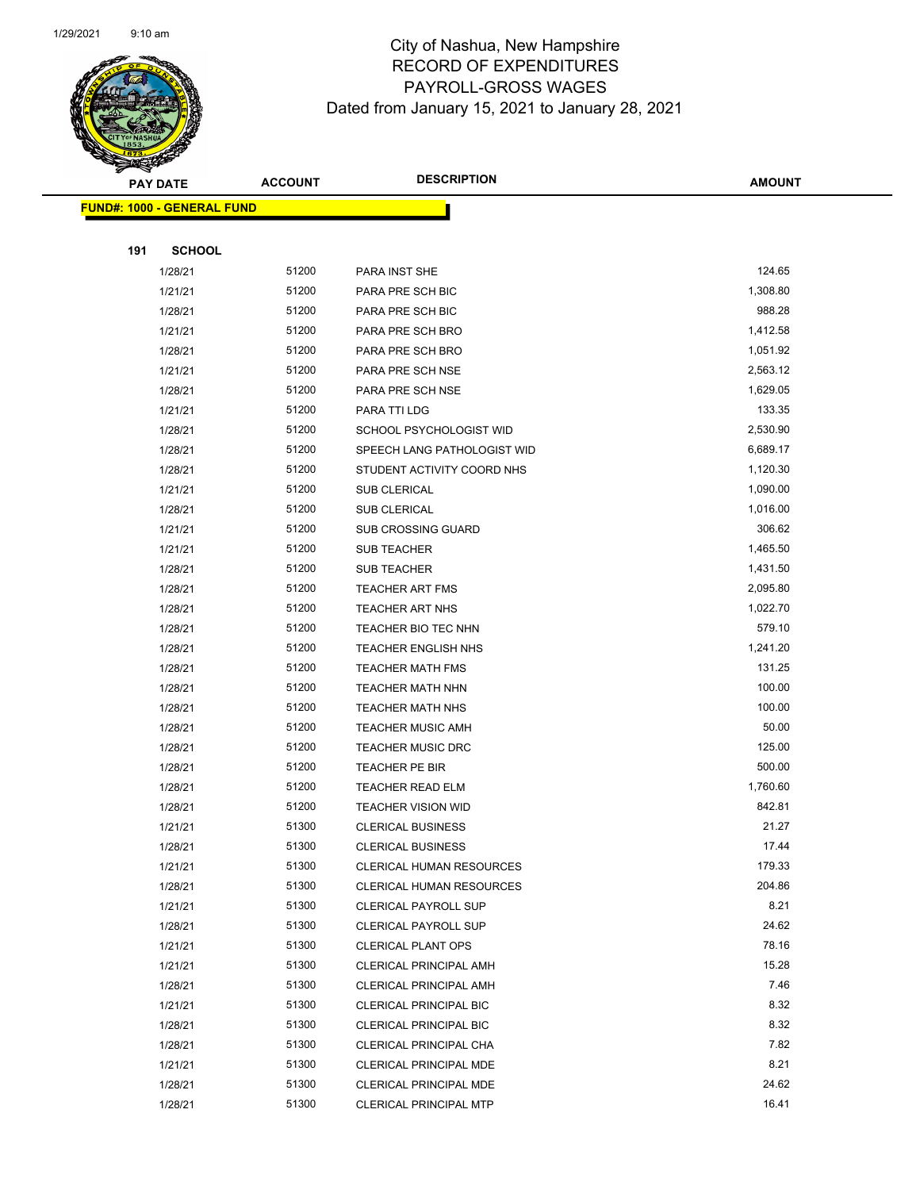# City of Nashua, New Hampshire
## RECORD OF EXPENDITURES
## PAYROLL-GROSS WAGES
### Dated from January 15, 2021 to January 28, 2021

| PAY DATE | ACCOUNT | DESCRIPTION | AMOUNT |
|---|---|---|---|
| **FUND#: 1000 - GENERAL FUND** | | | |
| **191 SCHOOL** | | | |
| 1/28/21 | 51200 | PARA INST SHE | 124.65 |
| 1/21/21 | 51200 | PARA PRE SCH BIC | 1,308.80 |
| 1/28/21 | 51200 | PARA PRE SCH BIC | 988.28 |
| 1/21/21 | 51200 | PARA PRE SCH BRO | 1,412.58 |
| 1/28/21 | 51200 | PARA PRE SCH BRO | 1,051.92 |
| 1/21/21 | 51200 | PARA PRE SCH NSE | 2,563.12 |
| 1/28/21 | 51200 | PARA PRE SCH NSE | 1,629.05 |
| 1/21/21 | 51200 | PARA TTI LDG | 133.35 |
| 1/28/21 | 51200 | SCHOOL PSYCHOLOGIST WID | 2,530.90 |
| 1/28/21 | 51200 | SPEECH LANG PATHOLOGIST WID | 6,689.17 |
| 1/28/21 | 51200 | STUDENT ACTIVITY COORD NHS | 1,120.30 |
| 1/21/21 | 51200 | SUB CLERICAL | 1,090.00 |
| 1/28/21 | 51200 | SUB CLERICAL | 1,016.00 |
| 1/21/21 | 51200 | SUB CROSSING GUARD | 306.62 |
| 1/21/21 | 51200 | SUB TEACHER | 1,465.50 |
| 1/28/21 | 51200 | SUB TEACHER | 1,431.50 |
| 1/28/21 | 51200 | TEACHER ART FMS | 2,095.80 |
| 1/28/21 | 51200 | TEACHER ART NHS | 1,022.70 |
| 1/28/21 | 51200 | TEACHER BIO TEC NHN | 579.10 |
| 1/28/21 | 51200 | TEACHER ENGLISH NHS | 1,241.20 |
| 1/28/21 | 51200 | TEACHER MATH FMS | 131.25 |
| 1/28/21 | 51200 | TEACHER MATH NHN | 100.00 |
| 1/28/21 | 51200 | TEACHER MATH NHS | 100.00 |
| 1/28/21 | 51200 | TEACHER MUSIC AMH | 50.00 |
| 1/28/21 | 51200 | TEACHER MUSIC DRC | 125.00 |
| 1/28/21 | 51200 | TEACHER PE BIR | 500.00 |
| 1/28/21 | 51200 | TEACHER READ ELM | 1,760.60 |
| 1/28/21 | 51200 | TEACHER VISION WID | 842.81 |
| 1/21/21 | 51300 | CLERICAL BUSINESS | 21.27 |
| 1/28/21 | 51300 | CLERICAL BUSINESS | 17.44 |
| 1/21/21 | 51300 | CLERICAL HUMAN RESOURCES | 179.33 |
| 1/28/21 | 51300 | CLERICAL HUMAN RESOURCES | 204.86 |
| 1/21/21 | 51300 | CLERICAL PAYROLL SUP | 8.21 |
| 1/28/21 | 51300 | CLERICAL PAYROLL SUP | 24.62 |
| 1/21/21 | 51300 | CLERICAL PLANT OPS | 78.16 |
| 1/21/21 | 51300 | CLERICAL PRINCIPAL AMH | 15.28 |
| 1/28/21 | 51300 | CLERICAL PRINCIPAL AMH | 7.46 |
| 1/21/21 | 51300 | CLERICAL PRINCIPAL BIC | 8.32 |
| 1/28/21 | 51300 | CLERICAL PRINCIPAL BIC | 8.32 |
| 1/28/21 | 51300 | CLERICAL PRINCIPAL CHA | 7.82 |
| 1/21/21 | 51300 | CLERICAL PRINCIPAL MDE | 8.21 |
| 1/28/21 | 51300 | CLERICAL PRINCIPAL MDE | 24.62 |
| 1/28/21 | 51300 | CLERICAL PRINCIPAL MTP | 16.41 |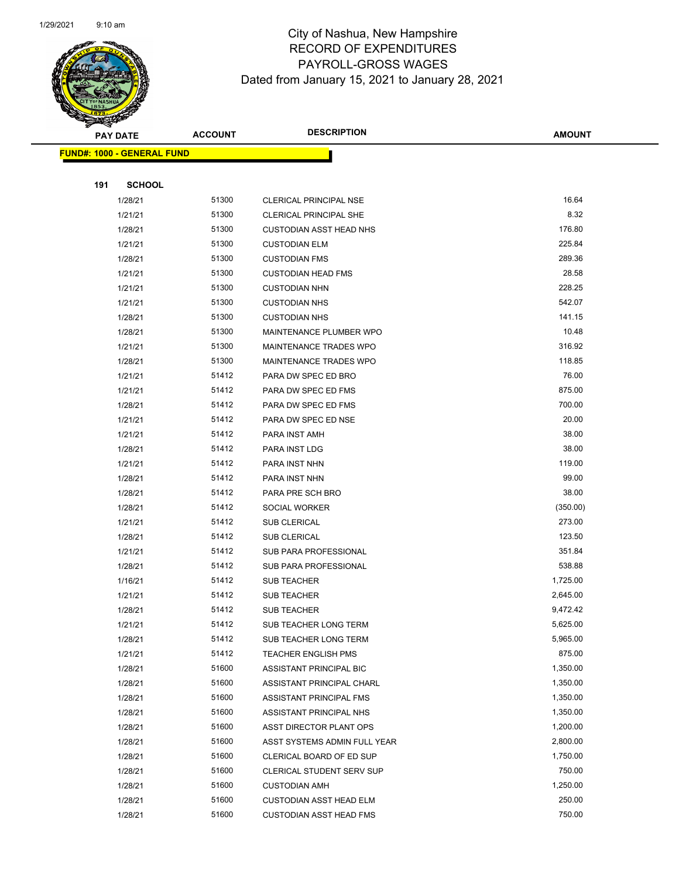# City of Nashua, New Hampshire
## RECORD OF EXPENDITURES
## PAYROLL-GROSS WAGES
Dated from January 15, 2021 to January 28, 2021

| PAY DATE | ACCOUNT | DESCRIPTION | AMOUNT |
|---|---|---|---|

**FUND#: 1000 - GENERAL FUND**

**191 SCHOOL**

| PAY DATE | ACCOUNT | DESCRIPTION | AMOUNT |
|---|---|---|---|
| 1/28/21 | 51300 | CLERICAL PRINCIPAL NSE | 16.64 |
| 1/21/21 | 51300 | CLERICAL PRINCIPAL SHE | 8.32 |
| 1/28/21 | 51300 | CUSTODIAN ASST HEAD NHS | 176.80 |
| 1/21/21 | 51300 | CUSTODIAN ELM | 225.84 |
| 1/28/21 | 51300 | CUSTODIAN FMS | 289.36 |
| 1/21/21 | 51300 | CUSTODIAN HEAD FMS | 28.58 |
| 1/21/21 | 51300 | CUSTODIAN NHN | 228.25 |
| 1/21/21 | 51300 | CUSTODIAN NHS | 542.07 |
| 1/28/21 | 51300 | CUSTODIAN NHS | 141.15 |
| 1/28/21 | 51300 | MAINTENANCE PLUMBER WPO | 10.48 |
| 1/21/21 | 51300 | MAINTENANCE TRADES WPO | 316.92 |
| 1/28/21 | 51300 | MAINTENANCE TRADES WPO | 118.85 |
| 1/21/21 | 51412 | PARA DW SPEC ED BRO | 76.00 |
| 1/21/21 | 51412 | PARA DW SPEC ED FMS | 875.00 |
| 1/28/21 | 51412 | PARA DW SPEC ED FMS | 700.00 |
| 1/21/21 | 51412 | PARA DW SPEC ED NSE | 20.00 |
| 1/21/21 | 51412 | PARA INST AMH | 38.00 |
| 1/28/21 | 51412 | PARA INST LDG | 38.00 |
| 1/21/21 | 51412 | PARA INST NHN | 119.00 |
| 1/28/21 | 51412 | PARA INST NHN | 99.00 |
| 1/28/21 | 51412 | PARA PRE SCH BRO | 38.00 |
| 1/28/21 | 51412 | SOCIAL WORKER | (350.00) |
| 1/21/21 | 51412 | SUB CLERICAL | 273.00 |
| 1/28/21 | 51412 | SUB CLERICAL | 123.50 |
| 1/21/21 | 51412 | SUB PARA PROFESSIONAL | 351.84 |
| 1/28/21 | 51412 | SUB PARA PROFESSIONAL | 538.88 |
| 1/16/21 | 51412 | SUB TEACHER | 1,725.00 |
| 1/21/21 | 51412 | SUB TEACHER | 2,645.00 |
| 1/28/21 | 51412 | SUB TEACHER | 9,472.42 |
| 1/21/21 | 51412 | SUB TEACHER LONG TERM | 5,625.00 |
| 1/28/21 | 51412 | SUB TEACHER LONG TERM | 5,965.00 |
| 1/21/21 | 51412 | TEACHER ENGLISH PMS | 875.00 |
| 1/28/21 | 51600 | ASSISTANT PRINCIPAL BIC | 1,350.00 |
| 1/28/21 | 51600 | ASSISTANT PRINCIPAL CHARL | 1,350.00 |
| 1/28/21 | 51600 | ASSISTANT PRINCIPAL FMS | 1,350.00 |
| 1/28/21 | 51600 | ASSISTANT PRINCIPAL NHS | 1,350.00 |
| 1/28/21 | 51600 | ASST DIRECTOR PLANT OPS | 1,200.00 |
| 1/28/21 | 51600 | ASST SYSTEMS ADMIN FULL YEAR | 2,800.00 |
| 1/28/21 | 51600 | CLERICAL BOARD OF ED SUP | 1,750.00 |
| 1/28/21 | 51600 | CLERICAL STUDENT SERV SUP | 750.00 |
| 1/28/21 | 51600 | CUSTODIAN AMH | 1,250.00 |
| 1/28/21 | 51600 | CUSTODIAN ASST HEAD ELM | 250.00 |
| 1/28/21 | 51600 | CUSTODIAN ASST HEAD FMS | 750.00 |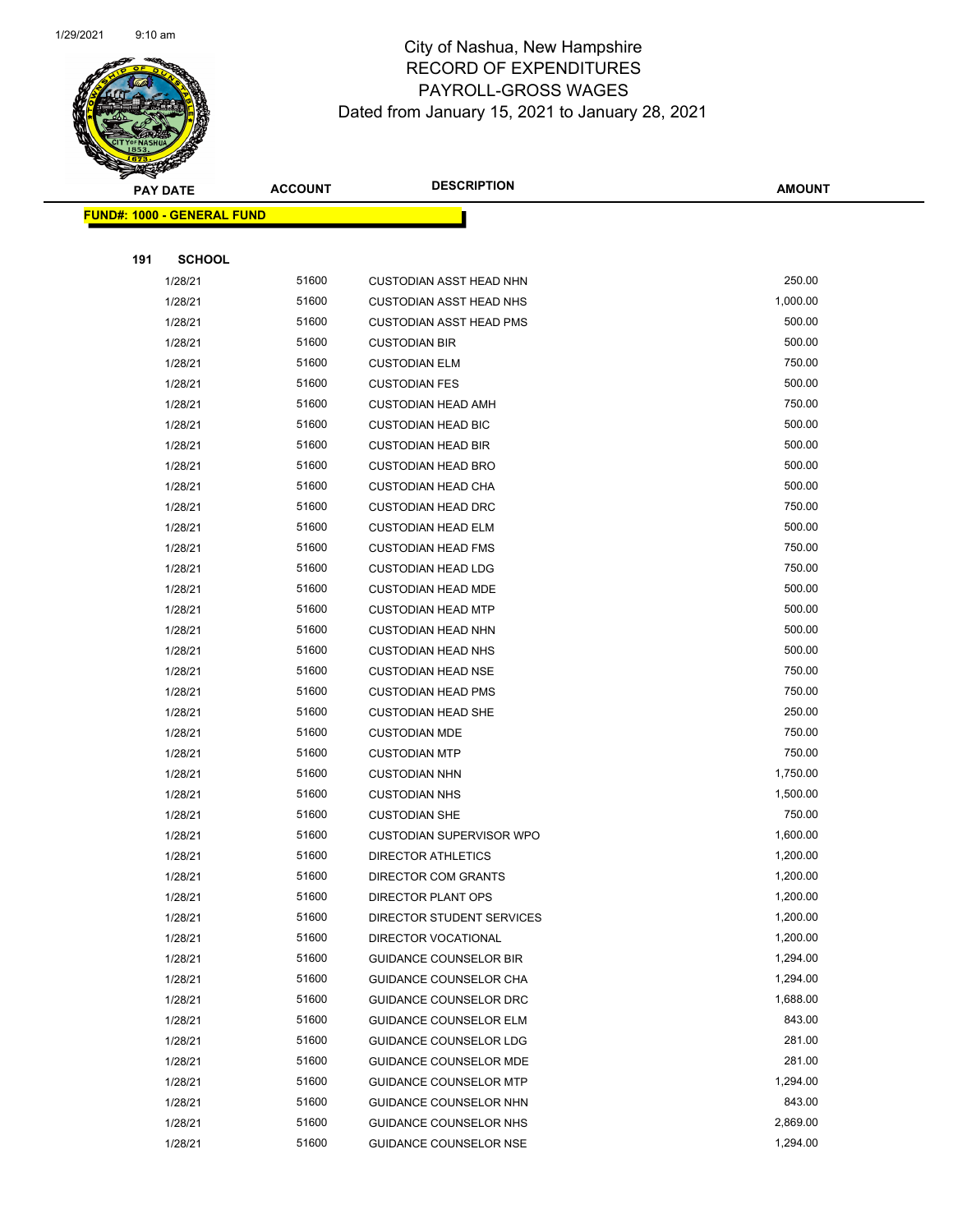# City of Nashua, New Hampshire
## RECORD OF EXPENDITURES
## PAYROLL-GROSS WAGES
### Dated from January 15, 2021 to January 28, 2021

**FUND#: 1000 - GENERAL FUND**

**191 SCHOOL**

| PAY DATE | ACCOUNT | DESCRIPTION | AMOUNT |
|---|---|---|---|
| 1/28/21 | 51600 | CUSTODIAN ASST HEAD NHN | 250.00 |
| 1/28/21 | 51600 | CUSTODIAN ASST HEAD NHS | 1,000.00 |
| 1/28/21 | 51600 | CUSTODIAN ASST HEAD PMS | 500.00 |
| 1/28/21 | 51600 | CUSTODIAN BIR | 500.00 |
| 1/28/21 | 51600 | CUSTODIAN ELM | 750.00 |
| 1/28/21 | 51600 | CUSTODIAN FES | 500.00 |
| 1/28/21 | 51600 | CUSTODIAN HEAD AMH | 750.00 |
| 1/28/21 | 51600 | CUSTODIAN HEAD BIC | 500.00 |
| 1/28/21 | 51600 | CUSTODIAN HEAD BIR | 500.00 |
| 1/28/21 | 51600 | CUSTODIAN HEAD BRO | 500.00 |
| 1/28/21 | 51600 | CUSTODIAN HEAD CHA | 500.00 |
| 1/28/21 | 51600 | CUSTODIAN HEAD DRC | 750.00 |
| 1/28/21 | 51600 | CUSTODIAN HEAD ELM | 500.00 |
| 1/28/21 | 51600 | CUSTODIAN HEAD FMS | 750.00 |
| 1/28/21 | 51600 | CUSTODIAN HEAD LDG | 750.00 |
| 1/28/21 | 51600 | CUSTODIAN HEAD MDE | 500.00 |
| 1/28/21 | 51600 | CUSTODIAN HEAD MTP | 500.00 |
| 1/28/21 | 51600 | CUSTODIAN HEAD NHN | 500.00 |
| 1/28/21 | 51600 | CUSTODIAN HEAD NHS | 500.00 |
| 1/28/21 | 51600 | CUSTODIAN HEAD NSE | 750.00 |
| 1/28/21 | 51600 | CUSTODIAN HEAD PMS | 750.00 |
| 1/28/21 | 51600 | CUSTODIAN HEAD SHE | 250.00 |
| 1/28/21 | 51600 | CUSTODIAN MDE | 750.00 |
| 1/28/21 | 51600 | CUSTODIAN MTP | 750.00 |
| 1/28/21 | 51600 | CUSTODIAN NHN | 1,750.00 |
| 1/28/21 | 51600 | CUSTODIAN NHS | 1,500.00 |
| 1/28/21 | 51600 | CUSTODIAN SHE | 750.00 |
| 1/28/21 | 51600 | CUSTODIAN SUPERVISOR WPO | 1,600.00 |
| 1/28/21 | 51600 | DIRECTOR ATHLETICS | 1,200.00 |
| 1/28/21 | 51600 | DIRECTOR COM GRANTS | 1,200.00 |
| 1/28/21 | 51600 | DIRECTOR PLANT OPS | 1,200.00 |
| 1/28/21 | 51600 | DIRECTOR STUDENT SERVICES | 1,200.00 |
| 1/28/21 | 51600 | DIRECTOR VOCATIONAL | 1,200.00 |
| 1/28/21 | 51600 | GUIDANCE COUNSELOR BIR | 1,294.00 |
| 1/28/21 | 51600 | GUIDANCE COUNSELOR CHA | 1,294.00 |
| 1/28/21 | 51600 | GUIDANCE COUNSELOR DRC | 1,688.00 |
| 1/28/21 | 51600 | GUIDANCE COUNSELOR ELM | 843.00 |
| 1/28/21 | 51600 | GUIDANCE COUNSELOR LDG | 281.00 |
| 1/28/21 | 51600 | GUIDANCE COUNSELOR MDE | 281.00 |
| 1/28/21 | 51600 | GUIDANCE COUNSELOR MTP | 1,294.00 |
| 1/28/21 | 51600 | GUIDANCE COUNSELOR NHN | 843.00 |
| 1/28/21 | 51600 | GUIDANCE COUNSELOR NHS | 2,869.00 |
| 1/28/21 | 51600 | GUIDANCE COUNSELOR NSE | 1,294.00 |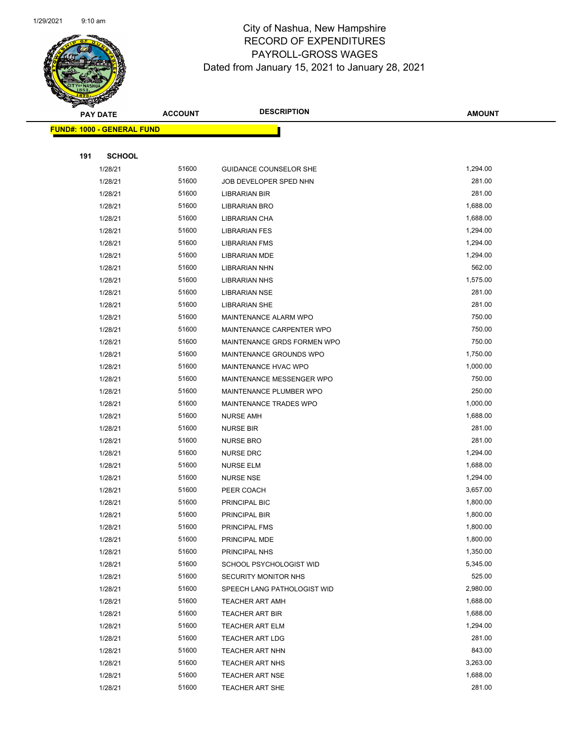# City of Nashua, New Hampshire
## RECORD OF EXPENDITURES
## PAYROLL-GROSS WAGES
### Dated from January 15, 2021 to January 28, 2021

| PAY DATE | ACCOUNT | DESCRIPTION | AMOUNT |
|---|---|---|---|
| **FUND#: 1000 - GENERAL FUND** | | | |
| **191 SCHOOL** | | | |
| 1/28/21 | 51600 | GUIDANCE COUNSELOR SHE | 1,294.00 |
| 1/28/21 | 51600 | JOB DEVELOPER SPED NHN | 281.00 |
| 1/28/21 | 51600 | LIBRARIAN BIR | 281.00 |
| 1/28/21 | 51600 | LIBRARIAN BRO | 1,688.00 |
| 1/28/21 | 51600 | LIBRARIAN CHA | 1,688.00 |
| 1/28/21 | 51600 | LIBRARIAN FES | 1,294.00 |
| 1/28/21 | 51600 | LIBRARIAN FMS | 1,294.00 |
| 1/28/21 | 51600 | LIBRARIAN MDE | 1,294.00 |
| 1/28/21 | 51600 | LIBRARIAN NHN | 562.00 |
| 1/28/21 | 51600 | LIBRARIAN NHS | 1,575.00 |
| 1/28/21 | 51600 | LIBRARIAN NSE | 281.00 |
| 1/28/21 | 51600 | LIBRARIAN SHE | 281.00 |
| 1/28/21 | 51600 | MAINTENANCE ALARM WPO | 750.00 |
| 1/28/21 | 51600 | MAINTENANCE CARPENTER WPO | 750.00 |
| 1/28/21 | 51600 | MAINTENANCE GRDS FORMEN WPO | 750.00 |
| 1/28/21 | 51600 | MAINTENANCE GROUNDS WPO | 1,750.00 |
| 1/28/21 | 51600 | MAINTENANCE HVAC WPO | 1,000.00 |
| 1/28/21 | 51600 | MAINTENANCE MESSENGER WPO | 750.00 |
| 1/28/21 | 51600 | MAINTENANCE PLUMBER WPO | 250.00 |
| 1/28/21 | 51600 | MAINTENANCE TRADES WPO | 1,000.00 |
| 1/28/21 | 51600 | NURSE AMH | 1,688.00 |
| 1/28/21 | 51600 | NURSE BIR | 281.00 |
| 1/28/21 | 51600 | NURSE BRO | 281.00 |
| 1/28/21 | 51600 | NURSE DRC | 1,294.00 |
| 1/28/21 | 51600 | NURSE ELM | 1,688.00 |
| 1/28/21 | 51600 | NURSE NSE | 1,294.00 |
| 1/28/21 | 51600 | PEER COACH | 3,657.00 |
| 1/28/21 | 51600 | PRINCIPAL BIC | 1,800.00 |
| 1/28/21 | 51600 | PRINCIPAL BIR | 1,800.00 |
| 1/28/21 | 51600 | PRINCIPAL FMS | 1,800.00 |
| 1/28/21 | 51600 | PRINCIPAL MDE | 1,800.00 |
| 1/28/21 | 51600 | PRINCIPAL NHS | 1,350.00 |
| 1/28/21 | 51600 | SCHOOL PSYCHOLOGIST WID | 5,345.00 |
| 1/28/21 | 51600 | SECURITY MONITOR NHS | 525.00 |
| 1/28/21 | 51600 | SPEECH LANG PATHOLOGIST WID | 2,980.00 |
| 1/28/21 | 51600 | TEACHER ART AMH | 1,688.00 |
| 1/28/21 | 51600 | TEACHER ART BIR | 1,688.00 |
| 1/28/21 | 51600 | TEACHER ART ELM | 1,294.00 |
| 1/28/21 | 51600 | TEACHER ART LDG | 281.00 |
| 1/28/21 | 51600 | TEACHER ART NHN | 843.00 |
| 1/28/21 | 51600 | TEACHER ART NHS | 3,263.00 |
| 1/28/21 | 51600 | TEACHER ART NSE | 1,688.00 |
| 1/28/21 | 51600 | TEACHER ART SHE | 281.00 |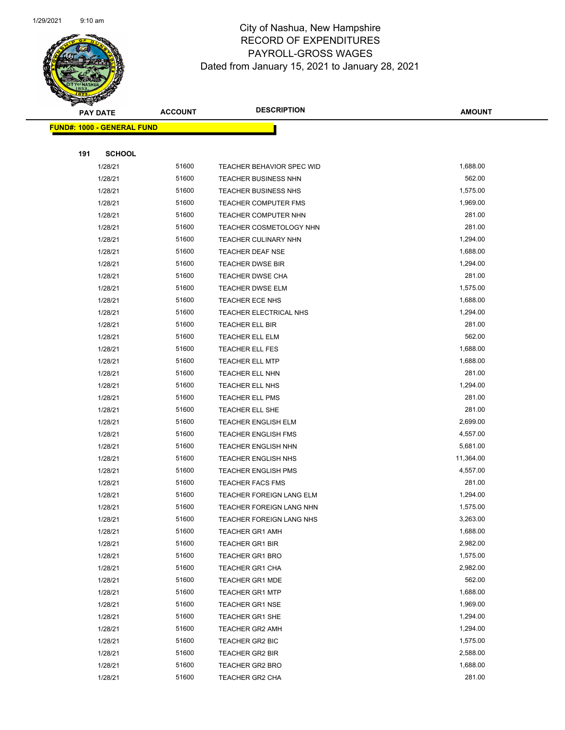# City of Nashua, New Hampshire
## RECORD OF EXPENDITURES
## PAYROLL-GROSS WAGES
### Dated from January 15, 2021 to January 28, 2021

| PAY DATE | ACCOUNT | DESCRIPTION | AMOUNT |
|---|---|---|---|
| **FUND#: 1000 - GENERAL FUND** | | | |
| **191 SCHOOL** | | | |
| 1/28/21 | 51600 | TEACHER BEHAVIOR SPEC WID | 1,688.00 |
| 1/28/21 | 51600 | TEACHER BUSINESS NHN | 562.00 |
| 1/28/21 | 51600 | TEACHER BUSINESS NHS | 1,575.00 |
| 1/28/21 | 51600 | TEACHER COMPUTER FMS | 1,969.00 |
| 1/28/21 | 51600 | TEACHER COMPUTER NHN | 281.00 |
| 1/28/21 | 51600 | TEACHER COSMETOLOGY NHN | 281.00 |
| 1/28/21 | 51600 | TEACHER CULINARY NHN | 1,294.00 |
| 1/28/21 | 51600 | TEACHER DEAF NSE | 1,688.00 |
| 1/28/21 | 51600 | TEACHER DWSE BIR | 1,294.00 |
| 1/28/21 | 51600 | TEACHER DWSE CHA | 281.00 |
| 1/28/21 | 51600 | TEACHER DWSE ELM | 1,575.00 |
| 1/28/21 | 51600 | TEACHER ECE NHS | 1,688.00 |
| 1/28/21 | 51600 | TEACHER ELECTRICAL NHS | 1,294.00 |
| 1/28/21 | 51600 | TEACHER ELL BIR | 281.00 |
| 1/28/21 | 51600 | TEACHER ELL ELM | 562.00 |
| 1/28/21 | 51600 | TEACHER ELL FES | 1,688.00 |
| 1/28/21 | 51600 | TEACHER ELL MTP | 1,688.00 |
| 1/28/21 | 51600 | TEACHER ELL NHN | 281.00 |
| 1/28/21 | 51600 | TEACHER ELL NHS | 1,294.00 |
| 1/28/21 | 51600 | TEACHER ELL PMS | 281.00 |
| 1/28/21 | 51600 | TEACHER ELL SHE | 281.00 |
| 1/28/21 | 51600 | TEACHER ENGLISH ELM | 2,699.00 |
| 1/28/21 | 51600 | TEACHER ENGLISH FMS | 4,557.00 |
| 1/28/21 | 51600 | TEACHER ENGLISH NHN | 5,681.00 |
| 1/28/21 | 51600 | TEACHER ENGLISH NHS | 11,364.00 |
| 1/28/21 | 51600 | TEACHER ENGLISH PMS | 4,557.00 |
| 1/28/21 | 51600 | TEACHER FACS FMS | 281.00 |
| 1/28/21 | 51600 | TEACHER FOREIGN LANG ELM | 1,294.00 |
| 1/28/21 | 51600 | TEACHER FOREIGN LANG NHN | 1,575.00 |
| 1/28/21 | 51600 | TEACHER FOREIGN LANG NHS | 3,263.00 |
| 1/28/21 | 51600 | TEACHER GR1 AMH | 1,688.00 |
| 1/28/21 | 51600 | TEACHER GR1 BIR | 2,982.00 |
| 1/28/21 | 51600 | TEACHER GR1 BRO | 1,575.00 |
| 1/28/21 | 51600 | TEACHER GR1 CHA | 2,982.00 |
| 1/28/21 | 51600 | TEACHER GR1 MDE | 562.00 |
| 1/28/21 | 51600 | TEACHER GR1 MTP | 1,688.00 |
| 1/28/21 | 51600 | TEACHER GR1 NSE | 1,969.00 |
| 1/28/21 | 51600 | TEACHER GR1 SHE | 1,294.00 |
| 1/28/21 | 51600 | TEACHER GR2 AMH | 1,294.00 |
| 1/28/21 | 51600 | TEACHER GR2 BIC | 1,575.00 |
| 1/28/21 | 51600 | TEACHER GR2 BIR | 2,588.00 |
| 1/28/21 | 51600 | TEACHER GR2 BRO | 1,688.00 |
| 1/28/21 | 51600 | TEACHER GR2 CHA | 281.00 |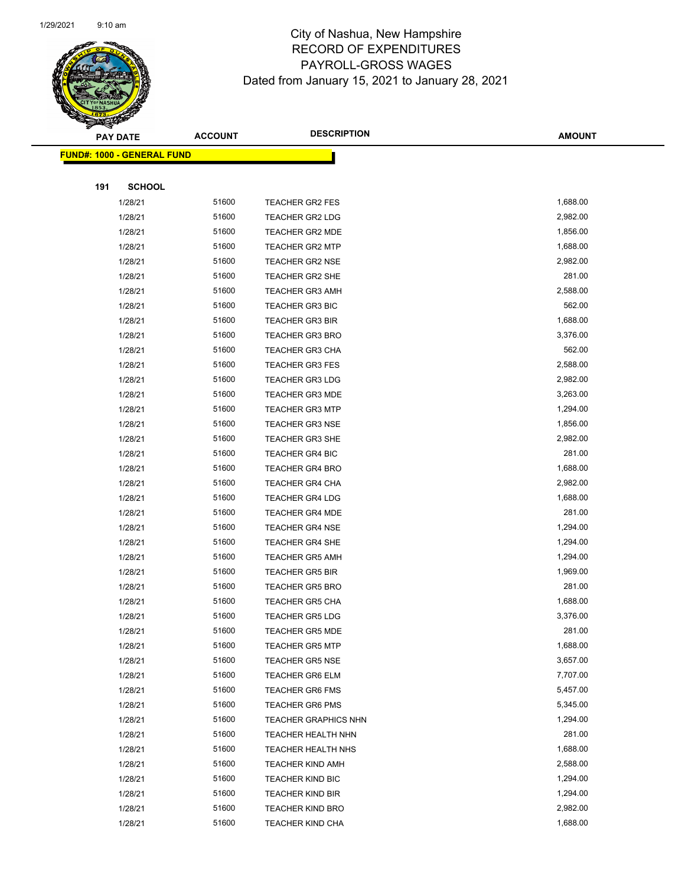# City of Nashua, New Hampshire
## RECORD OF EXPENDITURES
## PAYROLL-GROSS WAGES
Dated from January 15, 2021 to January 28, 2021

| PAY DATE | ACCOUNT | DESCRIPTION | AMOUNT |
|---|---|---|---|

**FUND#: 1000 - GENERAL FUND**

**191 SCHOOL**

| PAY DATE | ACCOUNT | DESCRIPTION | AMOUNT |
|---|---|---|---|
| 1/28/21 | 51600 | TEACHER GR2 FES | 1,688.00 |
| 1/28/21 | 51600 | TEACHER GR2 LDG | 2,982.00 |
| 1/28/21 | 51600 | TEACHER GR2 MDE | 1,856.00 |
| 1/28/21 | 51600 | TEACHER GR2 MTP | 1,688.00 |
| 1/28/21 | 51600 | TEACHER GR2 NSE | 2,982.00 |
| 1/28/21 | 51600 | TEACHER GR2 SHE | 281.00 |
| 1/28/21 | 51600 | TEACHER GR3 AMH | 2,588.00 |
| 1/28/21 | 51600 | TEACHER GR3 BIC | 562.00 |
| 1/28/21 | 51600 | TEACHER GR3 BIR | 1,688.00 |
| 1/28/21 | 51600 | TEACHER GR3 BRO | 3,376.00 |
| 1/28/21 | 51600 | TEACHER GR3 CHA | 562.00 |
| 1/28/21 | 51600 | TEACHER GR3 FES | 2,588.00 |
| 1/28/21 | 51600 | TEACHER GR3 LDG | 2,982.00 |
| 1/28/21 | 51600 | TEACHER GR3 MDE | 3,263.00 |
| 1/28/21 | 51600 | TEACHER GR3 MTP | 1,294.00 |
| 1/28/21 | 51600 | TEACHER GR3 NSE | 1,856.00 |
| 1/28/21 | 51600 | TEACHER GR3 SHE | 2,982.00 |
| 1/28/21 | 51600 | TEACHER GR4 BIC | 281.00 |
| 1/28/21 | 51600 | TEACHER GR4 BRO | 1,688.00 |
| 1/28/21 | 51600 | TEACHER GR4 CHA | 2,982.00 |
| 1/28/21 | 51600 | TEACHER GR4 LDG | 1,688.00 |
| 1/28/21 | 51600 | TEACHER GR4 MDE | 281.00 |
| 1/28/21 | 51600 | TEACHER GR4 NSE | 1,294.00 |
| 1/28/21 | 51600 | TEACHER GR4 SHE | 1,294.00 |
| 1/28/21 | 51600 | TEACHER GR5 AMH | 1,294.00 |
| 1/28/21 | 51600 | TEACHER GR5 BIR | 1,969.00 |
| 1/28/21 | 51600 | TEACHER GR5 BRO | 281.00 |
| 1/28/21 | 51600 | TEACHER GR5 CHA | 1,688.00 |
| 1/28/21 | 51600 | TEACHER GR5 LDG | 3,376.00 |
| 1/28/21 | 51600 | TEACHER GR5 MDE | 281.00 |
| 1/28/21 | 51600 | TEACHER GR5 MTP | 1,688.00 |
| 1/28/21 | 51600 | TEACHER GR5 NSE | 3,657.00 |
| 1/28/21 | 51600 | TEACHER GR6 ELM | 7,707.00 |
| 1/28/21 | 51600 | TEACHER GR6 FMS | 5,457.00 |
| 1/28/21 | 51600 | TEACHER GR6 PMS | 5,345.00 |
| 1/28/21 | 51600 | TEACHER GRAPHICS NHN | 1,294.00 |
| 1/28/21 | 51600 | TEACHER HEALTH NHN | 281.00 |
| 1/28/21 | 51600 | TEACHER HEALTH NHS | 1,688.00 |
| 1/28/21 | 51600 | TEACHER KIND AMH | 2,588.00 |
| 1/28/21 | 51600 | TEACHER KIND BIC | 1,294.00 |
| 1/28/21 | 51600 | TEACHER KIND BIR | 1,294.00 |
| 1/28/21 | 51600 | TEACHER KIND BRO | 2,982.00 |
| 1/28/21 | 51600 | TEACHER KIND CHA | 1,688.00 |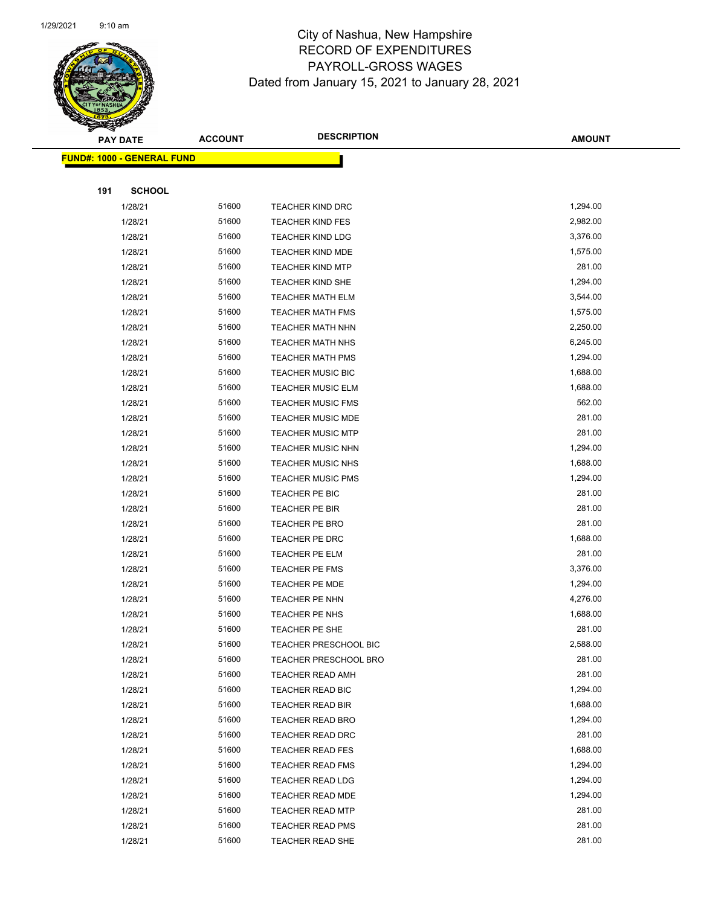City of Nashua, New Hampshire
RECORD OF EXPENDITURES
PAYROLL-GROSS WAGES
Dated from January 15, 2021 to January 28, 2021

| PAY DATE | ACCOUNT | DESCRIPTION | AMOUNT |
|---|---|---|---|
| **FUND#: 1000 - GENERAL FUND** | | | |
| **191 SCHOOL** | | | |
| 1/28/21 | 51600 | TEACHER KIND DRC | 1,294.00 |
| 1/28/21 | 51600 | TEACHER KIND FES | 2,982.00 |
| 1/28/21 | 51600 | TEACHER KIND LDG | 3,376.00 |
| 1/28/21 | 51600 | TEACHER KIND MDE | 1,575.00 |
| 1/28/21 | 51600 | TEACHER KIND MTP | 281.00 |
| 1/28/21 | 51600 | TEACHER KIND SHE | 1,294.00 |
| 1/28/21 | 51600 | TEACHER MATH ELM | 3,544.00 |
| 1/28/21 | 51600 | TEACHER MATH FMS | 1,575.00 |
| 1/28/21 | 51600 | TEACHER MATH NHN | 2,250.00 |
| 1/28/21 | 51600 | TEACHER MATH NHS | 6,245.00 |
| 1/28/21 | 51600 | TEACHER MATH PMS | 1,294.00 |
| 1/28/21 | 51600 | TEACHER MUSIC BIC | 1,688.00 |
| 1/28/21 | 51600 | TEACHER MUSIC ELM | 1,688.00 |
| 1/28/21 | 51600 | TEACHER MUSIC FMS | 562.00 |
| 1/28/21 | 51600 | TEACHER MUSIC MDE | 281.00 |
| 1/28/21 | 51600 | TEACHER MUSIC MTP | 281.00 |
| 1/28/21 | 51600 | TEACHER MUSIC NHN | 1,294.00 |
| 1/28/21 | 51600 | TEACHER MUSIC NHS | 1,688.00 |
| 1/28/21 | 51600 | TEACHER MUSIC PMS | 1,294.00 |
| 1/28/21 | 51600 | TEACHER PE BIC | 281.00 |
| 1/28/21 | 51600 | TEACHER PE BIR | 281.00 |
| 1/28/21 | 51600 | TEACHER PE BRO | 281.00 |
| 1/28/21 | 51600 | TEACHER PE DRC | 1,688.00 |
| 1/28/21 | 51600 | TEACHER PE ELM | 281.00 |
| 1/28/21 | 51600 | TEACHER PE FMS | 3,376.00 |
| 1/28/21 | 51600 | TEACHER PE MDE | 1,294.00 |
| 1/28/21 | 51600 | TEACHER PE NHN | 4,276.00 |
| 1/28/21 | 51600 | TEACHER PE NHS | 1,688.00 |
| 1/28/21 | 51600 | TEACHER PE SHE | 281.00 |
| 1/28/21 | 51600 | TEACHER PRESCHOOL BIC | 2,588.00 |
| 1/28/21 | 51600 | TEACHER PRESCHOOL BRO | 281.00 |
| 1/28/21 | 51600 | TEACHER READ AMH | 281.00 |
| 1/28/21 | 51600 | TEACHER READ BIC | 1,294.00 |
| 1/28/21 | 51600 | TEACHER READ BIR | 1,688.00 |
| 1/28/21 | 51600 | TEACHER READ BRO | 1,294.00 |
| 1/28/21 | 51600 | TEACHER READ DRC | 281.00 |
| 1/28/21 | 51600 | TEACHER READ FES | 1,688.00 |
| 1/28/21 | 51600 | TEACHER READ FMS | 1,294.00 |
| 1/28/21 | 51600 | TEACHER READ LDG | 1,294.00 |
| 1/28/21 | 51600 | TEACHER READ MDE | 1,294.00 |
| 1/28/21 | 51600 | TEACHER READ MTP | 281.00 |
| 1/28/21 | 51600 | TEACHER READ PMS | 281.00 |
| 1/28/21 | 51600 | TEACHER READ SHE | 281.00 |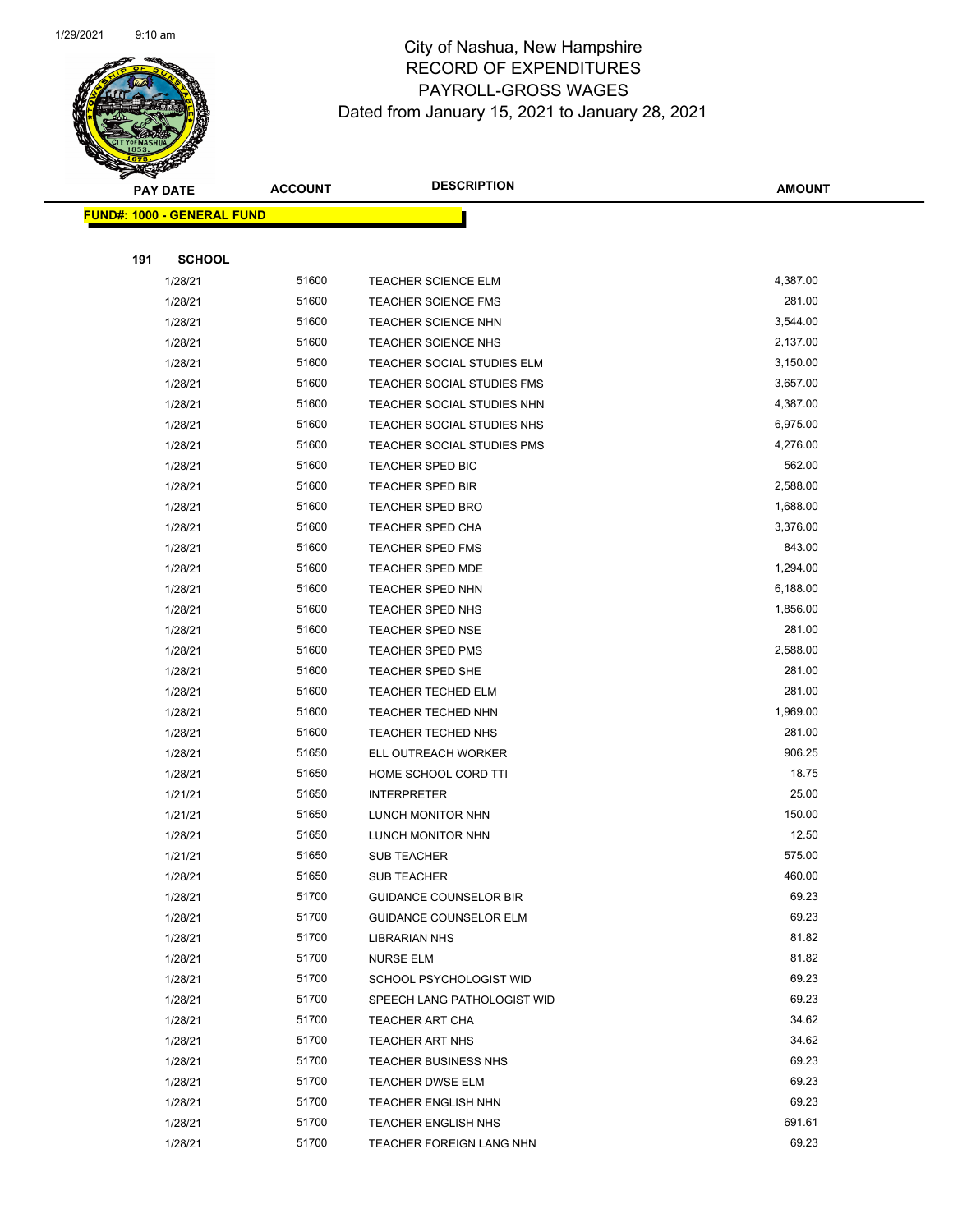# City of Nashua, New Hampshire
## RECORD OF EXPENDITURES
## PAYROLL-GROSS WAGES
### Dated from January 15, 2021 to January 28, 2021

| PAY DATE | ACCOUNT | DESCRIPTION | AMOUNT |
|---|---|---|---|

**FUND#: 1000 - GENERAL FUND**

**191 SCHOOL**

| PAY DATE | ACCOUNT | DESCRIPTION | AMOUNT |
|---|---|---|---|
| 1/28/21 | 51600 | TEACHER SCIENCE ELM | 4,387.00 |
| 1/28/21 | 51600 | TEACHER SCIENCE FMS | 281.00 |
| 1/28/21 | 51600 | TEACHER SCIENCE NHN | 3,544.00 |
| 1/28/21 | 51600 | TEACHER SCIENCE NHS | 2,137.00 |
| 1/28/21 | 51600 | TEACHER SOCIAL STUDIES ELM | 3,150.00 |
| 1/28/21 | 51600 | TEACHER SOCIAL STUDIES FMS | 3,657.00 |
| 1/28/21 | 51600 | TEACHER SOCIAL STUDIES NHN | 4,387.00 |
| 1/28/21 | 51600 | TEACHER SOCIAL STUDIES NHS | 6,975.00 |
| 1/28/21 | 51600 | TEACHER SOCIAL STUDIES PMS | 4,276.00 |
| 1/28/21 | 51600 | TEACHER SPED BIC | 562.00 |
| 1/28/21 | 51600 | TEACHER SPED BIR | 2,588.00 |
| 1/28/21 | 51600 | TEACHER SPED BRO | 1,688.00 |
| 1/28/21 | 51600 | TEACHER SPED CHA | 3,376.00 |
| 1/28/21 | 51600 | TEACHER SPED FMS | 843.00 |
| 1/28/21 | 51600 | TEACHER SPED MDE | 1,294.00 |
| 1/28/21 | 51600 | TEACHER SPED NHN | 6,188.00 |
| 1/28/21 | 51600 | TEACHER SPED NHS | 1,856.00 |
| 1/28/21 | 51600 | TEACHER SPED NSE | 281.00 |
| 1/28/21 | 51600 | TEACHER SPED PMS | 2,588.00 |
| 1/28/21 | 51600 | TEACHER SPED SHE | 281.00 |
| 1/28/21 | 51600 | TEACHER TECHED ELM | 281.00 |
| 1/28/21 | 51600 | TEACHER TECHED NHN | 1,969.00 |
| 1/28/21 | 51600 | TEACHER TECHED NHS | 281.00 |
| 1/28/21 | 51650 | ELL OUTREACH WORKER | 906.25 |
| 1/28/21 | 51650 | HOME SCHOOL CORD TTI | 18.75 |
| 1/21/21 | 51650 | INTERPRETER | 25.00 |
| 1/21/21 | 51650 | LUNCH MONITOR NHN | 150.00 |
| 1/28/21 | 51650 | LUNCH MONITOR NHN | 12.50 |
| 1/21/21 | 51650 | SUB TEACHER | 575.00 |
| 1/28/21 | 51650 | SUB TEACHER | 460.00 |
| 1/28/21 | 51700 | GUIDANCE COUNSELOR BIR | 69.23 |
| 1/28/21 | 51700 | GUIDANCE COUNSELOR ELM | 69.23 |
| 1/28/21 | 51700 | LIBRARIAN NHS | 81.82 |
| 1/28/21 | 51700 | NURSE ELM | 81.82 |
| 1/28/21 | 51700 | SCHOOL PSYCHOLOGIST WID | 69.23 |
| 1/28/21 | 51700 | SPEECH LANG PATHOLOGIST WID | 69.23 |
| 1/28/21 | 51700 | TEACHER ART CHA | 34.62 |
| 1/28/21 | 51700 | TEACHER ART NHS | 34.62 |
| 1/28/21 | 51700 | TEACHER BUSINESS NHS | 69.23 |
| 1/28/21 | 51700 | TEACHER DWSE ELM | 69.23 |
| 1/28/21 | 51700 | TEACHER ENGLISH NHN | 69.23 |
| 1/28/21 | 51700 | TEACHER ENGLISH NHS | 691.61 |
| 1/28/21 | 51700 | TEACHER FOREIGN LANG NHN | 69.23 |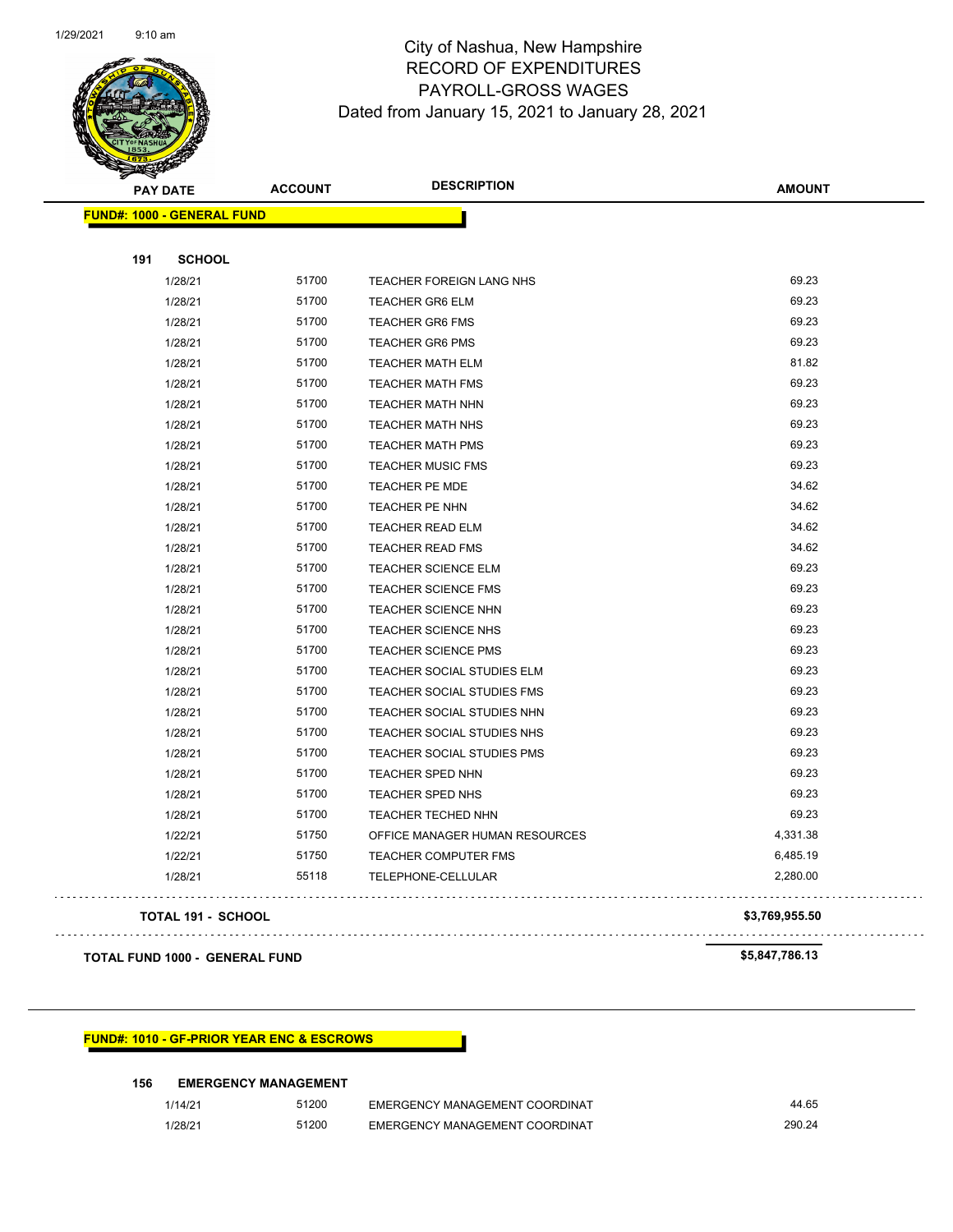# City of Nashua, New Hampshire
## RECORD OF EXPENDITURES
## PAYROLL-GROSS WAGES
### Dated from January 15, 2021 to January 28, 2021

| PAY DATE | ACCOUNT | DESCRIPTION | AMOUNT |
|---|---|---|---|
| **FUND#: 1000 - GENERAL FUND** | | | |
| **191 SCHOOL** | | | |
| 1/28/21 | 51700 | TEACHER FOREIGN LANG NHS | 69.23 |
| 1/28/21 | 51700 | TEACHER GR6 ELM | 69.23 |
| 1/28/21 | 51700 | TEACHER GR6 FMS | 69.23 |
| 1/28/21 | 51700 | TEACHER GR6 PMS | 69.23 |
| 1/28/21 | 51700 | TEACHER MATH ELM | 81.82 |
| 1/28/21 | 51700 | TEACHER MATH FMS | 69.23 |
| 1/28/21 | 51700 | TEACHER MATH NHN | 69.23 |
| 1/28/21 | 51700 | TEACHER MATH NHS | 69.23 |
| 1/28/21 | 51700 | TEACHER MATH PMS | 69.23 |
| 1/28/21 | 51700 | TEACHER MUSIC FMS | 69.23 |
| 1/28/21 | 51700 | TEACHER PE MDE | 34.62 |
| 1/28/21 | 51700 | TEACHER PE NHN | 34.62 |
| 1/28/21 | 51700 | TEACHER READ ELM | 34.62 |
| 1/28/21 | 51700 | TEACHER READ FMS | 34.62 |
| 1/28/21 | 51700 | TEACHER SCIENCE ELM | 69.23 |
| 1/28/21 | 51700 | TEACHER SCIENCE FMS | 69.23 |
| 1/28/21 | 51700 | TEACHER SCIENCE NHN | 69.23 |
| 1/28/21 | 51700 | TEACHER SCIENCE NHS | 69.23 |
| 1/28/21 | 51700 | TEACHER SCIENCE PMS | 69.23 |
| 1/28/21 | 51700 | TEACHER SOCIAL STUDIES ELM | 69.23 |
| 1/28/21 | 51700 | TEACHER SOCIAL STUDIES FMS | 69.23 |
| 1/28/21 | 51700 | TEACHER SOCIAL STUDIES NHN | 69.23 |
| 1/28/21 | 51700 | TEACHER SOCIAL STUDIES NHS | 69.23 |
| 1/28/21 | 51700 | TEACHER SOCIAL STUDIES PMS | 69.23 |
| 1/28/21 | 51700 | TEACHER SPED NHN | 69.23 |
| 1/28/21 | 51700 | TEACHER SPED NHS | 69.23 |
| 1/28/21 | 51700 | TEACHER TECHED NHN | 69.23 |
| 1/22/21 | 51750 | OFFICE MANAGER HUMAN RESOURCES | 4,331.38 |
| 1/22/21 | 51750 | TEACHER COMPUTER FMS | 6,485.19 |
| 1/28/21 | 55118 | TELEPHONE-CELLULAR | 2,280.00 |
| **TOTAL 191 - SCHOOL** | | | **$3,769,955.50** |
| **TOTAL FUND 1000 - GENERAL FUND** | | | **$5,847,786.13** |

| PAY DATE | ACCOUNT | DESCRIPTION | AMOUNT |
|---|---|---|---|
| **FUND#: 1010 - GF-PRIOR YEAR ENC & ESCROWS** | | | |
| **156 EMERGENCY MANAGEMENT** | | | |
| 1/14/21 | 51200 | EMERGENCY MANAGEMENT COORDINAT | 44.65 |
| 1/28/21 | 51200 | EMERGENCY MANAGEMENT COORDINAT | 290.24 |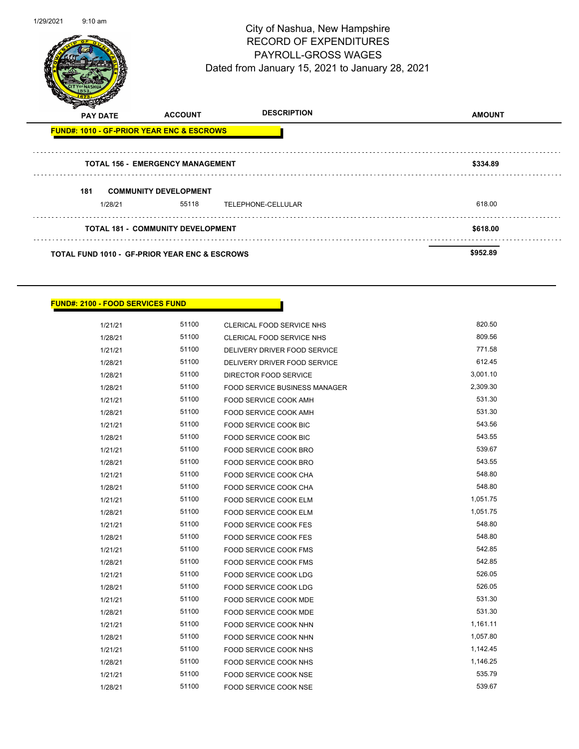# City of Nashua, New Hampshire
## RECORD OF EXPENDITURES
## PAYROLL-GROSS WAGES
## Dated from January 15, 2021 to January 28, 2021

| PAY DATE | ACCOUNT | DESCRIPTION | AMOUNT |
|---|---|---|---|
| **FUND#: 1010 - GF-PRIOR YEAR ENC & ESCROWS** | | | |
| **TOTAL 156 - EMERGENCY MANAGEMENT** | | | **$334.89** |
| **181 COMMUNITY DEVELOPMENT** | | | |
| 1/28/21 | 55118 | TELEPHONE-CELLULAR | 618.00 |
| **TOTAL 181 - COMMUNITY DEVELOPMENT** | | | **$618.00** |
| **TOTAL FUND 1010 - GF-PRIOR YEAR ENC & ESCROWS** | | | **$952.89** |

**FUND#: 2100 - FOOD SERVICES FUND**

| PAY DATE | ACCOUNT | DESCRIPTION | AMOUNT |
|---|---|---|---|
| 1/21/21 | 51100 | CLERICAL FOOD SERVICE NHS | 820.50 |
| 1/28/21 | 51100 | CLERICAL FOOD SERVICE NHS | 809.56 |
| 1/21/21 | 51100 | DELIVERY DRIVER FOOD SERVICE | 771.58 |
| 1/28/21 | 51100 | DELIVERY DRIVER FOOD SERVICE | 612.45 |
| 1/28/21 | 51100 | DIRECTOR FOOD SERVICE | 3,001.10 |
| 1/28/21 | 51100 | FOOD SERVICE BUSINESS MANAGER | 2,309.30 |
| 1/21/21 | 51100 | FOOD SERVICE COOK AMH | 531.30 |
| 1/28/21 | 51100 | FOOD SERVICE COOK AMH | 531.30 |
| 1/21/21 | 51100 | FOOD SERVICE COOK BIC | 543.56 |
| 1/28/21 | 51100 | FOOD SERVICE COOK BIC | 543.55 |
| 1/21/21 | 51100 | FOOD SERVICE COOK BRO | 539.67 |
| 1/28/21 | 51100 | FOOD SERVICE COOK BRO | 543.55 |
| 1/21/21 | 51100 | FOOD SERVICE COOK CHA | 548.80 |
| 1/28/21 | 51100 | FOOD SERVICE COOK CHA | 548.80 |
| 1/21/21 | 51100 | FOOD SERVICE COOK ELM | 1,051.75 |
| 1/28/21 | 51100 | FOOD SERVICE COOK ELM | 1,051.75 |
| 1/21/21 | 51100 | FOOD SERVICE COOK FES | 548.80 |
| 1/28/21 | 51100 | FOOD SERVICE COOK FES | 548.80 |
| 1/21/21 | 51100 | FOOD SERVICE COOK FMS | 542.85 |
| 1/28/21 | 51100 | FOOD SERVICE COOK FMS | 542.85 |
| 1/21/21 | 51100 | FOOD SERVICE COOK LDG | 526.05 |
| 1/28/21 | 51100 | FOOD SERVICE COOK LDG | 526.05 |
| 1/21/21 | 51100 | FOOD SERVICE COOK MDE | 531.30 |
| 1/28/21 | 51100 | FOOD SERVICE COOK MDE | 531.30 |
| 1/21/21 | 51100 | FOOD SERVICE COOK NHN | 1,161.11 |
| 1/28/21 | 51100 | FOOD SERVICE COOK NHN | 1,057.80 |
| 1/21/21 | 51100 | FOOD SERVICE COOK NHS | 1,142.45 |
| 1/28/21 | 51100 | FOOD SERVICE COOK NHS | 1,146.25 |
| 1/21/21 | 51100 | FOOD SERVICE COOK NSE | 535.79 |
| 1/28/21 | 51100 | FOOD SERVICE COOK NSE | 539.67 |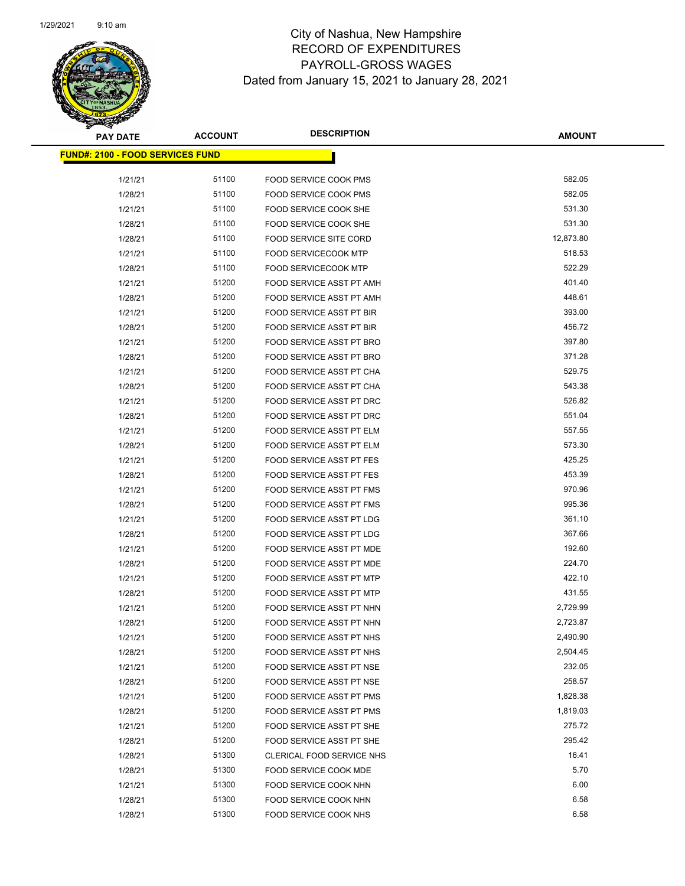# City of Nashua, New Hampshire
## RECORD OF EXPENDITURES
## PAYROLL-GROSS WAGES
### Dated from January 15, 2021 to January 28, 2021

| PAY DATE | ACCOUNT | DESCRIPTION | AMOUNT |
|---|---|---|---|
| **FUND#: 2100 - FOOD SERVICES FUND** | | | |
| 1/21/21 | 51100 | FOOD SERVICE COOK PMS | 582.05 |
| 1/28/21 | 51100 | FOOD SERVICE COOK PMS | 582.05 |
| 1/21/21 | 51100 | FOOD SERVICE COOK SHE | 531.30 |
| 1/28/21 | 51100 | FOOD SERVICE COOK SHE | 531.30 |
| 1/28/21 | 51100 | FOOD SERVICE SITE CORD | 12,873.80 |
| 1/21/21 | 51100 | FOOD SERVICECOOK MTP | 518.53 |
| 1/28/21 | 51100 | FOOD SERVICECOOK MTP | 522.29 |
| 1/21/21 | 51200 | FOOD SERVICE ASST PT AMH | 401.40 |
| 1/28/21 | 51200 | FOOD SERVICE ASST PT AMH | 448.61 |
| 1/21/21 | 51200 | FOOD SERVICE ASST PT BIR | 393.00 |
| 1/28/21 | 51200 | FOOD SERVICE ASST PT BIR | 456.72 |
| 1/21/21 | 51200 | FOOD SERVICE ASST PT BRO | 397.80 |
| 1/28/21 | 51200 | FOOD SERVICE ASST PT BRO | 371.28 |
| 1/21/21 | 51200 | FOOD SERVICE ASST PT CHA | 529.75 |
| 1/28/21 | 51200 | FOOD SERVICE ASST PT CHA | 543.38 |
| 1/21/21 | 51200 | FOOD SERVICE ASST PT DRC | 526.82 |
| 1/28/21 | 51200 | FOOD SERVICE ASST PT DRC | 551.04 |
| 1/21/21 | 51200 | FOOD SERVICE ASST PT ELM | 557.55 |
| 1/28/21 | 51200 | FOOD SERVICE ASST PT ELM | 573.30 |
| 1/21/21 | 51200 | FOOD SERVICE ASST PT FES | 425.25 |
| 1/28/21 | 51200 | FOOD SERVICE ASST PT FES | 453.39 |
| 1/21/21 | 51200 | FOOD SERVICE ASST PT FMS | 970.96 |
| 1/28/21 | 51200 | FOOD SERVICE ASST PT FMS | 995.36 |
| 1/21/21 | 51200 | FOOD SERVICE ASST PT LDG | 361.10 |
| 1/28/21 | 51200 | FOOD SERVICE ASST PT LDG | 367.66 |
| 1/21/21 | 51200 | FOOD SERVICE ASST PT MDE | 192.60 |
| 1/28/21 | 51200 | FOOD SERVICE ASST PT MDE | 224.70 |
| 1/21/21 | 51200 | FOOD SERVICE ASST PT MTP | 422.10 |
| 1/28/21 | 51200 | FOOD SERVICE ASST PT MTP | 431.55 |
| 1/21/21 | 51200 | FOOD SERVICE ASST PT NHN | 2,729.99 |
| 1/28/21 | 51200 | FOOD SERVICE ASST PT NHN | 2,723.87 |
| 1/21/21 | 51200 | FOOD SERVICE ASST PT NHS | 2,490.90 |
| 1/28/21 | 51200 | FOOD SERVICE ASST PT NHS | 2,504.45 |
| 1/21/21 | 51200 | FOOD SERVICE ASST PT NSE | 232.05 |
| 1/28/21 | 51200 | FOOD SERVICE ASST PT NSE | 258.57 |
| 1/21/21 | 51200 | FOOD SERVICE ASST PT PMS | 1,828.38 |
| 1/28/21 | 51200 | FOOD SERVICE ASST PT PMS | 1,819.03 |
| 1/21/21 | 51200 | FOOD SERVICE ASST PT SHE | 275.72 |
| 1/28/21 | 51200 | FOOD SERVICE ASST PT SHE | 295.42 |
| 1/28/21 | 51300 | CLERICAL FOOD SERVICE NHS | 16.41 |
| 1/28/21 | 51300 | FOOD SERVICE COOK MDE | 5.70 |
| 1/21/21 | 51300 | FOOD SERVICE COOK NHN | 6.00 |
| 1/28/21 | 51300 | FOOD SERVICE COOK NHN | 6.58 |
| 1/28/21 | 51300 | FOOD SERVICE COOK NHS | 6.58 |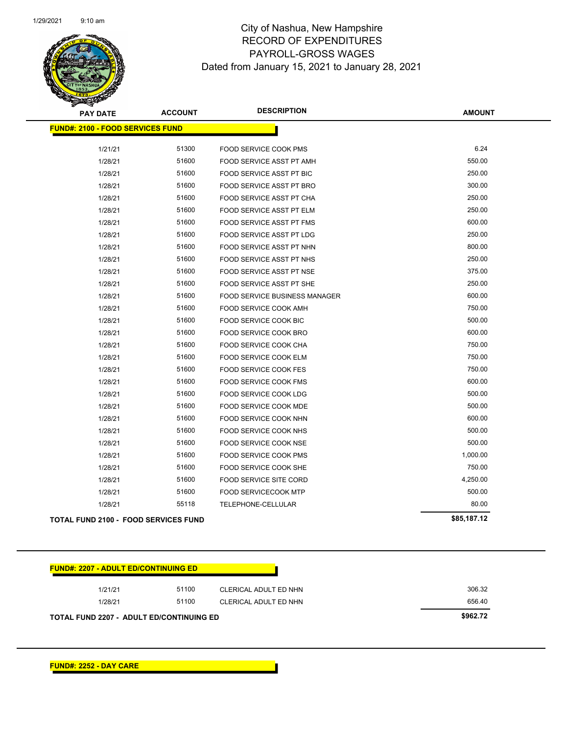# City of Nashua, New Hampshire
## RECORD OF EXPENDITURES
## PAYROLL-GROSS WAGES
## Dated from January 15, 2021 to January 28, 2021

| PAY DATE | ACCOUNT | DESCRIPTION | AMOUNT |
|---|---|---|---|
| **FUND#: 2100 - FOOD SERVICES FUND** | | | |
| 1/21/21 | 51300 | FOOD SERVICE COOK PMS | 6.24 |
| 1/28/21 | 51600 | FOOD SERVICE ASST PT AMH | 550.00 |
| 1/28/21 | 51600 | FOOD SERVICE ASST PT BIC | 250.00 |
| 1/28/21 | 51600 | FOOD SERVICE ASST PT BRO | 300.00 |
| 1/28/21 | 51600 | FOOD SERVICE ASST PT CHA | 250.00 |
| 1/28/21 | 51600 | FOOD SERVICE ASST PT ELM | 250.00 |
| 1/28/21 | 51600 | FOOD SERVICE ASST PT FMS | 600.00 |
| 1/28/21 | 51600 | FOOD SERVICE ASST PT LDG | 250.00 |
| 1/28/21 | 51600 | FOOD SERVICE ASST PT NHN | 800.00 |
| 1/28/21 | 51600 | FOOD SERVICE ASST PT NHS | 250.00 |
| 1/28/21 | 51600 | FOOD SERVICE ASST PT NSE | 375.00 |
| 1/28/21 | 51600 | FOOD SERVICE ASST PT SHE | 250.00 |
| 1/28/21 | 51600 | FOOD SERVICE BUSINESS MANAGER | 600.00 |
| 1/28/21 | 51600 | FOOD SERVICE COOK AMH | 750.00 |
| 1/28/21 | 51600 | FOOD SERVICE COOK BIC | 500.00 |
| 1/28/21 | 51600 | FOOD SERVICE COOK BRO | 600.00 |
| 1/28/21 | 51600 | FOOD SERVICE COOK CHA | 750.00 |
| 1/28/21 | 51600 | FOOD SERVICE COOK ELM | 750.00 |
| 1/28/21 | 51600 | FOOD SERVICE COOK FES | 750.00 |
| 1/28/21 | 51600 | FOOD SERVICE COOK FMS | 600.00 |
| 1/28/21 | 51600 | FOOD SERVICE COOK LDG | 500.00 |
| 1/28/21 | 51600 | FOOD SERVICE COOK MDE | 500.00 |
| 1/28/21 | 51600 | FOOD SERVICE COOK NHN | 600.00 |
| 1/28/21 | 51600 | FOOD SERVICE COOK NHS | 500.00 |
| 1/28/21 | 51600 | FOOD SERVICE COOK NSE | 500.00 |
| 1/28/21 | 51600 | FOOD SERVICE COOK PMS | 1,000.00 |
| 1/28/21 | 51600 | FOOD SERVICE COOK SHE | 750.00 |
| 1/28/21 | 51600 | FOOD SERVICE SITE CORD | 4,250.00 |
| 1/28/21 | 51600 | FOOD SERVICECOOK MTP | 500.00 |
| 1/28/21 | 55118 | TELEPHONE-CELLULAR | 80.00 |
| **TOTAL FUND 2100 - FOOD SERVICES FUND** | | | **$85,187.12** |

| PAY DATE | ACCOUNT | DESCRIPTION | AMOUNT |
|---|---|---|---|
| **FUND#: 2207 - ADULT ED/CONTINUING ED** | | | |
| 1/21/21 | 51100 | CLERICAL ADULT ED NHN | 306.32 |
| 1/28/21 | 51100 | CLERICAL ADULT ED NHN | 656.40 |
| **TOTAL FUND 2207 - ADULT ED/CONTINUING ED** | | | **$962.72** |

**FUND#: 2252 - DAY CARE**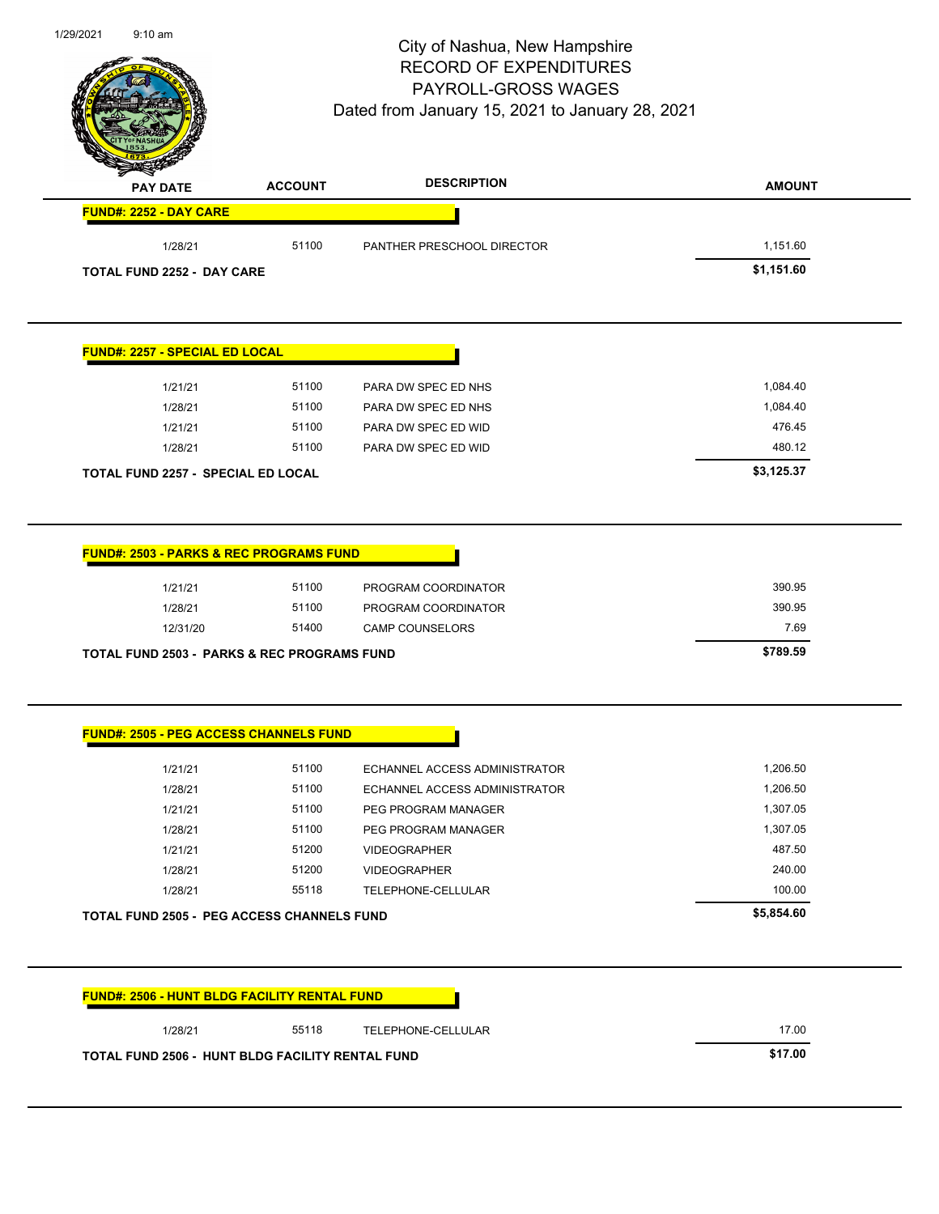# City of Nashua, New Hampshire
## RECORD OF EXPENDITURES
## PAYROLL-GROSS WAGES
### Dated from January 15, 2021 to January 28, 2021

| PAY DATE | ACCOUNT | DESCRIPTION | AMOUNT |
|---|---|---|---|
| **FUND#: 2252 - DAY CARE** | | | |
| 1/28/21 | 51100 | PANTHER PRESCHOOL DIRECTOR | 1,151.60 |
| **TOTAL FUND 2252 - DAY CARE** | | | **$1,151.60** |

| PAY DATE | ACCOUNT | DESCRIPTION | AMOUNT |
|---|---|---|---|
| **FUND#: 2257 - SPECIAL ED LOCAL** | | | |
| 1/21/21 | 51100 | PARA DW SPEC ED NHS | 1,084.40 |
| 1/28/21 | 51100 | PARA DW SPEC ED NHS | 1,084.40 |
| 1/21/21 | 51100 | PARA DW SPEC ED WID | 476.45 |
| 1/28/21 | 51100 | PARA DW SPEC ED WID | 480.12 |
| **TOTAL FUND 2257 - SPECIAL ED LOCAL** | | | **$3,125.37** |

| PAY DATE | ACCOUNT | DESCRIPTION | AMOUNT |
|---|---|---|---|
| **FUND#: 2503 - PARKS & REC PROGRAMS FUND** | | | |
| 1/21/21 | 51100 | PROGRAM COORDINATOR | 390.95 |
| 1/28/21 | 51100 | PROGRAM COORDINATOR | 390.95 |
| 12/31/20 | 51400 | CAMP COUNSELORS | 7.69 |
| **TOTAL FUND 2503 - PARKS & REC PROGRAMS FUND** | | | **$789.59** |

| PAY DATE | ACCOUNT | DESCRIPTION | AMOUNT |
|---|---|---|---|
| **FUND#: 2505 - PEG ACCESS CHANNELS FUND** | | | |
| 1/21/21 | 51100 | ECHANNEL ACCESS ADMINISTRATOR | 1,206.50 |
| 1/28/21 | 51100 | ECHANNEL ACCESS ADMINISTRATOR | 1,206.50 |
| 1/21/21 | 51100 | PEG PROGRAM MANAGER | 1,307.05 |
| 1/28/21 | 51100 | PEG PROGRAM MANAGER | 1,307.05 |
| 1/21/21 | 51200 | VIDEOGRAPHER | 487.50 |
| 1/28/21 | 51200 | VIDEOGRAPHER | 240.00 |
| 1/28/21 | 55118 | TELEPHONE-CELLULAR | 100.00 |
| **TOTAL FUND 2505 - PEG ACCESS CHANNELS FUND** | | | **$5,854.60** |

| PAY DATE | ACCOUNT | DESCRIPTION | AMOUNT |
|---|---|---|---|
| **FUND#: 2506 - HUNT BLDG FACILITY RENTAL FUND** | | | |
| 1/28/21 | 55118 | TELEPHONE-CELLULAR | 17.00 |
| **TOTAL FUND 2506 - HUNT BLDG FACILITY RENTAL FUND** | | | **$17.00** |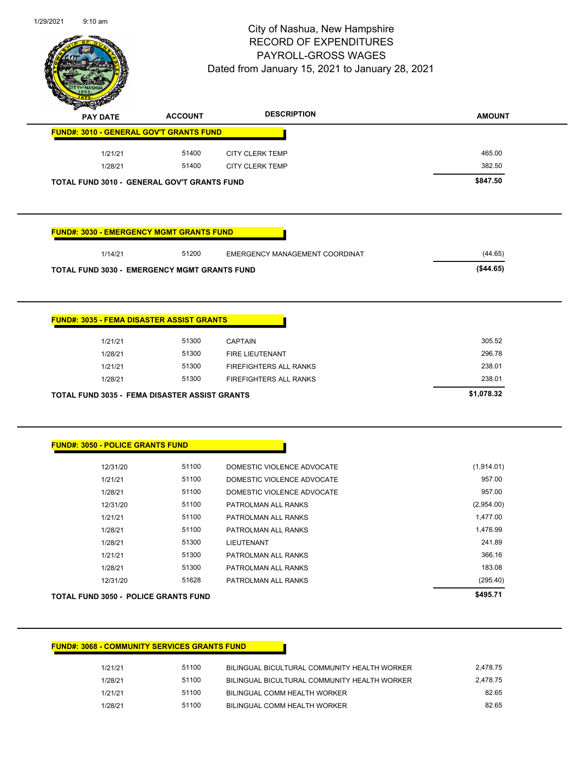# City of Nashua, New Hampshire
## RECORD OF EXPENDITURES
## PAYROLL-GROSS WAGES
### Dated from January 15, 2021 to January 28, 2021

| PAY DATE | ACCOUNT | DESCRIPTION | AMOUNT |
|---|---|---|---|
| **FUND#: 3010 - GENERAL GOV'T GRANTS FUND** | | | |
| 1/21/21 | 51400 | CITY CLERK TEMP | 465.00 |
| 1/28/21 | 51400 | CITY CLERK TEMP | 382.50 |
| **TOTAL FUND 3010 - GENERAL GOV'T GRANTS FUND** | | | **$847.50** |

| PAY DATE | ACCOUNT | DESCRIPTION | AMOUNT |
|---|---|---|---|
| **FUND#: 3030 - EMERGENCY MGMT GRANTS FUND** | | | |
| 1/14/21 | 51200 | EMERGENCY MANAGEMENT COORDINAT | (44.65) |
| **TOTAL FUND 3030 - EMERGENCY MGMT GRANTS FUND** | | | **($44.65)** |

| PAY DATE | ACCOUNT | DESCRIPTION | AMOUNT |
|---|---|---|---|
| **FUND#: 3035 - FEMA DISASTER ASSIST GRANTS** | | | |
| 1/21/21 | 51300 | CAPTAIN | 305.52 |
| 1/28/21 | 51300 | FIRE LIEUTENANT | 296.78 |
| 1/21/21 | 51300 | FIREFIGHTERS ALL RANKS | 238.01 |
| 1/28/21 | 51300 | FIREFIGHTERS ALL RANKS | 238.01 |
| **TOTAL FUND 3035 - FEMA DISASTER ASSIST GRANTS** | | | **$1,078.32** |

| PAY DATE | ACCOUNT | DESCRIPTION | AMOUNT |
|---|---|---|---|
| **FUND#: 3050 - POLICE GRANTS FUND** | | | |
| 12/31/20 | 51100 | DOMESTIC VIOLENCE ADVOCATE | (1,914.01) |
| 1/21/21 | 51100 | DOMESTIC VIOLENCE ADVOCATE | 957.00 |
| 1/28/21 | 51100 | DOMESTIC VIOLENCE ADVOCATE | 957.00 |
| 12/31/20 | 51100 | PATROLMAN ALL RANKS | (2,954.00) |
| 1/21/21 | 51100 | PATROLMAN ALL RANKS | 1,477.00 |
| 1/28/21 | 51100 | PATROLMAN ALL RANKS | 1,476.99 |
| 1/28/21 | 51300 | LIEUTENANT | 241.89 |
| 1/21/21 | 51300 | PATROLMAN ALL RANKS | 366.16 |
| 1/28/21 | 51300 | PATROLMAN ALL RANKS | 183.08 |
| 12/31/20 | 51628 | PATROLMAN ALL RANKS | (295.40) |
| **TOTAL FUND 3050 - POLICE GRANTS FUND** | | | **$495.71** |

| PAY DATE | ACCOUNT | DESCRIPTION | AMOUNT |
|---|---|---|---|
| **FUND#: 3068 - COMMUNITY SERVICES GRANTS FUND** | | | |
| 1/21/21 | 51100 | BILINGUAL BICULTURAL COMMUNITY HEALTH WORKER | 2,478.75 |
| 1/28/21 | 51100 | BILINGUAL BICULTURAL COMMUNITY HEALTH WORKER | 2,478.75 |
| 1/21/21 | 51100 | BILINGUAL COMM HEALTH WORKER | 82.65 |
| 1/28/21 | 51100 | BILINGUAL COMM HEALTH WORKER | 82.65 |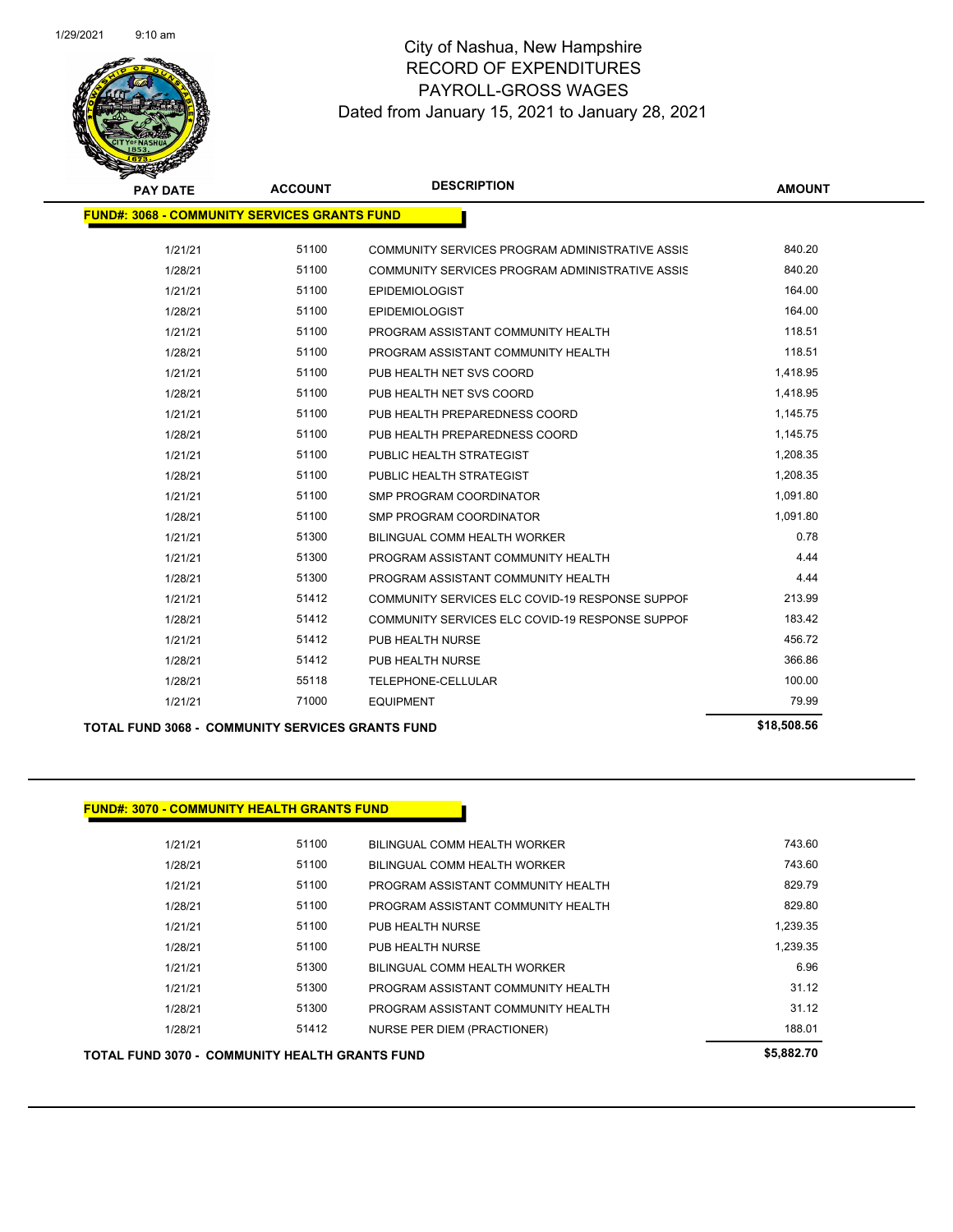# City of Nashua, New Hampshire
## RECORD OF EXPENDITURES
## PAYROLL-GROSS WAGES
### Dated from January 15, 2021 to January 28, 2021

**FUND#: 3068 - COMMUNITY SERVICES GRANTS FUND**

| PAY DATE | ACCOUNT | DESCRIPTION | AMOUNT |
|---|---|---|---|
| 1/21/21 | 51100 | COMMUNITY SERVICES PROGRAM ADMINISTRATIVE ASSIS | 840.20 |
| 1/28/21 | 51100 | COMMUNITY SERVICES PROGRAM ADMINISTRATIVE ASSIS | 840.20 |
| 1/21/21 | 51100 | EPIDEMIOLOGIST | 164.00 |
| 1/28/21 | 51100 | EPIDEMIOLOGIST | 164.00 |
| 1/21/21 | 51100 | PROGRAM ASSISTANT COMMUNITY HEALTH | 118.51 |
| 1/28/21 | 51100 | PROGRAM ASSISTANT COMMUNITY HEALTH | 118.51 |
| 1/21/21 | 51100 | PUB HEALTH NET SVS COORD | 1,418.95 |
| 1/28/21 | 51100 | PUB HEALTH NET SVS COORD | 1,418.95 |
| 1/21/21 | 51100 | PUB HEALTH PREPAREDNESS COORD | 1,145.75 |
| 1/28/21 | 51100 | PUB HEALTH PREPAREDNESS COORD | 1,145.75 |
| 1/21/21 | 51100 | PUBLIC HEALTH STRATEGIST | 1,208.35 |
| 1/28/21 | 51100 | PUBLIC HEALTH STRATEGIST | 1,208.35 |
| 1/21/21 | 51100 | SMP PROGRAM COORDINATOR | 1,091.80 |
| 1/28/21 | 51100 | SMP PROGRAM COORDINATOR | 1,091.80 |
| 1/21/21 | 51300 | BILINGUAL COMM HEALTH WORKER | 0.78 |
| 1/21/21 | 51300 | PROGRAM ASSISTANT COMMUNITY HEALTH | 4.44 |
| 1/28/21 | 51300 | PROGRAM ASSISTANT COMMUNITY HEALTH | 4.44 |
| 1/21/21 | 51412 | COMMUNITY SERVICES ELC COVID-19 RESPONSE SUPPOF | 213.99 |
| 1/28/21 | 51412 | COMMUNITY SERVICES ELC COVID-19 RESPONSE SUPPOF | 183.42 |
| 1/21/21 | 51412 | PUB HEALTH NURSE | 456.72 |
| 1/28/21 | 51412 | PUB HEALTH NURSE | 366.86 |
| 1/28/21 | 55118 | TELEPHONE-CELLULAR | 100.00 |
| 1/21/21 | 71000 | EQUIPMENT | 79.99 |

**TOTAL FUND 3068 - COMMUNITY SERVICES GRANTS FUND** **$18,508.56**

**FUND#: 3070 - COMMUNITY HEALTH GRANTS FUND**

| PAY DATE | ACCOUNT | DESCRIPTION | AMOUNT |
|---|---|---|---|
| 1/21/21 | 51100 | BILINGUAL COMM HEALTH WORKER | 743.60 |
| 1/28/21 | 51100 | BILINGUAL COMM HEALTH WORKER | 743.60 |
| 1/21/21 | 51100 | PROGRAM ASSISTANT COMMUNITY HEALTH | 829.79 |
| 1/28/21 | 51100 | PROGRAM ASSISTANT COMMUNITY HEALTH | 829.80 |
| 1/21/21 | 51100 | PUB HEALTH NURSE | 1,239.35 |
| 1/28/21 | 51100 | PUB HEALTH NURSE | 1,239.35 |
| 1/21/21 | 51300 | BILINGUAL COMM HEALTH WORKER | 6.96 |
| 1/21/21 | 51300 | PROGRAM ASSISTANT COMMUNITY HEALTH | 31.12 |
| 1/28/21 | 51300 | PROGRAM ASSISTANT COMMUNITY HEALTH | 31.12 |
| 1/28/21 | 51412 | NURSE PER DIEM (PRACTIONER) | 188.01 |

**TOTAL FUND 3070 - COMMUNITY HEALTH GRANTS FUND** **$5,882.70**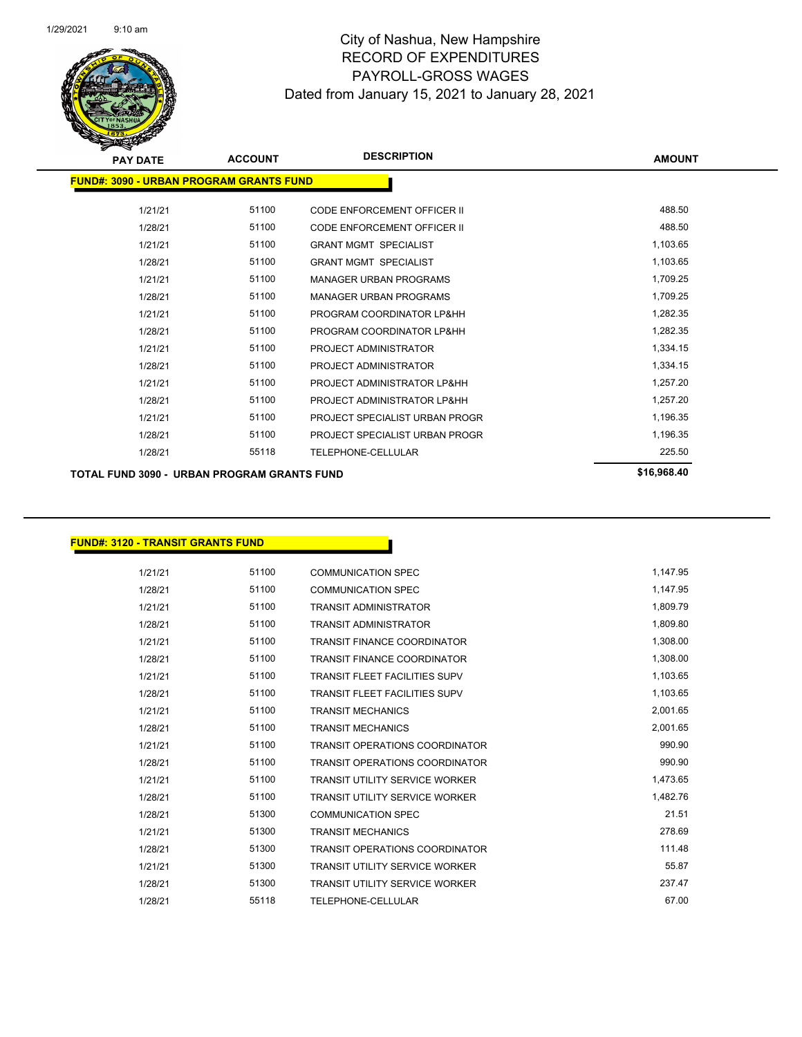# City of Nashua, New Hampshire
## RECORD OF EXPENDITURES
## PAYROLL-GROSS WAGES
### Dated from January 15, 2021 to January 28, 2021

| PAY DATE | ACCOUNT | DESCRIPTION | AMOUNT |
|---|---|---|---|
| **FUND#: 3090 - URBAN PROGRAM GRANTS FUND** | | | |
| 1/21/21 | 51100 | CODE ENFORCEMENT OFFICER II | 488.50 |
| 1/28/21 | 51100 | CODE ENFORCEMENT OFFICER II | 488.50 |
| 1/21/21 | 51100 | GRANT MGMT SPECIALIST | 1,103.65 |
| 1/28/21 | 51100 | GRANT MGMT SPECIALIST | 1,103.65 |
| 1/21/21 | 51100 | MANAGER URBAN PROGRAMS | 1,709.25 |
| 1/28/21 | 51100 | MANAGER URBAN PROGRAMS | 1,709.25 |
| 1/21/21 | 51100 | PROGRAM COORDINATOR LP&HH | 1,282.35 |
| 1/28/21 | 51100 | PROGRAM COORDINATOR LP&HH | 1,282.35 |
| 1/21/21 | 51100 | PROJECT ADMINISTRATOR | 1,334.15 |
| 1/28/21 | 51100 | PROJECT ADMINISTRATOR | 1,334.15 |
| 1/21/21 | 51100 | PROJECT ADMINISTRATOR LP&HH | 1,257.20 |
| 1/28/21 | 51100 | PROJECT ADMINISTRATOR LP&HH | 1,257.20 |
| 1/21/21 | 51100 | PROJECT SPECIALIST URBAN PROGR | 1,196.35 |
| 1/28/21 | 51100 | PROJECT SPECIALIST URBAN PROGR | 1,196.35 |
| 1/28/21 | 55118 | TELEPHONE-CELLULAR | 225.50 |
| **TOTAL FUND 3090 - URBAN PROGRAM GRANTS FUND** | | | **$16,968.40** |

| PAY DATE | ACCOUNT | DESCRIPTION | AMOUNT |
|---|---|---|---|
| **FUND#: 3120 - TRANSIT GRANTS FUND** | | | |
| 1/21/21 | 51100 | COMMUNICATION SPEC | 1,147.95 |
| 1/28/21 | 51100 | COMMUNICATION SPEC | 1,147.95 |
| 1/21/21 | 51100 | TRANSIT ADMINISTRATOR | 1,809.79 |
| 1/28/21 | 51100 | TRANSIT ADMINISTRATOR | 1,809.80 |
| 1/21/21 | 51100 | TRANSIT FINANCE COORDINATOR | 1,308.00 |
| 1/28/21 | 51100 | TRANSIT FINANCE COORDINATOR | 1,308.00 |
| 1/21/21 | 51100 | TRANSIT FLEET FACILITIES SUPV | 1,103.65 |
| 1/28/21 | 51100 | TRANSIT FLEET FACILITIES SUPV | 1,103.65 |
| 1/21/21 | 51100 | TRANSIT MECHANICS | 2,001.65 |
| 1/28/21 | 51100 | TRANSIT MECHANICS | 2,001.65 |
| 1/21/21 | 51100 | TRANSIT OPERATIONS COORDINATOR | 990.90 |
| 1/28/21 | 51100 | TRANSIT OPERATIONS COORDINATOR | 990.90 |
| 1/21/21 | 51100 | TRANSIT UTILITY SERVICE WORKER | 1,473.65 |
| 1/28/21 | 51100 | TRANSIT UTILITY SERVICE WORKER | 1,482.76 |
| 1/28/21 | 51300 | COMMUNICATION SPEC | 21.51 |
| 1/21/21 | 51300 | TRANSIT MECHANICS | 278.69 |
| 1/28/21 | 51300 | TRANSIT OPERATIONS COORDINATOR | 111.48 |
| 1/21/21 | 51300 | TRANSIT UTILITY SERVICE WORKER | 55.87 |
| 1/28/21 | 51300 | TRANSIT UTILITY SERVICE WORKER | 237.47 |
| 1/28/21 | 55118 | TELEPHONE-CELLULAR | 67.00 |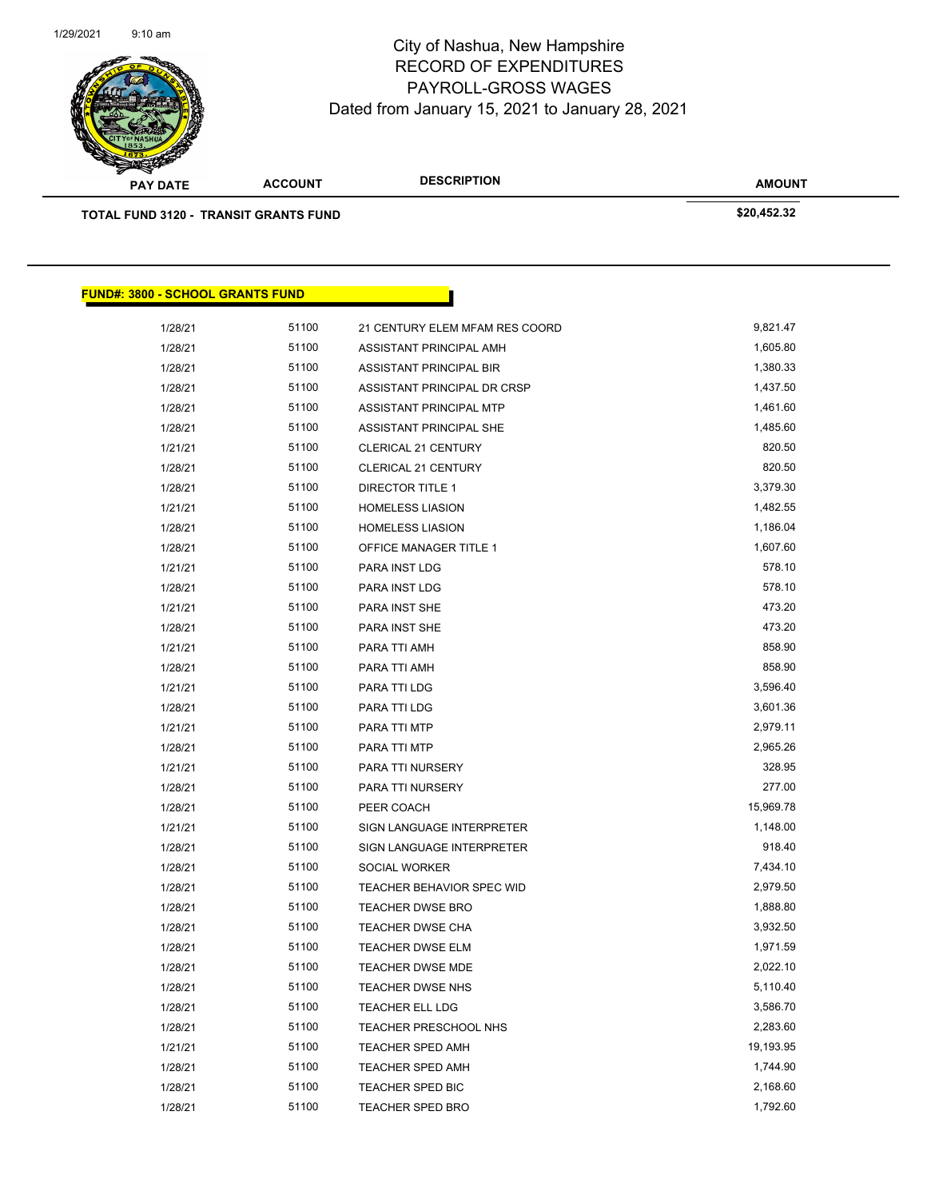# City of Nashua, New Hampshire
## RECORD OF EXPENDITURES
## PAYROLL-GROSS WAGES
## Dated from January 15, 2021 to January 28, 2021

| PAY DATE | ACCOUNT | DESCRIPTION | AMOUNT |
|---|---|---|---|
| **TOTAL FUND 3120 - TRANSIT GRANTS FUND** | | | **$20,452.32** |

**FUND#: 3800 - SCHOOL GRANTS FUND**

| PAY DATE | ACCOUNT | DESCRIPTION | AMOUNT |
|---|---|---|---|
| 1/28/21 | 51100 | 21 CENTURY ELEM MFAM RES COORD | 9,821.47 |
| 1/28/21 | 51100 | ASSISTANT PRINCIPAL AMH | 1,605.80 |
| 1/28/21 | 51100 | ASSISTANT PRINCIPAL BIR | 1,380.33 |
| 1/28/21 | 51100 | ASSISTANT PRINCIPAL DR CRSP | 1,437.50 |
| 1/28/21 | 51100 | ASSISTANT PRINCIPAL MTP | 1,461.60 |
| 1/28/21 | 51100 | ASSISTANT PRINCIPAL SHE | 1,485.60 |
| 1/21/21 | 51100 | CLERICAL 21 CENTURY | 820.50 |
| 1/28/21 | 51100 | CLERICAL 21 CENTURY | 820.50 |
| 1/28/21 | 51100 | DIRECTOR TITLE 1 | 3,379.30 |
| 1/21/21 | 51100 | HOMELESS LIASION | 1,482.55 |
| 1/28/21 | 51100 | HOMELESS LIASION | 1,186.04 |
| 1/28/21 | 51100 | OFFICE MANAGER TITLE 1 | 1,607.60 |
| 1/21/21 | 51100 | PARA INST LDG | 578.10 |
| 1/28/21 | 51100 | PARA INST LDG | 578.10 |
| 1/21/21 | 51100 | PARA INST SHE | 473.20 |
| 1/28/21 | 51100 | PARA INST SHE | 473.20 |
| 1/21/21 | 51100 | PARA TTI AMH | 858.90 |
| 1/28/21 | 51100 | PARA TTI AMH | 858.90 |
| 1/21/21 | 51100 | PARA TTI LDG | 3,596.40 |
| 1/28/21 | 51100 | PARA TTI LDG | 3,601.36 |
| 1/21/21 | 51100 | PARA TTI MTP | 2,979.11 |
| 1/28/21 | 51100 | PARA TTI MTP | 2,965.26 |
| 1/21/21 | 51100 | PARA TTI NURSERY | 328.95 |
| 1/28/21 | 51100 | PARA TTI NURSERY | 277.00 |
| 1/28/21 | 51100 | PEER COACH | 15,969.78 |
| 1/21/21 | 51100 | SIGN LANGUAGE INTERPRETER | 1,148.00 |
| 1/28/21 | 51100 | SIGN LANGUAGE INTERPRETER | 918.40 |
| 1/28/21 | 51100 | SOCIAL WORKER | 7,434.10 |
| 1/28/21 | 51100 | TEACHER BEHAVIOR SPEC WID | 2,979.50 |
| 1/28/21 | 51100 | TEACHER DWSE BRO | 1,888.80 |
| 1/28/21 | 51100 | TEACHER DWSE CHA | 3,932.50 |
| 1/28/21 | 51100 | TEACHER DWSE ELM | 1,971.59 |
| 1/28/21 | 51100 | TEACHER DWSE MDE | 2,022.10 |
| 1/28/21 | 51100 | TEACHER DWSE NHS | 5,110.40 |
| 1/28/21 | 51100 | TEACHER ELL LDG | 3,586.70 |
| 1/28/21 | 51100 | TEACHER PRESCHOOL NHS | 2,283.60 |
| 1/21/21 | 51100 | TEACHER SPED AMH | 19,193.95 |
| 1/28/21 | 51100 | TEACHER SPED AMH | 1,744.90 |
| 1/28/21 | 51100 | TEACHER SPED BIC | 2,168.60 |
| 1/28/21 | 51100 | TEACHER SPED BRO | 1,792.60 |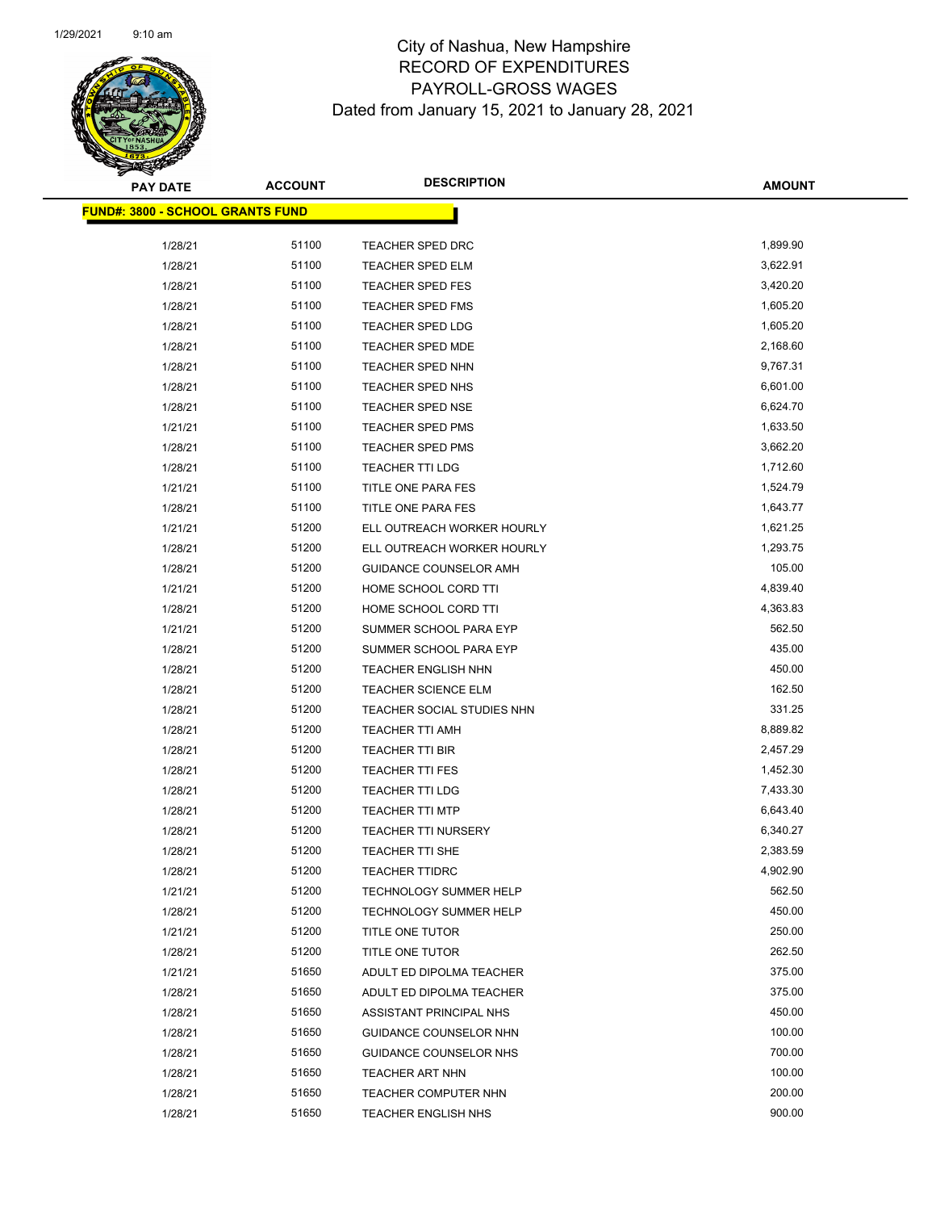# City of Nashua, New Hampshire
## RECORD OF EXPENDITURES
## PAYROLL-GROSS WAGES
### Dated from January 15, 2021 to January 28, 2021

| PAY DATE | ACCOUNT | DESCRIPTION | AMOUNT |
|---|---|---|---|
| **FUND#: 3800 - SCHOOL GRANTS FUND** | | | |
| 1/28/21 | 51100 | TEACHER SPED DRC | 1,899.90 |
| 1/28/21 | 51100 | TEACHER SPED ELM | 3,622.91 |
| 1/28/21 | 51100 | TEACHER SPED FES | 3,420.20 |
| 1/28/21 | 51100 | TEACHER SPED FMS | 1,605.20 |
| 1/28/21 | 51100 | TEACHER SPED LDG | 1,605.20 |
| 1/28/21 | 51100 | TEACHER SPED MDE | 2,168.60 |
| 1/28/21 | 51100 | TEACHER SPED NHN | 9,767.31 |
| 1/28/21 | 51100 | TEACHER SPED NHS | 6,601.00 |
| 1/28/21 | 51100 | TEACHER SPED NSE | 6,624.70 |
| 1/21/21 | 51100 | TEACHER SPED PMS | 1,633.50 |
| 1/28/21 | 51100 | TEACHER SPED PMS | 3,662.20 |
| 1/28/21 | 51100 | TEACHER TTI LDG | 1,712.60 |
| 1/21/21 | 51100 | TITLE ONE PARA FES | 1,524.79 |
| 1/28/21 | 51100 | TITLE ONE PARA FES | 1,643.77 |
| 1/21/21 | 51200 | ELL OUTREACH WORKER HOURLY | 1,621.25 |
| 1/28/21 | 51200 | ELL OUTREACH WORKER HOURLY | 1,293.75 |
| 1/28/21 | 51200 | GUIDANCE COUNSELOR AMH | 105.00 |
| 1/21/21 | 51200 | HOME SCHOOL CORD TTI | 4,839.40 |
| 1/28/21 | 51200 | HOME SCHOOL CORD TTI | 4,363.83 |
| 1/21/21 | 51200 | SUMMER SCHOOL PARA EYP | 562.50 |
| 1/28/21 | 51200 | SUMMER SCHOOL PARA EYP | 435.00 |
| 1/28/21 | 51200 | TEACHER ENGLISH NHN | 450.00 |
| 1/28/21 | 51200 | TEACHER SCIENCE ELM | 162.50 |
| 1/28/21 | 51200 | TEACHER SOCIAL STUDIES NHN | 331.25 |
| 1/28/21 | 51200 | TEACHER TTI AMH | 8,889.82 |
| 1/28/21 | 51200 | TEACHER TTI BIR | 2,457.29 |
| 1/28/21 | 51200 | TEACHER TTI FES | 1,452.30 |
| 1/28/21 | 51200 | TEACHER TTI LDG | 7,433.30 |
| 1/28/21 | 51200 | TEACHER TTI MTP | 6,643.40 |
| 1/28/21 | 51200 | TEACHER TTI NURSERY | 6,340.27 |
| 1/28/21 | 51200 | TEACHER TTI SHE | 2,383.59 |
| 1/28/21 | 51200 | TEACHER TTIDRC | 4,902.90 |
| 1/21/21 | 51200 | TECHNOLOGY SUMMER HELP | 562.50 |
| 1/28/21 | 51200 | TECHNOLOGY SUMMER HELP | 450.00 |
| 1/21/21 | 51200 | TITLE ONE TUTOR | 250.00 |
| 1/28/21 | 51200 | TITLE ONE TUTOR | 262.50 |
| 1/21/21 | 51650 | ADULT ED DIPOLMA TEACHER | 375.00 |
| 1/28/21 | 51650 | ADULT ED DIPOLMA TEACHER | 375.00 |
| 1/28/21 | 51650 | ASSISTANT PRINCIPAL NHS | 450.00 |
| 1/28/21 | 51650 | GUIDANCE COUNSELOR NHN | 100.00 |
| 1/28/21 | 51650 | GUIDANCE COUNSELOR NHS | 700.00 |
| 1/28/21 | 51650 | TEACHER ART NHN | 100.00 |
| 1/28/21 | 51650 | TEACHER COMPUTER NHN | 200.00 |
| 1/28/21 | 51650 | TEACHER ENGLISH NHS | 900.00 |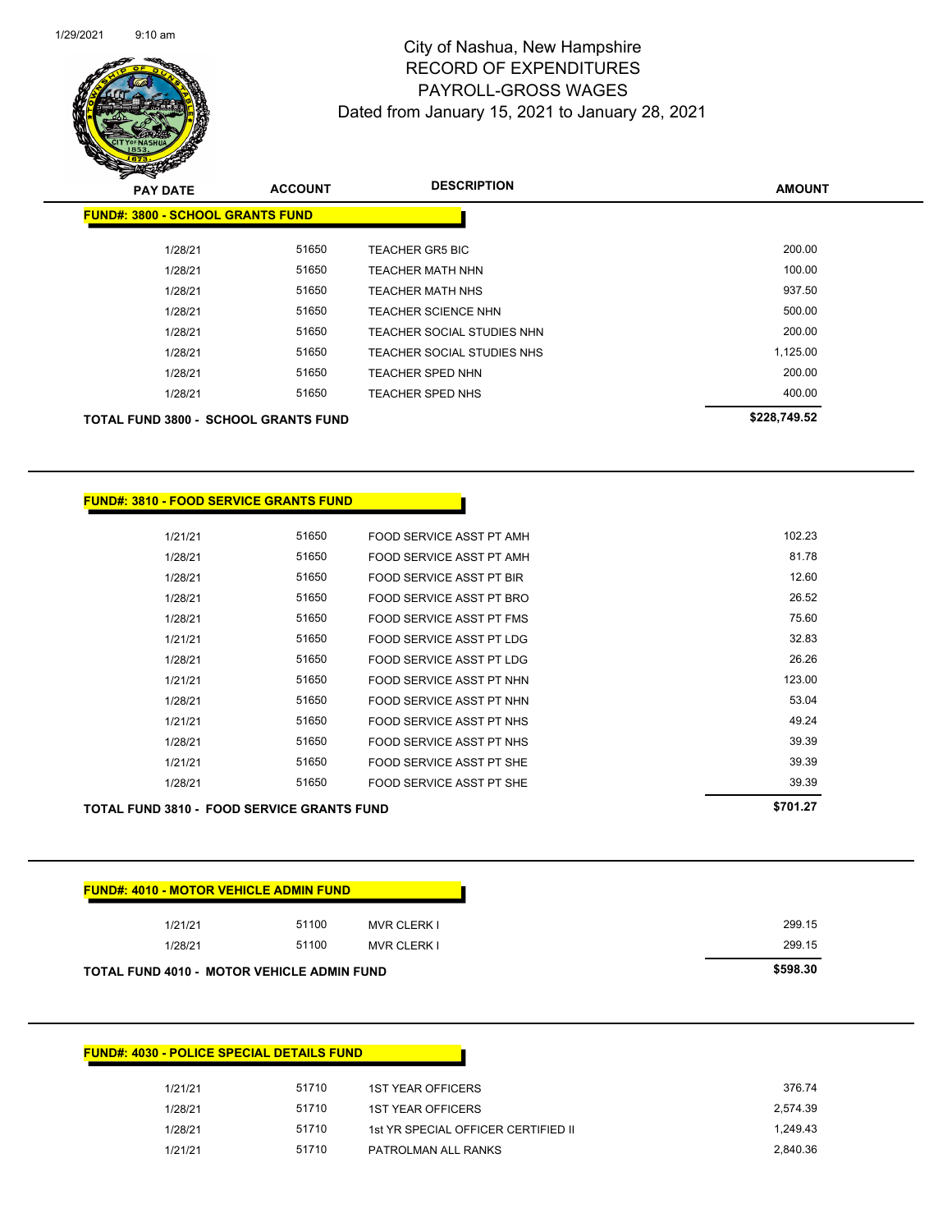# City of Nashua, New Hampshire
## RECORD OF EXPENDITURES
## PAYROLL-GROSS WAGES
## Dated from January 15, 2021 to January 28, 2021

| PAY DATE | ACCOUNT | DESCRIPTION | AMOUNT |
|---|---|---|---|
| **FUND#: 3800 - SCHOOL GRANTS FUND** | | | |
| 1/28/21 | 51650 | TEACHER GR5 BIC | 200.00 |
| 1/28/21 | 51650 | TEACHER MATH NHN | 100.00 |
| 1/28/21 | 51650 | TEACHER MATH NHS | 937.50 |
| 1/28/21 | 51650 | TEACHER SCIENCE NHN | 500.00 |
| 1/28/21 | 51650 | TEACHER SOCIAL STUDIES NHN | 200.00 |
| 1/28/21 | 51650 | TEACHER SOCIAL STUDIES NHS | 1,125.00 |
| 1/28/21 | 51650 | TEACHER SPED NHN | 200.00 |
| 1/28/21 | 51650 | TEACHER SPED NHS | 400.00 |
| **TOTAL FUND 3800 - SCHOOL GRANTS FUND** | | | **$228,749.52** |

| PAY DATE | ACCOUNT | DESCRIPTION | AMOUNT |
|---|---|---|---|
| **FUND#: 3810 - FOOD SERVICE GRANTS FUND** | | | |
| 1/21/21 | 51650 | FOOD SERVICE ASST PT AMH | 102.23 |
| 1/28/21 | 51650 | FOOD SERVICE ASST PT AMH | 81.78 |
| 1/28/21 | 51650 | FOOD SERVICE ASST PT BIR | 12.60 |
| 1/28/21 | 51650 | FOOD SERVICE ASST PT BRO | 26.52 |
| 1/28/21 | 51650 | FOOD SERVICE ASST PT FMS | 75.60 |
| 1/21/21 | 51650 | FOOD SERVICE ASST PT LDG | 32.83 |
| 1/28/21 | 51650 | FOOD SERVICE ASST PT LDG | 26.26 |
| 1/21/21 | 51650 | FOOD SERVICE ASST PT NHN | 123.00 |
| 1/28/21 | 51650 | FOOD SERVICE ASST PT NHN | 53.04 |
| 1/21/21 | 51650 | FOOD SERVICE ASST PT NHS | 49.24 |
| 1/28/21 | 51650 | FOOD SERVICE ASST PT NHS | 39.39 |
| 1/21/21 | 51650 | FOOD SERVICE ASST PT SHE | 39.39 |
| 1/28/21 | 51650 | FOOD SERVICE ASST PT SHE | 39.39 |
| **TOTAL FUND 3810 - FOOD SERVICE GRANTS FUND** | | | **$701.27** |

| PAY DATE | ACCOUNT | DESCRIPTION | AMOUNT |
|---|---|---|---|
| **FUND#: 4010 - MOTOR VEHICLE ADMIN FUND** | | | |
| 1/21/21 | 51100 | MVR CLERK I | 299.15 |
| 1/28/21 | 51100 | MVR CLERK I | 299.15 |
| **TOTAL FUND 4010 - MOTOR VEHICLE ADMIN FUND** | | | **$598.30** |

| PAY DATE | ACCOUNT | DESCRIPTION | AMOUNT |
|---|---|---|---|
| **FUND#: 4030 - POLICE SPECIAL DETAILS FUND** | | | |
| 1/21/21 | 51710 | 1ST YEAR OFFICERS | 376.74 |
| 1/28/21 | 51710 | 1ST YEAR OFFICERS | 2,574.39 |
| 1/28/21 | 51710 | 1st YR SPECIAL OFFICER CERTIFIED II | 1,249.43 |
| 1/21/21 | 51710 | PATROLMAN ALL RANKS | 2,840.36 |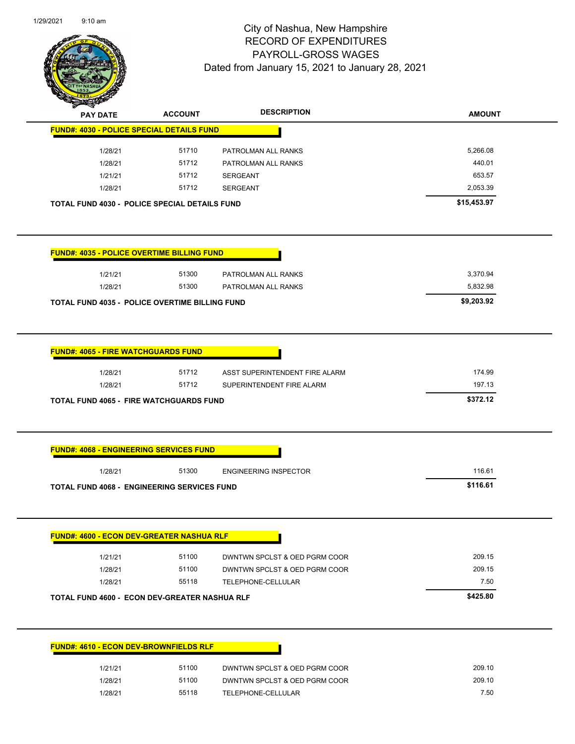# City of Nashua, New Hampshire
# RECORD OF EXPENDITURES
# PAYROLL-GROSS WAGES
## Dated from January 15, 2021 to January 28, 2021

| PAY DATE | ACCOUNT | DESCRIPTION | AMOUNT |
|---|---|---|---|
| **FUND#: 4030 - POLICE SPECIAL DETAILS FUND** | | | |
| 1/28/21 | 51710 | PATROLMAN ALL RANKS | 5,266.08 |
| 1/28/21 | 51712 | PATROLMAN ALL RANKS | 440.01 |
| 1/21/21 | 51712 | SERGEANT | 653.57 |
| 1/28/21 | 51712 | SERGEANT | 2,053.39 |
| **TOTAL FUND 4030 - POLICE SPECIAL DETAILS FUND** | | | **$15,453.97** |

| PAY DATE | ACCOUNT | DESCRIPTION | AMOUNT |
|---|---|---|---|
| **FUND#: 4035 - POLICE OVERTIME BILLING FUND** | | | |
| 1/21/21 | 51300 | PATROLMAN ALL RANKS | 3,370.94 |
| 1/28/21 | 51300 | PATROLMAN ALL RANKS | 5,832.98 |
| **TOTAL FUND 4035 - POLICE OVERTIME BILLING FUND** | | | **$9,203.92** |

| PAY DATE | ACCOUNT | DESCRIPTION | AMOUNT |
|---|---|---|---|
| **FUND#: 4065 - FIRE WATCHGUARDS FUND** | | | |
| 1/28/21 | 51712 | ASST SUPERINTENDENT FIRE ALARM | 174.99 |
| 1/28/21 | 51712 | SUPERINTENDENT FIRE ALARM | 197.13 |
| **TOTAL FUND 4065 - FIRE WATCHGUARDS FUND** | | | **$372.12** |

| PAY DATE | ACCOUNT | DESCRIPTION | AMOUNT |
|---|---|---|---|
| **FUND#: 4068 - ENGINEERING SERVICES FUND** | | | |
| 1/28/21 | 51300 | ENGINEERING INSPECTOR | 116.61 |
| **TOTAL FUND 4068 - ENGINEERING SERVICES FUND** | | | **$116.61** |

| PAY DATE | ACCOUNT | DESCRIPTION | AMOUNT |
|---|---|---|---|
| **FUND#: 4600 - ECON DEV-GREATER NASHUA RLF** | | | |
| 1/21/21 | 51100 | DWNTWN SPCLST & OED PGRM COOR | 209.15 |
| 1/28/21 | 51100 | DWNTWN SPCLST & OED PGRM COOR | 209.15 |
| 1/28/21 | 55118 | TELEPHONE-CELLULAR | 7.50 |
| **TOTAL FUND 4600 - ECON DEV-GREATER NASHUA RLF** | | | **$425.80** |

| PAY DATE | ACCOUNT | DESCRIPTION | AMOUNT |
|---|---|---|---|
| **FUND#: 4610 - ECON DEV-BROWNFIELDS RLF** | | | |
| 1/21/21 | 51100 | DWNTWN SPCLST & OED PGRM COOR | 209.10 |
| 1/28/21 | 51100 | DWNTWN SPCLST & OED PGRM COOR | 209.10 |
| 1/28/21 | 55118 | TELEPHONE-CELLULAR | 7.50 |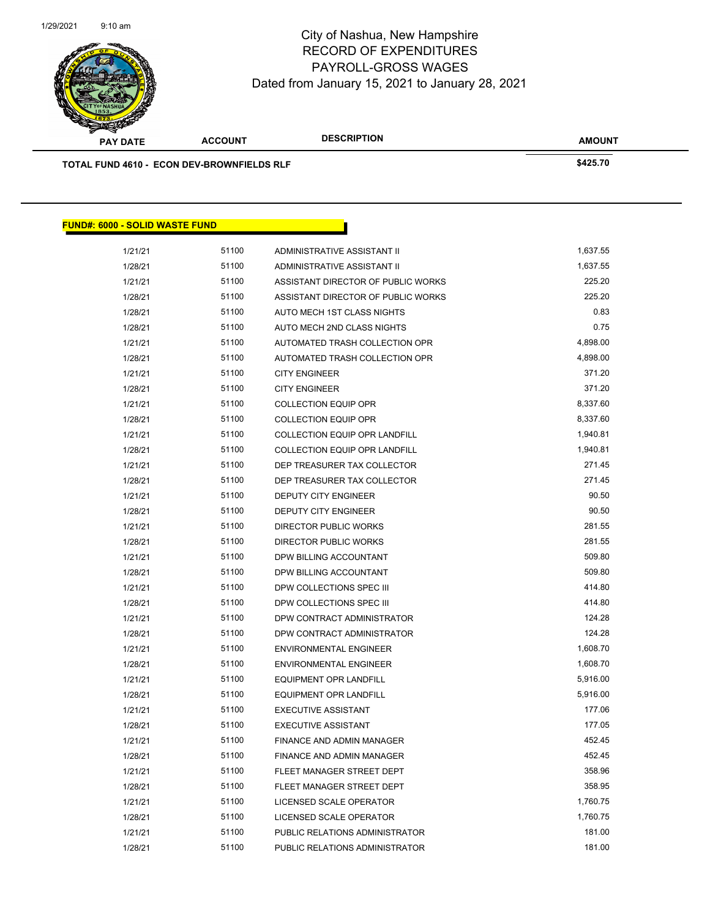# City of Nashua, New Hampshire
## RECORD OF EXPENDITURES
## PAYROLL-GROSS WAGES
Dated from January 15, 2021 to January 28, 2021

| PAY DATE | ACCOUNT | DESCRIPTION | AMOUNT |
|---|---|---|---|
| **TOTAL FUND 4610 - ECON DEV-BROWNFIELDS RLF** | | | **$425.70** |

**FUND#: 6000 - SOLID WASTE FUND**

| PAY DATE | ACCOUNT | DESCRIPTION | AMOUNT |
|---|---|---|---|
| 1/21/21 | 51100 | ADMINISTRATIVE ASSISTANT II | 1,637.55 |
| 1/28/21 | 51100 | ADMINISTRATIVE ASSISTANT II | 1,637.55 |
| 1/21/21 | 51100 | ASSISTANT DIRECTOR OF PUBLIC WORKS | 225.20 |
| 1/28/21 | 51100 | ASSISTANT DIRECTOR OF PUBLIC WORKS | 225.20 |
| 1/28/21 | 51100 | AUTO MECH 1ST CLASS NIGHTS | 0.83 |
| 1/28/21 | 51100 | AUTO MECH 2ND CLASS NIGHTS | 0.75 |
| 1/21/21 | 51100 | AUTOMATED TRASH COLLECTION OPR | 4,898.00 |
| 1/28/21 | 51100 | AUTOMATED TRASH COLLECTION OPR | 4,898.00 |
| 1/21/21 | 51100 | CITY ENGINEER | 371.20 |
| 1/28/21 | 51100 | CITY ENGINEER | 371.20 |
| 1/21/21 | 51100 | COLLECTION EQUIP OPR | 8,337.60 |
| 1/28/21 | 51100 | COLLECTION EQUIP OPR | 8,337.60 |
| 1/21/21 | 51100 | COLLECTION EQUIP OPR LANDFILL | 1,940.81 |
| 1/28/21 | 51100 | COLLECTION EQUIP OPR LANDFILL | 1,940.81 |
| 1/21/21 | 51100 | DEP TREASURER TAX COLLECTOR | 271.45 |
| 1/28/21 | 51100 | DEP TREASURER TAX COLLECTOR | 271.45 |
| 1/21/21 | 51100 | DEPUTY CITY ENGINEER | 90.50 |
| 1/28/21 | 51100 | DEPUTY CITY ENGINEER | 90.50 |
| 1/21/21 | 51100 | DIRECTOR PUBLIC WORKS | 281.55 |
| 1/28/21 | 51100 | DIRECTOR PUBLIC WORKS | 281.55 |
| 1/21/21 | 51100 | DPW BILLING ACCOUNTANT | 509.80 |
| 1/28/21 | 51100 | DPW BILLING ACCOUNTANT | 509.80 |
| 1/21/21 | 51100 | DPW COLLECTIONS SPEC III | 414.80 |
| 1/28/21 | 51100 | DPW COLLECTIONS SPEC III | 414.80 |
| 1/21/21 | 51100 | DPW CONTRACT ADMINISTRATOR | 124.28 |
| 1/28/21 | 51100 | DPW CONTRACT ADMINISTRATOR | 124.28 |
| 1/21/21 | 51100 | ENVIRONMENTAL ENGINEER | 1,608.70 |
| 1/28/21 | 51100 | ENVIRONMENTAL ENGINEER | 1,608.70 |
| 1/21/21 | 51100 | EQUIPMENT OPR LANDFILL | 5,916.00 |
| 1/28/21 | 51100 | EQUIPMENT OPR LANDFILL | 5,916.00 |
| 1/21/21 | 51100 | EXECUTIVE ASSISTANT | 177.06 |
| 1/28/21 | 51100 | EXECUTIVE ASSISTANT | 177.05 |
| 1/21/21 | 51100 | FINANCE AND ADMIN MANAGER | 452.45 |
| 1/28/21 | 51100 | FINANCE AND ADMIN MANAGER | 452.45 |
| 1/21/21 | 51100 | FLEET MANAGER STREET DEPT | 358.96 |
| 1/28/21 | 51100 | FLEET MANAGER STREET DEPT | 358.95 |
| 1/21/21 | 51100 | LICENSED SCALE OPERATOR | 1,760.75 |
| 1/28/21 | 51100 | LICENSED SCALE OPERATOR | 1,760.75 |
| 1/21/21 | 51100 | PUBLIC RELATIONS ADMINISTRATOR | 181.00 |
| 1/28/21 | 51100 | PUBLIC RELATIONS ADMINISTRATOR | 181.00 |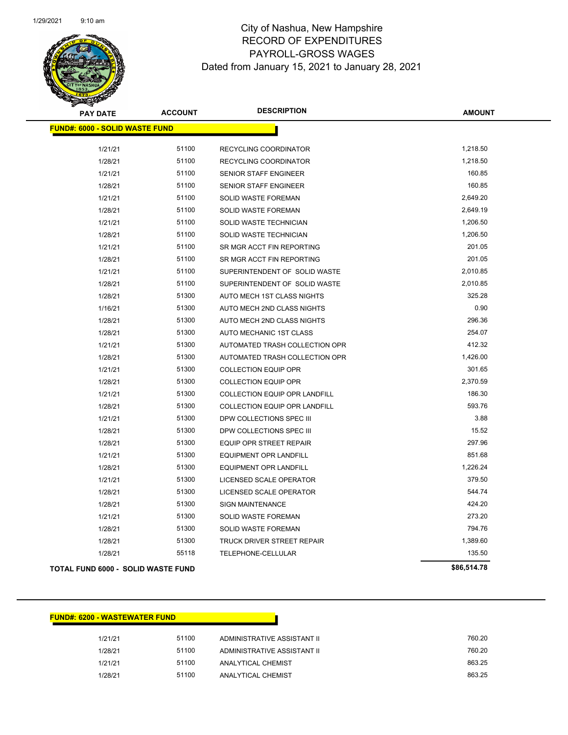# City of Nashua, New Hampshire
## RECORD OF EXPENDITURES
## PAYROLL-GROSS WAGES
### Dated from January 15, 2021 to January 28, 2021

| PAY DATE | ACCOUNT | DESCRIPTION | AMOUNT |
|---|---|---|---|
| **FUND#: 6000 - SOLID WASTE FUND** | | | |
| 1/21/21 | 51100 | RECYCLING COORDINATOR | 1,218.50 |
| 1/28/21 | 51100 | RECYCLING COORDINATOR | 1,218.50 |
| 1/21/21 | 51100 | SENIOR STAFF ENGINEER | 160.85 |
| 1/28/21 | 51100 | SENIOR STAFF ENGINEER | 160.85 |
| 1/21/21 | 51100 | SOLID WASTE FOREMAN | 2,649.20 |
| 1/28/21 | 51100 | SOLID WASTE FOREMAN | 2,649.19 |
| 1/21/21 | 51100 | SOLID WASTE TECHNICIAN | 1,206.50 |
| 1/28/21 | 51100 | SOLID WASTE TECHNICIAN | 1,206.50 |
| 1/21/21 | 51100 | SR MGR ACCT FIN REPORTING | 201.05 |
| 1/28/21 | 51100 | SR MGR ACCT FIN REPORTING | 201.05 |
| 1/21/21 | 51100 | SUPERINTENDENT OF SOLID WASTE | 2,010.85 |
| 1/28/21 | 51100 | SUPERINTENDENT OF SOLID WASTE | 2,010.85 |
| 1/28/21 | 51300 | AUTO MECH 1ST CLASS NIGHTS | 325.28 |
| 1/16/21 | 51300 | AUTO MECH 2ND CLASS NIGHTS | 0.90 |
| 1/28/21 | 51300 | AUTO MECH 2ND CLASS NIGHTS | 296.36 |
| 1/28/21 | 51300 | AUTO MECHANIC 1ST CLASS | 254.07 |
| 1/21/21 | 51300 | AUTOMATED TRASH COLLECTION OPR | 412.32 |
| 1/28/21 | 51300 | AUTOMATED TRASH COLLECTION OPR | 1,426.00 |
| 1/21/21 | 51300 | COLLECTION EQUIP OPR | 301.65 |
| 1/28/21 | 51300 | COLLECTION EQUIP OPR | 2,370.59 |
| 1/21/21 | 51300 | COLLECTION EQUIP OPR LANDFILL | 186.30 |
| 1/28/21 | 51300 | COLLECTION EQUIP OPR LANDFILL | 593.76 |
| 1/21/21 | 51300 | DPW COLLECTIONS SPEC III | 3.88 |
| 1/28/21 | 51300 | DPW COLLECTIONS SPEC III | 15.52 |
| 1/28/21 | 51300 | EQUIP OPR STREET REPAIR | 297.96 |
| 1/21/21 | 51300 | EQUIPMENT OPR LANDFILL | 851.68 |
| 1/28/21 | 51300 | EQUIPMENT OPR LANDFILL | 1,226.24 |
| 1/21/21 | 51300 | LICENSED SCALE OPERATOR | 379.50 |
| 1/28/21 | 51300 | LICENSED SCALE OPERATOR | 544.74 |
| 1/28/21 | 51300 | SIGN MAINTENANCE | 424.20 |
| 1/21/21 | 51300 | SOLID WASTE FOREMAN | 273.20 |
| 1/28/21 | 51300 | SOLID WASTE FOREMAN | 794.76 |
| 1/28/21 | 51300 | TRUCK DRIVER STREET REPAIR | 1,389.60 |
| 1/28/21 | 55118 | TELEPHONE-CELLULAR | 135.50 |
| **TOTAL FUND 6000 - SOLID WASTE FUND** | | | **$86,514.78** |

| PAY DATE | ACCOUNT | DESCRIPTION | AMOUNT |
|---|---|---|---|
| **FUND#: 6200 - WASTEWATER FUND** | | | |
| 1/21/21 | 51100 | ADMINISTRATIVE ASSISTANT II | 760.20 |
| 1/28/21 | 51100 | ADMINISTRATIVE ASSISTANT II | 760.20 |
| 1/21/21 | 51100 | ANALYTICAL CHEMIST | 863.25 |
| 1/28/21 | 51100 | ANALYTICAL CHEMIST | 863.25 |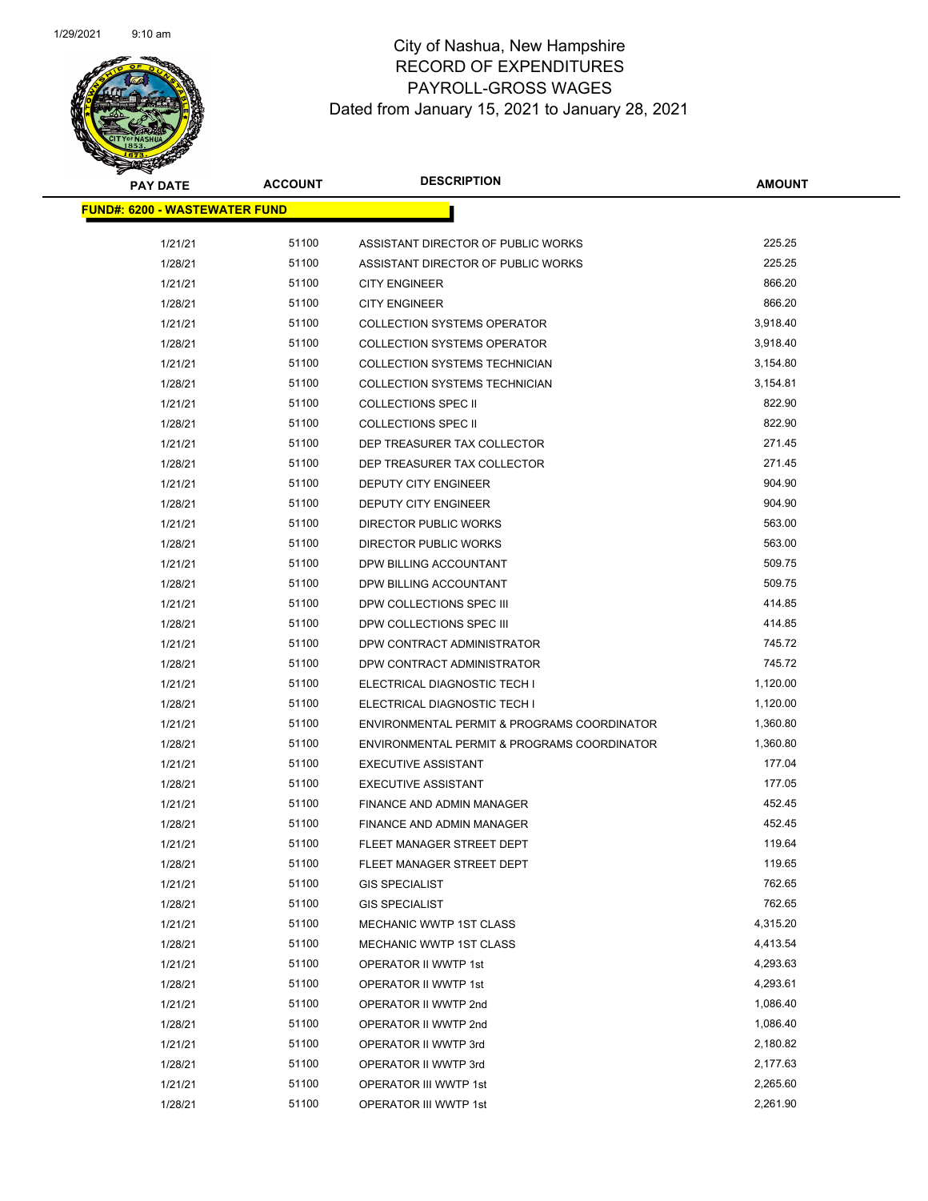# City of Nashua, New Hampshire
## RECORD OF EXPENDITURES
## PAYROLL-GROSS WAGES
### Dated from January 15, 2021 to January 28, 2021

**FUND#: 6200 - WASTEWATER FUND**

| PAY DATE | ACCOUNT | DESCRIPTION | AMOUNT |
|---|---|---|---|
| 1/21/21 | 51100 | ASSISTANT DIRECTOR OF PUBLIC WORKS | 225.25 |
| 1/28/21 | 51100 | ASSISTANT DIRECTOR OF PUBLIC WORKS | 225.25 |
| 1/21/21 | 51100 | CITY ENGINEER | 866.20 |
| 1/28/21 | 51100 | CITY ENGINEER | 866.20 |
| 1/21/21 | 51100 | COLLECTION SYSTEMS OPERATOR | 3,918.40 |
| 1/28/21 | 51100 | COLLECTION SYSTEMS OPERATOR | 3,918.40 |
| 1/21/21 | 51100 | COLLECTION SYSTEMS TECHNICIAN | 3,154.80 |
| 1/28/21 | 51100 | COLLECTION SYSTEMS TECHNICIAN | 3,154.81 |
| 1/21/21 | 51100 | COLLECTIONS SPEC II | 822.90 |
| 1/28/21 | 51100 | COLLECTIONS SPEC II | 822.90 |
| 1/21/21 | 51100 | DEP TREASURER TAX COLLECTOR | 271.45 |
| 1/28/21 | 51100 | DEP TREASURER TAX COLLECTOR | 271.45 |
| 1/21/21 | 51100 | DEPUTY CITY ENGINEER | 904.90 |
| 1/28/21 | 51100 | DEPUTY CITY ENGINEER | 904.90 |
| 1/21/21 | 51100 | DIRECTOR PUBLIC WORKS | 563.00 |
| 1/28/21 | 51100 | DIRECTOR PUBLIC WORKS | 563.00 |
| 1/21/21 | 51100 | DPW BILLING ACCOUNTANT | 509.75 |
| 1/28/21 | 51100 | DPW BILLING ACCOUNTANT | 509.75 |
| 1/21/21 | 51100 | DPW COLLECTIONS SPEC III | 414.85 |
| 1/28/21 | 51100 | DPW COLLECTIONS SPEC III | 414.85 |
| 1/21/21 | 51100 | DPW CONTRACT ADMINISTRATOR | 745.72 |
| 1/28/21 | 51100 | DPW CONTRACT ADMINISTRATOR | 745.72 |
| 1/21/21 | 51100 | ELECTRICAL DIAGNOSTIC TECH I | 1,120.00 |
| 1/28/21 | 51100 | ELECTRICAL DIAGNOSTIC TECH I | 1,120.00 |
| 1/21/21 | 51100 | ENVIRONMENTAL PERMIT & PROGRAMS COORDINATOR | 1,360.80 |
| 1/28/21 | 51100 | ENVIRONMENTAL PERMIT & PROGRAMS COORDINATOR | 1,360.80 |
| 1/21/21 | 51100 | EXECUTIVE ASSISTANT | 177.04 |
| 1/28/21 | 51100 | EXECUTIVE ASSISTANT | 177.05 |
| 1/21/21 | 51100 | FINANCE AND ADMIN MANAGER | 452.45 |
| 1/28/21 | 51100 | FINANCE AND ADMIN MANAGER | 452.45 |
| 1/21/21 | 51100 | FLEET MANAGER STREET DEPT | 119.64 |
| 1/28/21 | 51100 | FLEET MANAGER STREET DEPT | 119.65 |
| 1/21/21 | 51100 | GIS SPECIALIST | 762.65 |
| 1/28/21 | 51100 | GIS SPECIALIST | 762.65 |
| 1/21/21 | 51100 | MECHANIC WWTP 1ST CLASS | 4,315.20 |
| 1/28/21 | 51100 | MECHANIC WWTP 1ST CLASS | 4,413.54 |
| 1/21/21 | 51100 | OPERATOR II WWTP 1st | 4,293.63 |
| 1/28/21 | 51100 | OPERATOR II WWTP 1st | 4,293.61 |
| 1/21/21 | 51100 | OPERATOR II WWTP 2nd | 1,086.40 |
| 1/28/21 | 51100 | OPERATOR II WWTP 2nd | 1,086.40 |
| 1/21/21 | 51100 | OPERATOR II WWTP 3rd | 2,180.82 |
| 1/28/21 | 51100 | OPERATOR II WWTP 3rd | 2,177.63 |
| 1/21/21 | 51100 | OPERATOR III WWTP 1st | 2,265.60 |
| 1/28/21 | 51100 | OPERATOR III WWTP 1st | 2,261.90 |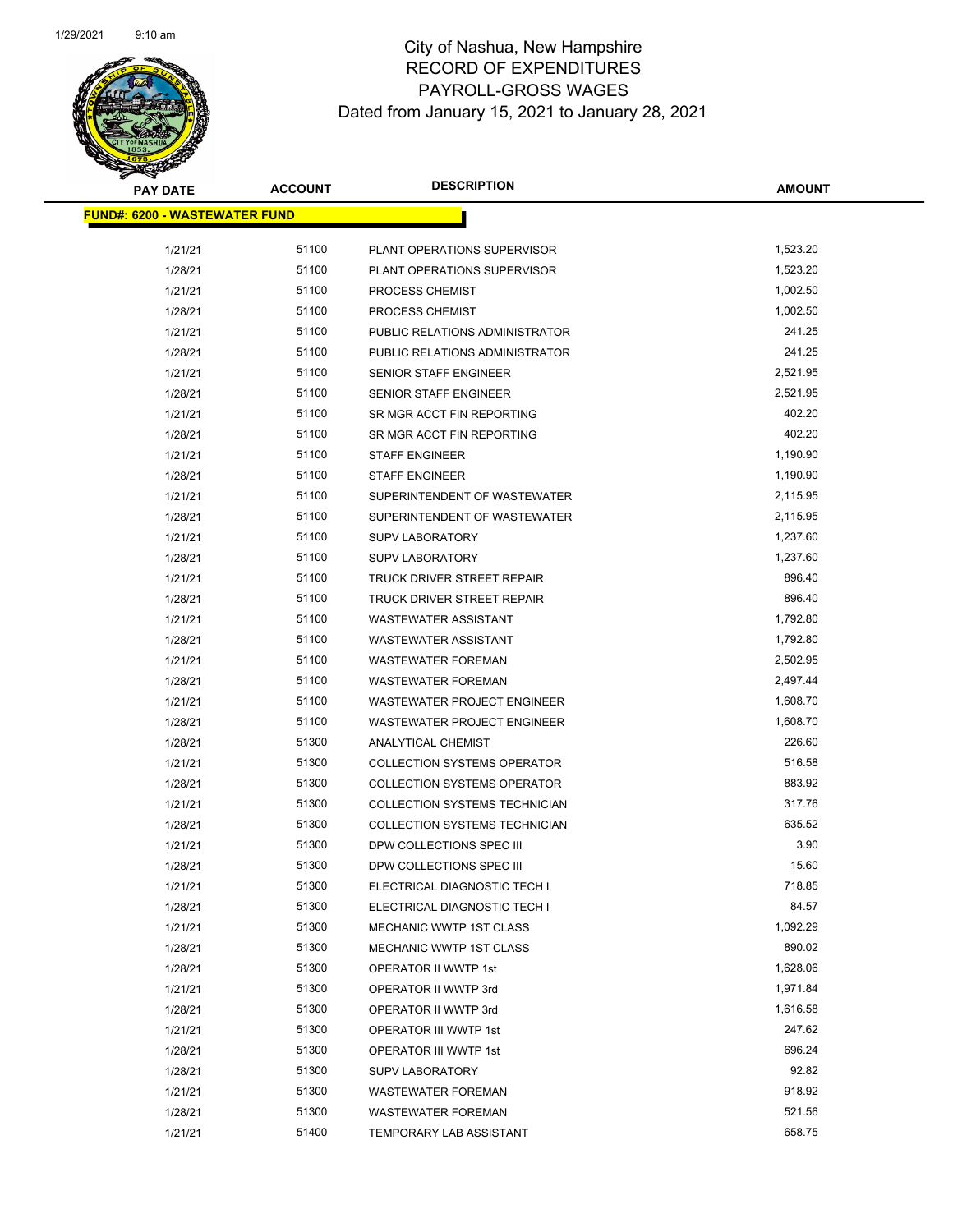# City of Nashua, New Hampshire
## RECORD OF EXPENDITURES
## PAYROLL-GROSS WAGES
### Dated from January 15, 2021 to January 28, 2021

| PAY DATE | ACCOUNT | DESCRIPTION | AMOUNT |
|---|---|---|---|
| **FUND#: 6200 - WASTEWATER FUND** | | | |
| 1/21/21 | 51100 | PLANT OPERATIONS SUPERVISOR | 1,523.20 |
| 1/28/21 | 51100 | PLANT OPERATIONS SUPERVISOR | 1,523.20 |
| 1/21/21 | 51100 | PROCESS CHEMIST | 1,002.50 |
| 1/28/21 | 51100 | PROCESS CHEMIST | 1,002.50 |
| 1/21/21 | 51100 | PUBLIC RELATIONS ADMINISTRATOR | 241.25 |
| 1/28/21 | 51100 | PUBLIC RELATIONS ADMINISTRATOR | 241.25 |
| 1/21/21 | 51100 | SENIOR STAFF ENGINEER | 2,521.95 |
| 1/28/21 | 51100 | SENIOR STAFF ENGINEER | 2,521.95 |
| 1/21/21 | 51100 | SR MGR ACCT FIN REPORTING | 402.20 |
| 1/28/21 | 51100 | SR MGR ACCT FIN REPORTING | 402.20 |
| 1/21/21 | 51100 | STAFF ENGINEER | 1,190.90 |
| 1/28/21 | 51100 | STAFF ENGINEER | 1,190.90 |
| 1/21/21 | 51100 | SUPERINTENDENT OF WASTEWATER | 2,115.95 |
| 1/28/21 | 51100 | SUPERINTENDENT OF WASTEWATER | 2,115.95 |
| 1/21/21 | 51100 | SUPV LABORATORY | 1,237.60 |
| 1/28/21 | 51100 | SUPV LABORATORY | 1,237.60 |
| 1/21/21 | 51100 | TRUCK DRIVER STREET REPAIR | 896.40 |
| 1/28/21 | 51100 | TRUCK DRIVER STREET REPAIR | 896.40 |
| 1/21/21 | 51100 | WASTEWATER ASSISTANT | 1,792.80 |
| 1/28/21 | 51100 | WASTEWATER ASSISTANT | 1,792.80 |
| 1/21/21 | 51100 | WASTEWATER FOREMAN | 2,502.95 |
| 1/28/21 | 51100 | WASTEWATER FOREMAN | 2,497.44 |
| 1/21/21 | 51100 | WASTEWATER PROJECT ENGINEER | 1,608.70 |
| 1/28/21 | 51100 | WASTEWATER PROJECT ENGINEER | 1,608.70 |
| 1/28/21 | 51300 | ANALYTICAL CHEMIST | 226.60 |
| 1/21/21 | 51300 | COLLECTION SYSTEMS OPERATOR | 516.58 |
| 1/28/21 | 51300 | COLLECTION SYSTEMS OPERATOR | 883.92 |
| 1/21/21 | 51300 | COLLECTION SYSTEMS TECHNICIAN | 317.76 |
| 1/28/21 | 51300 | COLLECTION SYSTEMS TECHNICIAN | 635.52 |
| 1/21/21 | 51300 | DPW COLLECTIONS SPEC III | 3.90 |
| 1/28/21 | 51300 | DPW COLLECTIONS SPEC III | 15.60 |
| 1/21/21 | 51300 | ELECTRICAL DIAGNOSTIC TECH I | 718.85 |
| 1/28/21 | 51300 | ELECTRICAL DIAGNOSTIC TECH I | 84.57 |
| 1/21/21 | 51300 | MECHANIC WWTP 1ST CLASS | 1,092.29 |
| 1/28/21 | 51300 | MECHANIC WWTP 1ST CLASS | 890.02 |
| 1/28/21 | 51300 | OPERATOR II WWTP 1st | 1,628.06 |
| 1/21/21 | 51300 | OPERATOR II WWTP 3rd | 1,971.84 |
| 1/28/21 | 51300 | OPERATOR II WWTP 3rd | 1,616.58 |
| 1/21/21 | 51300 | OPERATOR III WWTP 1st | 247.62 |
| 1/28/21 | 51300 | OPERATOR III WWTP 1st | 696.24 |
| 1/28/21 | 51300 | SUPV LABORATORY | 92.82 |
| 1/21/21 | 51300 | WASTEWATER FOREMAN | 918.92 |
| 1/28/21 | 51300 | WASTEWATER FOREMAN | 521.56 |
| 1/21/21 | 51400 | TEMPORARY LAB ASSISTANT | 658.75 |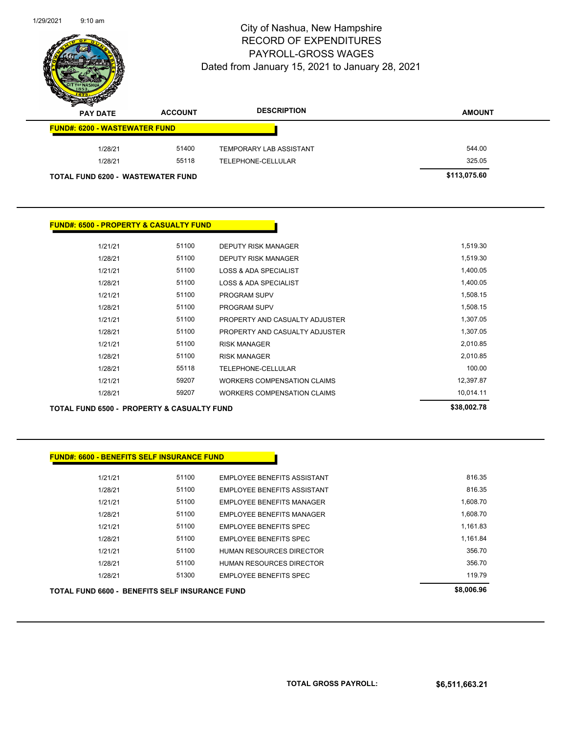# City of Nashua, New Hampshire
## RECORD OF EXPENDITURES
## PAYROLL-GROSS WAGES
### Dated from January 15, 2021 to January 28, 2021

| PAY DATE | ACCOUNT | DESCRIPTION | AMOUNT |
|---|---|---|---|
| **FUND#: 6200 - WASTEWATER FUND** | | | |
| 1/28/21 | 51400 | TEMPORARY LAB ASSISTANT | 544.00 |
| 1/28/21 | 55118 | TELEPHONE-CELLULAR | 325.05 |
| **TOTAL FUND 6200 - WASTEWATER FUND** | | | **$113,075.60** |

| PAY DATE | ACCOUNT | DESCRIPTION | AMOUNT |
|---|---|---|---|
| **FUND#: 6500 - PROPERTY & CASUALTY FUND** | | | |
| 1/21/21 | 51100 | DEPUTY RISK MANAGER | 1,519.30 |
| 1/28/21 | 51100 | DEPUTY RISK MANAGER | 1,519.30 |
| 1/21/21 | 51100 | LOSS & ADA SPECIALIST | 1,400.05 |
| 1/28/21 | 51100 | LOSS & ADA SPECIALIST | 1,400.05 |
| 1/21/21 | 51100 | PROGRAM SUPV | 1,508.15 |
| 1/28/21 | 51100 | PROGRAM SUPV | 1,508.15 |
| 1/21/21 | 51100 | PROPERTY AND CASUALTY ADJUSTER | 1,307.05 |
| 1/28/21 | 51100 | PROPERTY AND CASUALTY ADJUSTER | 1,307.05 |
| 1/21/21 | 51100 | RISK MANAGER | 2,010.85 |
| 1/28/21 | 51100 | RISK MANAGER | 2,010.85 |
| 1/28/21 | 55118 | TELEPHONE-CELLULAR | 100.00 |
| 1/21/21 | 59207 | WORKERS COMPENSATION CLAIMS | 12,397.87 |
| 1/28/21 | 59207 | WORKERS COMPENSATION CLAIMS | 10,014.11 |
| **TOTAL FUND 6500 - PROPERTY & CASUALTY FUND** | | | **$38,002.78** |

| PAY DATE | ACCOUNT | DESCRIPTION | AMOUNT |
|---|---|---|---|
| **FUND#: 6600 - BENEFITS SELF INSURANCE FUND** | | | |
| 1/21/21 | 51100 | EMPLOYEE BENEFITS ASSISTANT | 816.35 |
| 1/28/21 | 51100 | EMPLOYEE BENEFITS ASSISTANT | 816.35 |
| 1/21/21 | 51100 | EMPLOYEE BENEFITS MANAGER | 1,608.70 |
| 1/28/21 | 51100 | EMPLOYEE BENEFITS MANAGER | 1,608.70 |
| 1/21/21 | 51100 | EMPLOYEE BENEFITS SPEC | 1,161.83 |
| 1/28/21 | 51100 | EMPLOYEE BENEFITS SPEC | 1,161.84 |
| 1/21/21 | 51100 | HUMAN RESOURCES DIRECTOR | 356.70 |
| 1/28/21 | 51100 | HUMAN RESOURCES DIRECTOR | 356.70 |
| 1/28/21 | 51300 | EMPLOYEE BENEFITS SPEC | 119.79 |
| **TOTAL FUND 6600 - BENEFITS SELF INSURANCE FUND** | | | **$8,006.96** |

**TOTAL GROSS PAYROLL: $6,511,663.21**